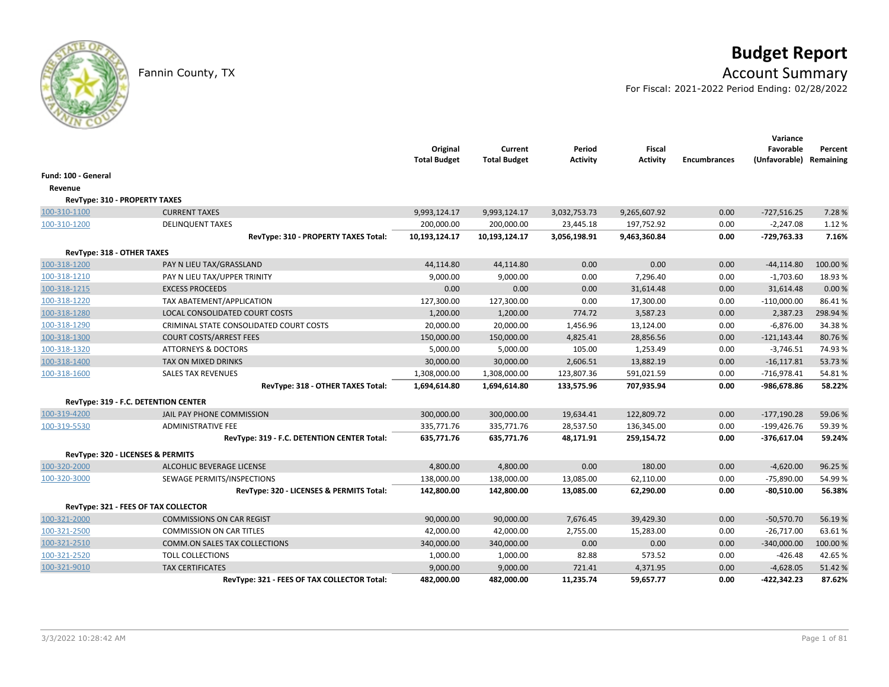# Budget Report

Fannin County, TX

## Account Summary

For Fiscal: 2021-2022 Period Ending: 02/28/2022

| | | Original Total Budget | Current Total Budget | Period Activity | Fiscal Activity | Encumbrances | Variance Favorable (Unfavorable) | Percent Remaining |
|---|---|---|---|---|---|---|---|---|
| **Fund: 100 - General** | | | | | | | | |
| **Revenue** | | | | | | | | |
| **RevType: 310 - PROPERTY TAXES** | | | | | | | | |
| 100-310-1100 | CURRENT TAXES | 9,993,124.17 | 9,993,124.17 | 3,032,753.73 | 9,265,607.92 | 0.00 | -727,516.25 | 7.28 % |
| 100-310-1200 | DELINQUENT TAXES | 200,000.00 | 200,000.00 | 23,445.18 | 197,752.92 | 0.00 | -2,247.08 | 1.12 % |
| | **RevType: 310 - PROPERTY TAXES Total:** | **10,193,124.17** | **10,193,124.17** | **3,056,198.91** | **9,463,360.84** | **0.00** | **-729,763.33** | **7.16%** |
| **RevType: 318 - OTHER TAXES** | | | | | | | | |
| 100-318-1200 | PAY N LIEU TAX/GRASSLAND | 44,114.80 | 44,114.80 | 0.00 | 0.00 | 0.00 | -44,114.80 | 100.00 % |
| 100-318-1210 | PAY N LIEU TAX/UPPER TRINITY | 9,000.00 | 9,000.00 | 0.00 | 7,296.40 | 0.00 | -1,703.60 | 18.93 % |
| 100-318-1215 | EXCESS PROCEEDS | 0.00 | 0.00 | 0.00 | 31,614.48 | 0.00 | 31,614.48 | 0.00 % |
| 100-318-1220 | TAX ABATEMENT/APPLICATION | 127,300.00 | 127,300.00 | 0.00 | 17,300.00 | 0.00 | -110,000.00 | 86.41 % |
| 100-318-1280 | LOCAL CONSOLIDATED COURT COSTS | 1,200.00 | 1,200.00 | 774.72 | 3,587.23 | 0.00 | 2,387.23 | 298.94 % |
| 100-318-1290 | CRIMINAL STATE CONSOLIDATED COURT COSTS | 20,000.00 | 20,000.00 | 1,456.96 | 13,124.00 | 0.00 | -6,876.00 | 34.38 % |
| 100-318-1300 | COURT COSTS/ARREST FEES | 150,000.00 | 150,000.00 | 4,825.41 | 28,856.56 | 0.00 | -121,143.44 | 80.76 % |
| 100-318-1320 | ATTORNEYS & DOCTORS | 5,000.00 | 5,000.00 | 105.00 | 1,253.49 | 0.00 | -3,746.51 | 74.93 % |
| 100-318-1400 | TAX ON MIXED DRINKS | 30,000.00 | 30,000.00 | 2,606.51 | 13,882.19 | 0.00 | -16,117.81 | 53.73 % |
| 100-318-1600 | SALES TAX REVENUES | 1,308,000.00 | 1,308,000.00 | 123,807.36 | 591,021.59 | 0.00 | -716,978.41 | 54.81 % |
| | **RevType: 318 - OTHER TAXES Total:** | **1,694,614.80** | **1,694,614.80** | **133,575.96** | **707,935.94** | **0.00** | **-986,678.86** | **58.22%** |
| **RevType: 319 - F.C. DETENTION CENTER** | | | | | | | | |
| 100-319-4200 | JAIL PAY PHONE COMMISSION | 300,000.00 | 300,000.00 | 19,634.41 | 122,809.72 | 0.00 | -177,190.28 | 59.06 % |
| 100-319-5530 | ADMINISTRATIVE FEE | 335,771.76 | 335,771.76 | 28,537.50 | 136,345.00 | 0.00 | -199,426.76 | 59.39 % |
| | **RevType: 319 - F.C. DETENTION CENTER Total:** | **635,771.76** | **635,771.76** | **48,171.91** | **259,154.72** | **0.00** | **-376,617.04** | **59.24%** |
| **RevType: 320 - LICENSES & PERMITS** | | | | | | | | |
| 100-320-2000 | ALCOHLIC BEVERAGE LICENSE | 4,800.00 | 4,800.00 | 0.00 | 180.00 | 0.00 | -4,620.00 | 96.25 % |
| 100-320-3000 | SEWAGE PERMITS/INSPECTIONS | 138,000.00 | 138,000.00 | 13,085.00 | 62,110.00 | 0.00 | -75,890.00 | 54.99 % |
| | **RevType: 320 - LICENSES & PERMITS Total:** | **142,800.00** | **142,800.00** | **13,085.00** | **62,290.00** | **0.00** | **-80,510.00** | **56.38%** |
| **RevType: 321 - FEES OF TAX COLLECTOR** | | | | | | | | |
| 100-321-2000 | COMMISSIONS ON CAR REGIST | 90,000.00 | 90,000.00 | 7,676.45 | 39,429.30 | 0.00 | -50,570.70 | 56.19 % |
| 100-321-2500 | COMMISSION ON CAR TITLES | 42,000.00 | 42,000.00 | 2,755.00 | 15,283.00 | 0.00 | -26,717.00 | 63.61 % |
| 100-321-2510 | COMM.ON SALES TAX COLLECTIONS | 340,000.00 | 340,000.00 | 0.00 | 0.00 | 0.00 | -340,000.00 | 100.00 % |
| 100-321-2520 | TOLL COLLECTIONS | 1,000.00 | 1,000.00 | 82.88 | 573.52 | 0.00 | -426.48 | 42.65 % |
| 100-321-9010 | TAX CERTIFICATES | 9,000.00 | 9,000.00 | 721.41 | 4,371.95 | 0.00 | -4,628.05 | 51.42 % |
| | **RevType: 321 - FEES OF TAX COLLECTOR Total:** | **482,000.00** | **482,000.00** | **11,235.74** | **59,657.77** | **0.00** | **-422,342.23** | **87.62%** |

3/3/2022 10:28:42 AM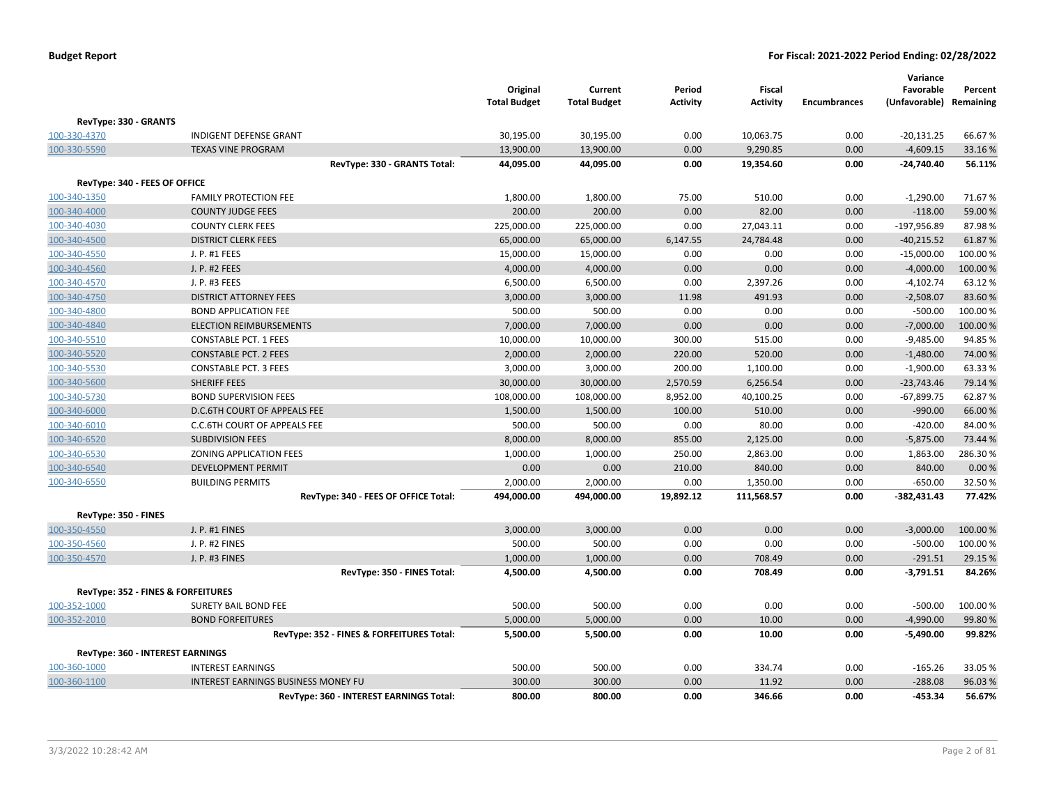**Budget Report** **For Fiscal: 2021-2022 Period Ending: 02/28/2022**

| | | Original Total Budget | Current Total Budget | Period Activity | Fiscal Activity | Encumbrances | Variance Favorable (Unfavorable) | Percent Remaining |
|---|---|---|---|---|---|---|---|---|
| **RevType: 330 - GRANTS** | | | | | | | | |
| 100-330-4370 | INDIGENT DEFENSE GRANT | 30,195.00 | 30,195.00 | 0.00 | 10,063.75 | 0.00 | -20,131.25 | 66.67 % |
| 100-330-5590 | TEXAS VINE PROGRAM | 13,900.00 | 13,900.00 | 0.00 | 9,290.85 | 0.00 | -4,609.15 | 33.16 % |
| | **RevType: 330 - GRANTS Total:** | **44,095.00** | **44,095.00** | **0.00** | **19,354.60** | **0.00** | **-24,740.40** | **56.11%** |
| **RevType: 340 - FEES OF OFFICE** | | | | | | | | |
| 100-340-1350 | FAMILY PROTECTION FEE | 1,800.00 | 1,800.00 | 75.00 | 510.00 | 0.00 | -1,290.00 | 71.67 % |
| 100-340-4000 | COUNTY JUDGE FEES | 200.00 | 200.00 | 0.00 | 82.00 | 0.00 | -118.00 | 59.00 % |
| 100-340-4030 | COUNTY CLERK FEES | 225,000.00 | 225,000.00 | 0.00 | 27,043.11 | 0.00 | -197,956.89 | 87.98 % |
| 100-340-4500 | DISTRICT CLERK FEES | 65,000.00 | 65,000.00 | 6,147.55 | 24,784.48 | 0.00 | -40,215.52 | 61.87 % |
| 100-340-4550 | J. P. #1 FEES | 15,000.00 | 15,000.00 | 0.00 | 0.00 | 0.00 | -15,000.00 | 100.00 % |
| 100-340-4560 | J. P. #2 FEES | 4,000.00 | 4,000.00 | 0.00 | 0.00 | 0.00 | -4,000.00 | 100.00 % |
| 100-340-4570 | J. P. #3 FEES | 6,500.00 | 6,500.00 | 0.00 | 2,397.26 | 0.00 | -4,102.74 | 63.12 % |
| 100-340-4750 | DISTRICT ATTORNEY FEES | 3,000.00 | 3,000.00 | 11.98 | 491.93 | 0.00 | -2,508.07 | 83.60 % |
| 100-340-4800 | BOND APPLICATION FEE | 500.00 | 500.00 | 0.00 | 0.00 | 0.00 | -500.00 | 100.00 % |
| 100-340-4840 | ELECTION REIMBURSEMENTS | 7,000.00 | 7,000.00 | 0.00 | 0.00 | 0.00 | -7,000.00 | 100.00 % |
| 100-340-5510 | CONSTABLE PCT. 1 FEES | 10,000.00 | 10,000.00 | 300.00 | 515.00 | 0.00 | -9,485.00 | 94.85 % |
| 100-340-5520 | CONSTABLE PCT. 2 FEES | 2,000.00 | 2,000.00 | 220.00 | 520.00 | 0.00 | -1,480.00 | 74.00 % |
| 100-340-5530 | CONSTABLE PCT. 3 FEES | 3,000.00 | 3,000.00 | 200.00 | 1,100.00 | 0.00 | -1,900.00 | 63.33 % |
| 100-340-5600 | SHERIFF FEES | 30,000.00 | 30,000.00 | 2,570.59 | 6,256.54 | 0.00 | -23,743.46 | 79.14 % |
| 100-340-5730 | BOND SUPERVISION FEES | 108,000.00 | 108,000.00 | 8,952.00 | 40,100.25 | 0.00 | -67,899.75 | 62.87 % |
| 100-340-6000 | D.C.6TH COURT OF APPEALS FEE | 1,500.00 | 1,500.00 | 100.00 | 510.00 | 0.00 | -990.00 | 66.00 % |
| 100-340-6010 | C.C.6TH COURT OF APPEALS FEE | 500.00 | 500.00 | 0.00 | 80.00 | 0.00 | -420.00 | 84.00 % |
| 100-340-6520 | SUBDIVISION FEES | 8,000.00 | 8,000.00 | 855.00 | 2,125.00 | 0.00 | -5,875.00 | 73.44 % |
| 100-340-6530 | ZONING APPLICATION FEES | 1,000.00 | 1,000.00 | 250.00 | 2,863.00 | 0.00 | 1,863.00 | 286.30 % |
| 100-340-6540 | DEVELOPMENT PERMIT | 0.00 | 0.00 | 210.00 | 840.00 | 0.00 | 840.00 | 0.00 % |
| 100-340-6550 | BUILDING PERMITS | 2,000.00 | 2,000.00 | 0.00 | 1,350.00 | 0.00 | -650.00 | 32.50 % |
| | **RevType: 340 - FEES OF OFFICE Total:** | **494,000.00** | **494,000.00** | **19,892.12** | **111,568.57** | **0.00** | **-382,431.43** | **77.42%** |
| **RevType: 350 - FINES** | | | | | | | | |
| 100-350-4550 | J. P. #1 FINES | 3,000.00 | 3,000.00 | 0.00 | 0.00 | 0.00 | -3,000.00 | 100.00 % |
| 100-350-4560 | J. P. #2 FINES | 500.00 | 500.00 | 0.00 | 0.00 | 0.00 | -500.00 | 100.00 % |
| 100-350-4570 | J. P. #3 FINES | 1,000.00 | 1,000.00 | 0.00 | 708.49 | 0.00 | -291.51 | 29.15 % |
| | **RevType: 350 - FINES Total:** | **4,500.00** | **4,500.00** | **0.00** | **708.49** | **0.00** | **-3,791.51** | **84.26%** |
| **RevType: 352 - FINES & FORFEITURES** | | | | | | | | |
| 100-352-1000 | SURETY BAIL BOND FEE | 500.00 | 500.00 | 0.00 | 0.00 | 0.00 | -500.00 | 100.00 % |
| 100-352-2010 | BOND FORFEITURES | 5,000.00 | 5,000.00 | 0.00 | 10.00 | 0.00 | -4,990.00 | 99.80 % |
| | **RevType: 352 - FINES & FORFEITURES Total:** | **5,500.00** | **5,500.00** | **0.00** | **10.00** | **0.00** | **-5,490.00** | **99.82%** |
| **RevType: 360 - INTEREST EARNINGS** | | | | | | | | |
| 100-360-1000 | INTEREST EARNINGS | 500.00 | 500.00 | 0.00 | 334.74 | 0.00 | -165.26 | 33.05 % |
| 100-360-1100 | INTEREST EARNINGS BUSINESS MONEY FU | 300.00 | 300.00 | 0.00 | 11.92 | 0.00 | -288.08 | 96.03 % |
| | **RevType: 360 - INTEREST EARNINGS Total:** | **800.00** | **800.00** | **0.00** | **346.66** | **0.00** | **-453.34** | **56.67%** |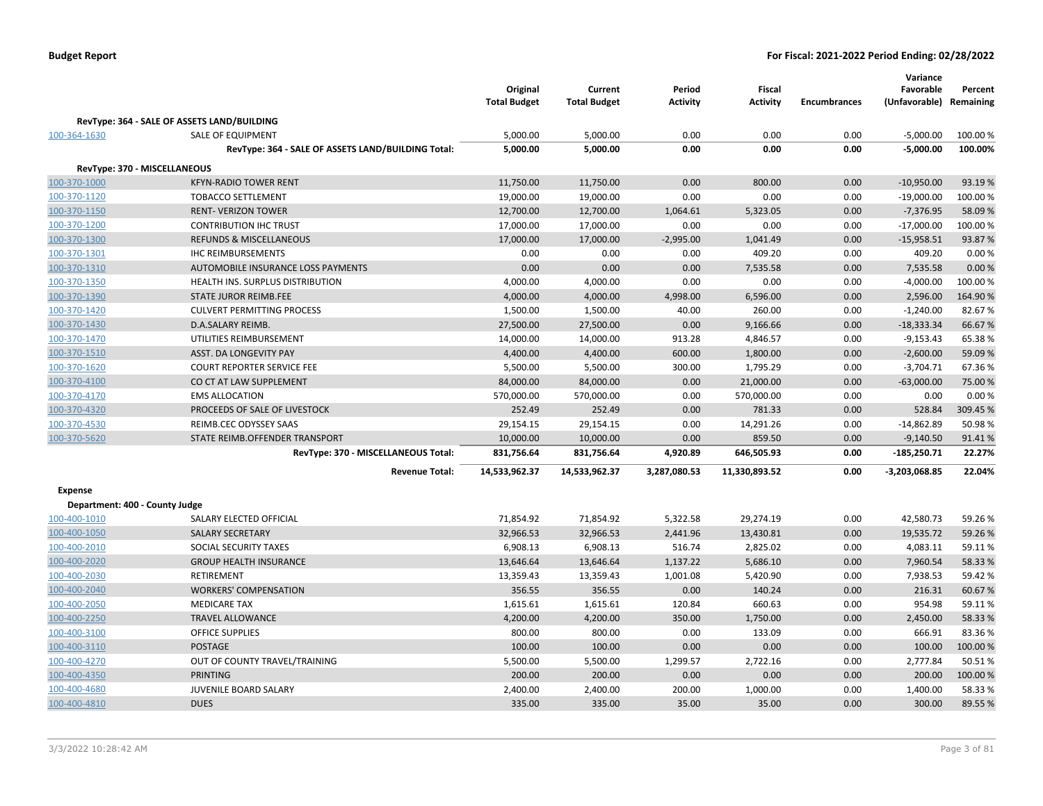| | | Original Total Budget | Current Total Budget | Period Activity | Fiscal Activity | Encumbrances | Variance Favorable (Unfavorable) | Percent Remaining |
|---|---|---|---|---|---|---|---|---|
| **RevType: 364 - SALE OF ASSETS LAND/BUILDING** | | | | | | | | |
| 100-364-1630 | SALE OF EQUIPMENT | 5,000.00 | 5,000.00 | 0.00 | 0.00 | 0.00 | -5,000.00 | 100.00 % |
| | **RevType: 364 - SALE OF ASSETS LAND/BUILDING Total:** | **5,000.00** | **5,000.00** | **0.00** | **0.00** | **0.00** | **-5,000.00** | **100.00%** |
| **RevType: 370 - MISCELLANEOUS** | | | | | | | | |
| 100-370-1000 | KFYN-RADIO TOWER RENT | 11,750.00 | 11,750.00 | 0.00 | 800.00 | 0.00 | -10,950.00 | 93.19 % |
| 100-370-1120 | TOBACCO SETTLEMENT | 19,000.00 | 19,000.00 | 0.00 | 0.00 | 0.00 | -19,000.00 | 100.00 % |
| 100-370-1150 | RENT- VERIZON TOWER | 12,700.00 | 12,700.00 | 1,064.61 | 5,323.05 | 0.00 | -7,376.95 | 58.09 % |
| 100-370-1200 | CONTRIBUTION IHC TRUST | 17,000.00 | 17,000.00 | 0.00 | 0.00 | 0.00 | -17,000.00 | 100.00 % |
| 100-370-1300 | REFUNDS & MISCELLANEOUS | 17,000.00 | 17,000.00 | -2,995.00 | 1,041.49 | 0.00 | -15,958.51 | 93.87 % |
| 100-370-1301 | IHC REIMBURSEMENTS | 0.00 | 0.00 | 0.00 | 409.20 | 0.00 | 409.20 | 0.00 % |
| 100-370-1310 | AUTOMOBILE INSURANCE LOSS PAYMENTS | 0.00 | 0.00 | 0.00 | 7,535.58 | 0.00 | 7,535.58 | 0.00 % |
| 100-370-1350 | HEALTH INS. SURPLUS DISTRIBUTION | 4,000.00 | 4,000.00 | 0.00 | 0.00 | 0.00 | -4,000.00 | 100.00 % |
| 100-370-1390 | STATE JUROR REIMB.FEE | 4,000.00 | 4,000.00 | 4,998.00 | 6,596.00 | 0.00 | 2,596.00 | 164.90 % |
| 100-370-1420 | CULVERT PERMITTING PROCESS | 1,500.00 | 1,500.00 | 40.00 | 260.00 | 0.00 | -1,240.00 | 82.67 % |
| 100-370-1430 | D.A.SALARY REIMB. | 27,500.00 | 27,500.00 | 0.00 | 9,166.66 | 0.00 | -18,333.34 | 66.67 % |
| 100-370-1470 | UTILITIES REIMBURSEMENT | 14,000.00 | 14,000.00 | 913.28 | 4,846.57 | 0.00 | -9,153.43 | 65.38 % |
| 100-370-1510 | ASST. DA LONGEVITY PAY | 4,400.00 | 4,400.00 | 600.00 | 1,800.00 | 0.00 | -2,600.00 | 59.09 % |
| 100-370-1620 | COURT REPORTER SERVICE FEE | 5,500.00 | 5,500.00 | 300.00 | 1,795.29 | 0.00 | -3,704.71 | 67.36 % |
| 100-370-4100 | CO CT AT LAW SUPPLEMENT | 84,000.00 | 84,000.00 | 0.00 | 21,000.00 | 0.00 | -63,000.00 | 75.00 % |
| 100-370-4170 | EMS ALLOCATION | 570,000.00 | 570,000.00 | 0.00 | 570,000.00 | 0.00 | 0.00 | 0.00 % |
| 100-370-4320 | PROCEEDS OF SALE OF LIVESTOCK | 252.49 | 252.49 | 0.00 | 781.33 | 0.00 | 528.84 | 309.45 % |
| 100-370-4530 | REIMB.CEC ODYSSEY SAAS | 29,154.15 | 29,154.15 | 0.00 | 14,291.26 | 0.00 | -14,862.89 | 50.98 % |
| 100-370-5620 | STATE REIMB.OFFENDER TRANSPORT | 10,000.00 | 10,000.00 | 0.00 | 859.50 | 0.00 | -9,140.50 | 91.41 % |
| | **RevType: 370 - MISCELLANEOUS Total:** | **831,756.64** | **831,756.64** | **4,920.89** | **646,505.93** | **0.00** | **-185,250.71** | **22.27%** |
| | **Revenue Total:** | **14,533,962.37** | **14,533,962.37** | **3,287,080.53** | **11,330,893.52** | **0.00** | **-3,203,068.85** | **22.04%** |
| **Expense** | | | | | | | | |
| **Department: 400 - County Judge** | | | | | | | | |
| 100-400-1010 | SALARY ELECTED OFFICIAL | 71,854.92 | 71,854.92 | 5,322.58 | 29,274.19 | 0.00 | 42,580.73 | 59.26 % |
| 100-400-1050 | SALARY SECRETARY | 32,966.53 | 32,966.53 | 2,441.96 | 13,430.81 | 0.00 | 19,535.72 | 59.26 % |
| 100-400-2010 | SOCIAL SECURITY TAXES | 6,908.13 | 6,908.13 | 516.74 | 2,825.02 | 0.00 | 4,083.11 | 59.11 % |
| 100-400-2020 | GROUP HEALTH INSURANCE | 13,646.64 | 13,646.64 | 1,137.22 | 5,686.10 | 0.00 | 7,960.54 | 58.33 % |
| 100-400-2030 | RETIREMENT | 13,359.43 | 13,359.43 | 1,001.08 | 5,420.90 | 0.00 | 7,938.53 | 59.42 % |
| 100-400-2040 | WORKERS' COMPENSATION | 356.55 | 356.55 | 0.00 | 140.24 | 0.00 | 216.31 | 60.67 % |
| 100-400-2050 | MEDICARE TAX | 1,615.61 | 1,615.61 | 120.84 | 660.63 | 0.00 | 954.98 | 59.11 % |
| 100-400-2250 | TRAVEL ALLOWANCE | 4,200.00 | 4,200.00 | 350.00 | 1,750.00 | 0.00 | 2,450.00 | 58.33 % |
| 100-400-3100 | OFFICE SUPPLIES | 800.00 | 800.00 | 0.00 | 133.09 | 0.00 | 666.91 | 83.36 % |
| 100-400-3110 | POSTAGE | 100.00 | 100.00 | 0.00 | 0.00 | 0.00 | 100.00 | 100.00 % |
| 100-400-4270 | OUT OF COUNTY TRAVEL/TRAINING | 5,500.00 | 5,500.00 | 1,299.57 | 2,722.16 | 0.00 | 2,777.84 | 50.51 % |
| 100-400-4350 | PRINTING | 200.00 | 200.00 | 0.00 | 0.00 | 0.00 | 200.00 | 100.00 % |
| 100-400-4680 | JUVENILE BOARD SALARY | 2,400.00 | 2,400.00 | 200.00 | 1,000.00 | 0.00 | 1,400.00 | 58.33 % |
| 100-400-4810 | DUES | 335.00 | 335.00 | 35.00 | 35.00 | 0.00 | 300.00 | 89.55 % |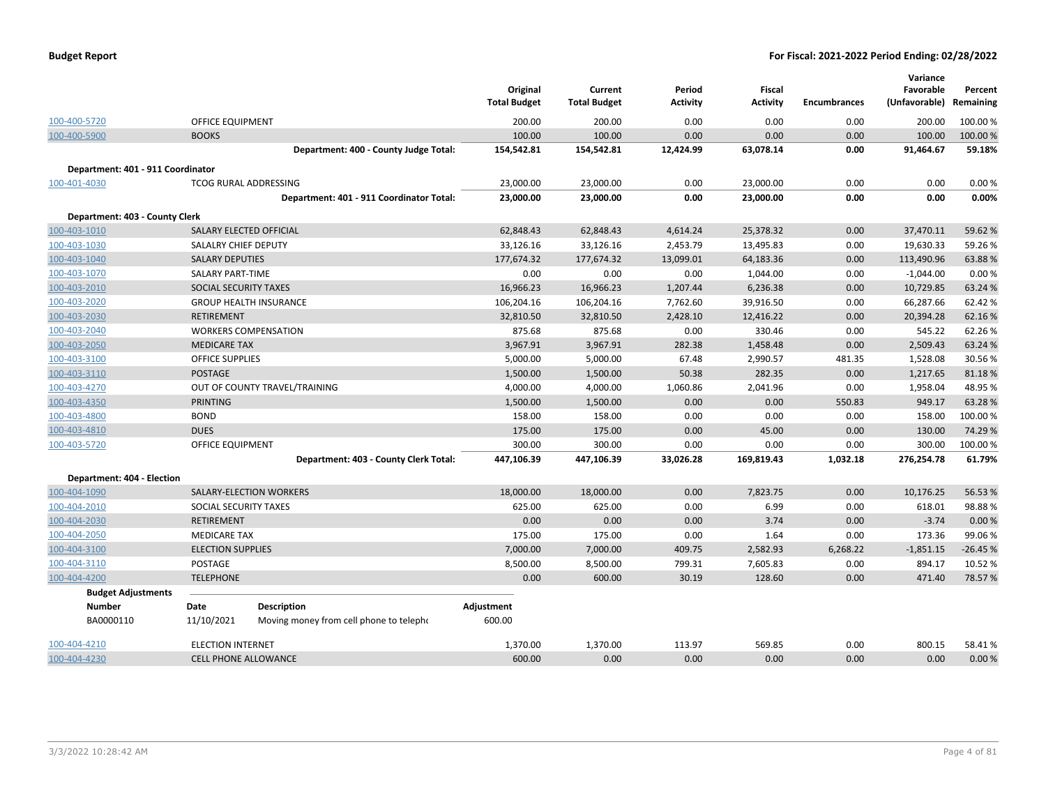| | | Original Total Budget | Current Total Budget | Period Activity | Fiscal Activity | Encumbrances | Variance Favorable (Unfavorable) | Percent Remaining |
|---|---|---|---|---|---|---|---|---|
| 100-400-5720 | OFFICE EQUIPMENT | 200.00 | 200.00 | 0.00 | 0.00 | 0.00 | 200.00 | 100.00 % |
| 100-400-5900 | BOOKS | 100.00 | 100.00 | 0.00 | 0.00 | 0.00 | 100.00 | 100.00 % |
| | **Department: 400 - County Judge Total:** | **154,542.81** | **154,542.81** | **12,424.99** | **63,078.14** | **0.00** | **91,464.67** | **59.18%** |
| **Department: 401 - 911 Coordinator** | | | | | | | | |
| 100-401-4030 | TCOG RURAL ADDRESSING | 23,000.00 | 23,000.00 | 0.00 | 23,000.00 | 0.00 | 0.00 | 0.00 % |
| | **Department: 401 - 911 Coordinator Total:** | **23,000.00** | **23,000.00** | **0.00** | **23,000.00** | **0.00** | **0.00** | **0.00%** |
| **Department: 403 - County Clerk** | | | | | | | | |
| 100-403-1010 | SALARY ELECTED OFFICIAL | 62,848.43 | 62,848.43 | 4,614.24 | 25,378.32 | 0.00 | 37,470.11 | 59.62 % |
| 100-403-1030 | SALALRY CHIEF DEPUTY | 33,126.16 | 33,126.16 | 2,453.79 | 13,495.83 | 0.00 | 19,630.33 | 59.26 % |
| 100-403-1040 | SALARY DEPUTIES | 177,674.32 | 177,674.32 | 13,099.01 | 64,183.36 | 0.00 | 113,490.96 | 63.88 % |
| 100-403-1070 | SALARY PART-TIME | 0.00 | 0.00 | 0.00 | 1,044.00 | 0.00 | -1,044.00 | 0.00 % |
| 100-403-2010 | SOCIAL SECURITY TAXES | 16,966.23 | 16,966.23 | 1,207.44 | 6,236.38 | 0.00 | 10,729.85 | 63.24 % |
| 100-403-2020 | GROUP HEALTH INSURANCE | 106,204.16 | 106,204.16 | 7,762.60 | 39,916.50 | 0.00 | 66,287.66 | 62.42 % |
| 100-403-2030 | RETIREMENT | 32,810.50 | 32,810.50 | 2,428.10 | 12,416.22 | 0.00 | 20,394.28 | 62.16 % |
| 100-403-2040 | WORKERS COMPENSATION | 875.68 | 875.68 | 0.00 | 330.46 | 0.00 | 545.22 | 62.26 % |
| 100-403-2050 | MEDICARE TAX | 3,967.91 | 3,967.91 | 282.38 | 1,458.48 | 0.00 | 2,509.43 | 63.24 % |
| 100-403-3100 | OFFICE SUPPLIES | 5,000.00 | 5,000.00 | 67.48 | 2,990.57 | 481.35 | 1,528.08 | 30.56 % |
| 100-403-3110 | POSTAGE | 1,500.00 | 1,500.00 | 50.38 | 282.35 | 0.00 | 1,217.65 | 81.18 % |
| 100-403-4270 | OUT OF COUNTY TRAVEL/TRAINING | 4,000.00 | 4,000.00 | 1,060.86 | 2,041.96 | 0.00 | 1,958.04 | 48.95 % |
| 100-403-4350 | PRINTING | 1,500.00 | 1,500.00 | 0.00 | 0.00 | 550.83 | 949.17 | 63.28 % |
| 100-403-4800 | BOND | 158.00 | 158.00 | 0.00 | 0.00 | 0.00 | 158.00 | 100.00 % |
| 100-403-4810 | DUES | 175.00 | 175.00 | 0.00 | 45.00 | 0.00 | 130.00 | 74.29 % |
| 100-403-5720 | OFFICE EQUIPMENT | 300.00 | 300.00 | 0.00 | 0.00 | 0.00 | 300.00 | 100.00 % |
| | **Department: 403 - County Clerk Total:** | **447,106.39** | **447,106.39** | **33,026.28** | **169,819.43** | **1,032.18** | **276,254.78** | **61.79%** |
| **Department: 404 - Election** | | | | | | | | |
| 100-404-1090 | SALARY-ELECTION WORKERS | 18,000.00 | 18,000.00 | 0.00 | 7,823.75 | 0.00 | 10,176.25 | 56.53 % |
| 100-404-2010 | SOCIAL SECURITY TAXES | 625.00 | 625.00 | 0.00 | 6.99 | 0.00 | 618.01 | 98.88 % |
| 100-404-2030 | RETIREMENT | 0.00 | 0.00 | 0.00 | 3.74 | 0.00 | -3.74 | 0.00 % |
| 100-404-2050 | MEDICARE TAX | 175.00 | 175.00 | 0.00 | 1.64 | 0.00 | 173.36 | 99.06 % |
| 100-404-3100 | ELECTION SUPPLIES | 7,000.00 | 7,000.00 | 409.75 | 2,582.93 | 6,268.22 | -1,851.15 | -26.45 % |
| 100-404-3110 | POSTAGE | 8,500.00 | 8,500.00 | 799.31 | 7,605.83 | 0.00 | 894.17 | 10.52 % |
| 100-404-4200 | TELEPHONE | 0.00 | 600.00 | 30.19 | 128.60 | 0.00 | 471.40 | 78.57 % |

**Budget Adjustments**

| Number | Date | Description | Adjustment |
|---|---|---|---|
| BA0000110 | 11/10/2021 | Moving money from cell phone to telepho | 600.00 |

| | | Original Total Budget | Current Total Budget | Period Activity | Fiscal Activity | Encumbrances | Variance Favorable (Unfavorable) | Percent Remaining |
|---|---|---|---|---|---|---|---|---|
| 100-404-4210 | ELECTION INTERNET | 1,370.00 | 1,370.00 | 113.97 | 569.85 | 0.00 | 800.15 | 58.41 % |
| 100-404-4230 | CELL PHONE ALLOWANCE | 600.00 | 0.00 | 0.00 | 0.00 | 0.00 | 0.00 | 0.00 % |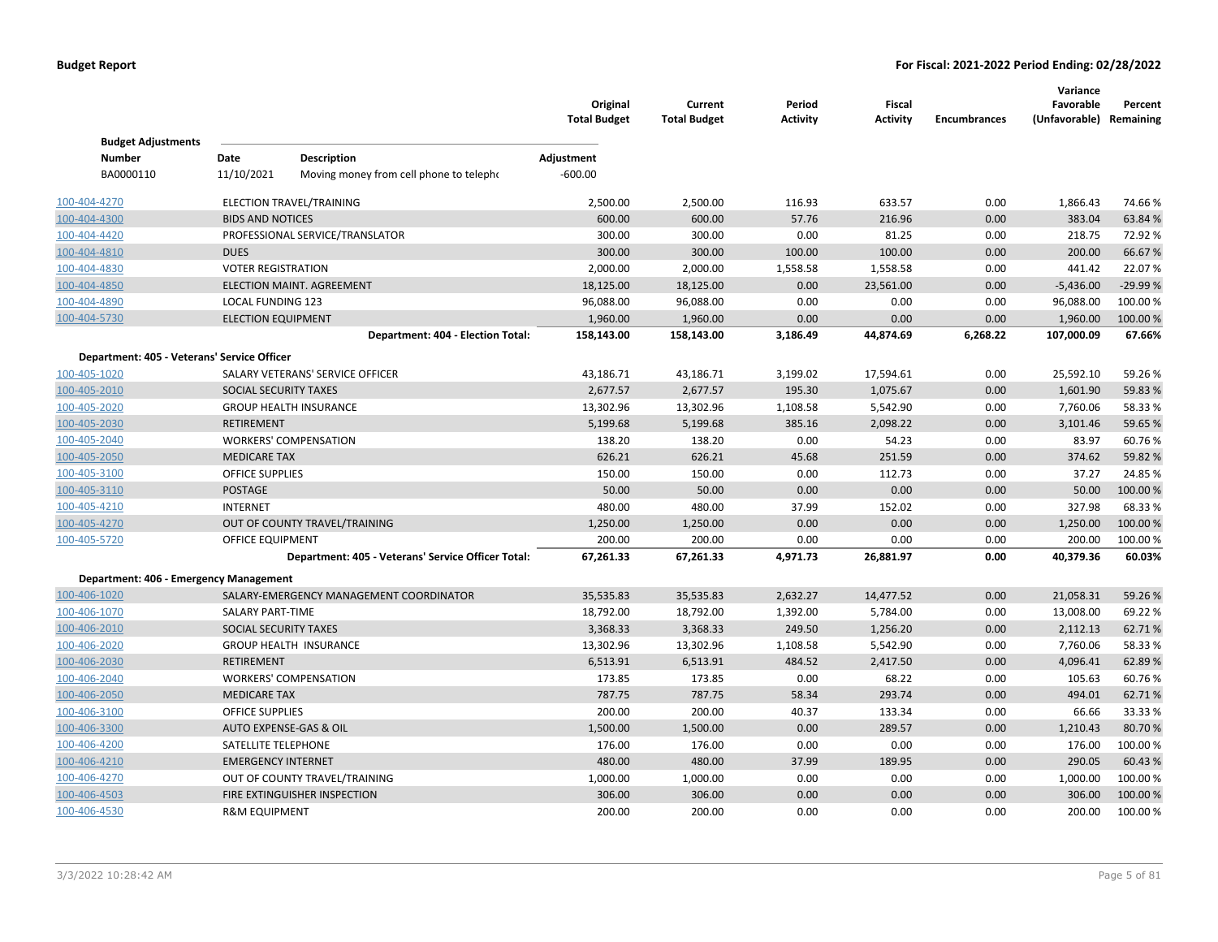| | | Original Total Budget | Current Total Budget | Period Activity | Fiscal Activity | Encumbrances | Variance Favorable (Unfavorable) | Percent Remaining |
|---|---|---|---|---|---|---|---|---|

**Budget Adjustments**

| Number | Date | Description | Adjustment |
|---|---|---|---|
| BA0000110 | 11/10/2021 | Moving money from cell phone to telepho | -600.00 |

| Account | Description | Original Total Budget | Current Total Budget | Period Activity | Fiscal Activity | Encumbrances | Variance Favorable (Unfavorable) | Percent Remaining |
|---|---|---|---|---|---|---|---|---|
| 100-404-4270 | ELECTION TRAVEL/TRAINING | 2,500.00 | 2,500.00 | 116.93 | 633.57 | 0.00 | 1,866.43 | 74.66 % |
| 100-404-4300 | BIDS AND NOTICES | 600.00 | 600.00 | 57.76 | 216.96 | 0.00 | 383.04 | 63.84 % |
| 100-404-4420 | PROFESSIONAL SERVICE/TRANSLATOR | 300.00 | 300.00 | 0.00 | 81.25 | 0.00 | 218.75 | 72.92 % |
| 100-404-4810 | DUES | 300.00 | 300.00 | 100.00 | 100.00 | 0.00 | 200.00 | 66.67 % |
| 100-404-4830 | VOTER REGISTRATION | 2,000.00 | 2,000.00 | 1,558.58 | 1,558.58 | 0.00 | 441.42 | 22.07 % |
| 100-404-4850 | ELECTION MAINT. AGREEMENT | 18,125.00 | 18,125.00 | 0.00 | 23,561.00 | 0.00 | -5,436.00 | -29.99 % |
| 100-404-4890 | LOCAL FUNDING 123 | 96,088.00 | 96,088.00 | 0.00 | 0.00 | 0.00 | 96,088.00 | 100.00 % |
| 100-404-5730 | ELECTION EQUIPMENT | 1,960.00 | 1,960.00 | 0.00 | 0.00 | 0.00 | 1,960.00 | 100.00 % |
| | **Department: 404 - Election Total:** | **158,143.00** | **158,143.00** | **3,186.49** | **44,874.69** | **6,268.22** | **107,000.09** | **67.66%** |
| **Department: 405 - Veterans' Service Officer** | | | | | | | | |
| 100-405-1020 | SALARY VETERANS' SERVICE OFFICER | 43,186.71 | 43,186.71 | 3,199.02 | 17,594.61 | 0.00 | 25,592.10 | 59.26 % |
| 100-405-2010 | SOCIAL SECURITY TAXES | 2,677.57 | 2,677.57 | 195.30 | 1,075.67 | 0.00 | 1,601.90 | 59.83 % |
| 100-405-2020 | GROUP HEALTH INSURANCE | 13,302.96 | 13,302.96 | 1,108.58 | 5,542.90 | 0.00 | 7,760.06 | 58.33 % |
| 100-405-2030 | RETIREMENT | 5,199.68 | 5,199.68 | 385.16 | 2,098.22 | 0.00 | 3,101.46 | 59.65 % |
| 100-405-2040 | WORKERS' COMPENSATION | 138.20 | 138.20 | 0.00 | 54.23 | 0.00 | 83.97 | 60.76 % |
| 100-405-2050 | MEDICARE TAX | 626.21 | 626.21 | 45.68 | 251.59 | 0.00 | 374.62 | 59.82 % |
| 100-405-3100 | OFFICE SUPPLIES | 150.00 | 150.00 | 0.00 | 112.73 | 0.00 | 37.27 | 24.85 % |
| 100-405-3110 | POSTAGE | 50.00 | 50.00 | 0.00 | 0.00 | 0.00 | 50.00 | 100.00 % |
| 100-405-4210 | INTERNET | 480.00 | 480.00 | 37.99 | 152.02 | 0.00 | 327.98 | 68.33 % |
| 100-405-4270 | OUT OF COUNTY TRAVEL/TRAINING | 1,250.00 | 1,250.00 | 0.00 | 0.00 | 0.00 | 1,250.00 | 100.00 % |
| 100-405-5720 | OFFICE EQUIPMENT | 200.00 | 200.00 | 0.00 | 0.00 | 0.00 | 200.00 | 100.00 % |
| | **Department: 405 - Veterans' Service Officer Total:** | **67,261.33** | **67,261.33** | **4,971.73** | **26,881.97** | **0.00** | **40,379.36** | **60.03%** |
| **Department: 406 - Emergency Management** | | | | | | | | |
| 100-406-1020 | SALARY-EMERGENCY MANAGEMENT COORDINATOR | 35,535.83 | 35,535.83 | 2,632.27 | 14,477.52 | 0.00 | 21,058.31 | 59.26 % |
| 100-406-1070 | SALARY PART-TIME | 18,792.00 | 18,792.00 | 1,392.00 | 5,784.00 | 0.00 | 13,008.00 | 69.22 % |
| 100-406-2010 | SOCIAL SECURITY TAXES | 3,368.33 | 3,368.33 | 249.50 | 1,256.20 | 0.00 | 2,112.13 | 62.71 % |
| 100-406-2020 | GROUP HEALTH INSURANCE | 13,302.96 | 13,302.96 | 1,108.58 | 5,542.90 | 0.00 | 7,760.06 | 58.33 % |
| 100-406-2030 | RETIREMENT | 6,513.91 | 6,513.91 | 484.52 | 2,417.50 | 0.00 | 4,096.41 | 62.89 % |
| 100-406-2040 | WORKERS' COMPENSATION | 173.85 | 173.85 | 0.00 | 68.22 | 0.00 | 105.63 | 60.76 % |
| 100-406-2050 | MEDICARE TAX | 787.75 | 787.75 | 58.34 | 293.74 | 0.00 | 494.01 | 62.71 % |
| 100-406-3100 | OFFICE SUPPLIES | 200.00 | 200.00 | 40.37 | 133.34 | 0.00 | 66.66 | 33.33 % |
| 100-406-3300 | AUTO EXPENSE-GAS & OIL | 1,500.00 | 1,500.00 | 0.00 | 289.57 | 0.00 | 1,210.43 | 80.70 % |
| 100-406-4200 | SATELLITE TELEPHONE | 176.00 | 176.00 | 0.00 | 0.00 | 0.00 | 176.00 | 100.00 % |
| 100-406-4210 | EMERGENCY INTERNET | 480.00 | 480.00 | 37.99 | 189.95 | 0.00 | 290.05 | 60.43 % |
| 100-406-4270 | OUT OF COUNTY TRAVEL/TRAINING | 1,000.00 | 1,000.00 | 0.00 | 0.00 | 0.00 | 1,000.00 | 100.00 % |
| 100-406-4503 | FIRE EXTINGUISHER INSPECTION | 306.00 | 306.00 | 0.00 | 0.00 | 0.00 | 306.00 | 100.00 % |
| 100-406-4530 | R&M EQUIPMENT | 200.00 | 200.00 | 0.00 | 0.00 | 0.00 | 200.00 | 100.00 % |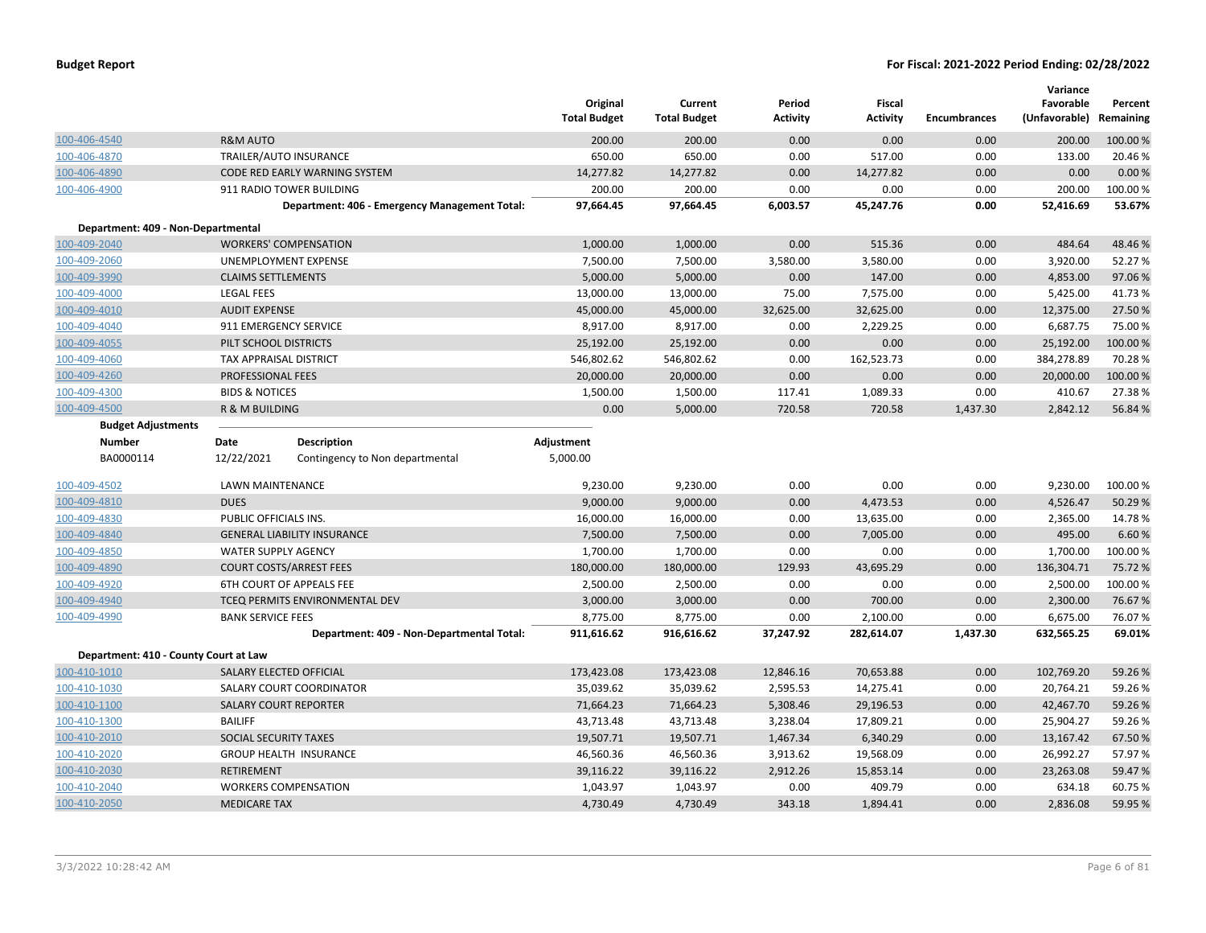| | | Original Total Budget | Current Total Budget | Period Activity | Fiscal Activity | Encumbrances | Variance Favorable (Unfavorable) | Percent Remaining |
|---|---|---|---|---|---|---|---|---|
| 100-406-4540 | R&M AUTO | 200.00 | 200.00 | 0.00 | 0.00 | 0.00 | 200.00 | 100.00 % |
| 100-406-4870 | TRAILER/AUTO INSURANCE | 650.00 | 650.00 | 0.00 | 517.00 | 0.00 | 133.00 | 20.46 % |
| 100-406-4890 | CODE RED EARLY WARNING SYSTEM | 14,277.82 | 14,277.82 | 0.00 | 14,277.82 | 0.00 | 0.00 | 0.00 % |
| 100-406-4900 | 911 RADIO TOWER BUILDING | 200.00 | 200.00 | 0.00 | 0.00 | 0.00 | 200.00 | 100.00 % |
| | **Department: 406 - Emergency Management Total:** | **97,664.45** | **97,664.45** | **6,003.57** | **45,247.76** | **0.00** | **52,416.69** | **53.67%** |
| **Department: 409 - Non-Departmental** | | | | | | | | |
| 100-409-2040 | WORKERS' COMPENSATION | 1,000.00 | 1,000.00 | 0.00 | 515.36 | 0.00 | 484.64 | 48.46 % |
| 100-409-2060 | UNEMPLOYMENT EXPENSE | 7,500.00 | 7,500.00 | 3,580.00 | 3,580.00 | 0.00 | 3,920.00 | 52.27 % |
| 100-409-3990 | CLAIMS SETTLEMENTS | 5,000.00 | 5,000.00 | 0.00 | 147.00 | 0.00 | 4,853.00 | 97.06 % |
| 100-409-4000 | LEGAL FEES | 13,000.00 | 13,000.00 | 75.00 | 7,575.00 | 0.00 | 5,425.00 | 41.73 % |
| 100-409-4010 | AUDIT EXPENSE | 45,000.00 | 45,000.00 | 32,625.00 | 32,625.00 | 0.00 | 12,375.00 | 27.50 % |
| 100-409-4040 | 911 EMERGENCY SERVICE | 8,917.00 | 8,917.00 | 0.00 | 2,229.25 | 0.00 | 6,687.75 | 75.00 % |
| 100-409-4055 | PILT SCHOOL DISTRICTS | 25,192.00 | 25,192.00 | 0.00 | 0.00 | 0.00 | 25,192.00 | 100.00 % |
| 100-409-4060 | TAX APPRAISAL DISTRICT | 546,802.62 | 546,802.62 | 0.00 | 162,523.73 | 0.00 | 384,278.89 | 70.28 % |
| 100-409-4260 | PROFESSIONAL FEES | 20,000.00 | 20,000.00 | 0.00 | 0.00 | 0.00 | 20,000.00 | 100.00 % |
| 100-409-4300 | BIDS & NOTICES | 1,500.00 | 1,500.00 | 117.41 | 1,089.33 | 0.00 | 410.67 | 27.38 % |
| 100-409-4500 | R & M BUILDING | 0.00 | 5,000.00 | 720.58 | 720.58 | 1,437.30 | 2,842.12 | 56.84 % |

**Budget Adjustments**

| Number | Date | Description | Adjustment |
|---|---|---|---|
| BA0000114 | 12/22/2021 | Contingency to Non departmental | 5,000.00 |

| | | Original Total Budget | Current Total Budget | Period Activity | Fiscal Activity | Encumbrances | Variance Favorable (Unfavorable) | Percent Remaining |
|---|---|---|---|---|---|---|---|---|
| 100-409-4502 | LAWN MAINTENANCE | 9,230.00 | 9,230.00 | 0.00 | 0.00 | 0.00 | 9,230.00 | 100.00 % |
| 100-409-4810 | DUES | 9,000.00 | 9,000.00 | 0.00 | 4,473.53 | 0.00 | 4,526.47 | 50.29 % |
| 100-409-4830 | PUBLIC OFFICIALS INS. | 16,000.00 | 16,000.00 | 0.00 | 13,635.00 | 0.00 | 2,365.00 | 14.78 % |
| 100-409-4840 | GENERAL LIABILITY INSURANCE | 7,500.00 | 7,500.00 | 0.00 | 7,005.00 | 0.00 | 495.00 | 6.60 % |
| 100-409-4850 | WATER SUPPLY AGENCY | 1,700.00 | 1,700.00 | 0.00 | 0.00 | 0.00 | 1,700.00 | 100.00 % |
| 100-409-4890 | COURT COSTS/ARREST FEES | 180,000.00 | 180,000.00 | 129.93 | 43,695.29 | 0.00 | 136,304.71 | 75.72 % |
| 100-409-4920 | 6TH COURT OF APPEALS FEE | 2,500.00 | 2,500.00 | 0.00 | 0.00 | 0.00 | 2,500.00 | 100.00 % |
| 100-409-4940 | TCEQ PERMITS ENVIRONMENTAL DEV | 3,000.00 | 3,000.00 | 0.00 | 700.00 | 0.00 | 2,300.00 | 76.67 % |
| 100-409-4990 | BANK SERVICE FEES | 8,775.00 | 8,775.00 | 0.00 | 2,100.00 | 0.00 | 6,675.00 | 76.07 % |
| | **Department: 409 - Non-Departmental Total:** | **911,616.62** | **916,616.62** | **37,247.92** | **282,614.07** | **1,437.30** | **632,565.25** | **69.01%** |
| **Department: 410 - County Court at Law** | | | | | | | | |
| 100-410-1010 | SALARY ELECTED OFFICIAL | 173,423.08 | 173,423.08 | 12,846.16 | 70,653.88 | 0.00 | 102,769.20 | 59.26 % |
| 100-410-1030 | SALARY COURT COORDINATOR | 35,039.62 | 35,039.62 | 2,595.53 | 14,275.41 | 0.00 | 20,764.21 | 59.26 % |
| 100-410-1100 | SALARY COURT REPORTER | 71,664.23 | 71,664.23 | 5,308.46 | 29,196.53 | 0.00 | 42,467.70 | 59.26 % |
| 100-410-1300 | BAILIFF | 43,713.48 | 43,713.48 | 3,238.04 | 17,809.21 | 0.00 | 25,904.27 | 59.26 % |
| 100-410-2010 | SOCIAL SECURITY TAXES | 19,507.71 | 19,507.71 | 1,467.34 | 6,340.29 | 0.00 | 13,167.42 | 67.50 % |
| 100-410-2020 | GROUP HEALTH INSURANCE | 46,560.36 | 46,560.36 | 3,913.62 | 19,568.09 | 0.00 | 26,992.27 | 57.97 % |
| 100-410-2030 | RETIREMENT | 39,116.22 | 39,116.22 | 2,912.26 | 15,853.14 | 0.00 | 23,263.08 | 59.47 % |
| 100-410-2040 | WORKERS COMPENSATION | 1,043.97 | 1,043.97 | 0.00 | 409.79 | 0.00 | 634.18 | 60.75 % |
| 100-410-2050 | MEDICARE TAX | 4,730.49 | 4,730.49 | 343.18 | 1,894.41 | 0.00 | 2,836.08 | 59.95 % |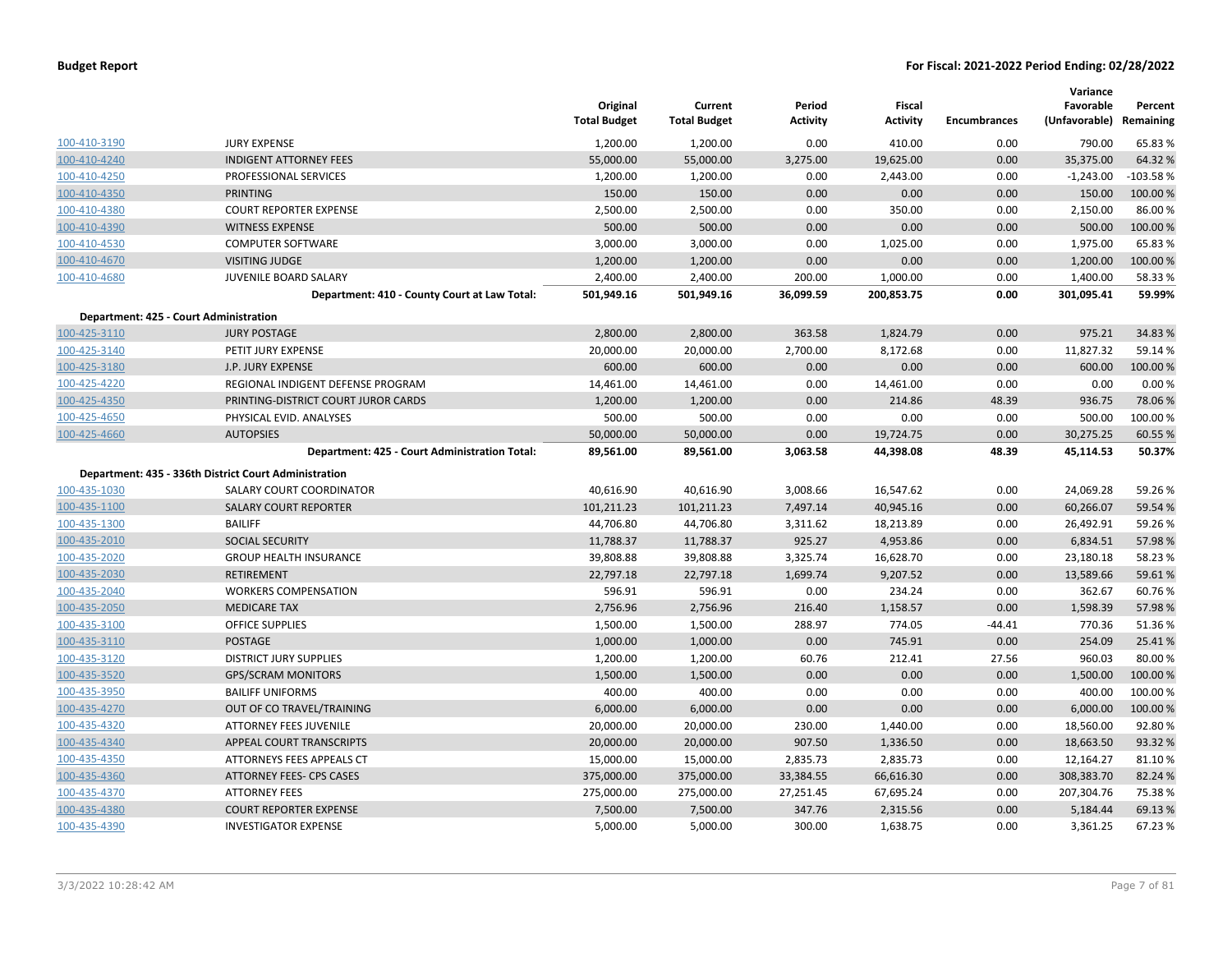**Budget Report** | **For Fiscal: 2021-2022 Period Ending: 02/28/2022**

| | | Original Total Budget | Current Total Budget | Period Activity | Fiscal Activity | Encumbrances | Variance Favorable (Unfavorable) | Percent Remaining |
|---|---|---|---|---|---|---|---|---|
| 100-410-3190 | JURY EXPENSE | 1,200.00 | 1,200.00 | 0.00 | 410.00 | 0.00 | 790.00 | 65.83 % |
| 100-410-4240 | INDIGENT ATTORNEY FEES | 55,000.00 | 55,000.00 | 3,275.00 | 19,625.00 | 0.00 | 35,375.00 | 64.32 % |
| 100-410-4250 | PROFESSIONAL SERVICES | 1,200.00 | 1,200.00 | 0.00 | 2,443.00 | 0.00 | -1,243.00 | -103.58 % |
| 100-410-4350 | PRINTING | 150.00 | 150.00 | 0.00 | 0.00 | 0.00 | 150.00 | 100.00 % |
| 100-410-4380 | COURT REPORTER EXPENSE | 2,500.00 | 2,500.00 | 0.00 | 350.00 | 0.00 | 2,150.00 | 86.00 % |
| 100-410-4390 | WITNESS EXPENSE | 500.00 | 500.00 | 0.00 | 0.00 | 0.00 | 500.00 | 100.00 % |
| 100-410-4530 | COMPUTER SOFTWARE | 3,000.00 | 3,000.00 | 0.00 | 1,025.00 | 0.00 | 1,975.00 | 65.83 % |
| 100-410-4670 | VISITING JUDGE | 1,200.00 | 1,200.00 | 0.00 | 0.00 | 0.00 | 1,200.00 | 100.00 % |
| 100-410-4680 | JUVENILE BOARD SALARY | 2,400.00 | 2,400.00 | 200.00 | 1,000.00 | 0.00 | 1,400.00 | 58.33 % |
| | **Department: 410 - County Court at Law Total:** | **501,949.16** | **501,949.16** | **36,099.59** | **200,853.75** | **0.00** | **301,095.41** | **59.99%** |
| **Department: 425 - Court Administration** | | | | | | | | |
| 100-425-3110 | JURY POSTAGE | 2,800.00 | 2,800.00 | 363.58 | 1,824.79 | 0.00 | 975.21 | 34.83 % |
| 100-425-3140 | PETIT JURY EXPENSE | 20,000.00 | 20,000.00 | 2,700.00 | 8,172.68 | 0.00 | 11,827.32 | 59.14 % |
| 100-425-3180 | J.P. JURY EXPENSE | 600.00 | 600.00 | 0.00 | 0.00 | 0.00 | 600.00 | 100.00 % |
| 100-425-4220 | REGIONAL INDIGENT DEFENSE PROGRAM | 14,461.00 | 14,461.00 | 0.00 | 14,461.00 | 0.00 | 0.00 | 0.00 % |
| 100-425-4350 | PRINTING-DISTRICT COURT JUROR CARDS | 1,200.00 | 1,200.00 | 0.00 | 214.86 | 48.39 | 936.75 | 78.06 % |
| 100-425-4650 | PHYSICAL EVID. ANALYSES | 500.00 | 500.00 | 0.00 | 0.00 | 0.00 | 500.00 | 100.00 % |
| 100-425-4660 | AUTOPSIES | 50,000.00 | 50,000.00 | 0.00 | 19,724.75 | 0.00 | 30,275.25 | 60.55 % |
| | **Department: 425 - Court Administration Total:** | **89,561.00** | **89,561.00** | **3,063.58** | **44,398.08** | **48.39** | **45,114.53** | **50.37%** |
| **Department: 435 - 336th District Court Administration** | | | | | | | | |
| 100-435-1030 | SALARY COURT COORDINATOR | 40,616.90 | 40,616.90 | 3,008.66 | 16,547.62 | 0.00 | 24,069.28 | 59.26 % |
| 100-435-1100 | SALARY COURT REPORTER | 101,211.23 | 101,211.23 | 7,497.14 | 40,945.16 | 0.00 | 60,266.07 | 59.54 % |
| 100-435-1300 | BAILIFF | 44,706.80 | 44,706.80 | 3,311.62 | 18,213.89 | 0.00 | 26,492.91 | 59.26 % |
| 100-435-2010 | SOCIAL SECURITY | 11,788.37 | 11,788.37 | 925.27 | 4,953.86 | 0.00 | 6,834.51 | 57.98 % |
| 100-435-2020 | GROUP HEALTH INSURANCE | 39,808.88 | 39,808.88 | 3,325.74 | 16,628.70 | 0.00 | 23,180.18 | 58.23 % |
| 100-435-2030 | RETIREMENT | 22,797.18 | 22,797.18 | 1,699.74 | 9,207.52 | 0.00 | 13,589.66 | 59.61 % |
| 100-435-2040 | WORKERS COMPENSATION | 596.91 | 596.91 | 0.00 | 234.24 | 0.00 | 362.67 | 60.76 % |
| 100-435-2050 | MEDICARE TAX | 2,756.96 | 2,756.96 | 216.40 | 1,158.57 | 0.00 | 1,598.39 | 57.98 % |
| 100-435-3100 | OFFICE SUPPLIES | 1,500.00 | 1,500.00 | 288.97 | 774.05 | -44.41 | 770.36 | 51.36 % |
| 100-435-3110 | POSTAGE | 1,000.00 | 1,000.00 | 0.00 | 745.91 | 0.00 | 254.09 | 25.41 % |
| 100-435-3120 | DISTRICT JURY SUPPLIES | 1,200.00 | 1,200.00 | 60.76 | 212.41 | 27.56 | 960.03 | 80.00 % |
| 100-435-3520 | GPS/SCRAM MONITORS | 1,500.00 | 1,500.00 | 0.00 | 0.00 | 0.00 | 1,500.00 | 100.00 % |
| 100-435-3950 | BAILIFF UNIFORMS | 400.00 | 400.00 | 0.00 | 0.00 | 0.00 | 400.00 | 100.00 % |
| 100-435-4270 | OUT OF CO TRAVEL/TRAINING | 6,000.00 | 6,000.00 | 0.00 | 0.00 | 0.00 | 6,000.00 | 100.00 % |
| 100-435-4320 | ATTORNEY FEES JUVENILE | 20,000.00 | 20,000.00 | 230.00 | 1,440.00 | 0.00 | 18,560.00 | 92.80 % |
| 100-435-4340 | APPEAL COURT TRANSCRIPTS | 20,000.00 | 20,000.00 | 907.50 | 1,336.50 | 0.00 | 18,663.50 | 93.32 % |
| 100-435-4350 | ATTORNEYS FEES APPEALS CT | 15,000.00 | 15,000.00 | 2,835.73 | 2,835.73 | 0.00 | 12,164.27 | 81.10 % |
| 100-435-4360 | ATTORNEY FEES- CPS CASES | 375,000.00 | 375,000.00 | 33,384.55 | 66,616.30 | 0.00 | 308,383.70 | 82.24 % |
| 100-435-4370 | ATTORNEY FEES | 275,000.00 | 275,000.00 | 27,251.45 | 67,695.24 | 0.00 | 207,304.76 | 75.38 % |
| 100-435-4380 | COURT REPORTER EXPENSE | 7,500.00 | 7,500.00 | 347.76 | 2,315.56 | 0.00 | 5,184.44 | 69.13 % |
| 100-435-4390 | INVESTIGATOR EXPENSE | 5,000.00 | 5,000.00 | 300.00 | 1,638.75 | 0.00 | 3,361.25 | 67.23 % |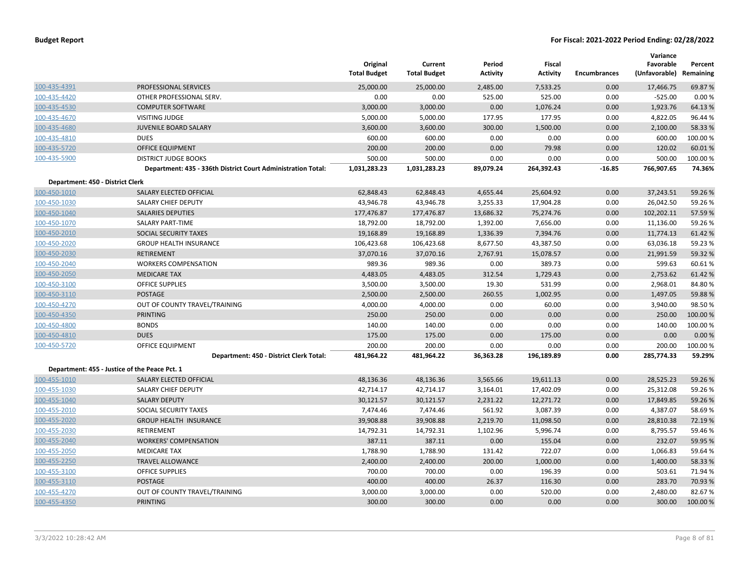| | | Original Total Budget | Current Total Budget | Period Activity | Fiscal Activity | Encumbrances | Variance Favorable (Unfavorable) | Percent Remaining |
|---|---|---|---|---|---|---|---|---|
| 100-435-4391 | PROFESSIONAL SERVICES | 25,000.00 | 25,000.00 | 2,485.00 | 7,533.25 | 0.00 | 17,466.75 | 69.87 % |
| 100-435-4420 | OTHER PROFESSIONAL SERV. | 0.00 | 0.00 | 525.00 | 525.00 | 0.00 | -525.00 | 0.00 % |
| 100-435-4530 | COMPUTER SOFTWARE | 3,000.00 | 3,000.00 | 0.00 | 1,076.24 | 0.00 | 1,923.76 | 64.13 % |
| 100-435-4670 | VISITING JUDGE | 5,000.00 | 5,000.00 | 177.95 | 177.95 | 0.00 | 4,822.05 | 96.44 % |
| 100-435-4680 | JUVENILE BOARD SALARY | 3,600.00 | 3,600.00 | 300.00 | 1,500.00 | 0.00 | 2,100.00 | 58.33 % |
| 100-435-4810 | DUES | 600.00 | 600.00 | 0.00 | 0.00 | 0.00 | 600.00 | 100.00 % |
| 100-435-5720 | OFFICE EQUIPMENT | 200.00 | 200.00 | 0.00 | 79.98 | 0.00 | 120.02 | 60.01 % |
| 100-435-5900 | DISTRICT JUDGE BOOKS | 500.00 | 500.00 | 0.00 | 0.00 | 0.00 | 500.00 | 100.00 % |
| | **Department: 435 - 336th District Court Administration Total:** | **1,031,283.23** | **1,031,283.23** | **89,079.24** | **264,392.43** | **-16.85** | **766,907.65** | **74.36%** |
| **Department: 450 - District Clerk** | | | | | | | | |
| 100-450-1010 | SALARY ELECTED OFFICIAL | 62,848.43 | 62,848.43 | 4,655.44 | 25,604.92 | 0.00 | 37,243.51 | 59.26 % |
| 100-450-1030 | SALARY CHIEF DEPUTY | 43,946.78 | 43,946.78 | 3,255.33 | 17,904.28 | 0.00 | 26,042.50 | 59.26 % |
| 100-450-1040 | SALARIES DEPUTIES | 177,476.87 | 177,476.87 | 13,686.32 | 75,274.76 | 0.00 | 102,202.11 | 57.59 % |
| 100-450-1070 | SALARY PART-TIME | 18,792.00 | 18,792.00 | 1,392.00 | 7,656.00 | 0.00 | 11,136.00 | 59.26 % |
| 100-450-2010 | SOCIAL SECURITY TAXES | 19,168.89 | 19,168.89 | 1,336.39 | 7,394.76 | 0.00 | 11,774.13 | 61.42 % |
| 100-450-2020 | GROUP HEALTH INSURANCE | 106,423.68 | 106,423.68 | 8,677.50 | 43,387.50 | 0.00 | 63,036.18 | 59.23 % |
| 100-450-2030 | RETIREMENT | 37,070.16 | 37,070.16 | 2,767.91 | 15,078.57 | 0.00 | 21,991.59 | 59.32 % |
| 100-450-2040 | WORKERS COMPENSATION | 989.36 | 989.36 | 0.00 | 389.73 | 0.00 | 599.63 | 60.61 % |
| 100-450-2050 | MEDICARE TAX | 4,483.05 | 4,483.05 | 312.54 | 1,729.43 | 0.00 | 2,753.62 | 61.42 % |
| 100-450-3100 | OFFICE SUPPLIES | 3,500.00 | 3,500.00 | 19.30 | 531.99 | 0.00 | 2,968.01 | 84.80 % |
| 100-450-3110 | POSTAGE | 2,500.00 | 2,500.00 | 260.55 | 1,002.95 | 0.00 | 1,497.05 | 59.88 % |
| 100-450-4270 | OUT OF COUNTY TRAVEL/TRAINING | 4,000.00 | 4,000.00 | 0.00 | 60.00 | 0.00 | 3,940.00 | 98.50 % |
| 100-450-4350 | PRINTING | 250.00 | 250.00 | 0.00 | 0.00 | 0.00 | 250.00 | 100.00 % |
| 100-450-4800 | BONDS | 140.00 | 140.00 | 0.00 | 0.00 | 0.00 | 140.00 | 100.00 % |
| 100-450-4810 | DUES | 175.00 | 175.00 | 0.00 | 175.00 | 0.00 | 0.00 | 0.00 % |
| 100-450-5720 | OFFICE EQUIPMENT | 200.00 | 200.00 | 0.00 | 0.00 | 0.00 | 200.00 | 100.00 % |
| | **Department: 450 - District Clerk Total:** | **481,964.22** | **481,964.22** | **36,363.28** | **196,189.89** | **0.00** | **285,774.33** | **59.29%** |
| **Department: 455 - Justice of the Peace Pct. 1** | | | | | | | | |
| 100-455-1010 | SALARY ELECTED OFFICIAL | 48,136.36 | 48,136.36 | 3,565.66 | 19,611.13 | 0.00 | 28,525.23 | 59.26 % |
| 100-455-1030 | SALARY CHIEF DEPUTY | 42,714.17 | 42,714.17 | 3,164.01 | 17,402.09 | 0.00 | 25,312.08 | 59.26 % |
| 100-455-1040 | SALARY DEPUTY | 30,121.57 | 30,121.57 | 2,231.22 | 12,271.72 | 0.00 | 17,849.85 | 59.26 % |
| 100-455-2010 | SOCIAL SECURITY TAXES | 7,474.46 | 7,474.46 | 561.92 | 3,087.39 | 0.00 | 4,387.07 | 58.69 % |
| 100-455-2020 | GROUP HEALTH INSURANCE | 39,908.88 | 39,908.88 | 2,219.70 | 11,098.50 | 0.00 | 28,810.38 | 72.19 % |
| 100-455-2030 | RETIREMENT | 14,792.31 | 14,792.31 | 1,102.96 | 5,996.74 | 0.00 | 8,795.57 | 59.46 % |
| 100-455-2040 | WORKERS' COMPENSATION | 387.11 | 387.11 | 0.00 | 155.04 | 0.00 | 232.07 | 59.95 % |
| 100-455-2050 | MEDICARE TAX | 1,788.90 | 1,788.90 | 131.42 | 722.07 | 0.00 | 1,066.83 | 59.64 % |
| 100-455-2250 | TRAVEL ALLOWANCE | 2,400.00 | 2,400.00 | 200.00 | 1,000.00 | 0.00 | 1,400.00 | 58.33 % |
| 100-455-3100 | OFFICE SUPPLIES | 700.00 | 700.00 | 0.00 | 196.39 | 0.00 | 503.61 | 71.94 % |
| 100-455-3110 | POSTAGE | 400.00 | 400.00 | 26.37 | 116.30 | 0.00 | 283.70 | 70.93 % |
| 100-455-4270 | OUT OF COUNTY TRAVEL/TRAINING | 3,000.00 | 3,000.00 | 0.00 | 520.00 | 0.00 | 2,480.00 | 82.67 % |
| 100-455-4350 | PRINTING | 300.00 | 300.00 | 0.00 | 0.00 | 0.00 | 300.00 | 100.00 % |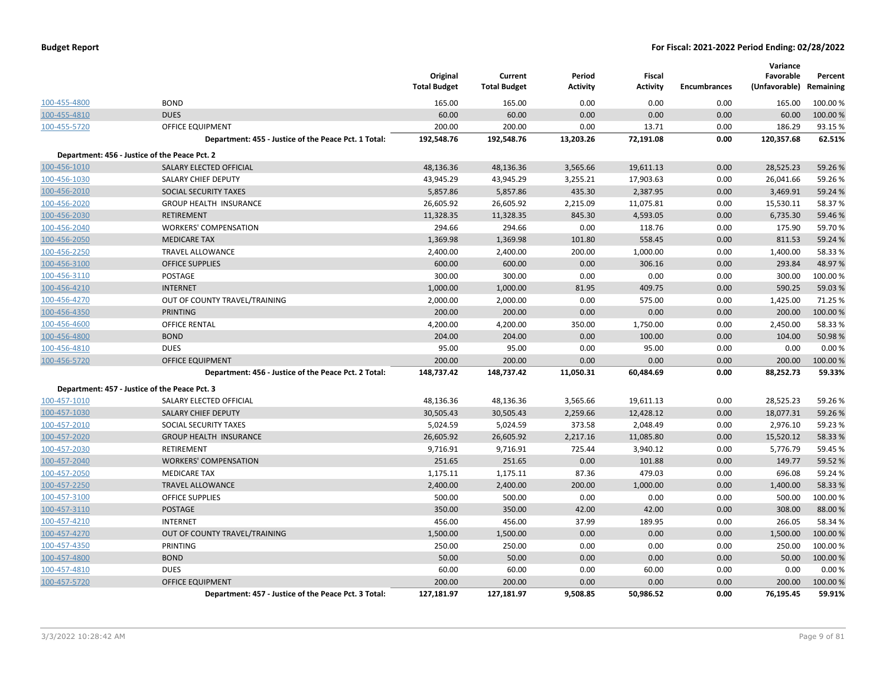| | | Original Total Budget | Current Total Budget | Period Activity | Fiscal Activity | Encumbrances | Variance Favorable (Unfavorable) | Percent Remaining |
|---|---|---|---|---|---|---|---|---|
| 100-455-4800 | BOND | 165.00 | 165.00 | 0.00 | 0.00 | 0.00 | 165.00 | 100.00 % |
| 100-455-4810 | DUES | 60.00 | 60.00 | 0.00 | 0.00 | 0.00 | 60.00 | 100.00 % |
| 100-455-5720 | OFFICE EQUIPMENT | 200.00 | 200.00 | 0.00 | 13.71 | 0.00 | 186.29 | 93.15 % |
| | **Department: 455 - Justice of the Peace Pct. 1 Total:** | **192,548.76** | **192,548.76** | **13,203.26** | **72,191.08** | **0.00** | **120,357.68** | **62.51%** |
| **Department: 456 - Justice of the Peace Pct. 2** | | | | | | | | |
| 100-456-1010 | SALARY ELECTED OFFICIAL | 48,136.36 | 48,136.36 | 3,565.66 | 19,611.13 | 0.00 | 28,525.23 | 59.26 % |
| 100-456-1030 | SALARY CHIEF DEPUTY | 43,945.29 | 43,945.29 | 3,255.21 | 17,903.63 | 0.00 | 26,041.66 | 59.26 % |
| 100-456-2010 | SOCIAL SECURITY TAXES | 5,857.86 | 5,857.86 | 435.30 | 2,387.95 | 0.00 | 3,469.91 | 59.24 % |
| 100-456-2020 | GROUP HEALTH INSURANCE | 26,605.92 | 26,605.92 | 2,215.09 | 11,075.81 | 0.00 | 15,530.11 | 58.37 % |
| 100-456-2030 | RETIREMENT | 11,328.35 | 11,328.35 | 845.30 | 4,593.05 | 0.00 | 6,735.30 | 59.46 % |
| 100-456-2040 | WORKERS' COMPENSATION | 294.66 | 294.66 | 0.00 | 118.76 | 0.00 | 175.90 | 59.70 % |
| 100-456-2050 | MEDICARE TAX | 1,369.98 | 1,369.98 | 101.80 | 558.45 | 0.00 | 811.53 | 59.24 % |
| 100-456-2250 | TRAVEL ALLOWANCE | 2,400.00 | 2,400.00 | 200.00 | 1,000.00 | 0.00 | 1,400.00 | 58.33 % |
| 100-456-3100 | OFFICE SUPPLIES | 600.00 | 600.00 | 0.00 | 306.16 | 0.00 | 293.84 | 48.97 % |
| 100-456-3110 | POSTAGE | 300.00 | 300.00 | 0.00 | 0.00 | 0.00 | 300.00 | 100.00 % |
| 100-456-4210 | INTERNET | 1,000.00 | 1,000.00 | 81.95 | 409.75 | 0.00 | 590.25 | 59.03 % |
| 100-456-4270 | OUT OF COUNTY TRAVEL/TRAINING | 2,000.00 | 2,000.00 | 0.00 | 575.00 | 0.00 | 1,425.00 | 71.25 % |
| 100-456-4350 | PRINTING | 200.00 | 200.00 | 0.00 | 0.00 | 0.00 | 200.00 | 100.00 % |
| 100-456-4600 | OFFICE RENTAL | 4,200.00 | 4,200.00 | 350.00 | 1,750.00 | 0.00 | 2,450.00 | 58.33 % |
| 100-456-4800 | BOND | 204.00 | 204.00 | 0.00 | 100.00 | 0.00 | 104.00 | 50.98 % |
| 100-456-4810 | DUES | 95.00 | 95.00 | 0.00 | 95.00 | 0.00 | 0.00 | 0.00 % |
| 100-456-5720 | OFFICE EQUIPMENT | 200.00 | 200.00 | 0.00 | 0.00 | 0.00 | 200.00 | 100.00 % |
| | **Department: 456 - Justice of the Peace Pct. 2 Total:** | **148,737.42** | **148,737.42** | **11,050.31** | **60,484.69** | **0.00** | **88,252.73** | **59.33%** |
| **Department: 457 - Justice of the Peace Pct. 3** | | | | | | | | |
| 100-457-1010 | SALARY ELECTED OFFICIAL | 48,136.36 | 48,136.36 | 3,565.66 | 19,611.13 | 0.00 | 28,525.23 | 59.26 % |
| 100-457-1030 | SALARY CHIEF DEPUTY | 30,505.43 | 30,505.43 | 2,259.66 | 12,428.12 | 0.00 | 18,077.31 | 59.26 % |
| 100-457-2010 | SOCIAL SECURITY TAXES | 5,024.59 | 5,024.59 | 373.58 | 2,048.49 | 0.00 | 2,976.10 | 59.23 % |
| 100-457-2020 | GROUP HEALTH INSURANCE | 26,605.92 | 26,605.92 | 2,217.16 | 11,085.80 | 0.00 | 15,520.12 | 58.33 % |
| 100-457-2030 | RETIREMENT | 9,716.91 | 9,716.91 | 725.44 | 3,940.12 | 0.00 | 5,776.79 | 59.45 % |
| 100-457-2040 | WORKERS' COMPENSATION | 251.65 | 251.65 | 0.00 | 101.88 | 0.00 | 149.77 | 59.52 % |
| 100-457-2050 | MEDICARE TAX | 1,175.11 | 1,175.11 | 87.36 | 479.03 | 0.00 | 696.08 | 59.24 % |
| 100-457-2250 | TRAVEL ALLOWANCE | 2,400.00 | 2,400.00 | 200.00 | 1,000.00 | 0.00 | 1,400.00 | 58.33 % |
| 100-457-3100 | OFFICE SUPPLIES | 500.00 | 500.00 | 0.00 | 0.00 | 0.00 | 500.00 | 100.00 % |
| 100-457-3110 | POSTAGE | 350.00 | 350.00 | 42.00 | 42.00 | 0.00 | 308.00 | 88.00 % |
| 100-457-4210 | INTERNET | 456.00 | 456.00 | 37.99 | 189.95 | 0.00 | 266.05 | 58.34 % |
| 100-457-4270 | OUT OF COUNTY TRAVEL/TRAINING | 1,500.00 | 1,500.00 | 0.00 | 0.00 | 0.00 | 1,500.00 | 100.00 % |
| 100-457-4350 | PRINTING | 250.00 | 250.00 | 0.00 | 0.00 | 0.00 | 250.00 | 100.00 % |
| 100-457-4800 | BOND | 50.00 | 50.00 | 0.00 | 0.00 | 0.00 | 50.00 | 100.00 % |
| 100-457-4810 | DUES | 60.00 | 60.00 | 0.00 | 60.00 | 0.00 | 0.00 | 0.00 % |
| 100-457-5720 | OFFICE EQUIPMENT | 200.00 | 200.00 | 0.00 | 0.00 | 0.00 | 200.00 | 100.00 % |
| | **Department: 457 - Justice of the Peace Pct. 3 Total:** | **127,181.97** | **127,181.97** | **9,508.85** | **50,986.52** | **0.00** | **76,195.45** | **59.91%** |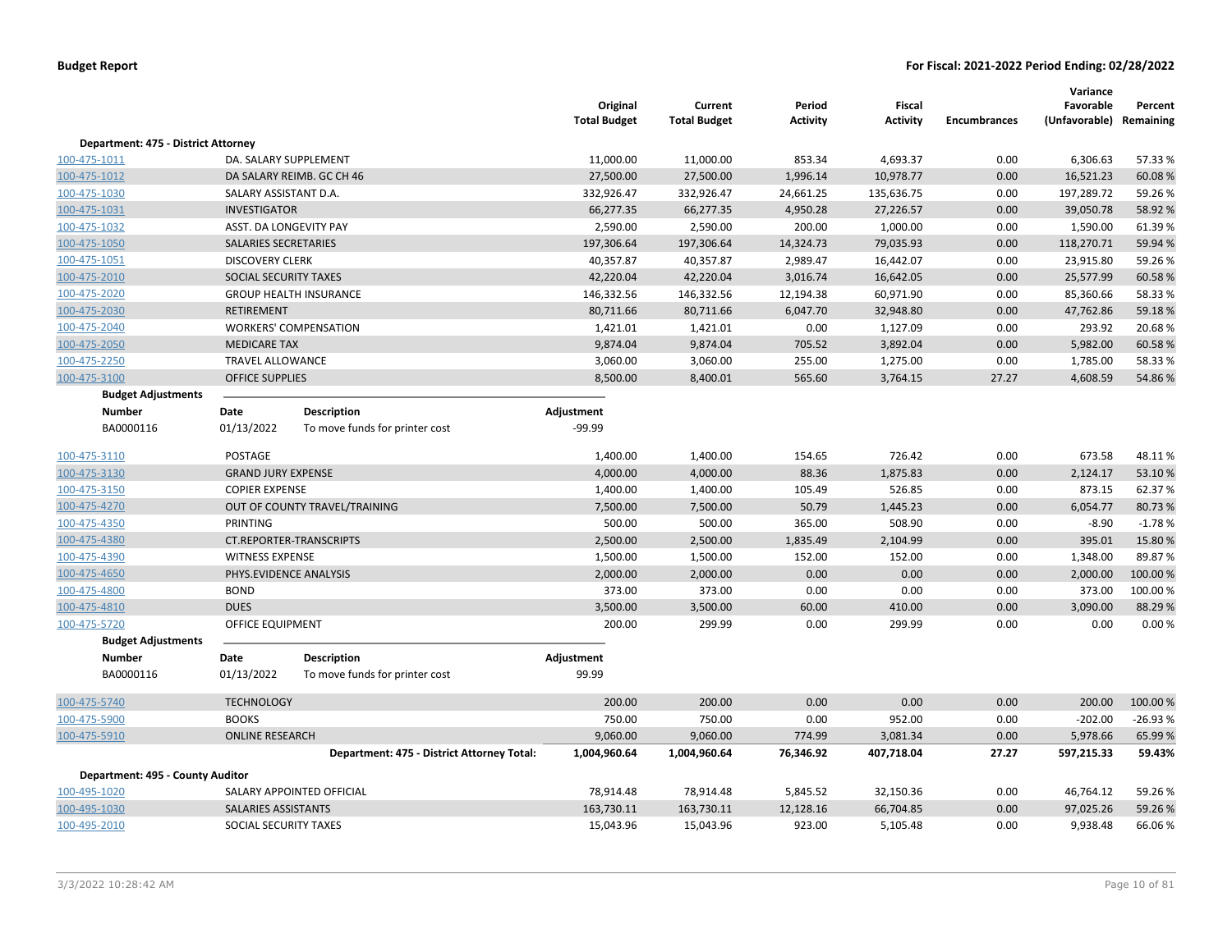**Budget Report** | **For Fiscal: 2021-2022 Period Ending: 02/28/2022**

| | | Original Total Budget | Current Total Budget | Period Activity | Fiscal Activity | Encumbrances | Variance Favorable (Unfavorable) | Percent Remaining |
|---|---|---|---|---|---|---|---|---|
| **Department: 475 - District Attorney** | | | | | | | | |
| 100-475-1011 | DA. SALARY SUPPLEMENT | 11,000.00 | 11,000.00 | 853.34 | 4,693.37 | 0.00 | 6,306.63 | 57.33 % |
| 100-475-1012 | DA SALARY REIMB. GC CH 46 | 27,500.00 | 27,500.00 | 1,996.14 | 10,978.77 | 0.00 | 16,521.23 | 60.08 % |
| 100-475-1030 | SALARY ASSISTANT D.A. | 332,926.47 | 332,926.47 | 24,661.25 | 135,636.75 | 0.00 | 197,289.72 | 59.26 % |
| 100-475-1031 | INVESTIGATOR | 66,277.35 | 66,277.35 | 4,950.28 | 27,226.57 | 0.00 | 39,050.78 | 58.92 % |
| 100-475-1032 | ASST. DA LONGEVITY PAY | 2,590.00 | 2,590.00 | 200.00 | 1,000.00 | 0.00 | 1,590.00 | 61.39 % |
| 100-475-1050 | SALARIES SECRETARIES | 197,306.64 | 197,306.64 | 14,324.73 | 79,035.93 | 0.00 | 118,270.71 | 59.94 % |
| 100-475-1051 | DISCOVERY CLERK | 40,357.87 | 40,357.87 | 2,989.47 | 16,442.07 | 0.00 | 23,915.80 | 59.26 % |
| 100-475-2010 | SOCIAL SECURITY TAXES | 42,220.04 | 42,220.04 | 3,016.74 | 16,642.05 | 0.00 | 25,577.99 | 60.58 % |
| 100-475-2020 | GROUP HEALTH INSURANCE | 146,332.56 | 146,332.56 | 12,194.38 | 60,971.90 | 0.00 | 85,360.66 | 58.33 % |
| 100-475-2030 | RETIREMENT | 80,711.66 | 80,711.66 | 6,047.70 | 32,948.80 | 0.00 | 47,762.86 | 59.18 % |
| 100-475-2040 | WORKERS' COMPENSATION | 1,421.01 | 1,421.01 | 0.00 | 1,127.09 | 0.00 | 293.92 | 20.68 % |
| 100-475-2050 | MEDICARE TAX | 9,874.04 | 9,874.04 | 705.52 | 3,892.04 | 0.00 | 5,982.00 | 60.58 % |
| 100-475-2250 | TRAVEL ALLOWANCE | 3,060.00 | 3,060.00 | 255.00 | 1,275.00 | 0.00 | 1,785.00 | 58.33 % |
| 100-475-3100 | OFFICE SUPPLIES | 8,500.00 | 8,400.01 | 565.60 | 3,764.15 | 27.27 | 4,608.59 | 54.86 % |

**Budget Adjustments**

| Number | Date | Description | Adjustment |
|---|---|---|---|
| BA0000116 | 01/13/2022 | To move funds for printer cost | -99.99 |

| | | Original Total Budget | Current Total Budget | Period Activity | Fiscal Activity | Encumbrances | Variance Favorable (Unfavorable) | Percent Remaining |
|---|---|---|---|---|---|---|---|---|
| 100-475-3110 | POSTAGE | 1,400.00 | 1,400.00 | 154.65 | 726.42 | 0.00 | 673.58 | 48.11 % |
| 100-475-3130 | GRAND JURY EXPENSE | 4,000.00 | 4,000.00 | 88.36 | 1,875.83 | 0.00 | 2,124.17 | 53.10 % |
| 100-475-3150 | COPIER EXPENSE | 1,400.00 | 1,400.00 | 105.49 | 526.85 | 0.00 | 873.15 | 62.37 % |
| 100-475-4270 | OUT OF COUNTY TRAVEL/TRAINING | 7,500.00 | 7,500.00 | 50.79 | 1,445.23 | 0.00 | 6,054.77 | 80.73 % |
| 100-475-4350 | PRINTING | 500.00 | 500.00 | 365.00 | 508.90 | 0.00 | -8.90 | -1.78 % |
| 100-475-4380 | CT.REPORTER-TRANSCRIPTS | 2,500.00 | 2,500.00 | 1,835.49 | 2,104.99 | 0.00 | 395.01 | 15.80 % |
| 100-475-4390 | WITNESS EXPENSE | 1,500.00 | 1,500.00 | 152.00 | 152.00 | 0.00 | 1,348.00 | 89.87 % |
| 100-475-4650 | PHYS.EVIDENCE ANALYSIS | 2,000.00 | 2,000.00 | 0.00 | 0.00 | 0.00 | 2,000.00 | 100.00 % |
| 100-475-4800 | BOND | 373.00 | 373.00 | 0.00 | 0.00 | 0.00 | 373.00 | 100.00 % |
| 100-475-4810 | DUES | 3,500.00 | 3,500.00 | 60.00 | 410.00 | 0.00 | 3,090.00 | 88.29 % |
| 100-475-5720 | OFFICE EQUIPMENT | 200.00 | 299.99 | 0.00 | 299.99 | 0.00 | 0.00 | 0.00 % |

**Budget Adjustments**

| Number | Date | Description | Adjustment |
|---|---|---|---|
| BA0000116 | 01/13/2022 | To move funds for printer cost | 99.99 |

| | | Original Total Budget | Current Total Budget | Period Activity | Fiscal Activity | Encumbrances | Variance Favorable (Unfavorable) | Percent Remaining |
|---|---|---|---|---|---|---|---|---|
| 100-475-5740 | TECHNOLOGY | 200.00 | 200.00 | 0.00 | 0.00 | 0.00 | 200.00 | 100.00 % |
| 100-475-5900 | BOOKS | 750.00 | 750.00 | 0.00 | 952.00 | 0.00 | -202.00 | -26.93 % |
| 100-475-5910 | ONLINE RESEARCH | 9,060.00 | 9,060.00 | 774.99 | 3,081.34 | 0.00 | 5,978.66 | 65.99 % |
| | **Department: 475 - District Attorney Total:** | **1,004,960.64** | **1,004,960.64** | **76,346.92** | **407,718.04** | **27.27** | **597,215.33** | **59.43%** |
| **Department: 495 - County Auditor** | | | | | | | | |
| 100-495-1020 | SALARY APPOINTED OFFICIAL | 78,914.48 | 78,914.48 | 5,845.52 | 32,150.36 | 0.00 | 46,764.12 | 59.26 % |
| 100-495-1030 | SALARIES ASSISTANTS | 163,730.11 | 163,730.11 | 12,128.16 | 66,704.85 | 0.00 | 97,025.26 | 59.26 % |
| 100-495-2010 | SOCIAL SECURITY TAXES | 15,043.96 | 15,043.96 | 923.00 | 5,105.48 | 0.00 | 9,938.48 | 66.06 % |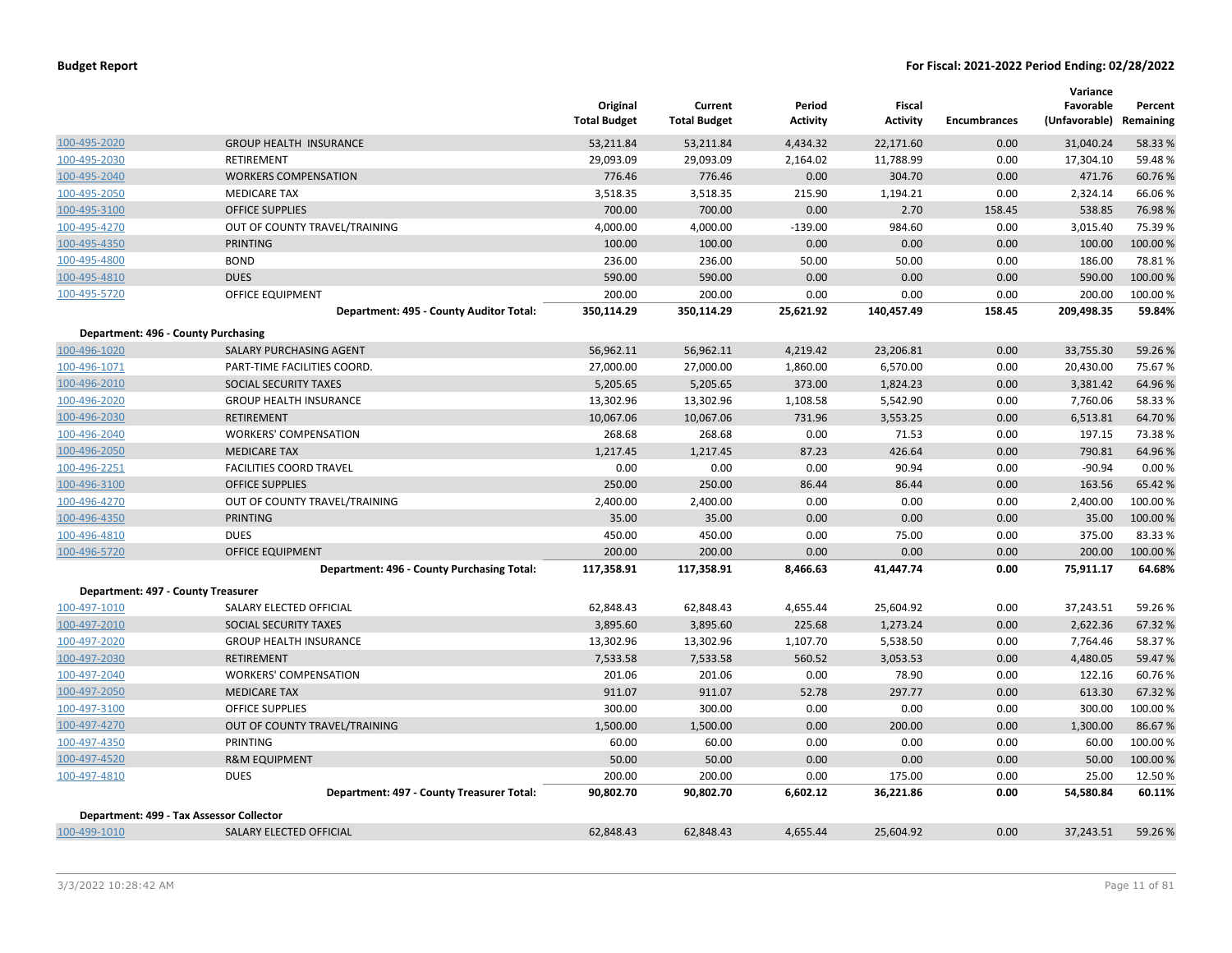| | | Original Total Budget | Current Total Budget | Period Activity | Fiscal Activity | Encumbrances | Variance Favorable (Unfavorable) | Percent Remaining |
|---|---|---|---|---|---|---|---|---|
| 100-495-2020 | GROUP HEALTH INSURANCE | 53,211.84 | 53,211.84 | 4,434.32 | 22,171.60 | 0.00 | 31,040.24 | 58.33 % |
| 100-495-2030 | RETIREMENT | 29,093.09 | 29,093.09 | 2,164.02 | 11,788.99 | 0.00 | 17,304.10 | 59.48 % |
| 100-495-2040 | WORKERS COMPENSATION | 776.46 | 776.46 | 0.00 | 304.70 | 0.00 | 471.76 | 60.76 % |
| 100-495-2050 | MEDICARE TAX | 3,518.35 | 3,518.35 | 215.90 | 1,194.21 | 0.00 | 2,324.14 | 66.06 % |
| 100-495-3100 | OFFICE SUPPLIES | 700.00 | 700.00 | 0.00 | 2.70 | 158.45 | 538.85 | 76.98 % |
| 100-495-4270 | OUT OF COUNTY TRAVEL/TRAINING | 4,000.00 | 4,000.00 | -139.00 | 984.60 | 0.00 | 3,015.40 | 75.39 % |
| 100-495-4350 | PRINTING | 100.00 | 100.00 | 0.00 | 0.00 | 0.00 | 100.00 | 100.00 % |
| 100-495-4800 | BOND | 236.00 | 236.00 | 50.00 | 50.00 | 0.00 | 186.00 | 78.81 % |
| 100-495-4810 | DUES | 590.00 | 590.00 | 0.00 | 0.00 | 0.00 | 590.00 | 100.00 % |
| 100-495-5720 | OFFICE EQUIPMENT | 200.00 | 200.00 | 0.00 | 0.00 | 0.00 | 200.00 | 100.00 % |
| | **Department: 495 - County Auditor Total:** | **350,114.29** | **350,114.29** | **25,621.92** | **140,457.49** | **158.45** | **209,498.35** | **59.84%** |
| **Department: 496 - County Purchasing** | | | | | | | | |
| 100-496-1020 | SALARY PURCHASING AGENT | 56,962.11 | 56,962.11 | 4,219.42 | 23,206.81 | 0.00 | 33,755.30 | 59.26 % |
| 100-496-1071 | PART-TIME FACILITIES COORD. | 27,000.00 | 27,000.00 | 1,860.00 | 6,570.00 | 0.00 | 20,430.00 | 75.67 % |
| 100-496-2010 | SOCIAL SECURITY TAXES | 5,205.65 | 5,205.65 | 373.00 | 1,824.23 | 0.00 | 3,381.42 | 64.96 % |
| 100-496-2020 | GROUP HEALTH INSURANCE | 13,302.96 | 13,302.96 | 1,108.58 | 5,542.90 | 0.00 | 7,760.06 | 58.33 % |
| 100-496-2030 | RETIREMENT | 10,067.06 | 10,067.06 | 731.96 | 3,553.25 | 0.00 | 6,513.81 | 64.70 % |
| 100-496-2040 | WORKERS' COMPENSATION | 268.68 | 268.68 | 0.00 | 71.53 | 0.00 | 197.15 | 73.38 % |
| 100-496-2050 | MEDICARE TAX | 1,217.45 | 1,217.45 | 87.23 | 426.64 | 0.00 | 790.81 | 64.96 % |
| 100-496-2251 | FACILITIES COORD TRAVEL | 0.00 | 0.00 | 0.00 | 90.94 | 0.00 | -90.94 | 0.00 % |
| 100-496-3100 | OFFICE SUPPLIES | 250.00 | 250.00 | 86.44 | 86.44 | 0.00 | 163.56 | 65.42 % |
| 100-496-4270 | OUT OF COUNTY TRAVEL/TRAINING | 2,400.00 | 2,400.00 | 0.00 | 0.00 | 0.00 | 2,400.00 | 100.00 % |
| 100-496-4350 | PRINTING | 35.00 | 35.00 | 0.00 | 0.00 | 0.00 | 35.00 | 100.00 % |
| 100-496-4810 | DUES | 450.00 | 450.00 | 0.00 | 75.00 | 0.00 | 375.00 | 83.33 % |
| 100-496-5720 | OFFICE EQUIPMENT | 200.00 | 200.00 | 0.00 | 0.00 | 0.00 | 200.00 | 100.00 % |
| | **Department: 496 - County Purchasing Total:** | **117,358.91** | **117,358.91** | **8,466.63** | **41,447.74** | **0.00** | **75,911.17** | **64.68%** |
| **Department: 497 - County Treasurer** | | | | | | | | |
| 100-497-1010 | SALARY ELECTED OFFICIAL | 62,848.43 | 62,848.43 | 4,655.44 | 25,604.92 | 0.00 | 37,243.51 | 59.26 % |
| 100-497-2010 | SOCIAL SECURITY TAXES | 3,895.60 | 3,895.60 | 225.68 | 1,273.24 | 0.00 | 2,622.36 | 67.32 % |
| 100-497-2020 | GROUP HEALTH INSURANCE | 13,302.96 | 13,302.96 | 1,107.70 | 5,538.50 | 0.00 | 7,764.46 | 58.37 % |
| 100-497-2030 | RETIREMENT | 7,533.58 | 7,533.58 | 560.52 | 3,053.53 | 0.00 | 4,480.05 | 59.47 % |
| 100-497-2040 | WORKERS' COMPENSATION | 201.06 | 201.06 | 0.00 | 78.90 | 0.00 | 122.16 | 60.76 % |
| 100-497-2050 | MEDICARE TAX | 911.07 | 911.07 | 52.78 | 297.77 | 0.00 | 613.30 | 67.32 % |
| 100-497-3100 | OFFICE SUPPLIES | 300.00 | 300.00 | 0.00 | 0.00 | 0.00 | 300.00 | 100.00 % |
| 100-497-4270 | OUT OF COUNTY TRAVEL/TRAINING | 1,500.00 | 1,500.00 | 0.00 | 200.00 | 0.00 | 1,300.00 | 86.67 % |
| 100-497-4350 | PRINTING | 60.00 | 60.00 | 0.00 | 0.00 | 0.00 | 60.00 | 100.00 % |
| 100-497-4520 | R&M EQUIPMENT | 50.00 | 50.00 | 0.00 | 0.00 | 0.00 | 50.00 | 100.00 % |
| 100-497-4810 | DUES | 200.00 | 200.00 | 0.00 | 175.00 | 0.00 | 25.00 | 12.50 % |
| | **Department: 497 - County Treasurer Total:** | **90,802.70** | **90,802.70** | **6,602.12** | **36,221.86** | **0.00** | **54,580.84** | **60.11%** |
| **Department: 499 - Tax Assessor Collector** | | | | | | | | |
| 100-499-1010 | SALARY ELECTED OFFICIAL | 62,848.43 | 62,848.43 | 4,655.44 | 25,604.92 | 0.00 | 37,243.51 | 59.26 % |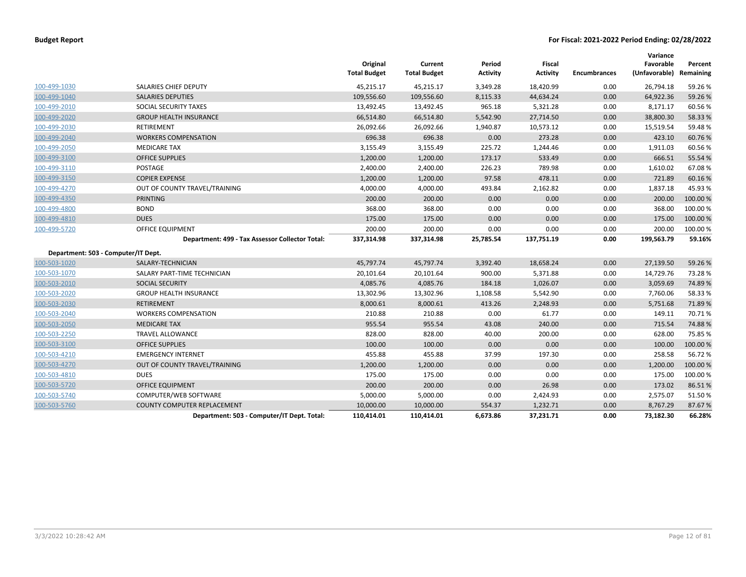**Budget Report** | **For Fiscal: 2021-2022 Period Ending: 02/28/2022**

| | | Original Total Budget | Current Total Budget | Period Activity | Fiscal Activity | Encumbrances | Variance Favorable (Unfavorable) | Percent Remaining |
|---|---|---|---|---|---|---|---|---|
| 100-499-1030 | SALARIES CHIEF DEPUTY | 45,215.17 | 45,215.17 | 3,349.28 | 18,420.99 | 0.00 | 26,794.18 | 59.26 % |
| 100-499-1040 | SALARIES DEPUTIES | 109,556.60 | 109,556.60 | 8,115.33 | 44,634.24 | 0.00 | 64,922.36 | 59.26 % |
| 100-499-2010 | SOCIAL SECURITY TAXES | 13,492.45 | 13,492.45 | 965.18 | 5,321.28 | 0.00 | 8,171.17 | 60.56 % |
| 100-499-2020 | GROUP HEALTH INSURANCE | 66,514.80 | 66,514.80 | 5,542.90 | 27,714.50 | 0.00 | 38,800.30 | 58.33 % |
| 100-499-2030 | RETIREMENT | 26,092.66 | 26,092.66 | 1,940.87 | 10,573.12 | 0.00 | 15,519.54 | 59.48 % |
| 100-499-2040 | WORKERS COMPENSATION | 696.38 | 696.38 | 0.00 | 273.28 | 0.00 | 423.10 | 60.76 % |
| 100-499-2050 | MEDICARE TAX | 3,155.49 | 3,155.49 | 225.72 | 1,244.46 | 0.00 | 1,911.03 | 60.56 % |
| 100-499-3100 | OFFICE SUPPLIES | 1,200.00 | 1,200.00 | 173.17 | 533.49 | 0.00 | 666.51 | 55.54 % |
| 100-499-3110 | POSTAGE | 2,400.00 | 2,400.00 | 226.23 | 789.98 | 0.00 | 1,610.02 | 67.08 % |
| 100-499-3150 | COPIER EXPENSE | 1,200.00 | 1,200.00 | 97.58 | 478.11 | 0.00 | 721.89 | 60.16 % |
| 100-499-4270 | OUT OF COUNTY TRAVEL/TRAINING | 4,000.00 | 4,000.00 | 493.84 | 2,162.82 | 0.00 | 1,837.18 | 45.93 % |
| 100-499-4350 | PRINTING | 200.00 | 200.00 | 0.00 | 0.00 | 0.00 | 200.00 | 100.00 % |
| 100-499-4800 | BOND | 368.00 | 368.00 | 0.00 | 0.00 | 0.00 | 368.00 | 100.00 % |
| 100-499-4810 | DUES | 175.00 | 175.00 | 0.00 | 0.00 | 0.00 | 175.00 | 100.00 % |
| 100-499-5720 | OFFICE EQUIPMENT | 200.00 | 200.00 | 0.00 | 0.00 | 0.00 | 200.00 | 100.00 % |
| | **Department: 499 - Tax Assessor Collector Total:** | **337,314.98** | **337,314.98** | **25,785.54** | **137,751.19** | **0.00** | **199,563.79** | **59.16%** |
| **Department: 503 - Computer/IT Dept.** | | | | | | | | |
| 100-503-1020 | SALARY-TECHNICIAN | 45,797.74 | 45,797.74 | 3,392.40 | 18,658.24 | 0.00 | 27,139.50 | 59.26 % |
| 100-503-1070 | SALARY PART-TIME TECHNICIAN | 20,101.64 | 20,101.64 | 900.00 | 5,371.88 | 0.00 | 14,729.76 | 73.28 % |
| 100-503-2010 | SOCIAL SECURITY | 4,085.76 | 4,085.76 | 184.18 | 1,026.07 | 0.00 | 3,059.69 | 74.89 % |
| 100-503-2020 | GROUP HEALTH INSURANCE | 13,302.96 | 13,302.96 | 1,108.58 | 5,542.90 | 0.00 | 7,760.06 | 58.33 % |
| 100-503-2030 | RETIREMENT | 8,000.61 | 8,000.61 | 413.26 | 2,248.93 | 0.00 | 5,751.68 | 71.89 % |
| 100-503-2040 | WORKERS COMPENSATION | 210.88 | 210.88 | 0.00 | 61.77 | 0.00 | 149.11 | 70.71 % |
| 100-503-2050 | MEDICARE TAX | 955.54 | 955.54 | 43.08 | 240.00 | 0.00 | 715.54 | 74.88 % |
| 100-503-2250 | TRAVEL ALLOWANCE | 828.00 | 828.00 | 40.00 | 200.00 | 0.00 | 628.00 | 75.85 % |
| 100-503-3100 | OFFICE SUPPLIES | 100.00 | 100.00 | 0.00 | 0.00 | 0.00 | 100.00 | 100.00 % |
| 100-503-4210 | EMERGENCY INTERNET | 455.88 | 455.88 | 37.99 | 197.30 | 0.00 | 258.58 | 56.72 % |
| 100-503-4270 | OUT OF COUNTY TRAVEL/TRAINING | 1,200.00 | 1,200.00 | 0.00 | 0.00 | 0.00 | 1,200.00 | 100.00 % |
| 100-503-4810 | DUES | 175.00 | 175.00 | 0.00 | 0.00 | 0.00 | 175.00 | 100.00 % |
| 100-503-5720 | OFFICE EQUIPMENT | 200.00 | 200.00 | 0.00 | 26.98 | 0.00 | 173.02 | 86.51 % |
| 100-503-5740 | COMPUTER/WEB SOFTWARE | 5,000.00 | 5,000.00 | 0.00 | 2,424.93 | 0.00 | 2,575.07 | 51.50 % |
| 100-503-5760 | COUNTY COMPUTER REPLACEMENT | 10,000.00 | 10,000.00 | 554.37 | 1,232.71 | 0.00 | 8,767.29 | 87.67 % |
| | **Department: 503 - Computer/IT Dept. Total:** | **110,414.01** | **110,414.01** | **6,673.86** | **37,231.71** | **0.00** | **73,182.30** | **66.28%** |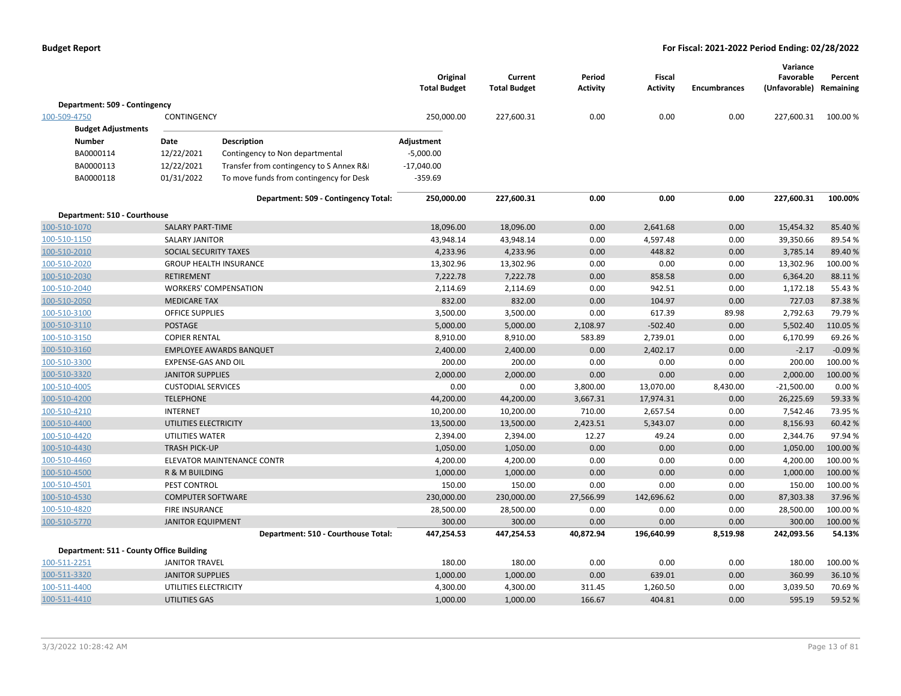**Budget Report** — **For Fiscal: 2021-2022 Period Ending: 02/28/2022**

| | | Original Total Budget | Current Total Budget | Period Activity | Fiscal Activity | Encumbrances | Variance Favorable (Unfavorable) | Percent Remaining |
|---|---|---|---|---|---|---|---|---|
| **Department: 509 - Contingency** | | | | | | | | |
| 100-509-4750 | CONTINGENCY | 250,000.00 | 227,600.31 | 0.00 | 0.00 | 0.00 | 227,600.31 | 100.00 % |

**Budget Adjustments**

| Number | Date | Description | Adjustment |
|---|---|---|---|
| BA0000114 | 12/22/2021 | Contingency to Non departmental | -5,000.00 |
| BA0000113 | 12/22/2021 | Transfer from contingency to S Annex R&I | -17,040.00 |
| BA0000118 | 01/31/2022 | To move funds from contingency for Desk | -359.69 |

| | | Original Total Budget | Current Total Budget | Period Activity | Fiscal Activity | Encumbrances | Variance Favorable (Unfavorable) | Percent Remaining |
|---|---|---|---|---|---|---|---|---|
| | **Department: 509 - Contingency Total:** | **250,000.00** | **227,600.31** | **0.00** | **0.00** | **0.00** | **227,600.31** | **100.00%** |
| **Department: 510 - Courthouse** | | | | | | | | |
| 100-510-1070 | SALARY PART-TIME | 18,096.00 | 18,096.00 | 0.00 | 2,641.68 | 0.00 | 15,454.32 | 85.40 % |
| 100-510-1150 | SALARY JANITOR | 43,948.14 | 43,948.14 | 0.00 | 4,597.48 | 0.00 | 39,350.66 | 89.54 % |
| 100-510-2010 | SOCIAL SECURITY TAXES | 4,233.96 | 4,233.96 | 0.00 | 448.82 | 0.00 | 3,785.14 | 89.40 % |
| 100-510-2020 | GROUP HEALTH INSURANCE | 13,302.96 | 13,302.96 | 0.00 | 0.00 | 0.00 | 13,302.96 | 100.00 % |
| 100-510-2030 | RETIREMENT | 7,222.78 | 7,222.78 | 0.00 | 858.58 | 0.00 | 6,364.20 | 88.11 % |
| 100-510-2040 | WORKERS' COMPENSATION | 2,114.69 | 2,114.69 | 0.00 | 942.51 | 0.00 | 1,172.18 | 55.43 % |
| 100-510-2050 | MEDICARE TAX | 832.00 | 832.00 | 0.00 | 104.97 | 0.00 | 727.03 | 87.38 % |
| 100-510-3100 | OFFICE SUPPLIES | 3,500.00 | 3,500.00 | 0.00 | 617.39 | 89.98 | 2,792.63 | 79.79 % |
| 100-510-3110 | POSTAGE | 5,000.00 | 5,000.00 | 2,108.97 | -502.40 | 0.00 | 5,502.40 | 110.05 % |
| 100-510-3150 | COPIER RENTAL | 8,910.00 | 8,910.00 | 583.89 | 2,739.01 | 0.00 | 6,170.99 | 69.26 % |
| 100-510-3160 | EMPLOYEE AWARDS BANQUET | 2,400.00 | 2,400.00 | 0.00 | 2,402.17 | 0.00 | -2.17 | -0.09 % |
| 100-510-3300 | EXPENSE-GAS AND OIL | 200.00 | 200.00 | 0.00 | 0.00 | 0.00 | 200.00 | 100.00 % |
| 100-510-3320 | JANITOR SUPPLIES | 2,000.00 | 2,000.00 | 0.00 | 0.00 | 0.00 | 2,000.00 | 100.00 % |
| 100-510-4005 | CUSTODIAL SERVICES | 0.00 | 0.00 | 3,800.00 | 13,070.00 | 8,430.00 | -21,500.00 | 0.00 % |
| 100-510-4200 | TELEPHONE | 44,200.00 | 44,200.00 | 3,667.31 | 17,974.31 | 0.00 | 26,225.69 | 59.33 % |
| 100-510-4210 | INTERNET | 10,200.00 | 10,200.00 | 710.00 | 2,657.54 | 0.00 | 7,542.46 | 73.95 % |
| 100-510-4400 | UTILITIES ELECTRICITY | 13,500.00 | 13,500.00 | 2,423.51 | 5,343.07 | 0.00 | 8,156.93 | 60.42 % |
| 100-510-4420 | UTILITIES WATER | 2,394.00 | 2,394.00 | 12.27 | 49.24 | 0.00 | 2,344.76 | 97.94 % |
| 100-510-4430 | TRASH PICK-UP | 1,050.00 | 1,050.00 | 0.00 | 0.00 | 0.00 | 1,050.00 | 100.00 % |
| 100-510-4460 | ELEVATOR MAINTENANCE CONTR | 4,200.00 | 4,200.00 | 0.00 | 0.00 | 0.00 | 4,200.00 | 100.00 % |
| 100-510-4500 | R & M BUILDING | 1,000.00 | 1,000.00 | 0.00 | 0.00 | 0.00 | 1,000.00 | 100.00 % |
| 100-510-4501 | PEST CONTROL | 150.00 | 150.00 | 0.00 | 0.00 | 0.00 | 150.00 | 100.00 % |
| 100-510-4530 | COMPUTER SOFTWARE | 230,000.00 | 230,000.00 | 27,566.99 | 142,696.62 | 0.00 | 87,303.38 | 37.96 % |
| 100-510-4820 | FIRE INSURANCE | 28,500.00 | 28,500.00 | 0.00 | 0.00 | 0.00 | 28,500.00 | 100.00 % |
| 100-510-5770 | JANITOR EQUIPMENT | 300.00 | 300.00 | 0.00 | 0.00 | 0.00 | 300.00 | 100.00 % |
| | **Department: 510 - Courthouse Total:** | **447,254.53** | **447,254.53** | **40,872.94** | **196,640.99** | **8,519.98** | **242,093.56** | **54.13%** |
| **Department: 511 - County Office Building** | | | | | | | | |
| 100-511-2251 | JANITOR TRAVEL | 180.00 | 180.00 | 0.00 | 0.00 | 0.00 | 180.00 | 100.00 % |
| 100-511-3320 | JANITOR SUPPLIES | 1,000.00 | 1,000.00 | 0.00 | 639.01 | 0.00 | 360.99 | 36.10 % |
| 100-511-4400 | UTILITIES ELECTRICITY | 4,300.00 | 4,300.00 | 311.45 | 1,260.50 | 0.00 | 3,039.50 | 70.69 % |
| 100-511-4410 | UTILITIES GAS | 1,000.00 | 1,000.00 | 166.67 | 404.81 | 0.00 | 595.19 | 59.52 % |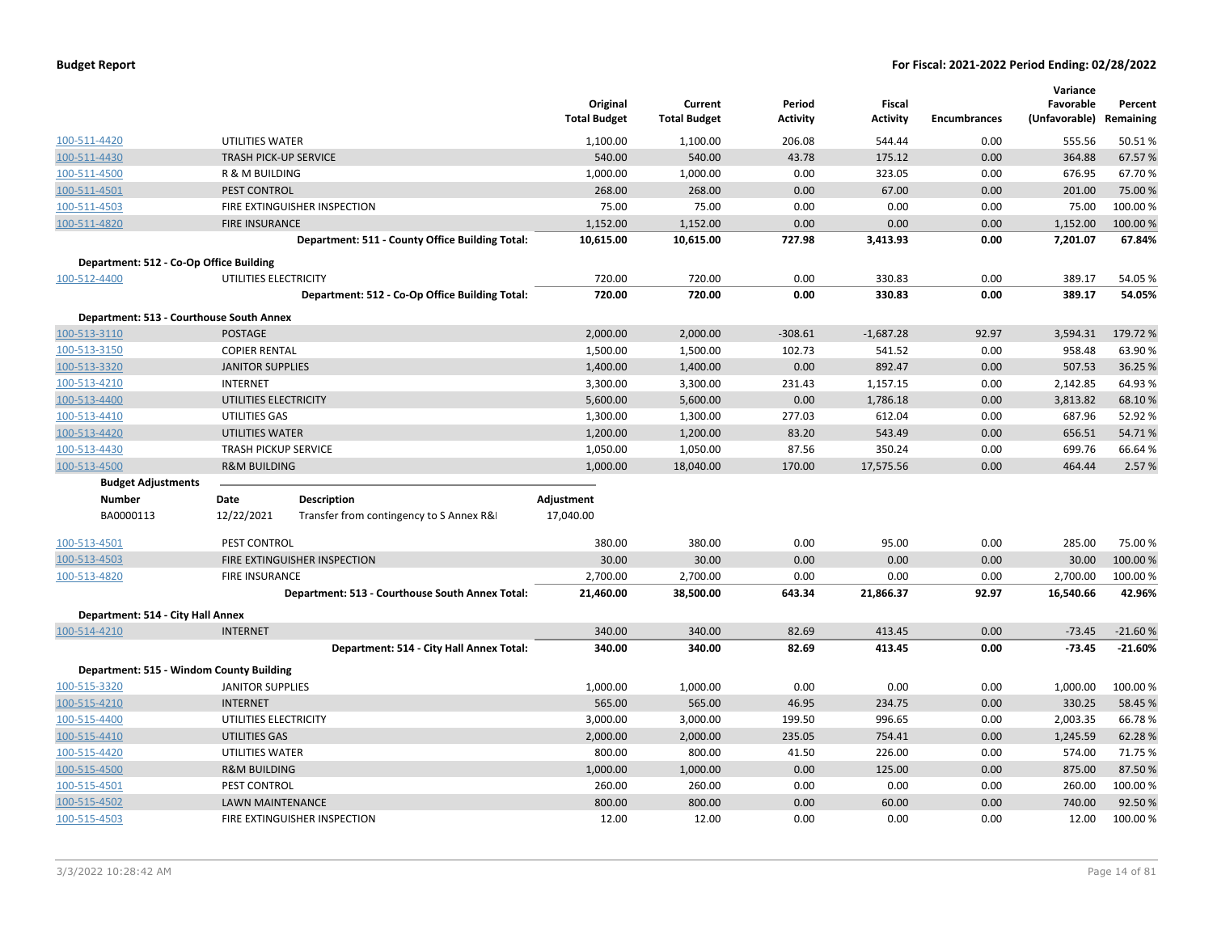| | | Original Total Budget | Current Total Budget | Period Activity | Fiscal Activity | Encumbrances | Variance Favorable (Unfavorable) | Percent Remaining |
|---|---|---|---|---|---|---|---|---|
| 100-511-4420 | UTILITIES WATER | 1,100.00 | 1,100.00 | 206.08 | 544.44 | 0.00 | 555.56 | 50.51 % |
| 100-511-4430 | TRASH PICK-UP SERVICE | 540.00 | 540.00 | 43.78 | 175.12 | 0.00 | 364.88 | 67.57 % |
| 100-511-4500 | R & M BUILDING | 1,000.00 | 1,000.00 | 0.00 | 323.05 | 0.00 | 676.95 | 67.70 % |
| 100-511-4501 | PEST CONTROL | 268.00 | 268.00 | 0.00 | 67.00 | 0.00 | 201.00 | 75.00 % |
| 100-511-4503 | FIRE EXTINGUISHER INSPECTION | 75.00 | 75.00 | 0.00 | 0.00 | 0.00 | 75.00 | 100.00 % |
| 100-511-4820 | FIRE INSURANCE | 1,152.00 | 1,152.00 | 0.00 | 0.00 | 0.00 | 1,152.00 | 100.00 % |
| | **Department: 511 - County Office Building Total:** | **10,615.00** | **10,615.00** | **727.98** | **3,413.93** | **0.00** | **7,201.07** | **67.84%** |
| **Department: 512 - Co-Op Office Building** | | | | | | | | |
| 100-512-4400 | UTILITIES ELECTRICITY | 720.00 | 720.00 | 0.00 | 330.83 | 0.00 | 389.17 | 54.05 % |
| | **Department: 512 - Co-Op Office Building Total:** | **720.00** | **720.00** | **0.00** | **330.83** | **0.00** | **389.17** | **54.05%** |
| **Department: 513 - Courthouse South Annex** | | | | | | | | |
| 100-513-3110 | POSTAGE | 2,000.00 | 2,000.00 | -308.61 | -1,687.28 | 92.97 | 3,594.31 | 179.72 % |
| 100-513-3150 | COPIER RENTAL | 1,500.00 | 1,500.00 | 102.73 | 541.52 | 0.00 | 958.48 | 63.90 % |
| 100-513-3320 | JANITOR SUPPLIES | 1,400.00 | 1,400.00 | 0.00 | 892.47 | 0.00 | 507.53 | 36.25 % |
| 100-513-4210 | INTERNET | 3,300.00 | 3,300.00 | 231.43 | 1,157.15 | 0.00 | 2,142.85 | 64.93 % |
| 100-513-4400 | UTILITIES ELECTRICITY | 5,600.00 | 5,600.00 | 0.00 | 1,786.18 | 0.00 | 3,813.82 | 68.10 % |
| 100-513-4410 | UTILITIES GAS | 1,300.00 | 1,300.00 | 277.03 | 612.04 | 0.00 | 687.96 | 52.92 % |
| 100-513-4420 | UTILITIES WATER | 1,200.00 | 1,200.00 | 83.20 | 543.49 | 0.00 | 656.51 | 54.71 % |
| 100-513-4430 | TRASH PICKUP SERVICE | 1,050.00 | 1,050.00 | 87.56 | 350.24 | 0.00 | 699.76 | 66.64 % |
| 100-513-4500 | R&M BUILDING | 1,000.00 | 18,040.00 | 170.00 | 17,575.56 | 0.00 | 464.44 | 2.57 % |

**Budget Adjustments**

| Number | Date | Description | Adjustment |
|---|---|---|---|
| BA0000113 | 12/22/2021 | Transfer from contingency to S Annex R&I | 17,040.00 |

| | | Original Total Budget | Current Total Budget | Period Activity | Fiscal Activity | Encumbrances | Variance Favorable (Unfavorable) | Percent Remaining |
|---|---|---|---|---|---|---|---|---|
| 100-513-4501 | PEST CONTROL | 380.00 | 380.00 | 0.00 | 95.00 | 0.00 | 285.00 | 75.00 % |
| 100-513-4503 | FIRE EXTINGUISHER INSPECTION | 30.00 | 30.00 | 0.00 | 0.00 | 0.00 | 30.00 | 100.00 % |
| 100-513-4820 | FIRE INSURANCE | 2,700.00 | 2,700.00 | 0.00 | 0.00 | 0.00 | 2,700.00 | 100.00 % |
| | **Department: 513 - Courthouse South Annex Total:** | **21,460.00** | **38,500.00** | **643.34** | **21,866.37** | **92.97** | **16,540.66** | **42.96%** |
| **Department: 514 - City Hall Annex** | | | | | | | | |
| 100-514-4210 | INTERNET | 340.00 | 340.00 | 82.69 | 413.45 | 0.00 | -73.45 | -21.60 % |
| | **Department: 514 - City Hall Annex Total:** | **340.00** | **340.00** | **82.69** | **413.45** | **0.00** | **-73.45** | **-21.60%** |
| **Department: 515 - Windom County Building** | | | | | | | | |
| 100-515-3320 | JANITOR SUPPLIES | 1,000.00 | 1,000.00 | 0.00 | 0.00 | 0.00 | 1,000.00 | 100.00 % |
| 100-515-4210 | INTERNET | 565.00 | 565.00 | 46.95 | 234.75 | 0.00 | 330.25 | 58.45 % |
| 100-515-4400 | UTILITIES ELECTRICITY | 3,000.00 | 3,000.00 | 199.50 | 996.65 | 0.00 | 2,003.35 | 66.78 % |
| 100-515-4410 | UTILITIES GAS | 2,000.00 | 2,000.00 | 235.05 | 754.41 | 0.00 | 1,245.59 | 62.28 % |
| 100-515-4420 | UTILITIES WATER | 800.00 | 800.00 | 41.50 | 226.00 | 0.00 | 574.00 | 71.75 % |
| 100-515-4500 | R&M BUILDING | 1,000.00 | 1,000.00 | 0.00 | 125.00 | 0.00 | 875.00 | 87.50 % |
| 100-515-4501 | PEST CONTROL | 260.00 | 260.00 | 0.00 | 0.00 | 0.00 | 260.00 | 100.00 % |
| 100-515-4502 | LAWN MAINTENANCE | 800.00 | 800.00 | 0.00 | 60.00 | 0.00 | 740.00 | 92.50 % |
| 100-515-4503 | FIRE EXTINGUISHER INSPECTION | 12.00 | 12.00 | 0.00 | 0.00 | 0.00 | 12.00 | 100.00 % |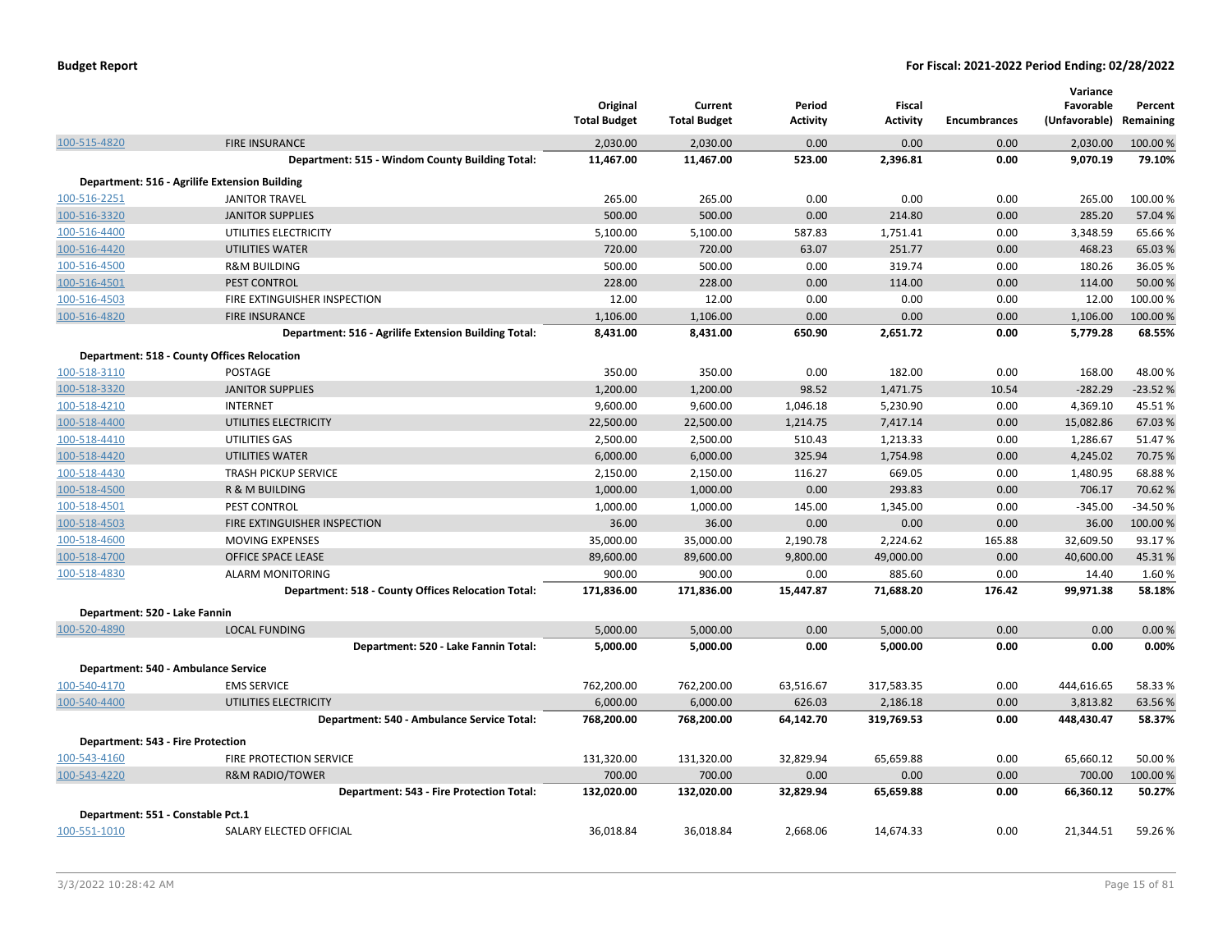| | | Original Total Budget | Current Total Budget | Period Activity | Fiscal Activity | Encumbrances | Variance Favorable (Unfavorable) | Percent Remaining |
|---|---|---|---|---|---|---|---|---|
| 100-515-4820 | FIRE INSURANCE | 2,030.00 | 2,030.00 | 0.00 | 0.00 | 0.00 | 2,030.00 | 100.00 % |
| | **Department: 515 - Windom County Building Total:** | **11,467.00** | **11,467.00** | **523.00** | **2,396.81** | **0.00** | **9,070.19** | **79.10%** |
| **Department: 516 - Agrilife Extension Building** | | | | | | | | |
| 100-516-2251 | JANITOR TRAVEL | 265.00 | 265.00 | 0.00 | 0.00 | 0.00 | 265.00 | 100.00 % |
| 100-516-3320 | JANITOR SUPPLIES | 500.00 | 500.00 | 0.00 | 214.80 | 0.00 | 285.20 | 57.04 % |
| 100-516-4400 | UTILITIES ELECTRICITY | 5,100.00 | 5,100.00 | 587.83 | 1,751.41 | 0.00 | 3,348.59 | 65.66 % |
| 100-516-4420 | UTILITIES WATER | 720.00 | 720.00 | 63.07 | 251.77 | 0.00 | 468.23 | 65.03 % |
| 100-516-4500 | R&M BUILDING | 500.00 | 500.00 | 0.00 | 319.74 | 0.00 | 180.26 | 36.05 % |
| 100-516-4501 | PEST CONTROL | 228.00 | 228.00 | 0.00 | 114.00 | 0.00 | 114.00 | 50.00 % |
| 100-516-4503 | FIRE EXTINGUISHER INSPECTION | 12.00 | 12.00 | 0.00 | 0.00 | 0.00 | 12.00 | 100.00 % |
| 100-516-4820 | FIRE INSURANCE | 1,106.00 | 1,106.00 | 0.00 | 0.00 | 0.00 | 1,106.00 | 100.00 % |
| | **Department: 516 - Agrilife Extension Building Total:** | **8,431.00** | **8,431.00** | **650.90** | **2,651.72** | **0.00** | **5,779.28** | **68.55%** |
| **Department: 518 - County Offices Relocation** | | | | | | | | |
| 100-518-3110 | POSTAGE | 350.00 | 350.00 | 0.00 | 182.00 | 0.00 | 168.00 | 48.00 % |
| 100-518-3320 | JANITOR SUPPLIES | 1,200.00 | 1,200.00 | 98.52 | 1,471.75 | 10.54 | -282.29 | -23.52 % |
| 100-518-4210 | INTERNET | 9,600.00 | 9,600.00 | 1,046.18 | 5,230.90 | 0.00 | 4,369.10 | 45.51 % |
| 100-518-4400 | UTILITIES ELECTRICITY | 22,500.00 | 22,500.00 | 1,214.75 | 7,417.14 | 0.00 | 15,082.86 | 67.03 % |
| 100-518-4410 | UTILITIES GAS | 2,500.00 | 2,500.00 | 510.43 | 1,213.33 | 0.00 | 1,286.67 | 51.47 % |
| 100-518-4420 | UTILITIES WATER | 6,000.00 | 6,000.00 | 325.94 | 1,754.98 | 0.00 | 4,245.02 | 70.75 % |
| 100-518-4430 | TRASH PICKUP SERVICE | 2,150.00 | 2,150.00 | 116.27 | 669.05 | 0.00 | 1,480.95 | 68.88 % |
| 100-518-4500 | R & M BUILDING | 1,000.00 | 1,000.00 | 0.00 | 293.83 | 0.00 | 706.17 | 70.62 % |
| 100-518-4501 | PEST CONTROL | 1,000.00 | 1,000.00 | 145.00 | 1,345.00 | 0.00 | -345.00 | -34.50 % |
| 100-518-4503 | FIRE EXTINGUISHER INSPECTION | 36.00 | 36.00 | 0.00 | 0.00 | 0.00 | 36.00 | 100.00 % |
| 100-518-4600 | MOVING EXPENSES | 35,000.00 | 35,000.00 | 2,190.78 | 2,224.62 | 165.88 | 32,609.50 | 93.17 % |
| 100-518-4700 | OFFICE SPACE LEASE | 89,600.00 | 89,600.00 | 9,800.00 | 49,000.00 | 0.00 | 40,600.00 | 45.31 % |
| 100-518-4830 | ALARM MONITORING | 900.00 | 900.00 | 0.00 | 885.60 | 0.00 | 14.40 | 1.60 % |
| | **Department: 518 - County Offices Relocation Total:** | **171,836.00** | **171,836.00** | **15,447.87** | **71,688.20** | **176.42** | **99,971.38** | **58.18%** |
| **Department: 520 - Lake Fannin** | | | | | | | | |
| 100-520-4890 | LOCAL FUNDING | 5,000.00 | 5,000.00 | 0.00 | 5,000.00 | 0.00 | 0.00 | 0.00 % |
| | **Department: 520 - Lake Fannin Total:** | **5,000.00** | **5,000.00** | **0.00** | **5,000.00** | **0.00** | **0.00** | **0.00%** |
| **Department: 540 - Ambulance Service** | | | | | | | | |
| 100-540-4170 | EMS SERVICE | 762,200.00 | 762,200.00 | 63,516.67 | 317,583.35 | 0.00 | 444,616.65 | 58.33 % |
| 100-540-4400 | UTILITIES ELECTRICITY | 6,000.00 | 6,000.00 | 626.03 | 2,186.18 | 0.00 | 3,813.82 | 63.56 % |
| | **Department: 540 - Ambulance Service Total:** | **768,200.00** | **768,200.00** | **64,142.70** | **319,769.53** | **0.00** | **448,430.47** | **58.37%** |
| **Department: 543 - Fire Protection** | | | | | | | | |
| 100-543-4160 | FIRE PROTECTION SERVICE | 131,320.00 | 131,320.00 | 32,829.94 | 65,659.88 | 0.00 | 65,660.12 | 50.00 % |
| 100-543-4220 | R&M RADIO/TOWER | 700.00 | 700.00 | 0.00 | 0.00 | 0.00 | 700.00 | 100.00 % |
| | **Department: 543 - Fire Protection Total:** | **132,020.00** | **132,020.00** | **32,829.94** | **65,659.88** | **0.00** | **66,360.12** | **50.27%** |
| **Department: 551 - Constable Pct.1** | | | | | | | | |
| 100-551-1010 | SALARY ELECTED OFFICIAL | 36,018.84 | 36,018.84 | 2,668.06 | 14,674.33 | 0.00 | 21,344.51 | 59.26 % |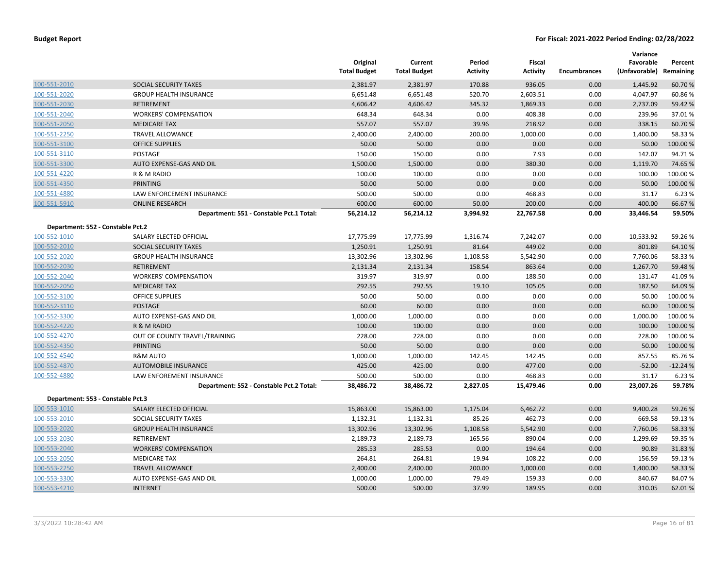| | | Original Total Budget | Current Total Budget | Period Activity | Fiscal Activity | Encumbrances | Variance Favorable (Unfavorable) | Percent Remaining |
|---|---|---|---|---|---|---|---|---|
| 100-551-2010 | SOCIAL SECURITY TAXES | 2,381.97 | 2,381.97 | 170.88 | 936.05 | 0.00 | 1,445.92 | 60.70 % |
| 100-551-2020 | GROUP HEALTH INSURANCE | 6,651.48 | 6,651.48 | 520.70 | 2,603.51 | 0.00 | 4,047.97 | 60.86 % |
| 100-551-2030 | RETIREMENT | 4,606.42 | 4,606.42 | 345.32 | 1,869.33 | 0.00 | 2,737.09 | 59.42 % |
| 100-551-2040 | WORKERS' COMPENSATION | 648.34 | 648.34 | 0.00 | 408.38 | 0.00 | 239.96 | 37.01 % |
| 100-551-2050 | MEDICARE TAX | 557.07 | 557.07 | 39.96 | 218.92 | 0.00 | 338.15 | 60.70 % |
| 100-551-2250 | TRAVEL ALLOWANCE | 2,400.00 | 2,400.00 | 200.00 | 1,000.00 | 0.00 | 1,400.00 | 58.33 % |
| 100-551-3100 | OFFICE SUPPLIES | 50.00 | 50.00 | 0.00 | 0.00 | 0.00 | 50.00 | 100.00 % |
| 100-551-3110 | POSTAGE | 150.00 | 150.00 | 0.00 | 7.93 | 0.00 | 142.07 | 94.71 % |
| 100-551-3300 | AUTO EXPENSE-GAS AND OIL | 1,500.00 | 1,500.00 | 0.00 | 380.30 | 0.00 | 1,119.70 | 74.65 % |
| 100-551-4220 | R & M RADIO | 100.00 | 100.00 | 0.00 | 0.00 | 0.00 | 100.00 | 100.00 % |
| 100-551-4350 | PRINTING | 50.00 | 50.00 | 0.00 | 0.00 | 0.00 | 50.00 | 100.00 % |
| 100-551-4880 | LAW ENFORCEMENT INSURANCE | 500.00 | 500.00 | 0.00 | 468.83 | 0.00 | 31.17 | 6.23 % |
| 100-551-5910 | ONLINE RESEARCH | 600.00 | 600.00 | 50.00 | 200.00 | 0.00 | 400.00 | 66.67 % |
| | **Department: 551 - Constable Pct.1 Total:** | **56,214.12** | **56,214.12** | **3,994.92** | **22,767.58** | **0.00** | **33,446.54** | **59.50%** |
| **Department: 552 - Constable Pct.2** | | | | | | | | |
| 100-552-1010 | SALARY ELECTED OFFICIAL | 17,775.99 | 17,775.99 | 1,316.74 | 7,242.07 | 0.00 | 10,533.92 | 59.26 % |
| 100-552-2010 | SOCIAL SECURITY TAXES | 1,250.91 | 1,250.91 | 81.64 | 449.02 | 0.00 | 801.89 | 64.10 % |
| 100-552-2020 | GROUP HEALTH INSURANCE | 13,302.96 | 13,302.96 | 1,108.58 | 5,542.90 | 0.00 | 7,760.06 | 58.33 % |
| 100-552-2030 | RETIREMENT | 2,131.34 | 2,131.34 | 158.54 | 863.64 | 0.00 | 1,267.70 | 59.48 % |
| 100-552-2040 | WORKERS' COMPENSATION | 319.97 | 319.97 | 0.00 | 188.50 | 0.00 | 131.47 | 41.09 % |
| 100-552-2050 | MEDICARE TAX | 292.55 | 292.55 | 19.10 | 105.05 | 0.00 | 187.50 | 64.09 % |
| 100-552-3100 | OFFICE SUPPLIES | 50.00 | 50.00 | 0.00 | 0.00 | 0.00 | 50.00 | 100.00 % |
| 100-552-3110 | POSTAGE | 60.00 | 60.00 | 0.00 | 0.00 | 0.00 | 60.00 | 100.00 % |
| 100-552-3300 | AUTO EXPENSE-GAS AND OIL | 1,000.00 | 1,000.00 | 0.00 | 0.00 | 0.00 | 1,000.00 | 100.00 % |
| 100-552-4220 | R & M RADIO | 100.00 | 100.00 | 0.00 | 0.00 | 0.00 | 100.00 | 100.00 % |
| 100-552-4270 | OUT OF COUNTY TRAVEL/TRAINING | 228.00 | 228.00 | 0.00 | 0.00 | 0.00 | 228.00 | 100.00 % |
| 100-552-4350 | PRINTING | 50.00 | 50.00 | 0.00 | 0.00 | 0.00 | 50.00 | 100.00 % |
| 100-552-4540 | R&M AUTO | 1,000.00 | 1,000.00 | 142.45 | 142.45 | 0.00 | 857.55 | 85.76 % |
| 100-552-4870 | AUTOMOBILE INSURANCE | 425.00 | 425.00 | 0.00 | 477.00 | 0.00 | -52.00 | -12.24 % |
| 100-552-4880 | LAW ENFOREMENT INSURANCE | 500.00 | 500.00 | 0.00 | 468.83 | 0.00 | 31.17 | 6.23 % |
| | **Department: 552 - Constable Pct.2 Total:** | **38,486.72** | **38,486.72** | **2,827.05** | **15,479.46** | **0.00** | **23,007.26** | **59.78%** |
| **Department: 553 - Constable Pct.3** | | | | | | | | |
| 100-553-1010 | SALARY ELECTED OFFICIAL | 15,863.00 | 15,863.00 | 1,175.04 | 6,462.72 | 0.00 | 9,400.28 | 59.26 % |
| 100-553-2010 | SOCIAL SECURITY TAXES | 1,132.31 | 1,132.31 | 85.26 | 462.73 | 0.00 | 669.58 | 59.13 % |
| 100-553-2020 | GROUP HEALTH INSURANCE | 13,302.96 | 13,302.96 | 1,108.58 | 5,542.90 | 0.00 | 7,760.06 | 58.33 % |
| 100-553-2030 | RETIREMENT | 2,189.73 | 2,189.73 | 165.56 | 890.04 | 0.00 | 1,299.69 | 59.35 % |
| 100-553-2040 | WORKERS' COMPENSATION | 285.53 | 285.53 | 0.00 | 194.64 | 0.00 | 90.89 | 31.83 % |
| 100-553-2050 | MEDICARE TAX | 264.81 | 264.81 | 19.94 | 108.22 | 0.00 | 156.59 | 59.13 % |
| 100-553-2250 | TRAVEL ALLOWANCE | 2,400.00 | 2,400.00 | 200.00 | 1,000.00 | 0.00 | 1,400.00 | 58.33 % |
| 100-553-3300 | AUTO EXPENSE-GAS AND OIL | 1,000.00 | 1,000.00 | 79.49 | 159.33 | 0.00 | 840.67 | 84.07 % |
| 100-553-4210 | INTERNET | 500.00 | 500.00 | 37.99 | 189.95 | 0.00 | 310.05 | 62.01 % |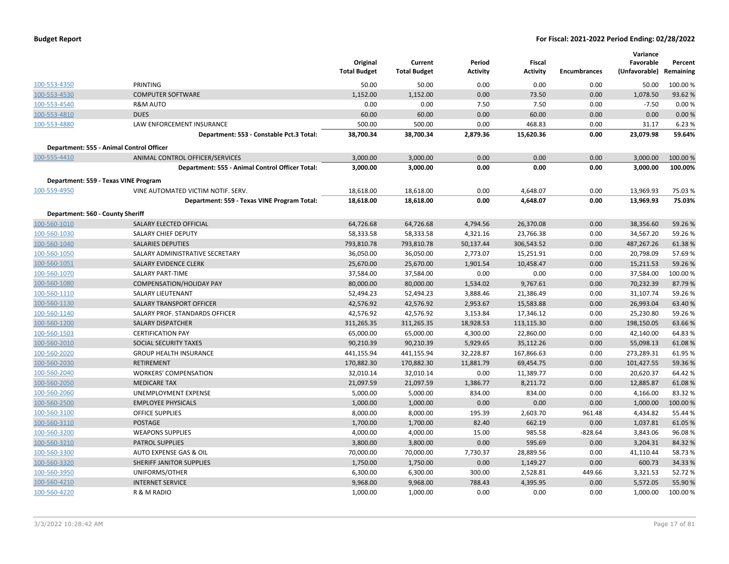| | | Original Total Budget | Current Total Budget | Period Activity | Fiscal Activity | Encumbrances | Variance Favorable (Unfavorable) | Percent Remaining |
|---|---|---|---|---|---|---|---|---|
| 100-553-4350 | PRINTING | 50.00 | 50.00 | 0.00 | 0.00 | 0.00 | 50.00 | 100.00 % |
| 100-553-4530 | COMPUTER SOFTWARE | 1,152.00 | 1,152.00 | 0.00 | 73.50 | 0.00 | 1,078.50 | 93.62 % |
| 100-553-4540 | R&M AUTO | 0.00 | 0.00 | 7.50 | 7.50 | 0.00 | -7.50 | 0.00 % |
| 100-553-4810 | DUES | 60.00 | 60.00 | 0.00 | 60.00 | 0.00 | 0.00 | 0.00 % |
| 100-553-4880 | LAW ENFORCEMENT INSURANCE | 500.00 | 500.00 | 0.00 | 468.83 | 0.00 | 31.17 | 6.23 % |
| | **Department: 553 - Constable Pct.3 Total:** | **38,700.34** | **38,700.34** | **2,879.36** | **15,620.36** | **0.00** | **23,079.98** | **59.64%** |
| **Department: 555 - Animal Control Officer** | | | | | | | | |
| 100-555-4410 | ANIMAL CONTROL OFFICER/SERVICES | 3,000.00 | 3,000.00 | 0.00 | 0.00 | 0.00 | 3,000.00 | 100.00 % |
| | **Department: 555 - Animal Control Officer Total:** | **3,000.00** | **3,000.00** | **0.00** | **0.00** | **0.00** | **3,000.00** | **100.00%** |
| **Department: 559 - Texas VINE Program** | | | | | | | | |
| 100-559-4950 | VINE AUTOMATED VICTIM NOTIF. SERV. | 18,618.00 | 18,618.00 | 0.00 | 4,648.07 | 0.00 | 13,969.93 | 75.03 % |
| | **Department: 559 - Texas VINE Program Total:** | **18,618.00** | **18,618.00** | **0.00** | **4,648.07** | **0.00** | **13,969.93** | **75.03%** |
| **Department: 560 - County Sheriff** | | | | | | | | |
| 100-560-1010 | SALARY ELECTED OFFICIAL | 64,726.68 | 64,726.68 | 4,794.56 | 26,370.08 | 0.00 | 38,356.60 | 59.26 % |
| 100-560-1030 | SALARY CHIEF DEPUTY | 58,333.58 | 58,333.58 | 4,321.16 | 23,766.38 | 0.00 | 34,567.20 | 59.26 % |
| 100-560-1040 | SALARIES DEPUTIES | 793,810.78 | 793,810.78 | 50,137.44 | 306,543.52 | 0.00 | 487,267.26 | 61.38 % |
| 100-560-1050 | SALARY ADMINISTRATIVE SECRETARY | 36,050.00 | 36,050.00 | 2,773.07 | 15,251.91 | 0.00 | 20,798.09 | 57.69 % |
| 100-560-1051 | SALARY EVIDENCE CLERK | 25,670.00 | 25,670.00 | 1,901.54 | 10,458.47 | 0.00 | 15,211.53 | 59.26 % |
| 100-560-1070 | SALARY PART-TIME | 37,584.00 | 37,584.00 | 0.00 | 0.00 | 0.00 | 37,584.00 | 100.00 % |
| 100-560-1080 | COMPENSATION/HOLIDAY PAY | 80,000.00 | 80,000.00 | 1,534.02 | 9,767.61 | 0.00 | 70,232.39 | 87.79 % |
| 100-560-1110 | SALARY LIEUTENANT | 52,494.23 | 52,494.23 | 3,888.46 | 21,386.49 | 0.00 | 31,107.74 | 59.26 % |
| 100-560-1130 | SALARY TRANSPORT OFFICER | 42,576.92 | 42,576.92 | 2,953.67 | 15,583.88 | 0.00 | 26,993.04 | 63.40 % |
| 100-560-1140 | SALARY PROF. STANDARDS OFFICER | 42,576.92 | 42,576.92 | 3,153.84 | 17,346.12 | 0.00 | 25,230.80 | 59.26 % |
| 100-560-1200 | SALARY DISPATCHER | 311,265.35 | 311,265.35 | 18,928.53 | 113,115.30 | 0.00 | 198,150.05 | 63.66 % |
| 100-560-1503 | CERTIFICATION PAY | 65,000.00 | 65,000.00 | 4,300.00 | 22,860.00 | 0.00 | 42,140.00 | 64.83 % |
| 100-560-2010 | SOCIAL SECURITY TAXES | 90,210.39 | 90,210.39 | 5,929.65 | 35,112.26 | 0.00 | 55,098.13 | 61.08 % |
| 100-560-2020 | GROUP HEALTH INSURANCE | 441,155.94 | 441,155.94 | 32,228.87 | 167,866.63 | 0.00 | 273,289.31 | 61.95 % |
| 100-560-2030 | RETIREMENT | 170,882.30 | 170,882.30 | 11,881.79 | 69,454.75 | 0.00 | 101,427.55 | 59.36 % |
| 100-560-2040 | WORKERS' COMPENSATION | 32,010.14 | 32,010.14 | 0.00 | 11,389.77 | 0.00 | 20,620.37 | 64.42 % |
| 100-560-2050 | MEDICARE TAX | 21,097.59 | 21,097.59 | 1,386.77 | 8,211.72 | 0.00 | 12,885.87 | 61.08 % |
| 100-560-2060 | UNEMPLOYMENT EXPENSE | 5,000.00 | 5,000.00 | 834.00 | 834.00 | 0.00 | 4,166.00 | 83.32 % |
| 100-560-2500 | EMPLOYEE PHYSICALS | 1,000.00 | 1,000.00 | 0.00 | 0.00 | 0.00 | 1,000.00 | 100.00 % |
| 100-560-3100 | OFFICE SUPPLIES | 8,000.00 | 8,000.00 | 195.39 | 2,603.70 | 961.48 | 4,434.82 | 55.44 % |
| 100-560-3110 | POSTAGE | 1,700.00 | 1,700.00 | 82.40 | 662.19 | 0.00 | 1,037.81 | 61.05 % |
| 100-560-3200 | WEAPONS SUPPLIES | 4,000.00 | 4,000.00 | 15.00 | 985.58 | -828.64 | 3,843.06 | 96.08 % |
| 100-560-3210 | PATROL SUPPLIES | 3,800.00 | 3,800.00 | 0.00 | 595.69 | 0.00 | 3,204.31 | 84.32 % |
| 100-560-3300 | AUTO EXPENSE GAS & OIL | 70,000.00 | 70,000.00 | 7,730.37 | 28,889.56 | 0.00 | 41,110.44 | 58.73 % |
| 100-560-3320 | SHERIFF JANITOR SUPPLIES | 1,750.00 | 1,750.00 | 0.00 | 1,149.27 | 0.00 | 600.73 | 34.33 % |
| 100-560-3950 | UNIFORMS/OTHER | 6,300.00 | 6,300.00 | 300.00 | 2,528.81 | 449.66 | 3,321.53 | 52.72 % |
| 100-560-4210 | INTERNET SERVICE | 9,968.00 | 9,968.00 | 788.43 | 4,395.95 | 0.00 | 5,572.05 | 55.90 % |
| 100-560-4220 | R & M RADIO | 1,000.00 | 1,000.00 | 0.00 | 0.00 | 0.00 | 1,000.00 | 100.00 % |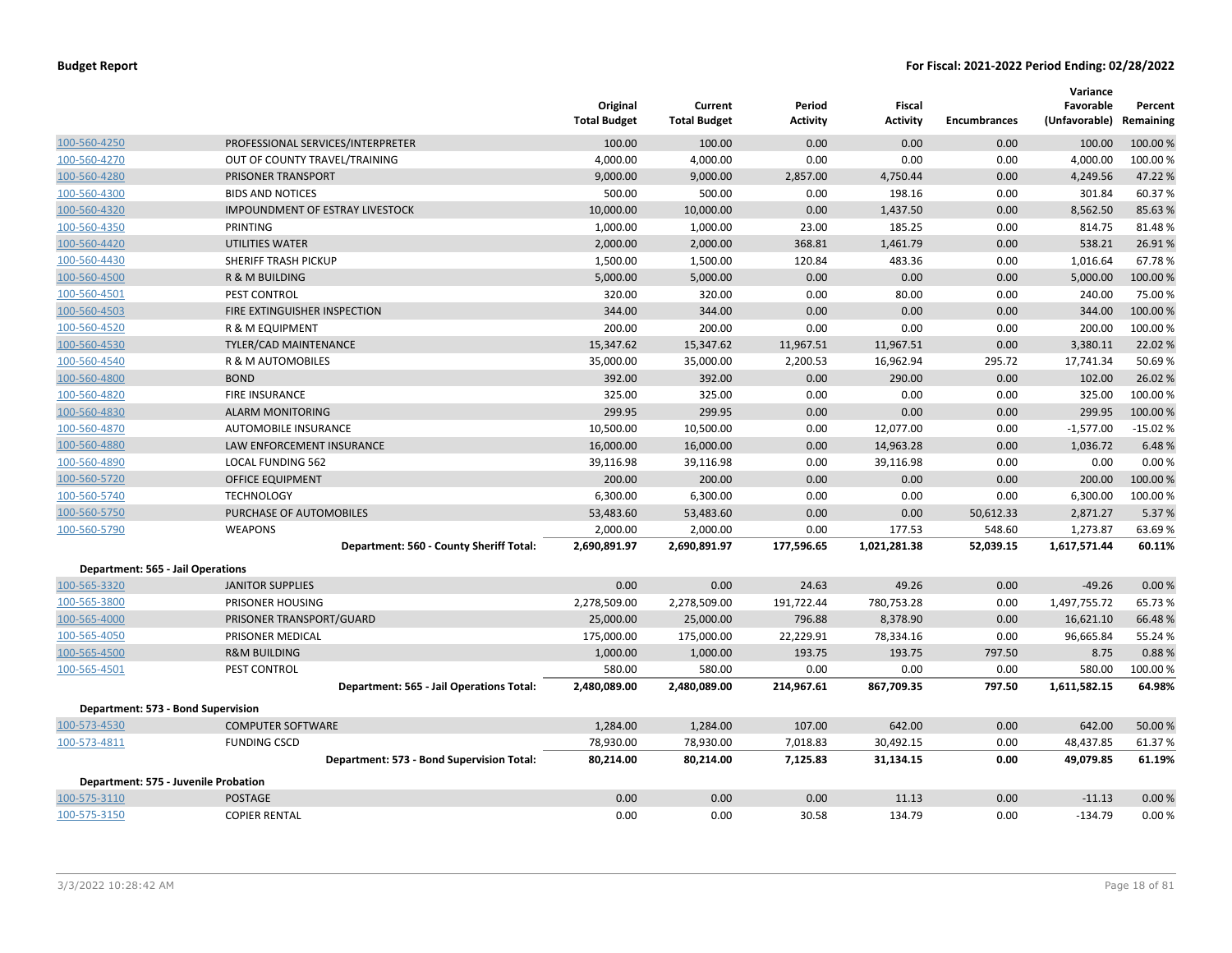**Budget Report** **For Fiscal: 2021-2022 Period Ending: 02/28/2022**

| | | Original Total Budget | Current Total Budget | Period Activity | Fiscal Activity | Encumbrances | Variance Favorable (Unfavorable) | Percent Remaining |
|---|---|---|---|---|---|---|---|---|
| 100-560-4250 | PROFESSIONAL SERVICES/INTERPRETER | 100.00 | 100.00 | 0.00 | 0.00 | 0.00 | 100.00 | 100.00 % |
| 100-560-4270 | OUT OF COUNTY TRAVEL/TRAINING | 4,000.00 | 4,000.00 | 0.00 | 0.00 | 0.00 | 4,000.00 | 100.00 % |
| 100-560-4280 | PRISONER TRANSPORT | 9,000.00 | 9,000.00 | 2,857.00 | 4,750.44 | 0.00 | 4,249.56 | 47.22 % |
| 100-560-4300 | BIDS AND NOTICES | 500.00 | 500.00 | 0.00 | 198.16 | 0.00 | 301.84 | 60.37 % |
| 100-560-4320 | IMPOUNDMENT OF ESTRAY LIVESTOCK | 10,000.00 | 10,000.00 | 0.00 | 1,437.50 | 0.00 | 8,562.50 | 85.63 % |
| 100-560-4350 | PRINTING | 1,000.00 | 1,000.00 | 23.00 | 185.25 | 0.00 | 814.75 | 81.48 % |
| 100-560-4420 | UTILITIES WATER | 2,000.00 | 2,000.00 | 368.81 | 1,461.79 | 0.00 | 538.21 | 26.91 % |
| 100-560-4430 | SHERIFF TRASH PICKUP | 1,500.00 | 1,500.00 | 120.84 | 483.36 | 0.00 | 1,016.64 | 67.78 % |
| 100-560-4500 | R & M BUILDING | 5,000.00 | 5,000.00 | 0.00 | 0.00 | 0.00 | 5,000.00 | 100.00 % |
| 100-560-4501 | PEST CONTROL | 320.00 | 320.00 | 0.00 | 80.00 | 0.00 | 240.00 | 75.00 % |
| 100-560-4503 | FIRE EXTINGUISHER INSPECTION | 344.00 | 344.00 | 0.00 | 0.00 | 0.00 | 344.00 | 100.00 % |
| 100-560-4520 | R & M EQUIPMENT | 200.00 | 200.00 | 0.00 | 0.00 | 0.00 | 200.00 | 100.00 % |
| 100-560-4530 | TYLER/CAD MAINTENANCE | 15,347.62 | 15,347.62 | 11,967.51 | 11,967.51 | 0.00 | 3,380.11 | 22.02 % |
| 100-560-4540 | R & M AUTOMOBILES | 35,000.00 | 35,000.00 | 2,200.53 | 16,962.94 | 295.72 | 17,741.34 | 50.69 % |
| 100-560-4800 | BOND | 392.00 | 392.00 | 0.00 | 290.00 | 0.00 | 102.00 | 26.02 % |
| 100-560-4820 | FIRE INSURANCE | 325.00 | 325.00 | 0.00 | 0.00 | 0.00 | 325.00 | 100.00 % |
| 100-560-4830 | ALARM MONITORING | 299.95 | 299.95 | 0.00 | 0.00 | 0.00 | 299.95 | 100.00 % |
| 100-560-4870 | AUTOMOBILE INSURANCE | 10,500.00 | 10,500.00 | 0.00 | 12,077.00 | 0.00 | -1,577.00 | -15.02 % |
| 100-560-4880 | LAW ENFORCEMENT INSURANCE | 16,000.00 | 16,000.00 | 0.00 | 14,963.28 | 0.00 | 1,036.72 | 6.48 % |
| 100-560-4890 | LOCAL FUNDING 562 | 39,116.98 | 39,116.98 | 0.00 | 39,116.98 | 0.00 | 0.00 | 0.00 % |
| 100-560-5720 | OFFICE EQUIPMENT | 200.00 | 200.00 | 0.00 | 0.00 | 0.00 | 200.00 | 100.00 % |
| 100-560-5740 | TECHNOLOGY | 6,300.00 | 6,300.00 | 0.00 | 0.00 | 0.00 | 6,300.00 | 100.00 % |
| 100-560-5750 | PURCHASE OF AUTOMOBILES | 53,483.60 | 53,483.60 | 0.00 | 0.00 | 50,612.33 | 2,871.27 | 5.37 % |
| 100-560-5790 | WEAPONS | 2,000.00 | 2,000.00 | 0.00 | 177.53 | 548.60 | 1,273.87 | 63.69 % |
| | **Department: 560 - County Sheriff Total:** | **2,690,891.97** | **2,690,891.97** | **177,596.65** | **1,021,281.38** | **52,039.15** | **1,617,571.44** | **60.11%** |
| **Department: 565 - Jail Operations** | | | | | | | | |
| 100-565-3320 | JANITOR SUPPLIES | 0.00 | 0.00 | 24.63 | 49.26 | 0.00 | -49.26 | 0.00 % |
| 100-565-3800 | PRISONER HOUSING | 2,278,509.00 | 2,278,509.00 | 191,722.44 | 780,753.28 | 0.00 | 1,497,755.72 | 65.73 % |
| 100-565-4000 | PRISONER TRANSPORT/GUARD | 25,000.00 | 25,000.00 | 796.88 | 8,378.90 | 0.00 | 16,621.10 | 66.48 % |
| 100-565-4050 | PRISONER MEDICAL | 175,000.00 | 175,000.00 | 22,229.91 | 78,334.16 | 0.00 | 96,665.84 | 55.24 % |
| 100-565-4500 | R&M BUILDING | 1,000.00 | 1,000.00 | 193.75 | 193.75 | 797.50 | 8.75 | 0.88 % |
| 100-565-4501 | PEST CONTROL | 580.00 | 580.00 | 0.00 | 0.00 | 0.00 | 580.00 | 100.00 % |
| | **Department: 565 - Jail Operations Total:** | **2,480,089.00** | **2,480,089.00** | **214,967.61** | **867,709.35** | **797.50** | **1,611,582.15** | **64.98%** |
| **Department: 573 - Bond Supervision** | | | | | | | | |
| 100-573-4530 | COMPUTER SOFTWARE | 1,284.00 | 1,284.00 | 107.00 | 642.00 | 0.00 | 642.00 | 50.00 % |
| 100-573-4811 | FUNDING CSCD | 78,930.00 | 78,930.00 | 7,018.83 | 30,492.15 | 0.00 | 48,437.85 | 61.37 % |
| | **Department: 573 - Bond Supervision Total:** | **80,214.00** | **80,214.00** | **7,125.83** | **31,134.15** | **0.00** | **49,079.85** | **61.19%** |
| **Department: 575 - Juvenile Probation** | | | | | | | | |
| 100-575-3110 | POSTAGE | 0.00 | 0.00 | 0.00 | 11.13 | 0.00 | -11.13 | 0.00 % |
| 100-575-3150 | COPIER RENTAL | 0.00 | 0.00 | 30.58 | 134.79 | 0.00 | -134.79 | 0.00 % |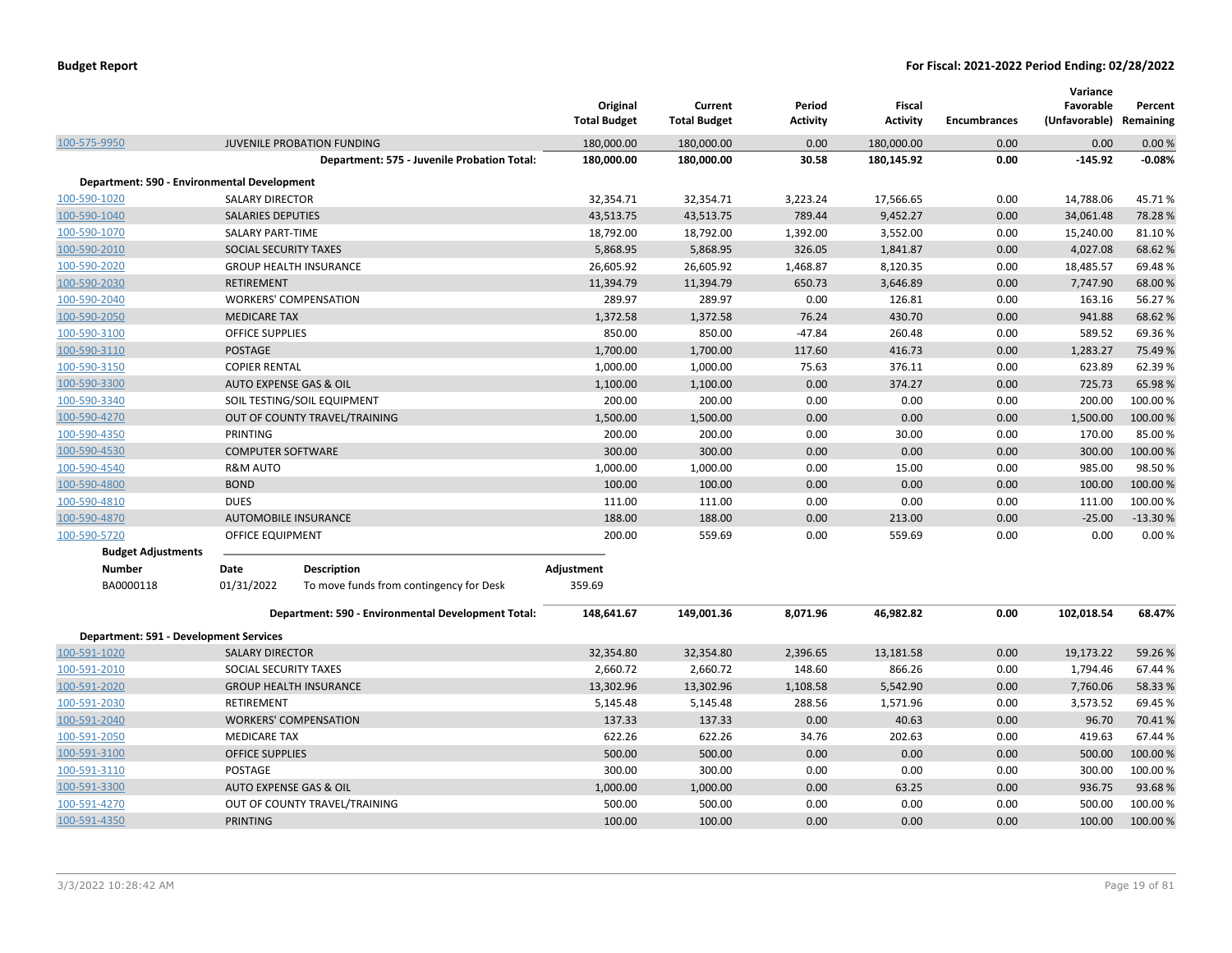| | | Original Total Budget | Current Total Budget | Period Activity | Fiscal Activity | Encumbrances | Variance Favorable (Unfavorable) | Percent Remaining |
|---|---|---|---|---|---|---|---|---|
| 100-575-9950 | JUVENILE PROBATION FUNDING | 180,000.00 | 180,000.00 | 0.00 | 180,000.00 | 0.00 | 0.00 | 0.00 % |
| | **Department: 575 - Juvenile Probation Total:** | **180,000.00** | **180,000.00** | **30.58** | **180,145.92** | **0.00** | **-145.92** | **-0.08%** |
| **Department: 590 - Environmental Development** | | | | | | | | |
| 100-590-1020 | SALARY DIRECTOR | 32,354.71 | 32,354.71 | 3,223.24 | 17,566.65 | 0.00 | 14,788.06 | 45.71 % |
| 100-590-1040 | SALARIES DEPUTIES | 43,513.75 | 43,513.75 | 789.44 | 9,452.27 | 0.00 | 34,061.48 | 78.28 % |
| 100-590-1070 | SALARY PART-TIME | 18,792.00 | 18,792.00 | 1,392.00 | 3,552.00 | 0.00 | 15,240.00 | 81.10 % |
| 100-590-2010 | SOCIAL SECURITY TAXES | 5,868.95 | 5,868.95 | 326.05 | 1,841.87 | 0.00 | 4,027.08 | 68.62 % |
| 100-590-2020 | GROUP HEALTH INSURANCE | 26,605.92 | 26,605.92 | 1,468.87 | 8,120.35 | 0.00 | 18,485.57 | 69.48 % |
| 100-590-2030 | RETIREMENT | 11,394.79 | 11,394.79 | 650.73 | 3,646.89 | 0.00 | 7,747.90 | 68.00 % |
| 100-590-2040 | WORKERS' COMPENSATION | 289.97 | 289.97 | 0.00 | 126.81 | 0.00 | 163.16 | 56.27 % |
| 100-590-2050 | MEDICARE TAX | 1,372.58 | 1,372.58 | 76.24 | 430.70 | 0.00 | 941.88 | 68.62 % |
| 100-590-3100 | OFFICE SUPPLIES | 850.00 | 850.00 | -47.84 | 260.48 | 0.00 | 589.52 | 69.36 % |
| 100-590-3110 | POSTAGE | 1,700.00 | 1,700.00 | 117.60 | 416.73 | 0.00 | 1,283.27 | 75.49 % |
| 100-590-3150 | COPIER RENTAL | 1,000.00 | 1,000.00 | 75.63 | 376.11 | 0.00 | 623.89 | 62.39 % |
| 100-590-3300 | AUTO EXPENSE GAS & OIL | 1,100.00 | 1,100.00 | 0.00 | 374.27 | 0.00 | 725.73 | 65.98 % |
| 100-590-3340 | SOIL TESTING/SOIL EQUIPMENT | 200.00 | 200.00 | 0.00 | 0.00 | 0.00 | 200.00 | 100.00 % |
| 100-590-4270 | OUT OF COUNTY TRAVEL/TRAINING | 1,500.00 | 1,500.00 | 0.00 | 0.00 | 0.00 | 1,500.00 | 100.00 % |
| 100-590-4350 | PRINTING | 200.00 | 200.00 | 0.00 | 30.00 | 0.00 | 170.00 | 85.00 % |
| 100-590-4530 | COMPUTER SOFTWARE | 300.00 | 300.00 | 0.00 | 0.00 | 0.00 | 300.00 | 100.00 % |
| 100-590-4540 | R&M AUTO | 1,000.00 | 1,000.00 | 0.00 | 15.00 | 0.00 | 985.00 | 98.50 % |
| 100-590-4800 | BOND | 100.00 | 100.00 | 0.00 | 0.00 | 0.00 | 100.00 | 100.00 % |
| 100-590-4810 | DUES | 111.00 | 111.00 | 0.00 | 0.00 | 0.00 | 111.00 | 100.00 % |
| 100-590-4870 | AUTOMOBILE INSURANCE | 188.00 | 188.00 | 0.00 | 213.00 | 0.00 | -25.00 | -13.30 % |
| 100-590-5720 | OFFICE EQUIPMENT | 200.00 | 559.69 | 0.00 | 559.69 | 0.00 | 0.00 | 0.00 % |

**Budget Adjustments**

| Number | Date | Description | Adjustment |
|---|---|---|---|
| BA0000118 | 01/31/2022 | To move funds from contingency for Desk | 359.69 |

| | | Original Total Budget | Current Total Budget | Period Activity | Fiscal Activity | Encumbrances | Variance Favorable (Unfavorable) | Percent Remaining |
|---|---|---|---|---|---|---|---|---|
| | **Department: 590 - Environmental Development Total:** | **148,641.67** | **149,001.36** | **8,071.96** | **46,982.82** | **0.00** | **102,018.54** | **68.47%** |
| **Department: 591 - Development Services** | | | | | | | | |
| 100-591-1020 | SALARY DIRECTOR | 32,354.80 | 32,354.80 | 2,396.65 | 13,181.58 | 0.00 | 19,173.22 | 59.26 % |
| 100-591-2010 | SOCIAL SECURITY TAXES | 2,660.72 | 2,660.72 | 148.60 | 866.26 | 0.00 | 1,794.46 | 67.44 % |
| 100-591-2020 | GROUP HEALTH INSURANCE | 13,302.96 | 13,302.96 | 1,108.58 | 5,542.90 | 0.00 | 7,760.06 | 58.33 % |
| 100-591-2030 | RETIREMENT | 5,145.48 | 5,145.48 | 288.56 | 1,571.96 | 0.00 | 3,573.52 | 69.45 % |
| 100-591-2040 | WORKERS' COMPENSATION | 137.33 | 137.33 | 0.00 | 40.63 | 0.00 | 96.70 | 70.41 % |
| 100-591-2050 | MEDICARE TAX | 622.26 | 622.26 | 34.76 | 202.63 | 0.00 | 419.63 | 67.44 % |
| 100-591-3100 | OFFICE SUPPLIES | 500.00 | 500.00 | 0.00 | 0.00 | 0.00 | 500.00 | 100.00 % |
| 100-591-3110 | POSTAGE | 300.00 | 300.00 | 0.00 | 0.00 | 0.00 | 300.00 | 100.00 % |
| 100-591-3300 | AUTO EXPENSE GAS & OIL | 1,000.00 | 1,000.00 | 0.00 | 63.25 | 0.00 | 936.75 | 93.68 % |
| 100-591-4270 | OUT OF COUNTY TRAVEL/TRAINING | 500.00 | 500.00 | 0.00 | 0.00 | 0.00 | 500.00 | 100.00 % |
| 100-591-4350 | PRINTING | 100.00 | 100.00 | 0.00 | 0.00 | 0.00 | 100.00 | 100.00 % |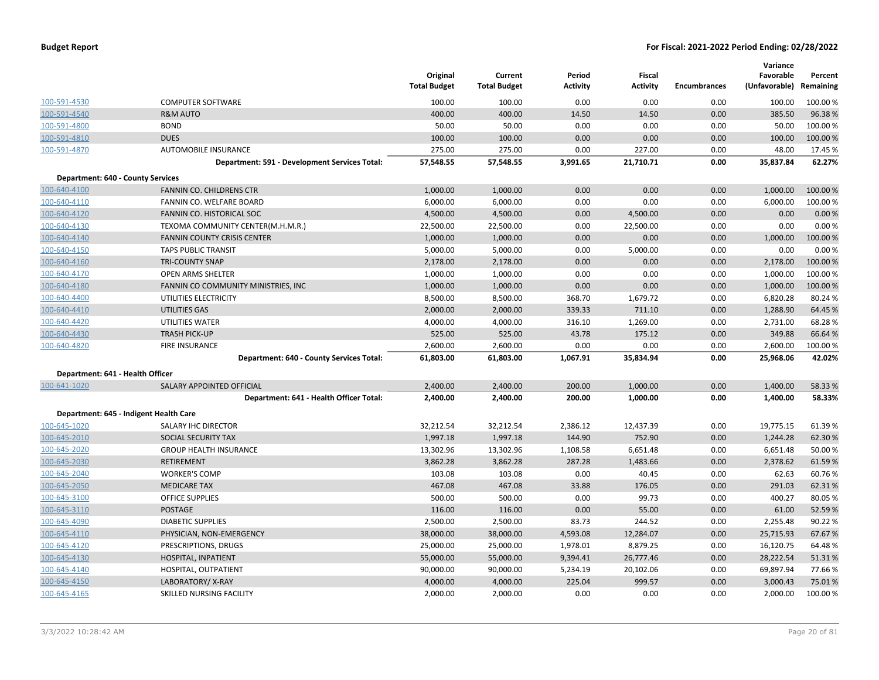**Budget Report** — **For Fiscal: 2021-2022 Period Ending: 02/28/2022**

| | | Original Total Budget | Current Total Budget | Period Activity | Fiscal Activity | Encumbrances | Variance Favorable (Unfavorable) | Percent Remaining |
|---|---|---|---|---|---|---|---|---|
| 100-591-4530 | COMPUTER SOFTWARE | 100.00 | 100.00 | 0.00 | 0.00 | 0.00 | 100.00 | 100.00 % |
| 100-591-4540 | R&M AUTO | 400.00 | 400.00 | 14.50 | 14.50 | 0.00 | 385.50 | 96.38 % |
| 100-591-4800 | BOND | 50.00 | 50.00 | 0.00 | 0.00 | 0.00 | 50.00 | 100.00 % |
| 100-591-4810 | DUES | 100.00 | 100.00 | 0.00 | 0.00 | 0.00 | 100.00 | 100.00 % |
| 100-591-4870 | AUTOMOBILE INSURANCE | 275.00 | 275.00 | 0.00 | 227.00 | 0.00 | 48.00 | 17.45 % |
| | **Department: 591 - Development Services Total:** | **57,548.55** | **57,548.55** | **3,991.65** | **21,710.71** | **0.00** | **35,837.84** | **62.27%** |
| **Department: 640 - County Services** | | | | | | | | |
| 100-640-4100 | FANNIN CO. CHILDRENS CTR | 1,000.00 | 1,000.00 | 0.00 | 0.00 | 0.00 | 1,000.00 | 100.00 % |
| 100-640-4110 | FANNIN CO. WELFARE BOARD | 6,000.00 | 6,000.00 | 0.00 | 0.00 | 0.00 | 6,000.00 | 100.00 % |
| 100-640-4120 | FANNIN CO. HISTORICAL SOC | 4,500.00 | 4,500.00 | 0.00 | 4,500.00 | 0.00 | 0.00 | 0.00 % |
| 100-640-4130 | TEXOMA COMMUNITY CENTER(M.H.M.R.) | 22,500.00 | 22,500.00 | 0.00 | 22,500.00 | 0.00 | 0.00 | 0.00 % |
| 100-640-4140 | FANNIN COUNTY CRISIS CENTER | 1,000.00 | 1,000.00 | 0.00 | 0.00 | 0.00 | 1,000.00 | 100.00 % |
| 100-640-4150 | TAPS PUBLIC TRANSIT | 5,000.00 | 5,000.00 | 0.00 | 5,000.00 | 0.00 | 0.00 | 0.00 % |
| 100-640-4160 | TRI-COUNTY SNAP | 2,178.00 | 2,178.00 | 0.00 | 0.00 | 0.00 | 2,178.00 | 100.00 % |
| 100-640-4170 | OPEN ARMS SHELTER | 1,000.00 | 1,000.00 | 0.00 | 0.00 | 0.00 | 1,000.00 | 100.00 % |
| 100-640-4180 | FANNIN CO COMMUNITY MINISTRIES, INC | 1,000.00 | 1,000.00 | 0.00 | 0.00 | 0.00 | 1,000.00 | 100.00 % |
| 100-640-4400 | UTILITIES ELECTRICITY | 8,500.00 | 8,500.00 | 368.70 | 1,679.72 | 0.00 | 6,820.28 | 80.24 % |
| 100-640-4410 | UTILITIES GAS | 2,000.00 | 2,000.00 | 339.33 | 711.10 | 0.00 | 1,288.90 | 64.45 % |
| 100-640-4420 | UTILITIES WATER | 4,000.00 | 4,000.00 | 316.10 | 1,269.00 | 0.00 | 2,731.00 | 68.28 % |
| 100-640-4430 | TRASH PICK-UP | 525.00 | 525.00 | 43.78 | 175.12 | 0.00 | 349.88 | 66.64 % |
| 100-640-4820 | FIRE INSURANCE | 2,600.00 | 2,600.00 | 0.00 | 0.00 | 0.00 | 2,600.00 | 100.00 % |
| | **Department: 640 - County Services Total:** | **61,803.00** | **61,803.00** | **1,067.91** | **35,834.94** | **0.00** | **25,968.06** | **42.02%** |
| **Department: 641 - Health Officer** | | | | | | | | |
| 100-641-1020 | SALARY APPOINTED OFFICIAL | 2,400.00 | 2,400.00 | 200.00 | 1,000.00 | 0.00 | 1,400.00 | 58.33 % |
| | **Department: 641 - Health Officer Total:** | **2,400.00** | **2,400.00** | **200.00** | **1,000.00** | **0.00** | **1,400.00** | **58.33%** |
| **Department: 645 - Indigent Health Care** | | | | | | | | |
| 100-645-1020 | SALARY IHC DIRECTOR | 32,212.54 | 32,212.54 | 2,386.12 | 12,437.39 | 0.00 | 19,775.15 | 61.39 % |
| 100-645-2010 | SOCIAL SECURITY TAX | 1,997.18 | 1,997.18 | 144.90 | 752.90 | 0.00 | 1,244.28 | 62.30 % |
| 100-645-2020 | GROUP HEALTH INSURANCE | 13,302.96 | 13,302.96 | 1,108.58 | 6,651.48 | 0.00 | 6,651.48 | 50.00 % |
| 100-645-2030 | RETIREMENT | 3,862.28 | 3,862.28 | 287.28 | 1,483.66 | 0.00 | 2,378.62 | 61.59 % |
| 100-645-2040 | WORKER'S COMP | 103.08 | 103.08 | 0.00 | 40.45 | 0.00 | 62.63 | 60.76 % |
| 100-645-2050 | MEDICARE TAX | 467.08 | 467.08 | 33.88 | 176.05 | 0.00 | 291.03 | 62.31 % |
| 100-645-3100 | OFFICE SUPPLIES | 500.00 | 500.00 | 0.00 | 99.73 | 0.00 | 400.27 | 80.05 % |
| 100-645-3110 | POSTAGE | 116.00 | 116.00 | 0.00 | 55.00 | 0.00 | 61.00 | 52.59 % |
| 100-645-4090 | DIABETIC SUPPLIES | 2,500.00 | 2,500.00 | 83.73 | 244.52 | 0.00 | 2,255.48 | 90.22 % |
| 100-645-4110 | PHYSICIAN, NON-EMERGENCY | 38,000.00 | 38,000.00 | 4,593.08 | 12,284.07 | 0.00 | 25,715.93 | 67.67 % |
| 100-645-4120 | PRESCRIPTIONS, DRUGS | 25,000.00 | 25,000.00 | 1,978.01 | 8,879.25 | 0.00 | 16,120.75 | 64.48 % |
| 100-645-4130 | HOSPITAL, INPATIENT | 55,000.00 | 55,000.00 | 9,394.41 | 26,777.46 | 0.00 | 28,222.54 | 51.31 % |
| 100-645-4140 | HOSPITAL, OUTPATIENT | 90,000.00 | 90,000.00 | 5,234.19 | 20,102.06 | 0.00 | 69,897.94 | 77.66 % |
| 100-645-4150 | LABORATORY/ X-RAY | 4,000.00 | 4,000.00 | 225.04 | 999.57 | 0.00 | 3,000.43 | 75.01 % |
| 100-645-4165 | SKILLED NURSING FACILITY | 2,000.00 | 2,000.00 | 0.00 | 0.00 | 0.00 | 2,000.00 | 100.00 % |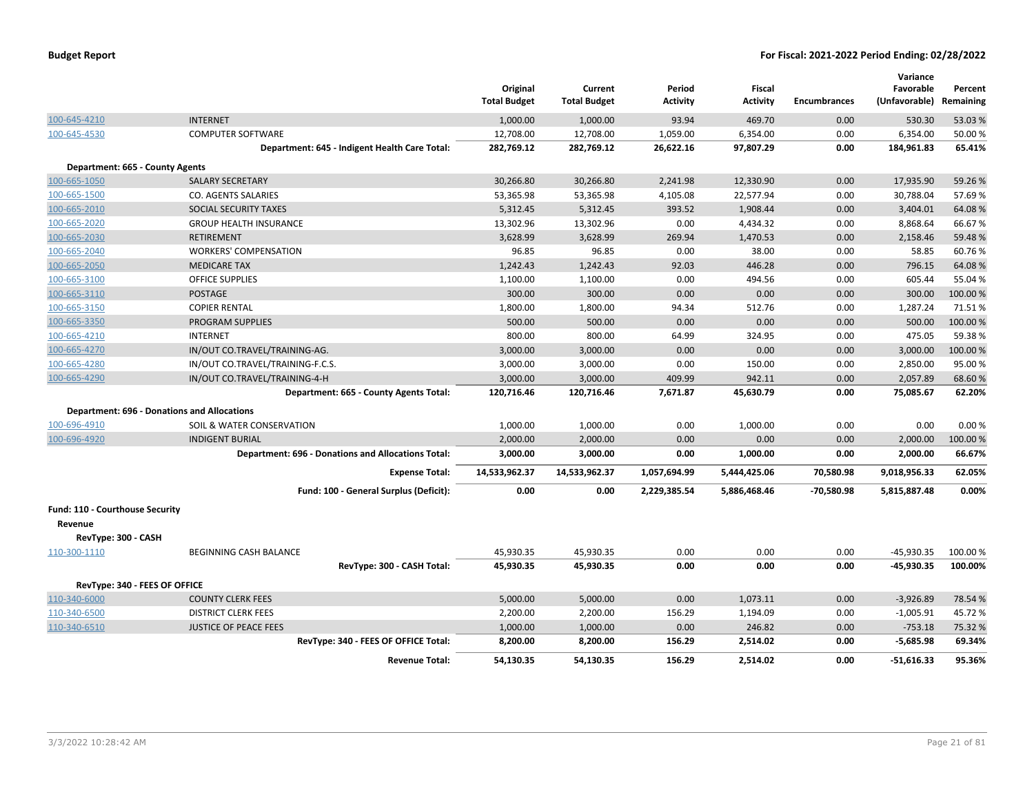| | | Original Total Budget | Current Total Budget | Period Activity | Fiscal Activity | Encumbrances | Variance Favorable (Unfavorable) | Percent Remaining |
|---|---|---|---|---|---|---|---|---|
| 100-645-4210 | INTERNET | 1,000.00 | 1,000.00 | 93.94 | 469.70 | 0.00 | 530.30 | 53.03 % |
| 100-645-4530 | COMPUTER SOFTWARE | 12,708.00 | 12,708.00 | 1,059.00 | 6,354.00 | 0.00 | 6,354.00 | 50.00 % |
| | **Department: 645 - Indigent Health Care Total:** | **282,769.12** | **282,769.12** | **26,622.16** | **97,807.29** | **0.00** | **184,961.83** | **65.41%** |
| **Department: 665 - County Agents** | | | | | | | | |
| 100-665-1050 | SALARY SECRETARY | 30,266.80 | 30,266.80 | 2,241.98 | 12,330.90 | 0.00 | 17,935.90 | 59.26 % |
| 100-665-1500 | CO. AGENTS SALARIES | 53,365.98 | 53,365.98 | 4,105.08 | 22,577.94 | 0.00 | 30,788.04 | 57.69 % |
| 100-665-2010 | SOCIAL SECURITY TAXES | 5,312.45 | 5,312.45 | 393.52 | 1,908.44 | 0.00 | 3,404.01 | 64.08 % |
| 100-665-2020 | GROUP HEALTH INSURANCE | 13,302.96 | 13,302.96 | 0.00 | 4,434.32 | 0.00 | 8,868.64 | 66.67 % |
| 100-665-2030 | RETIREMENT | 3,628.99 | 3,628.99 | 269.94 | 1,470.53 | 0.00 | 2,158.46 | 59.48 % |
| 100-665-2040 | WORKERS' COMPENSATION | 96.85 | 96.85 | 0.00 | 38.00 | 0.00 | 58.85 | 60.76 % |
| 100-665-2050 | MEDICARE TAX | 1,242.43 | 1,242.43 | 92.03 | 446.28 | 0.00 | 796.15 | 64.08 % |
| 100-665-3100 | OFFICE SUPPLIES | 1,100.00 | 1,100.00 | 0.00 | 494.56 | 0.00 | 605.44 | 55.04 % |
| 100-665-3110 | POSTAGE | 300.00 | 300.00 | 0.00 | 0.00 | 0.00 | 300.00 | 100.00 % |
| 100-665-3150 | COPIER RENTAL | 1,800.00 | 1,800.00 | 94.34 | 512.76 | 0.00 | 1,287.24 | 71.51 % |
| 100-665-3350 | PROGRAM SUPPLIES | 500.00 | 500.00 | 0.00 | 0.00 | 0.00 | 500.00 | 100.00 % |
| 100-665-4210 | INTERNET | 800.00 | 800.00 | 64.99 | 324.95 | 0.00 | 475.05 | 59.38 % |
| 100-665-4270 | IN/OUT CO.TRAVEL/TRAINING-AG. | 3,000.00 | 3,000.00 | 0.00 | 0.00 | 0.00 | 3,000.00 | 100.00 % |
| 100-665-4280 | IN/OUT CO.TRAVEL/TRAINING-F.C.S. | 3,000.00 | 3,000.00 | 0.00 | 150.00 | 0.00 | 2,850.00 | 95.00 % |
| 100-665-4290 | IN/OUT CO.TRAVEL/TRAINING-4-H | 3,000.00 | 3,000.00 | 409.99 | 942.11 | 0.00 | 2,057.89 | 68.60 % |
| | **Department: 665 - County Agents Total:** | **120,716.46** | **120,716.46** | **7,671.87** | **45,630.79** | **0.00** | **75,085.67** | **62.20%** |
| **Department: 696 - Donations and Allocations** | | | | | | | | |
| 100-696-4910 | SOIL & WATER CONSERVATION | 1,000.00 | 1,000.00 | 0.00 | 1,000.00 | 0.00 | 0.00 | 0.00 % |
| 100-696-4920 | INDIGENT BURIAL | 2,000.00 | 2,000.00 | 0.00 | 0.00 | 0.00 | 2,000.00 | 100.00 % |
| | **Department: 696 - Donations and Allocations Total:** | **3,000.00** | **3,000.00** | **0.00** | **1,000.00** | **0.00** | **2,000.00** | **66.67%** |
| | **Expense Total:** | **14,533,962.37** | **14,533,962.37** | **1,057,694.99** | **5,444,425.06** | **70,580.98** | **9,018,956.33** | **62.05%** |
| | **Fund: 100 - General Surplus (Deficit):** | **0.00** | **0.00** | **2,229,385.54** | **5,886,468.46** | **-70,580.98** | **5,815,887.48** | **0.00%** |
| **Fund: 110 - Courthouse Security** | | | | | | | | |
| **Revenue** | | | | | | | | |
| **RevType: 300 - CASH** | | | | | | | | |
| 110-300-1110 | BEGINNING CASH BALANCE | 45,930.35 | 45,930.35 | 0.00 | 0.00 | 0.00 | -45,930.35 | 100.00 % |
| | **RevType: 300 - CASH Total:** | **45,930.35** | **45,930.35** | **0.00** | **0.00** | **0.00** | **-45,930.35** | **100.00%** |
| **RevType: 340 - FEES OF OFFICE** | | | | | | | | |
| 110-340-6000 | COUNTY CLERK FEES | 5,000.00 | 5,000.00 | 0.00 | 1,073.11 | 0.00 | -3,926.89 | 78.54 % |
| 110-340-6500 | DISTRICT CLERK FEES | 2,200.00 | 2,200.00 | 156.29 | 1,194.09 | 0.00 | -1,005.91 | 45.72 % |
| 110-340-6510 | JUSTICE OF PEACE FEES | 1,000.00 | 1,000.00 | 0.00 | 246.82 | 0.00 | -753.18 | 75.32 % |
| | **RevType: 340 - FEES OF OFFICE Total:** | **8,200.00** | **8,200.00** | **156.29** | **2,514.02** | **0.00** | **-5,685.98** | **69.34%** |
| | **Revenue Total:** | **54,130.35** | **54,130.35** | **156.29** | **2,514.02** | **0.00** | **-51,616.33** | **95.36%** |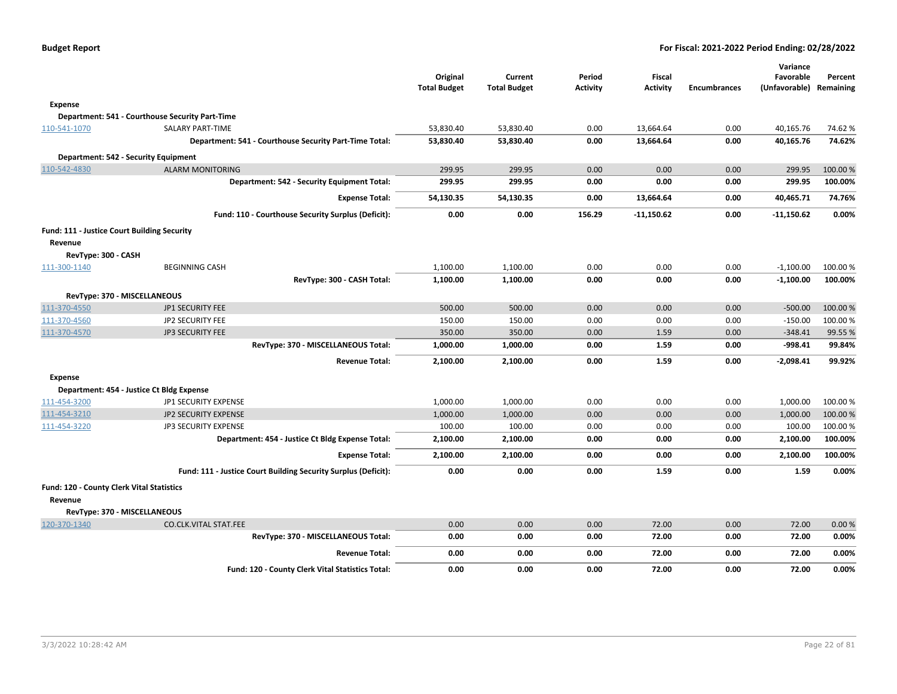| | | Original Total Budget | Current Total Budget | Period Activity | Fiscal Activity | Encumbrances | Variance Favorable (Unfavorable) | Percent Remaining |
|---|---|---|---|---|---|---|---|---|
| **Expense** | | | | | | | | |
| **Department: 541 - Courthouse Security Part-Time** | | | | | | | | |
| 110-541-1070 | SALARY PART-TIME | 53,830.40 | 53,830.40 | 0.00 | 13,664.64 | 0.00 | 40,165.76 | 74.62 % |
| | **Department: 541 - Courthouse Security Part-Time Total:** | **53,830.40** | **53,830.40** | **0.00** | **13,664.64** | **0.00** | **40,165.76** | **74.62%** |
| **Department: 542 - Security Equipment** | | | | | | | | |
| 110-542-4830 | ALARM MONITORING | 299.95 | 299.95 | 0.00 | 0.00 | 0.00 | 299.95 | 100.00 % |
| | **Department: 542 - Security Equipment Total:** | **299.95** | **299.95** | **0.00** | **0.00** | **0.00** | **299.95** | **100.00%** |
| | **Expense Total:** | **54,130.35** | **54,130.35** | **0.00** | **13,664.64** | **0.00** | **40,465.71** | **74.76%** |
| | **Fund: 110 - Courthouse Security Surplus (Deficit):** | **0.00** | **0.00** | **156.29** | **-11,150.62** | **0.00** | **-11,150.62** | **0.00%** |
| **Fund: 111 - Justice Court Building Security** | | | | | | | | |
| **Revenue** | | | | | | | | |
| **RevType: 300 - CASH** | | | | | | | | |
| 111-300-1140 | BEGINNING CASH | 1,100.00 | 1,100.00 | 0.00 | 0.00 | 0.00 | -1,100.00 | 100.00 % |
| | **RevType: 300 - CASH Total:** | **1,100.00** | **1,100.00** | **0.00** | **0.00** | **0.00** | **-1,100.00** | **100.00%** |
| **RevType: 370 - MISCELLANEOUS** | | | | | | | | |
| 111-370-4550 | JP1 SECURITY FEE | 500.00 | 500.00 | 0.00 | 0.00 | 0.00 | -500.00 | 100.00 % |
| 111-370-4560 | JP2 SECURITY FEE | 150.00 | 150.00 | 0.00 | 0.00 | 0.00 | -150.00 | 100.00 % |
| 111-370-4570 | JP3 SECURITY FEE | 350.00 | 350.00 | 0.00 | 1.59 | 0.00 | -348.41 | 99.55 % |
| | **RevType: 370 - MISCELLANEOUS Total:** | **1,000.00** | **1,000.00** | **0.00** | **1.59** | **0.00** | **-998.41** | **99.84%** |
| | **Revenue Total:** | **2,100.00** | **2,100.00** | **0.00** | **1.59** | **0.00** | **-2,098.41** | **99.92%** |
| **Expense** | | | | | | | | |
| **Department: 454 - Justice Ct Bldg Expense** | | | | | | | | |
| 111-454-3200 | JP1 SECURITY EXPENSE | 1,000.00 | 1,000.00 | 0.00 | 0.00 | 0.00 | 1,000.00 | 100.00 % |
| 111-454-3210 | JP2 SECURITY EXPENSE | 1,000.00 | 1,000.00 | 0.00 | 0.00 | 0.00 | 1,000.00 | 100.00 % |
| 111-454-3220 | JP3 SECURITY EXPENSE | 100.00 | 100.00 | 0.00 | 0.00 | 0.00 | 100.00 | 100.00 % |
| | **Department: 454 - Justice Ct Bldg Expense Total:** | **2,100.00** | **2,100.00** | **0.00** | **0.00** | **0.00** | **2,100.00** | **100.00%** |
| | **Expense Total:** | **2,100.00** | **2,100.00** | **0.00** | **0.00** | **0.00** | **2,100.00** | **100.00%** |
| | **Fund: 111 - Justice Court Building Security Surplus (Deficit):** | **0.00** | **0.00** | **0.00** | **1.59** | **0.00** | **1.59** | **0.00%** |
| **Fund: 120 - County Clerk Vital Statistics** | | | | | | | | |
| **Revenue** | | | | | | | | |
| **RevType: 370 - MISCELLANEOUS** | | | | | | | | |
| 120-370-1340 | CO.CLK.VITAL STAT.FEE | 0.00 | 0.00 | 0.00 | 72.00 | 0.00 | 72.00 | 0.00 % |
| | **RevType: 370 - MISCELLANEOUS Total:** | **0.00** | **0.00** | **0.00** | **72.00** | **0.00** | **72.00** | **0.00%** |
| | **Revenue Total:** | **0.00** | **0.00** | **0.00** | **72.00** | **0.00** | **72.00** | **0.00%** |
| | **Fund: 120 - County Clerk Vital Statistics Total:** | **0.00** | **0.00** | **0.00** | **72.00** | **0.00** | **72.00** | **0.00%** |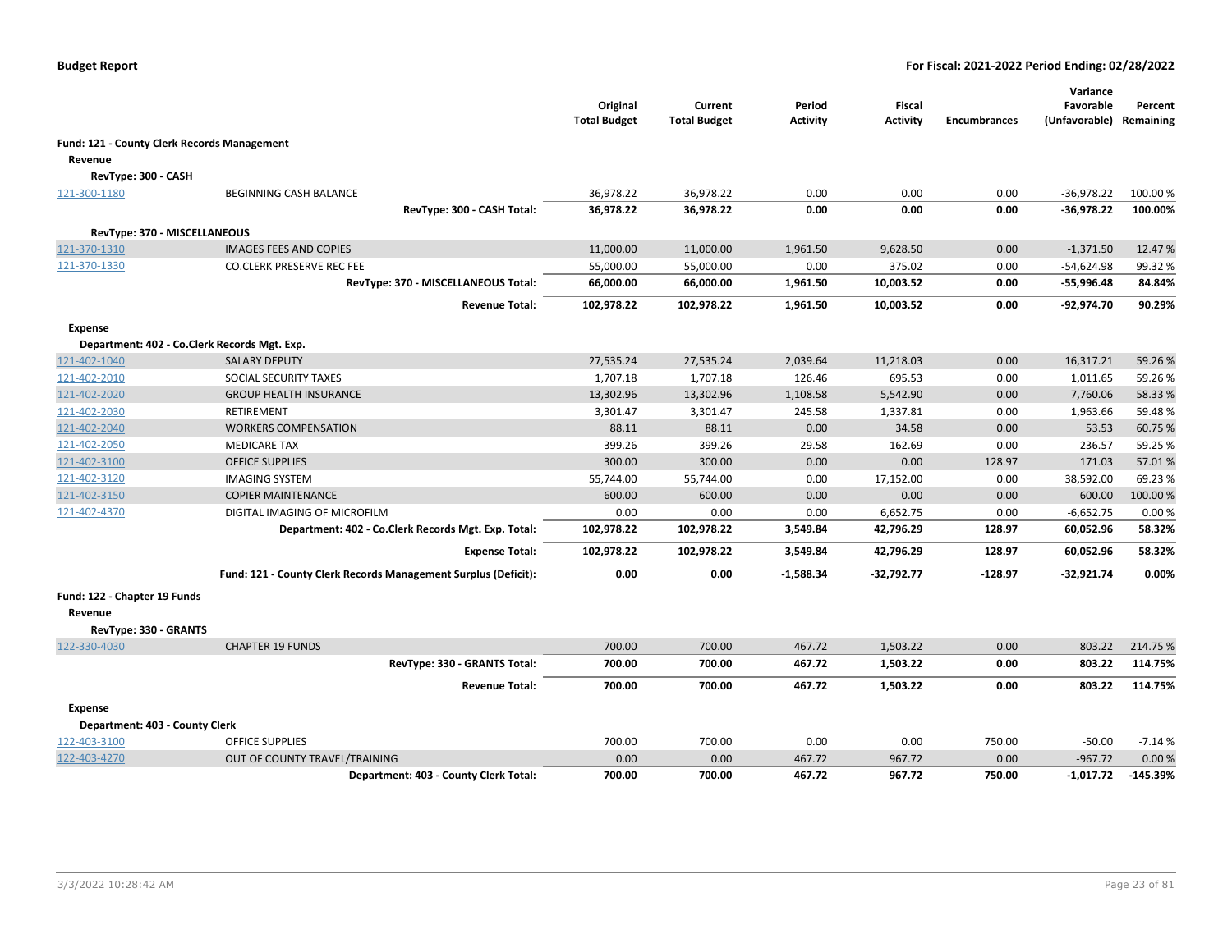**Budget Report** | **For Fiscal: 2021-2022 Period Ending: 02/28/2022**

| | | Original Total Budget | Current Total Budget | Period Activity | Fiscal Activity | Encumbrances | Variance Favorable (Unfavorable) | Percent Remaining |
|---|---|---|---|---|---|---|---|---|
| **Fund: 121 - County Clerk Records Management** | | | | | | | | |
| **Revenue** | | | | | | | | |
| **RevType: 300 - CASH** | | | | | | | | |
| 121-300-1180 | BEGINNING CASH BALANCE | 36,978.22 | 36,978.22 | 0.00 | 0.00 | 0.00 | -36,978.22 | 100.00 % |
| | **RevType: 300 - CASH Total:** | **36,978.22** | **36,978.22** | **0.00** | **0.00** | **0.00** | **-36,978.22** | **100.00%** |
| **RevType: 370 - MISCELLANEOUS** | | | | | | | | |
| 121-370-1310 | IMAGES FEES AND COPIES | 11,000.00 | 11,000.00 | 1,961.50 | 9,628.50 | 0.00 | -1,371.50 | 12.47 % |
| 121-370-1330 | CO.CLERK PRESERVE REC FEE | 55,000.00 | 55,000.00 | 0.00 | 375.02 | 0.00 | -54,624.98 | 99.32 % |
| | **RevType: 370 - MISCELLANEOUS Total:** | **66,000.00** | **66,000.00** | **1,961.50** | **10,003.52** | **0.00** | **-55,996.48** | **84.84%** |
| | **Revenue Total:** | **102,978.22** | **102,978.22** | **1,961.50** | **10,003.52** | **0.00** | **-92,974.70** | **90.29%** |
| **Expense** | | | | | | | | |
| **Department: 402 - Co.Clerk Records Mgt. Exp.** | | | | | | | | |
| 121-402-1040 | SALARY DEPUTY | 27,535.24 | 27,535.24 | 2,039.64 | 11,218.03 | 0.00 | 16,317.21 | 59.26 % |
| 121-402-2010 | SOCIAL SECURITY TAXES | 1,707.18 | 1,707.18 | 126.46 | 695.53 | 0.00 | 1,011.65 | 59.26 % |
| 121-402-2020 | GROUP HEALTH INSURANCE | 13,302.96 | 13,302.96 | 1,108.58 | 5,542.90 | 0.00 | 7,760.06 | 58.33 % |
| 121-402-2030 | RETIREMENT | 3,301.47 | 3,301.47 | 245.58 | 1,337.81 | 0.00 | 1,963.66 | 59.48 % |
| 121-402-2040 | WORKERS COMPENSATION | 88.11 | 88.11 | 0.00 | 34.58 | 0.00 | 53.53 | 60.75 % |
| 121-402-2050 | MEDICARE TAX | 399.26 | 399.26 | 29.58 | 162.69 | 0.00 | 236.57 | 59.25 % |
| 121-402-3100 | OFFICE SUPPLIES | 300.00 | 300.00 | 0.00 | 0.00 | 128.97 | 171.03 | 57.01 % |
| 121-402-3120 | IMAGING SYSTEM | 55,744.00 | 55,744.00 | 0.00 | 17,152.00 | 0.00 | 38,592.00 | 69.23 % |
| 121-402-3150 | COPIER MAINTENANCE | 600.00 | 600.00 | 0.00 | 0.00 | 0.00 | 600.00 | 100.00 % |
| 121-402-4370 | DIGITAL IMAGING OF MICROFILM | 0.00 | 0.00 | 0.00 | 6,652.75 | 0.00 | -6,652.75 | 0.00 % |
| | **Department: 402 - Co.Clerk Records Mgt. Exp. Total:** | **102,978.22** | **102,978.22** | **3,549.84** | **42,796.29** | **128.97** | **60,052.96** | **58.32%** |
| | **Expense Total:** | **102,978.22** | **102,978.22** | **3,549.84** | **42,796.29** | **128.97** | **60,052.96** | **58.32%** |
| | **Fund: 121 - County Clerk Records Management Surplus (Deficit):** | **0.00** | **0.00** | **-1,588.34** | **-32,792.77** | **-128.97** | **-32,921.74** | **0.00%** |
| **Fund: 122 - Chapter 19 Funds** | | | | | | | | |
| **Revenue** | | | | | | | | |
| **RevType: 330 - GRANTS** | | | | | | | | |
| 122-330-4030 | CHAPTER 19 FUNDS | 700.00 | 700.00 | 467.72 | 1,503.22 | 0.00 | 803.22 | 214.75 % |
| | **RevType: 330 - GRANTS Total:** | **700.00** | **700.00** | **467.72** | **1,503.22** | **0.00** | **803.22** | **114.75%** |
| | **Revenue Total:** | **700.00** | **700.00** | **467.72** | **1,503.22** | **0.00** | **803.22** | **114.75%** |
| **Expense** | | | | | | | | |
| **Department: 403 - County Clerk** | | | | | | | | |
| 122-403-3100 | OFFICE SUPPLIES | 700.00 | 700.00 | 0.00 | 0.00 | 750.00 | -50.00 | -7.14 % |
| 122-403-4270 | OUT OF COUNTY TRAVEL/TRAINING | 0.00 | 0.00 | 467.72 | 967.72 | 0.00 | -967.72 | 0.00 % |
| | **Department: 403 - County Clerk Total:** | **700.00** | **700.00** | **467.72** | **967.72** | **750.00** | **-1,017.72** | **-145.39%** |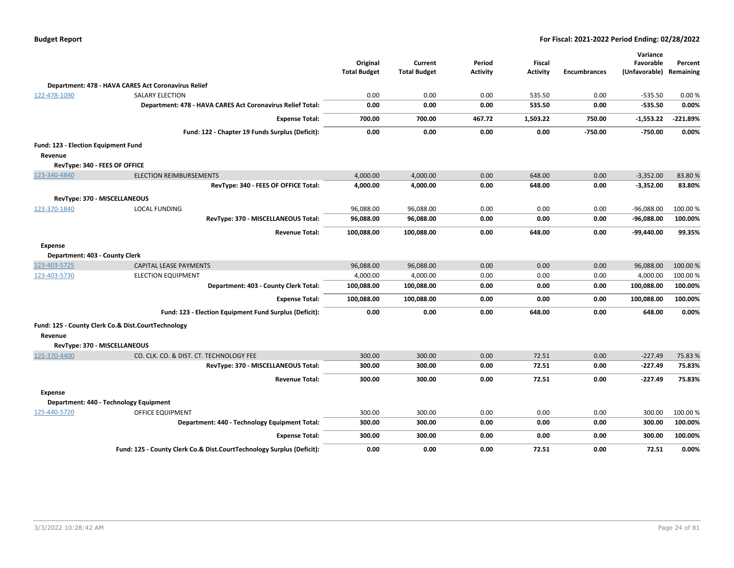| | | Original Total Budget | Current Total Budget | Period Activity | Fiscal Activity | Encumbrances | Variance Favorable (Unfavorable) | Percent Remaining |
|---|---|---|---|---|---|---|---|---|
| **Department: 478 - HAVA CARES Act Coronavirus Relief** | | | | | | | | |
| 122-478-1090 | SALARY ELECTION | 0.00 | 0.00 | 0.00 | 535.50 | 0.00 | -535.50 | 0.00 % |
| | **Department: 478 - HAVA CARES Act Coronavirus Relief Total:** | **0.00** | **0.00** | **0.00** | **535.50** | **0.00** | **-535.50** | **0.00%** |
| | **Expense Total:** | **700.00** | **700.00** | **467.72** | **1,503.22** | **750.00** | **-1,553.22** | **-221.89%** |
| | **Fund: 122 - Chapter 19 Funds Surplus (Deficit):** | **0.00** | **0.00** | **0.00** | **0.00** | **-750.00** | **-750.00** | **0.00%** |
| **Fund: 123 - Election Equipment Fund** | | | | | | | | |
| **Revenue** | | | | | | | | |
| **RevType: 340 - FEES OF OFFICE** | | | | | | | | |
| 123-340-4840 | ELECTION REIMBURSEMENTS | 4,000.00 | 4,000.00 | 0.00 | 648.00 | 0.00 | -3,352.00 | 83.80 % |
| | **RevType: 340 - FEES OF OFFICE Total:** | **4,000.00** | **4,000.00** | **0.00** | **648.00** | **0.00** | **-3,352.00** | **83.80%** |
| **RevType: 370 - MISCELLANEOUS** | | | | | | | | |
| 123-370-1840 | LOCAL FUNDING | 96,088.00 | 96,088.00 | 0.00 | 0.00 | 0.00 | -96,088.00 | 100.00 % |
| | **RevType: 370 - MISCELLANEOUS Total:** | **96,088.00** | **96,088.00** | **0.00** | **0.00** | **0.00** | **-96,088.00** | **100.00%** |
| | **Revenue Total:** | **100,088.00** | **100,088.00** | **0.00** | **648.00** | **0.00** | **-99,440.00** | **99.35%** |
| **Expense** | | | | | | | | |
| **Department: 403 - County Clerk** | | | | | | | | |
| 123-403-5725 | CAPITAL LEASE PAYMENTS | 96,088.00 | 96,088.00 | 0.00 | 0.00 | 0.00 | 96,088.00 | 100.00 % |
| 123-403-5730 | ELECTION EQUIPMENT | 4,000.00 | 4,000.00 | 0.00 | 0.00 | 0.00 | 4,000.00 | 100.00 % |
| | **Department: 403 - County Clerk Total:** | **100,088.00** | **100,088.00** | **0.00** | **0.00** | **0.00** | **100,088.00** | **100.00%** |
| | **Expense Total:** | **100,088.00** | **100,088.00** | **0.00** | **0.00** | **0.00** | **100,088.00** | **100.00%** |
| | **Fund: 123 - Election Equipment Fund Surplus (Deficit):** | **0.00** | **0.00** | **0.00** | **648.00** | **0.00** | **648.00** | **0.00%** |
| **Fund: 125 - County Clerk Co.& Dist.CourtTechnology** | | | | | | | | |
| **Revenue** | | | | | | | | |
| **RevType: 370 - MISCELLANEOUS** | | | | | | | | |
| 125-370-4400 | CO. CLK. CO. & DIST. CT. TECHNOLOGY FEE | 300.00 | 300.00 | 0.00 | 72.51 | 0.00 | -227.49 | 75.83 % |
| | **RevType: 370 - MISCELLANEOUS Total:** | **300.00** | **300.00** | **0.00** | **72.51** | **0.00** | **-227.49** | **75.83%** |
| | **Revenue Total:** | **300.00** | **300.00** | **0.00** | **72.51** | **0.00** | **-227.49** | **75.83%** |
| **Expense** | | | | | | | | |
| **Department: 440 - Technology Equipment** | | | | | | | | |
| 125-440-5720 | OFFICE EQUIPMENT | 300.00 | 300.00 | 0.00 | 0.00 | 0.00 | 300.00 | 100.00 % |
| | **Department: 440 - Technology Equipment Total:** | **300.00** | **300.00** | **0.00** | **0.00** | **0.00** | **300.00** | **100.00%** |
| | **Expense Total:** | **300.00** | **300.00** | **0.00** | **0.00** | **0.00** | **300.00** | **100.00%** |
| | **Fund: 125 - County Clerk Co.& Dist.CourtTechnology Surplus (Deficit):** | **0.00** | **0.00** | **0.00** | **72.51** | **0.00** | **72.51** | **0.00%** |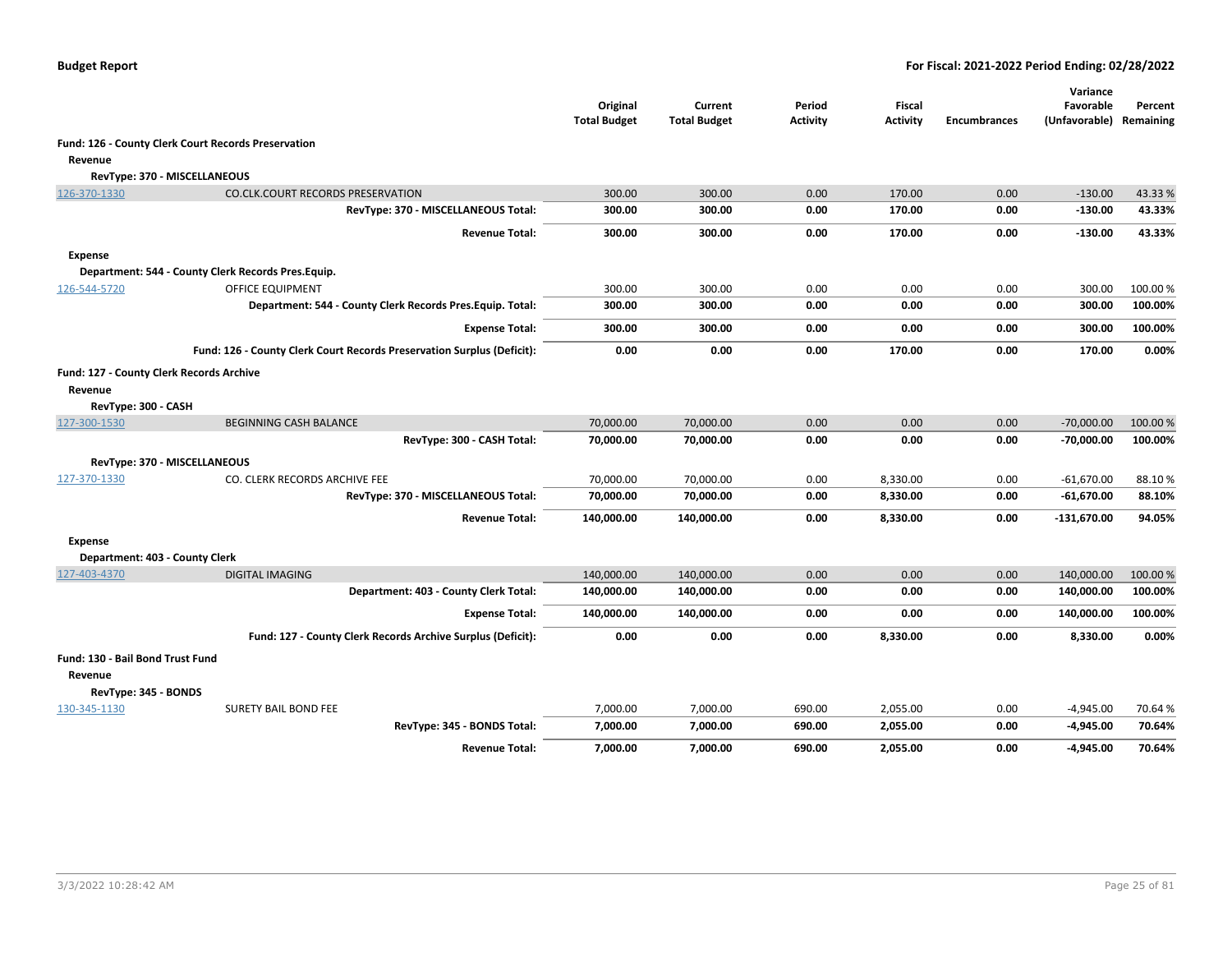| | | Original Total Budget | Current Total Budget | Period Activity | Fiscal Activity | Encumbrances | Variance Favorable (Unfavorable) | Percent Remaining |
|---|---|---|---|---|---|---|---|---|
| **Fund: 126 - County Clerk Court Records Preservation** | | | | | | | | |
| **Revenue** | | | | | | | | |
| **RevType: 370 - MISCELLANEOUS** | | | | | | | | |
| 126-370-1330 | CO.CLK.COURT RECORDS PRESERVATION | 300.00 | 300.00 | 0.00 | 170.00 | 0.00 | -130.00 | 43.33 % |
| | **RevType: 370 - MISCELLANEOUS Total:** | **300.00** | **300.00** | **0.00** | **170.00** | **0.00** | **-130.00** | **43.33%** |
| | **Revenue Total:** | **300.00** | **300.00** | **0.00** | **170.00** | **0.00** | **-130.00** | **43.33%** |
| **Expense** | | | | | | | | |
| **Department: 544 - County Clerk Records Pres.Equip.** | | | | | | | | |
| 126-544-5720 | OFFICE EQUIPMENT | 300.00 | 300.00 | 0.00 | 0.00 | 0.00 | 300.00 | 100.00 % |
| | **Department: 544 - County Clerk Records Pres.Equip. Total:** | **300.00** | **300.00** | **0.00** | **0.00** | **0.00** | **300.00** | **100.00%** |
| | **Expense Total:** | **300.00** | **300.00** | **0.00** | **0.00** | **0.00** | **300.00** | **100.00%** |
| | **Fund: 126 - County Clerk Court Records Preservation Surplus (Deficit):** | **0.00** | **0.00** | **0.00** | **170.00** | **0.00** | **170.00** | **0.00%** |
| **Fund: 127 - County Clerk Records Archive** | | | | | | | | |
| **Revenue** | | | | | | | | |
| **RevType: 300 - CASH** | | | | | | | | |
| 127-300-1530 | BEGINNING CASH BALANCE | 70,000.00 | 70,000.00 | 0.00 | 0.00 | 0.00 | -70,000.00 | 100.00 % |
| | **RevType: 300 - CASH Total:** | **70,000.00** | **70,000.00** | **0.00** | **0.00** | **0.00** | **-70,000.00** | **100.00%** |
| **RevType: 370 - MISCELLANEOUS** | | | | | | | | |
| 127-370-1330 | CO. CLERK RECORDS ARCHIVE FEE | 70,000.00 | 70,000.00 | 0.00 | 8,330.00 | 0.00 | -61,670.00 | 88.10 % |
| | **RevType: 370 - MISCELLANEOUS Total:** | **70,000.00** | **70,000.00** | **0.00** | **8,330.00** | **0.00** | **-61,670.00** | **88.10%** |
| | **Revenue Total:** | **140,000.00** | **140,000.00** | **0.00** | **8,330.00** | **0.00** | **-131,670.00** | **94.05%** |
| **Expense** | | | | | | | | |
| **Department: 403 - County Clerk** | | | | | | | | |
| 127-403-4370 | DIGITAL IMAGING | 140,000.00 | 140,000.00 | 0.00 | 0.00 | 0.00 | 140,000.00 | 100.00 % |
| | **Department: 403 - County Clerk Total:** | **140,000.00** | **140,000.00** | **0.00** | **0.00** | **0.00** | **140,000.00** | **100.00%** |
| | **Expense Total:** | **140,000.00** | **140,000.00** | **0.00** | **0.00** | **0.00** | **140,000.00** | **100.00%** |
| | **Fund: 127 - County Clerk Records Archive Surplus (Deficit):** | **0.00** | **0.00** | **0.00** | **8,330.00** | **0.00** | **8,330.00** | **0.00%** |
| **Fund: 130 - Bail Bond Trust Fund** | | | | | | | | |
| **Revenue** | | | | | | | | |
| **RevType: 345 - BONDS** | | | | | | | | |
| 130-345-1130 | SURETY BAIL BOND FEE | 7,000.00 | 7,000.00 | 690.00 | 2,055.00 | 0.00 | -4,945.00 | 70.64 % |
| | **RevType: 345 - BONDS Total:** | **7,000.00** | **7,000.00** | **690.00** | **2,055.00** | **0.00** | **-4,945.00** | **70.64%** |
| | **Revenue Total:** | **7,000.00** | **7,000.00** | **690.00** | **2,055.00** | **0.00** | **-4,945.00** | **70.64%** |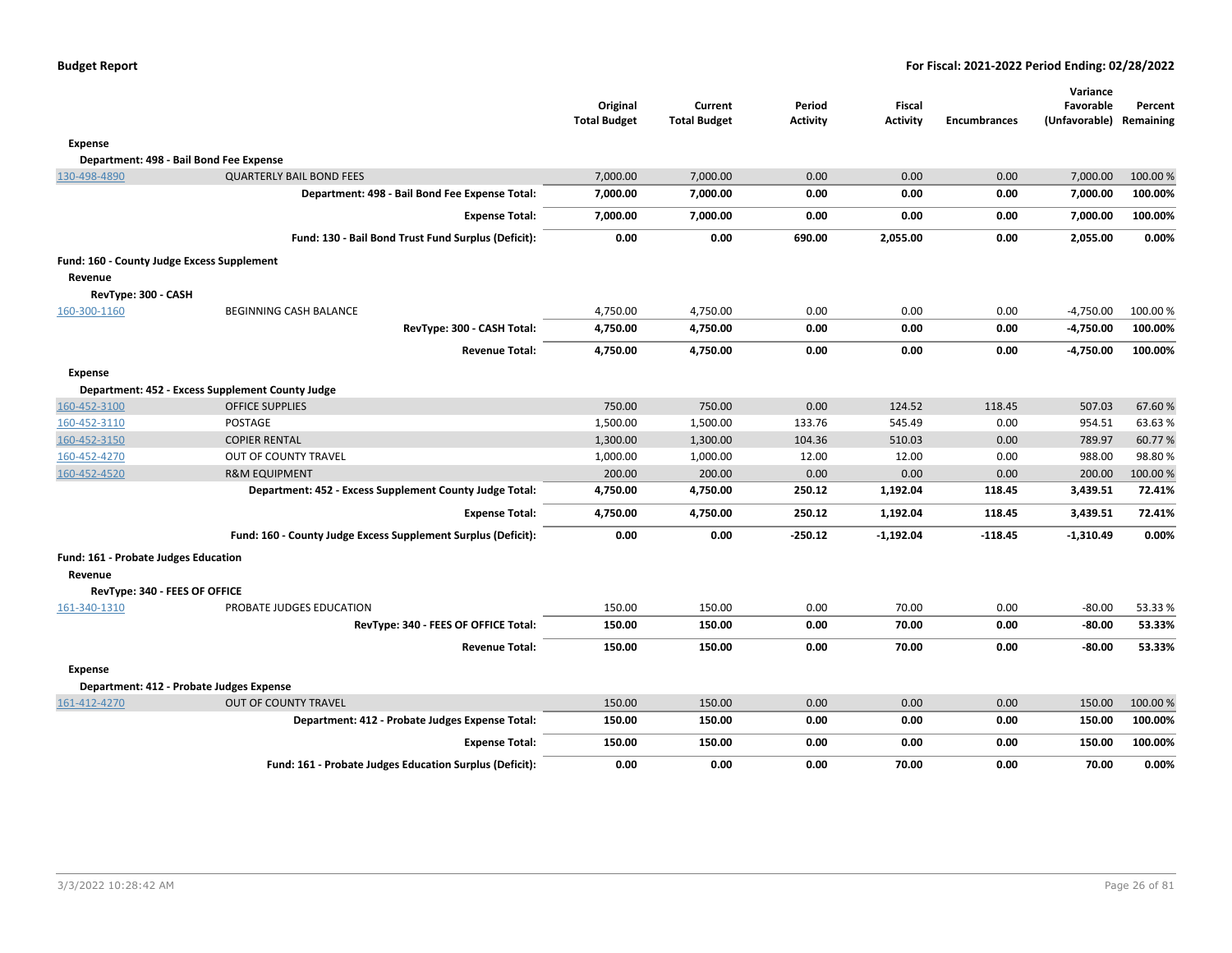| | | Original Total Budget | Current Total Budget | Period Activity | Fiscal Activity | Encumbrances | Variance Favorable (Unfavorable) | Percent Remaining |
|---|---|---|---|---|---|---|---|---|
| **Expense** | | | | | | | | |
| **Department: 498 - Bail Bond Fee Expense** | | | | | | | | |
| 130-498-4890 | QUARTERLY BAIL BOND FEES | 7,000.00 | 7,000.00 | 0.00 | 0.00 | 0.00 | 7,000.00 | 100.00 % |
| | **Department: 498 - Bail Bond Fee Expense Total:** | **7,000.00** | **7,000.00** | **0.00** | **0.00** | **0.00** | **7,000.00** | **100.00%** |
| | **Expense Total:** | **7,000.00** | **7,000.00** | **0.00** | **0.00** | **0.00** | **7,000.00** | **100.00%** |
| | **Fund: 130 - Bail Bond Trust Fund Surplus (Deficit):** | **0.00** | **0.00** | **690.00** | **2,055.00** | **0.00** | **2,055.00** | **0.00%** |
| **Fund: 160 - County Judge Excess Supplement** | | | | | | | | |
| **Revenue** | | | | | | | | |
| **RevType: 300 - CASH** | | | | | | | | |
| 160-300-1160 | BEGINNING CASH BALANCE | 4,750.00 | 4,750.00 | 0.00 | 0.00 | 0.00 | -4,750.00 | 100.00 % |
| | **RevType: 300 - CASH Total:** | **4,750.00** | **4,750.00** | **0.00** | **0.00** | **0.00** | **-4,750.00** | **100.00%** |
| | **Revenue Total:** | **4,750.00** | **4,750.00** | **0.00** | **0.00** | **0.00** | **-4,750.00** | **100.00%** |
| **Expense** | | | | | | | | |
| **Department: 452 - Excess Supplement County Judge** | | | | | | | | |
| 160-452-3100 | OFFICE SUPPLIES | 750.00 | 750.00 | 0.00 | 124.52 | 118.45 | 507.03 | 67.60 % |
| 160-452-3110 | POSTAGE | 1,500.00 | 1,500.00 | 133.76 | 545.49 | 0.00 | 954.51 | 63.63 % |
| 160-452-3150 | COPIER RENTAL | 1,300.00 | 1,300.00 | 104.36 | 510.03 | 0.00 | 789.97 | 60.77 % |
| 160-452-4270 | OUT OF COUNTY TRAVEL | 1,000.00 | 1,000.00 | 12.00 | 12.00 | 0.00 | 988.00 | 98.80 % |
| 160-452-4520 | R&M EQUIPMENT | 200.00 | 200.00 | 0.00 | 0.00 | 0.00 | 200.00 | 100.00 % |
| | **Department: 452 - Excess Supplement County Judge Total:** | **4,750.00** | **4,750.00** | **250.12** | **1,192.04** | **118.45** | **3,439.51** | **72.41%** |
| | **Expense Total:** | **4,750.00** | **4,750.00** | **250.12** | **1,192.04** | **118.45** | **3,439.51** | **72.41%** |
| | **Fund: 160 - County Judge Excess Supplement Surplus (Deficit):** | **0.00** | **0.00** | **-250.12** | **-1,192.04** | **-118.45** | **-1,310.49** | **0.00%** |
| **Fund: 161 - Probate Judges Education** | | | | | | | | |
| **Revenue** | | | | | | | | |
| **RevType: 340 - FEES OF OFFICE** | | | | | | | | |
| 161-340-1310 | PROBATE JUDGES EDUCATION | 150.00 | 150.00 | 0.00 | 70.00 | 0.00 | -80.00 | 53.33 % |
| | **RevType: 340 - FEES OF OFFICE Total:** | **150.00** | **150.00** | **0.00** | **70.00** | **0.00** | **-80.00** | **53.33%** |
| | **Revenue Total:** | **150.00** | **150.00** | **0.00** | **70.00** | **0.00** | **-80.00** | **53.33%** |
| **Expense** | | | | | | | | |
| **Department: 412 - Probate Judges Expense** | | | | | | | | |
| 161-412-4270 | OUT OF COUNTY TRAVEL | 150.00 | 150.00 | 0.00 | 0.00 | 0.00 | 150.00 | 100.00 % |
| | **Department: 412 - Probate Judges Expense Total:** | **150.00** | **150.00** | **0.00** | **0.00** | **0.00** | **150.00** | **100.00%** |
| | **Expense Total:** | **150.00** | **150.00** | **0.00** | **0.00** | **0.00** | **150.00** | **100.00%** |
| | **Fund: 161 - Probate Judges Education Surplus (Deficit):** | **0.00** | **0.00** | **0.00** | **70.00** | **0.00** | **70.00** | **0.00%** |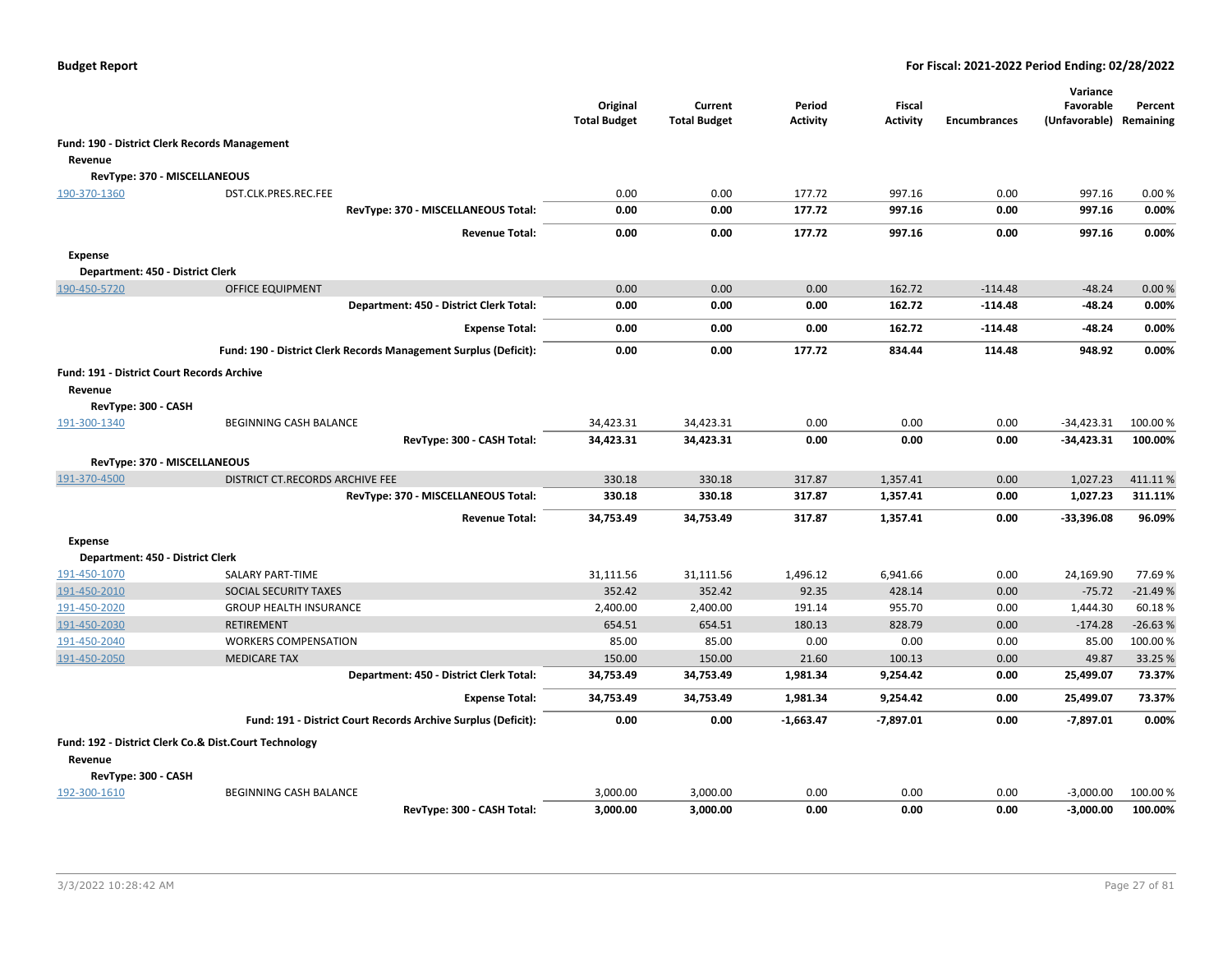**Budget Report** — **For Fiscal: 2021-2022 Period Ending: 02/28/2022**

| | | Original Total Budget | Current Total Budget | Period Activity | Fiscal Activity | Encumbrances | Variance Favorable (Unfavorable) | Percent Remaining |
|---|---|---|---|---|---|---|---|---|
| **Fund: 190 - District Clerk Records Management** | | | | | | | | |
| **Revenue** | | | | | | | | |
| **RevType: 370 - MISCELLANEOUS** | | | | | | | | |
| 190-370-1360 | DST.CLK.PRES.REC.FEE | 0.00 | 0.00 | 177.72 | 997.16 | 0.00 | 997.16 | 0.00 % |
| | **RevType: 370 - MISCELLANEOUS Total:** | **0.00** | **0.00** | **177.72** | **997.16** | **0.00** | **997.16** | **0.00%** |
| | **Revenue Total:** | **0.00** | **0.00** | **177.72** | **997.16** | **0.00** | **997.16** | **0.00%** |
| **Expense** | | | | | | | | |
| **Department: 450 - District Clerk** | | | | | | | | |
| 190-450-5720 | OFFICE EQUIPMENT | 0.00 | 0.00 | 0.00 | 162.72 | -114.48 | -48.24 | 0.00 % |
| | **Department: 450 - District Clerk Total:** | **0.00** | **0.00** | **0.00** | **162.72** | **-114.48** | **-48.24** | **0.00%** |
| | **Expense Total:** | **0.00** | **0.00** | **0.00** | **162.72** | **-114.48** | **-48.24** | **0.00%** |
| | **Fund: 190 - District Clerk Records Management Surplus (Deficit):** | **0.00** | **0.00** | **177.72** | **834.44** | **114.48** | **948.92** | **0.00%** |
| **Fund: 191 - District Court Records Archive** | | | | | | | | |
| **Revenue** | | | | | | | | |
| **RevType: 300 - CASH** | | | | | | | | |
| 191-300-1340 | BEGINNING CASH BALANCE | 34,423.31 | 34,423.31 | 0.00 | 0.00 | 0.00 | -34,423.31 | 100.00 % |
| | **RevType: 300 - CASH Total:** | **34,423.31** | **34,423.31** | **0.00** | **0.00** | **0.00** | **-34,423.31** | **100.00%** |
| **RevType: 370 - MISCELLANEOUS** | | | | | | | | |
| 191-370-4500 | DISTRICT CT.RECORDS ARCHIVE FEE | 330.18 | 330.18 | 317.87 | 1,357.41 | 0.00 | 1,027.23 | 411.11 % |
| | **RevType: 370 - MISCELLANEOUS Total:** | **330.18** | **330.18** | **317.87** | **1,357.41** | **0.00** | **1,027.23** | **311.11%** |
| | **Revenue Total:** | **34,753.49** | **34,753.49** | **317.87** | **1,357.41** | **0.00** | **-33,396.08** | **96.09%** |
| **Expense** | | | | | | | | |
| **Department: 450 - District Clerk** | | | | | | | | |
| 191-450-1070 | SALARY PART-TIME | 31,111.56 | 31,111.56 | 1,496.12 | 6,941.66 | 0.00 | 24,169.90 | 77.69 % |
| 191-450-2010 | SOCIAL SECURITY TAXES | 352.42 | 352.42 | 92.35 | 428.14 | 0.00 | -75.72 | -21.49 % |
| 191-450-2020 | GROUP HEALTH INSURANCE | 2,400.00 | 2,400.00 | 191.14 | 955.70 | 0.00 | 1,444.30 | 60.18 % |
| 191-450-2030 | RETIREMENT | 654.51 | 654.51 | 180.13 | 828.79 | 0.00 | -174.28 | -26.63 % |
| 191-450-2040 | WORKERS COMPENSATION | 85.00 | 85.00 | 0.00 | 0.00 | 0.00 | 85.00 | 100.00 % |
| 191-450-2050 | MEDICARE TAX | 150.00 | 150.00 | 21.60 | 100.13 | 0.00 | 49.87 | 33.25 % |
| | **Department: 450 - District Clerk Total:** | **34,753.49** | **34,753.49** | **1,981.34** | **9,254.42** | **0.00** | **25,499.07** | **73.37%** |
| | **Expense Total:** | **34,753.49** | **34,753.49** | **1,981.34** | **9,254.42** | **0.00** | **25,499.07** | **73.37%** |
| | **Fund: 191 - District Court Records Archive Surplus (Deficit):** | **0.00** | **0.00** | **-1,663.47** | **-7,897.01** | **0.00** | **-7,897.01** | **0.00%** |
| **Fund: 192 - District Clerk Co.& Dist.Court Technology** | | | | | | | | |
| **Revenue** | | | | | | | | |
| **RevType: 300 - CASH** | | | | | | | | |
| 192-300-1610 | BEGINNING CASH BALANCE | 3,000.00 | 3,000.00 | 0.00 | 0.00 | 0.00 | -3,000.00 | 100.00 % |
| | **RevType: 300 - CASH Total:** | **3,000.00** | **3,000.00** | **0.00** | **0.00** | **0.00** | **-3,000.00** | **100.00%** |

3/3/2022 10:28:42 AM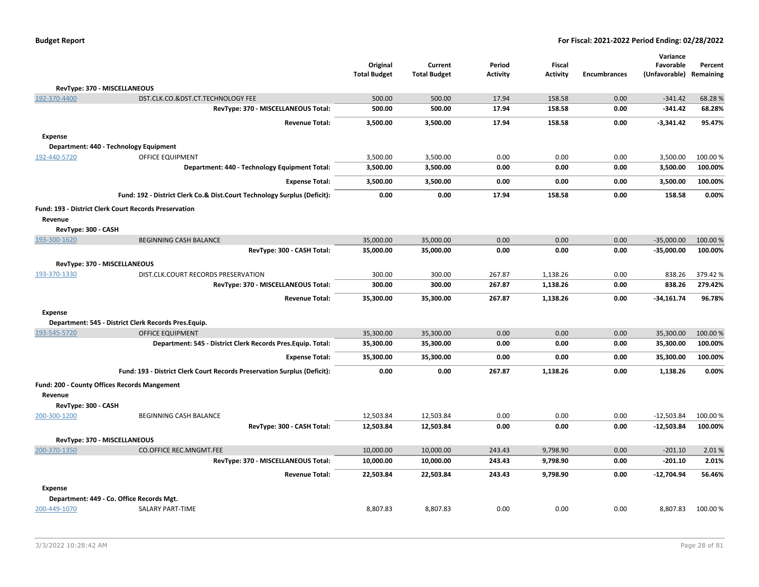**Budget Report** — **For Fiscal: 2021-2022 Period Ending: 02/28/2022**

| | | Original Total Budget | Current Total Budget | Period Activity | Fiscal Activity | Encumbrances | Variance Favorable (Unfavorable) | Percent Remaining |
|---|---|---|---|---|---|---|---|---|
| **RevType: 370 - MISCELLANEOUS** | | | | | | | | |
| 192-370-4400 | DST.CLK.CO.&DST.CT.TECHNOLOGY FEE | 500.00 | 500.00 | 17.94 | 158.58 | 0.00 | -341.42 | 68.28 % |
| | **RevType: 370 - MISCELLANEOUS Total:** | **500.00** | **500.00** | **17.94** | **158.58** | **0.00** | **-341.42** | **68.28%** |
| | **Revenue Total:** | **3,500.00** | **3,500.00** | **17.94** | **158.58** | **0.00** | **-3,341.42** | **95.47%** |
| **Expense** | | | | | | | | |
| **Department: 440 - Technology Equipment** | | | | | | | | |
| 192-440-5720 | OFFICE EQUIPMENT | 3,500.00 | 3,500.00 | 0.00 | 0.00 | 0.00 | 3,500.00 | 100.00 % |
| | **Department: 440 - Technology Equipment Total:** | **3,500.00** | **3,500.00** | **0.00** | **0.00** | **0.00** | **3,500.00** | **100.00%** |
| | **Expense Total:** | **3,500.00** | **3,500.00** | **0.00** | **0.00** | **0.00** | **3,500.00** | **100.00%** |
| | **Fund: 192 - District Clerk Co.& Dist.Court Technology Surplus (Deficit):** | **0.00** | **0.00** | **17.94** | **158.58** | **0.00** | **158.58** | **0.00%** |
| **Fund: 193 - District Clerk Court Records Preservation** | | | | | | | | |
| **Revenue** | | | | | | | | |
| **RevType: 300 - CASH** | | | | | | | | |
| 193-300-1620 | BEGINNING CASH BALANCE | 35,000.00 | 35,000.00 | 0.00 | 0.00 | 0.00 | -35,000.00 | 100.00 % |
| | **RevType: 300 - CASH Total:** | **35,000.00** | **35,000.00** | **0.00** | **0.00** | **0.00** | **-35,000.00** | **100.00%** |
| **RevType: 370 - MISCELLANEOUS** | | | | | | | | |
| 193-370-1330 | DIST.CLK.COURT RECORDS PRESERVATION | 300.00 | 300.00 | 267.87 | 1,138.26 | 0.00 | 838.26 | 379.42 % |
| | **RevType: 370 - MISCELLANEOUS Total:** | **300.00** | **300.00** | **267.87** | **1,138.26** | **0.00** | **838.26** | **279.42%** |
| | **Revenue Total:** | **35,300.00** | **35,300.00** | **267.87** | **1,138.26** | **0.00** | **-34,161.74** | **96.78%** |
| **Expense** | | | | | | | | |
| **Department: 545 - District Clerk Records Pres.Equip.** | | | | | | | | |
| 193-545-5720 | OFFICE EQUIPMENT | 35,300.00 | 35,300.00 | 0.00 | 0.00 | 0.00 | 35,300.00 | 100.00 % |
| | **Department: 545 - District Clerk Records Pres.Equip. Total:** | **35,300.00** | **35,300.00** | **0.00** | **0.00** | **0.00** | **35,300.00** | **100.00%** |
| | **Expense Total:** | **35,300.00** | **35,300.00** | **0.00** | **0.00** | **0.00** | **35,300.00** | **100.00%** |
| | **Fund: 193 - District Clerk Court Records Preservation Surplus (Deficit):** | **0.00** | **0.00** | **267.87** | **1,138.26** | **0.00** | **1,138.26** | **0.00%** |
| **Fund: 200 - County Offices Records Mangement** | | | | | | | | |
| **Revenue** | | | | | | | | |
| **RevType: 300 - CASH** | | | | | | | | |
| 200-300-1200 | BEGINNING CASH BALANCE | 12,503.84 | 12,503.84 | 0.00 | 0.00 | 0.00 | -12,503.84 | 100.00 % |
| | **RevType: 300 - CASH Total:** | **12,503.84** | **12,503.84** | **0.00** | **0.00** | **0.00** | **-12,503.84** | **100.00%** |
| **RevType: 370 - MISCELLANEOUS** | | | | | | | | |
| 200-370-1350 | CO.OFFICE REC.MNGMT.FEE | 10,000.00 | 10,000.00 | 243.43 | 9,798.90 | 0.00 | -201.10 | 2.01 % |
| | **RevType: 370 - MISCELLANEOUS Total:** | **10,000.00** | **10,000.00** | **243.43** | **9,798.90** | **0.00** | **-201.10** | **2.01%** |
| | **Revenue Total:** | **22,503.84** | **22,503.84** | **243.43** | **9,798.90** | **0.00** | **-12,704.94** | **56.46%** |
| **Expense** | | | | | | | | |
| **Department: 449 - Co. Office Records Mgt.** | | | | | | | | |
| 200-449-1070 | SALARY PART-TIME | 8,807.83 | 8,807.83 | 0.00 | 0.00 | 0.00 | 8,807.83 | 100.00 % |

3/3/2022 10:28:42 AM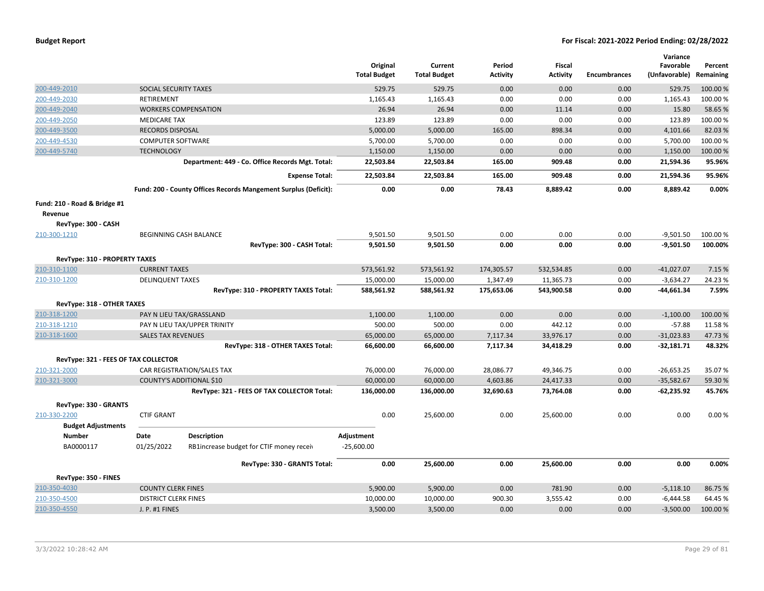| | | Original Total Budget | Current Total Budget | Period Activity | Fiscal Activity | Encumbrances | Variance Favorable (Unfavorable) | Percent Remaining |
|---|---|---|---|---|---|---|---|---|
| 200-449-2010 | SOCIAL SECURITY TAXES | 529.75 | 529.75 | 0.00 | 0.00 | 0.00 | 529.75 | 100.00 % |
| 200-449-2030 | RETIREMENT | 1,165.43 | 1,165.43 | 0.00 | 0.00 | 0.00 | 1,165.43 | 100.00 % |
| 200-449-2040 | WORKERS COMPENSATION | 26.94 | 26.94 | 0.00 | 11.14 | 0.00 | 15.80 | 58.65 % |
| 200-449-2050 | MEDICARE TAX | 123.89 | 123.89 | 0.00 | 0.00 | 0.00 | 123.89 | 100.00 % |
| 200-449-3500 | RECORDS DISPOSAL | 5,000.00 | 5,000.00 | 165.00 | 898.34 | 0.00 | 4,101.66 | 82.03 % |
| 200-449-4530 | COMPUTER SOFTWARE | 5,700.00 | 5,700.00 | 0.00 | 0.00 | 0.00 | 5,700.00 | 100.00 % |
| 200-449-5740 | TECHNOLOGY | 1,150.00 | 1,150.00 | 0.00 | 0.00 | 0.00 | 1,150.00 | 100.00 % |
| | **Department: 449 - Co. Office Records Mgt. Total:** | **22,503.84** | **22,503.84** | **165.00** | **909.48** | **0.00** | **21,594.36** | **95.96%** |
| | **Expense Total:** | **22,503.84** | **22,503.84** | **165.00** | **909.48** | **0.00** | **21,594.36** | **95.96%** |
| | **Fund: 200 - County Offices Records Mangement Surplus (Deficit):** | **0.00** | **0.00** | **78.43** | **8,889.42** | **0.00** | **8,889.42** | **0.00%** |
| **Fund: 210 - Road & Bridge #1** | | | | | | | | |
| **Revenue** | | | | | | | | |
| **RevType: 300 - CASH** | | | | | | | | |
| 210-300-1210 | BEGINNING CASH BALANCE | 9,501.50 | 9,501.50 | 0.00 | 0.00 | 0.00 | -9,501.50 | 100.00 % |
| | **RevType: 300 - CASH Total:** | **9,501.50** | **9,501.50** | **0.00** | **0.00** | **0.00** | **-9,501.50** | **100.00%** |
| **RevType: 310 - PROPERTY TAXES** | | | | | | | | |
| 210-310-1100 | CURRENT TAXES | 573,561.92 | 573,561.92 | 174,305.57 | 532,534.85 | 0.00 | -41,027.07 | 7.15 % |
| 210-310-1200 | DELINQUENT TAXES | 15,000.00 | 15,000.00 | 1,347.49 | 11,365.73 | 0.00 | -3,634.27 | 24.23 % |
| | **RevType: 310 - PROPERTY TAXES Total:** | **588,561.92** | **588,561.92** | **175,653.06** | **543,900.58** | **0.00** | **-44,661.34** | **7.59%** |
| **RevType: 318 - OTHER TAXES** | | | | | | | | |
| 210-318-1200 | PAY N LIEU TAX/GRASSLAND | 1,100.00 | 1,100.00 | 0.00 | 0.00 | 0.00 | -1,100.00 | 100.00 % |
| 210-318-1210 | PAY N LIEU TAX/UPPER TRINITY | 500.00 | 500.00 | 0.00 | 442.12 | 0.00 | -57.88 | 11.58 % |
| 210-318-1600 | SALES TAX REVENUES | 65,000.00 | 65,000.00 | 7,117.34 | 33,976.17 | 0.00 | -31,023.83 | 47.73 % |
| | **RevType: 318 - OTHER TAXES Total:** | **66,600.00** | **66,600.00** | **7,117.34** | **34,418.29** | **0.00** | **-32,181.71** | **48.32%** |
| **RevType: 321 - FEES OF TAX COLLECTOR** | | | | | | | | |
| 210-321-2000 | CAR REGISTRATION/SALES TAX | 76,000.00 | 76,000.00 | 28,086.77 | 49,346.75 | 0.00 | -26,653.25 | 35.07 % |
| 210-321-3000 | COUNTY'S ADDITIONAL $10 | 60,000.00 | 60,000.00 | 4,603.86 | 24,417.33 | 0.00 | -35,582.67 | 59.30 % |
| | **RevType: 321 - FEES OF TAX COLLECTOR Total:** | **136,000.00** | **136,000.00** | **32,690.63** | **73,764.08** | **0.00** | **-62,235.92** | **45.76%** |
| **RevType: 330 - GRANTS** | | | | | | | | |
| 210-330-2200 | CTIF GRANT | 0.00 | 25,600.00 | 0.00 | 25,600.00 | 0.00 | 0.00 | 0.00 % |

**Budget Adjustments**

| Number | Date | Description | Adjustment |
|---|---|---|---|
| BA0000117 | 01/25/2022 | RB1increase budget for CTIF money receiv | -25,600.00 |

| | | Original Total Budget | Current Total Budget | Period Activity | Fiscal Activity | Encumbrances | Variance Favorable (Unfavorable) | Percent Remaining |
|---|---|---|---|---|---|---|---|---|
| | **RevType: 330 - GRANTS Total:** | **0.00** | **25,600.00** | **0.00** | **25,600.00** | **0.00** | **0.00** | **0.00%** |
| **RevType: 350 - FINES** | | | | | | | | |
| 210-350-4030 | COUNTY CLERK FINES | 5,900.00 | 5,900.00 | 0.00 | 781.90 | 0.00 | -5,118.10 | 86.75 % |
| 210-350-4500 | DISTRICT CLERK FINES | 10,000.00 | 10,000.00 | 900.30 | 3,555.42 | 0.00 | -6,444.58 | 64.45 % |
| 210-350-4550 | J. P. #1 FINES | 3,500.00 | 3,500.00 | 0.00 | 0.00 | 0.00 | -3,500.00 | 100.00 % |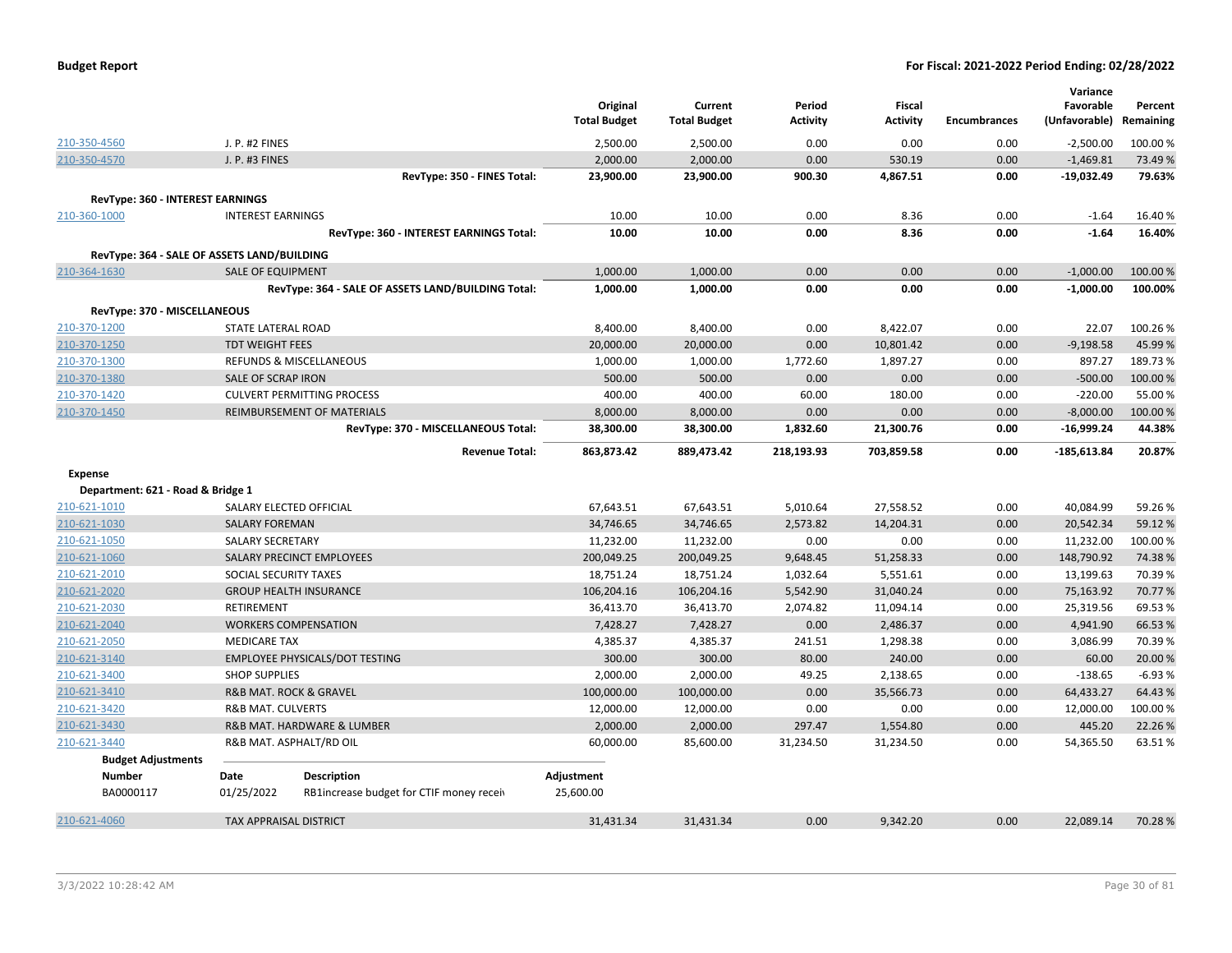**Budget Report** — **For Fiscal: 2021-2022 Period Ending: 02/28/2022**

| | | Original Total Budget | Current Total Budget | Period Activity | Fiscal Activity | Encumbrances | Variance Favorable (Unfavorable) | Percent Remaining |
|---|---|---|---|---|---|---|---|---|
| 210-350-4560 | J. P. #2 FINES | 2,500.00 | 2,500.00 | 0.00 | 0.00 | 0.00 | -2,500.00 | 100.00 % |
| 210-350-4570 | J. P. #3 FINES | 2,000.00 | 2,000.00 | 0.00 | 530.19 | 0.00 | -1,469.81 | 73.49 % |
| | **RevType: 350 - FINES Total:** | **23,900.00** | **23,900.00** | **900.30** | **4,867.51** | **0.00** | **-19,032.49** | **79.63%** |
| **RevType: 360 - INTEREST EARNINGS** | | | | | | | | |
| 210-360-1000 | INTEREST EARNINGS | 10.00 | 10.00 | 0.00 | 8.36 | 0.00 | -1.64 | 16.40 % |
| | **RevType: 360 - INTEREST EARNINGS Total:** | **10.00** | **10.00** | **0.00** | **8.36** | **0.00** | **-1.64** | **16.40%** |
| **RevType: 364 - SALE OF ASSETS LAND/BUILDING** | | | | | | | | |
| 210-364-1630 | SALE OF EQUIPMENT | 1,000.00 | 1,000.00 | 0.00 | 0.00 | 0.00 | -1,000.00 | 100.00 % |
| | **RevType: 364 - SALE OF ASSETS LAND/BUILDING Total:** | **1,000.00** | **1,000.00** | **0.00** | **0.00** | **0.00** | **-1,000.00** | **100.00%** |
| **RevType: 370 - MISCELLANEOUS** | | | | | | | | |
| 210-370-1200 | STATE LATERAL ROAD | 8,400.00 | 8,400.00 | 0.00 | 8,422.07 | 0.00 | 22.07 | 100.26 % |
| 210-370-1250 | TDT WEIGHT FEES | 20,000.00 | 20,000.00 | 0.00 | 10,801.42 | 0.00 | -9,198.58 | 45.99 % |
| 210-370-1300 | REFUNDS & MISCELLANEOUS | 1,000.00 | 1,000.00 | 1,772.60 | 1,897.27 | 0.00 | 897.27 | 189.73 % |
| 210-370-1380 | SALE OF SCRAP IRON | 500.00 | 500.00 | 0.00 | 0.00 | 0.00 | -500.00 | 100.00 % |
| 210-370-1420 | CULVERT PERMITTING PROCESS | 400.00 | 400.00 | 60.00 | 180.00 | 0.00 | -220.00 | 55.00 % |
| 210-370-1450 | REIMBURSEMENT OF MATERIALS | 8,000.00 | 8,000.00 | 0.00 | 0.00 | 0.00 | -8,000.00 | 100.00 % |
| | **RevType: 370 - MISCELLANEOUS Total:** | **38,300.00** | **38,300.00** | **1,832.60** | **21,300.76** | **0.00** | **-16,999.24** | **44.38%** |
| | **Revenue Total:** | **863,873.42** | **889,473.42** | **218,193.93** | **703,859.58** | **0.00** | **-185,613.84** | **20.87%** |
| **Expense** | | | | | | | | |
| **Department: 621 - Road & Bridge 1** | | | | | | | | |
| 210-621-1010 | SALARY ELECTED OFFICIAL | 67,643.51 | 67,643.51 | 5,010.64 | 27,558.52 | 0.00 | 40,084.99 | 59.26 % |
| 210-621-1030 | SALARY FOREMAN | 34,746.65 | 34,746.65 | 2,573.82 | 14,204.31 | 0.00 | 20,542.34 | 59.12 % |
| 210-621-1050 | SALARY SECRETARY | 11,232.00 | 11,232.00 | 0.00 | 0.00 | 0.00 | 11,232.00 | 100.00 % |
| 210-621-1060 | SALARY PRECINCT EMPLOYEES | 200,049.25 | 200,049.25 | 9,648.45 | 51,258.33 | 0.00 | 148,790.92 | 74.38 % |
| 210-621-2010 | SOCIAL SECURITY TAXES | 18,751.24 | 18,751.24 | 1,032.64 | 5,551.61 | 0.00 | 13,199.63 | 70.39 % |
| 210-621-2020 | GROUP HEALTH INSURANCE | 106,204.16 | 106,204.16 | 5,542.90 | 31,040.24 | 0.00 | 75,163.92 | 70.77 % |
| 210-621-2030 | RETIREMENT | 36,413.70 | 36,413.70 | 2,074.82 | 11,094.14 | 0.00 | 25,319.56 | 69.53 % |
| 210-621-2040 | WORKERS COMPENSATION | 7,428.27 | 7,428.27 | 0.00 | 2,486.37 | 0.00 | 4,941.90 | 66.53 % |
| 210-621-2050 | MEDICARE TAX | 4,385.37 | 4,385.37 | 241.51 | 1,298.38 | 0.00 | 3,086.99 | 70.39 % |
| 210-621-3140 | EMPLOYEE PHYSICALS/DOT TESTING | 300.00 | 300.00 | 80.00 | 240.00 | 0.00 | 60.00 | 20.00 % |
| 210-621-3400 | SHOP SUPPLIES | 2,000.00 | 2,000.00 | 49.25 | 2,138.65 | 0.00 | -138.65 | -6.93 % |
| 210-621-3410 | R&B MAT. ROCK & GRAVEL | 100,000.00 | 100,000.00 | 0.00 | 35,566.73 | 0.00 | 64,433.27 | 64.43 % |
| 210-621-3420 | R&B MAT. CULVERTS | 12,000.00 | 12,000.00 | 0.00 | 0.00 | 0.00 | 12,000.00 | 100.00 % |
| 210-621-3430 | R&B MAT. HARDWARE & LUMBER | 2,000.00 | 2,000.00 | 297.47 | 1,554.80 | 0.00 | 445.20 | 22.26 % |
| 210-621-3440 | R&B MAT. ASPHALT/RD OIL | 60,000.00 | 85,600.00 | 31,234.50 | 31,234.50 | 0.00 | 54,365.50 | 63.51 % |

**Budget Adjustments**

| Number | Date | Description | Adjustment |
|---|---|---|---|
| BA0000117 | 01/25/2022 | RB1increase budget for CTIF money receiv | 25,600.00 |

| | | Original Total Budget | Current Total Budget | Period Activity | Fiscal Activity | Encumbrances | Variance Favorable (Unfavorable) | Percent Remaining |
|---|---|---|---|---|---|---|---|---|
| 210-621-4060 | TAX APPRAISAL DISTRICT | 31,431.34 | 31,431.34 | 0.00 | 9,342.20 | 0.00 | 22,089.14 | 70.28 % |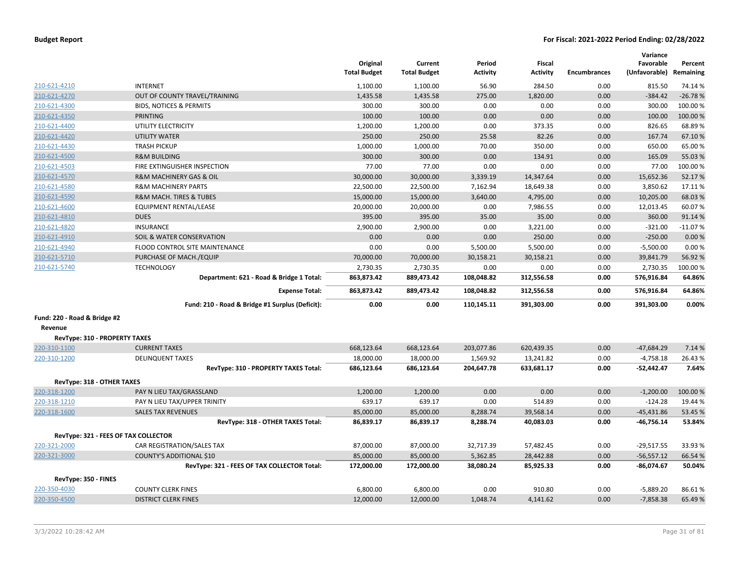| | | Original Total Budget | Current Total Budget | Period Activity | Fiscal Activity | Encumbrances | Variance Favorable (Unfavorable) | Percent Remaining |
|---|---|---|---|---|---|---|---|---|
| 210-621-4210 | INTERNET | 1,100.00 | 1,100.00 | 56.90 | 284.50 | 0.00 | 815.50 | 74.14 % |
| 210-621-4270 | OUT OF COUNTY TRAVEL/TRAINING | 1,435.58 | 1,435.58 | 275.00 | 1,820.00 | 0.00 | -384.42 | -26.78 % |
| 210-621-4300 | BIDS, NOTICES & PERMITS | 300.00 | 300.00 | 0.00 | 0.00 | 0.00 | 300.00 | 100.00 % |
| 210-621-4350 | PRINTING | 100.00 | 100.00 | 0.00 | 0.00 | 0.00 | 100.00 | 100.00 % |
| 210-621-4400 | UTILITY ELECTRICITY | 1,200.00 | 1,200.00 | 0.00 | 373.35 | 0.00 | 826.65 | 68.89 % |
| 210-621-4420 | UTILITY WATER | 250.00 | 250.00 | 25.58 | 82.26 | 0.00 | 167.74 | 67.10 % |
| 210-621-4430 | TRASH PICKUP | 1,000.00 | 1,000.00 | 70.00 | 350.00 | 0.00 | 650.00 | 65.00 % |
| 210-621-4500 | R&M BUILDING | 300.00 | 300.00 | 0.00 | 134.91 | 0.00 | 165.09 | 55.03 % |
| 210-621-4503 | FIRE EXTINGUISHER INSPECTION | 77.00 | 77.00 | 0.00 | 0.00 | 0.00 | 77.00 | 100.00 % |
| 210-621-4570 | R&M MACHINERY GAS & OIL | 30,000.00 | 30,000.00 | 3,339.19 | 14,347.64 | 0.00 | 15,652.36 | 52.17 % |
| 210-621-4580 | R&M MACHINERY PARTS | 22,500.00 | 22,500.00 | 7,162.94 | 18,649.38 | 0.00 | 3,850.62 | 17.11 % |
| 210-621-4590 | R&M MACH. TIRES & TUBES | 15,000.00 | 15,000.00 | 3,640.00 | 4,795.00 | 0.00 | 10,205.00 | 68.03 % |
| 210-621-4600 | EQUIPMENT RENTAL/LEASE | 20,000.00 | 20,000.00 | 0.00 | 7,986.55 | 0.00 | 12,013.45 | 60.07 % |
| 210-621-4810 | DUES | 395.00 | 395.00 | 35.00 | 35.00 | 0.00 | 360.00 | 91.14 % |
| 210-621-4820 | INSURANCE | 2,900.00 | 2,900.00 | 0.00 | 3,221.00 | 0.00 | -321.00 | -11.07 % |
| 210-621-4910 | SOIL & WATER CONSERVATION | 0.00 | 0.00 | 0.00 | 250.00 | 0.00 | -250.00 | 0.00 % |
| 210-621-4940 | FLOOD CONTROL SITE MAINTENANCE | 0.00 | 0.00 | 5,500.00 | 5,500.00 | 0.00 | -5,500.00 | 0.00 % |
| 210-621-5710 | PURCHASE OF MACH./EQUIP | 70,000.00 | 70,000.00 | 30,158.21 | 30,158.21 | 0.00 | 39,841.79 | 56.92 % |
| 210-621-5740 | TECHNOLOGY | 2,730.35 | 2,730.35 | 0.00 | 0.00 | 0.00 | 2,730.35 | 100.00 % |
| | **Department: 621 - Road & Bridge 1 Total:** | **863,873.42** | **889,473.42** | **108,048.82** | **312,556.58** | **0.00** | **576,916.84** | **64.86%** |
| | **Expense Total:** | **863,873.42** | **889,473.42** | **108,048.82** | **312,556.58** | **0.00** | **576,916.84** | **64.86%** |
| | **Fund: 210 - Road & Bridge #1 Surplus (Deficit):** | **0.00** | **0.00** | **110,145.11** | **391,303.00** | **0.00** | **391,303.00** | **0.00%** |
| **Fund: 220 - Road & Bridge #2** | | | | | | | | |
| **Revenue** | | | | | | | | |
| **RevType: 310 - PROPERTY TAXES** | | | | | | | | |
| 220-310-1100 | CURRENT TAXES | 668,123.64 | 668,123.64 | 203,077.86 | 620,439.35 | 0.00 | -47,684.29 | 7.14 % |
| 220-310-1200 | DELINQUENT TAXES | 18,000.00 | 18,000.00 | 1,569.92 | 13,241.82 | 0.00 | -4,758.18 | 26.43 % |
| | **RevType: 310 - PROPERTY TAXES Total:** | **686,123.64** | **686,123.64** | **204,647.78** | **633,681.17** | **0.00** | **-52,442.47** | **7.64%** |
| **RevType: 318 - OTHER TAXES** | | | | | | | | |
| 220-318-1200 | PAY N LIEU TAX/GRASSLAND | 1,200.00 | 1,200.00 | 0.00 | 0.00 | 0.00 | -1,200.00 | 100.00 % |
| 220-318-1210 | PAY N LIEU TAX/UPPER TRINITY | 639.17 | 639.17 | 0.00 | 514.89 | 0.00 | -124.28 | 19.44 % |
| 220-318-1600 | SALES TAX REVENUES | 85,000.00 | 85,000.00 | 8,288.74 | 39,568.14 | 0.00 | -45,431.86 | 53.45 % |
| | **RevType: 318 - OTHER TAXES Total:** | **86,839.17** | **86,839.17** | **8,288.74** | **40,083.03** | **0.00** | **-46,756.14** | **53.84%** |
| **RevType: 321 - FEES OF TAX COLLECTOR** | | | | | | | | |
| 220-321-2000 | CAR REGISTRATION/SALES TAX | 87,000.00 | 87,000.00 | 32,717.39 | 57,482.45 | 0.00 | -29,517.55 | 33.93 % |
| 220-321-3000 | COUNTY'S ADDITIONAL $10 | 85,000.00 | 85,000.00 | 5,362.85 | 28,442.88 | 0.00 | -56,557.12 | 66.54 % |
| | **RevType: 321 - FEES OF TAX COLLECTOR Total:** | **172,000.00** | **172,000.00** | **38,080.24** | **85,925.33** | **0.00** | **-86,074.67** | **50.04%** |
| **RevType: 350 - FINES** | | | | | | | | |
| 220-350-4030 | COUNTY CLERK FINES | 6,800.00 | 6,800.00 | 0.00 | 910.80 | 0.00 | -5,889.20 | 86.61 % |
| 220-350-4500 | DISTRICT CLERK FINES | 12,000.00 | 12,000.00 | 1,048.74 | 4,141.62 | 0.00 | -7,858.38 | 65.49 % |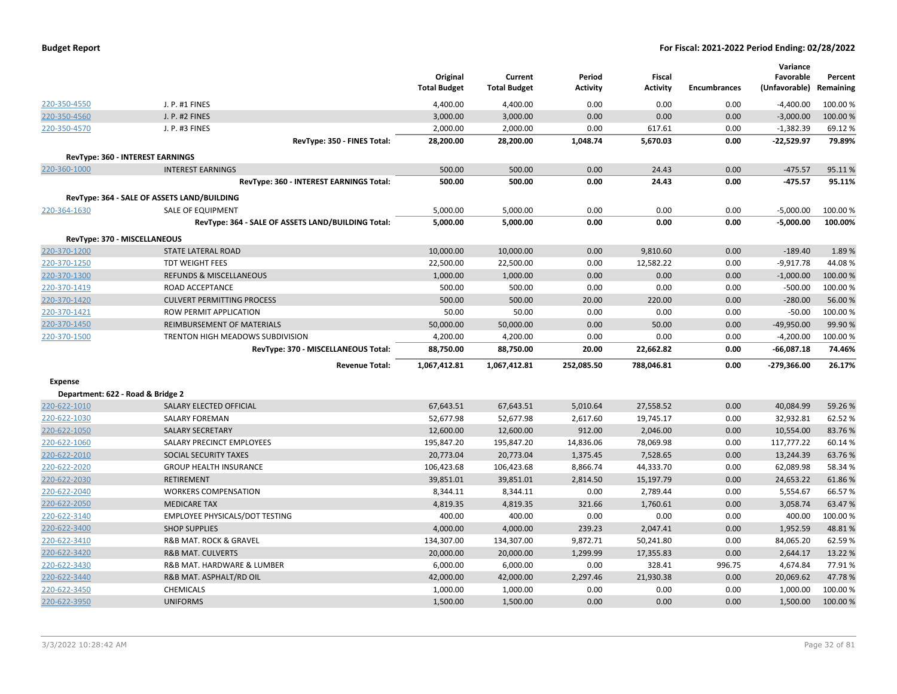**Budget Report** — **For Fiscal: 2021-2022 Period Ending: 02/28/2022**

| | | Original Total Budget | Current Total Budget | Period Activity | Fiscal Activity | Encumbrances | Variance Favorable (Unfavorable) | Percent Remaining |
|---|---|---|---|---|---|---|---|---|
| 220-350-4550 | J. P. #1 FINES | 4,400.00 | 4,400.00 | 0.00 | 0.00 | 0.00 | -4,400.00 | 100.00 % |
| 220-350-4560 | J. P. #2 FINES | 3,000.00 | 3,000.00 | 0.00 | 0.00 | 0.00 | -3,000.00 | 100.00 % |
| 220-350-4570 | J. P. #3 FINES | 2,000.00 | 2,000.00 | 0.00 | 617.61 | 0.00 | -1,382.39 | 69.12 % |
| | **RevType: 350 - FINES Total:** | **28,200.00** | **28,200.00** | **1,048.74** | **5,670.03** | **0.00** | **-22,529.97** | **79.89%** |
| **RevType: 360 - INTEREST EARNINGS** | | | | | | | | |
| 220-360-1000 | INTEREST EARNINGS | 500.00 | 500.00 | 0.00 | 24.43 | 0.00 | -475.57 | 95.11 % |
| | **RevType: 360 - INTEREST EARNINGS Total:** | **500.00** | **500.00** | **0.00** | **24.43** | **0.00** | **-475.57** | **95.11%** |
| **RevType: 364 - SALE OF ASSETS LAND/BUILDING** | | | | | | | | |
| 220-364-1630 | SALE OF EQUIPMENT | 5,000.00 | 5,000.00 | 0.00 | 0.00 | 0.00 | -5,000.00 | 100.00 % |
| | **RevType: 364 - SALE OF ASSETS LAND/BUILDING Total:** | **5,000.00** | **5,000.00** | **0.00** | **0.00** | **0.00** | **-5,000.00** | **100.00%** |
| **RevType: 370 - MISCELLANEOUS** | | | | | | | | |
| 220-370-1200 | STATE LATERAL ROAD | 10,000.00 | 10,000.00 | 0.00 | 9,810.60 | 0.00 | -189.40 | 1.89 % |
| 220-370-1250 | TDT WEIGHT FEES | 22,500.00 | 22,500.00 | 0.00 | 12,582.22 | 0.00 | -9,917.78 | 44.08 % |
| 220-370-1300 | REFUNDS & MISCELLANEOUS | 1,000.00 | 1,000.00 | 0.00 | 0.00 | 0.00 | -1,000.00 | 100.00 % |
| 220-370-1419 | ROAD ACCEPTANCE | 500.00 | 500.00 | 0.00 | 0.00 | 0.00 | -500.00 | 100.00 % |
| 220-370-1420 | CULVERT PERMITTING PROCESS | 500.00 | 500.00 | 20.00 | 220.00 | 0.00 | -280.00 | 56.00 % |
| 220-370-1421 | ROW PERMIT APPLICATION | 50.00 | 50.00 | 0.00 | 0.00 | 0.00 | -50.00 | 100.00 % |
| 220-370-1450 | REIMBURSEMENT OF MATERIALS | 50,000.00 | 50,000.00 | 0.00 | 50.00 | 0.00 | -49,950.00 | 99.90 % |
| 220-370-1500 | TRENTON HIGH MEADOWS SUBDIVISION | 4,200.00 | 4,200.00 | 0.00 | 0.00 | 0.00 | -4,200.00 | 100.00 % |
| | **RevType: 370 - MISCELLANEOUS Total:** | **88,750.00** | **88,750.00** | **20.00** | **22,662.82** | **0.00** | **-66,087.18** | **74.46%** |
| | **Revenue Total:** | **1,067,412.81** | **1,067,412.81** | **252,085.50** | **788,046.81** | **0.00** | **-279,366.00** | **26.17%** |
| **Expense** | | | | | | | | |
| **Department: 622 - Road & Bridge 2** | | | | | | | | |
| 220-622-1010 | SALARY ELECTED OFFICIAL | 67,643.51 | 67,643.51 | 5,010.64 | 27,558.52 | 0.00 | 40,084.99 | 59.26 % |
| 220-622-1030 | SALARY FOREMAN | 52,677.98 | 52,677.98 | 2,617.60 | 19,745.17 | 0.00 | 32,932.81 | 62.52 % |
| 220-622-1050 | SALARY SECRETARY | 12,600.00 | 12,600.00 | 912.00 | 2,046.00 | 0.00 | 10,554.00 | 83.76 % |
| 220-622-1060 | SALARY PRECINCT EMPLOYEES | 195,847.20 | 195,847.20 | 14,836.06 | 78,069.98 | 0.00 | 117,777.22 | 60.14 % |
| 220-622-2010 | SOCIAL SECURITY TAXES | 20,773.04 | 20,773.04 | 1,375.45 | 7,528.65 | 0.00 | 13,244.39 | 63.76 % |
| 220-622-2020 | GROUP HEALTH INSURANCE | 106,423.68 | 106,423.68 | 8,866.74 | 44,333.70 | 0.00 | 62,089.98 | 58.34 % |
| 220-622-2030 | RETIREMENT | 39,851.01 | 39,851.01 | 2,814.50 | 15,197.79 | 0.00 | 24,653.22 | 61.86 % |
| 220-622-2040 | WORKERS COMPENSATION | 8,344.11 | 8,344.11 | 0.00 | 2,789.44 | 0.00 | 5,554.67 | 66.57 % |
| 220-622-2050 | MEDICARE TAX | 4,819.35 | 4,819.35 | 321.66 | 1,760.61 | 0.00 | 3,058.74 | 63.47 % |
| 220-622-3140 | EMPLOYEE PHYSICALS/DOT TESTING | 400.00 | 400.00 | 0.00 | 0.00 | 0.00 | 400.00 | 100.00 % |
| 220-622-3400 | SHOP SUPPLIES | 4,000.00 | 4,000.00 | 239.23 | 2,047.41 | 0.00 | 1,952.59 | 48.81 % |
| 220-622-3410 | R&B MAT. ROCK & GRAVEL | 134,307.00 | 134,307.00 | 9,872.71 | 50,241.80 | 0.00 | 84,065.20 | 62.59 % |
| 220-622-3420 | R&B MAT. CULVERTS | 20,000.00 | 20,000.00 | 1,299.99 | 17,355.83 | 0.00 | 2,644.17 | 13.22 % |
| 220-622-3430 | R&B MAT. HARDWARE & LUMBER | 6,000.00 | 6,000.00 | 0.00 | 328.41 | 996.75 | 4,674.84 | 77.91 % |
| 220-622-3440 | R&B MAT. ASPHALT/RD OIL | 42,000.00 | 42,000.00 | 2,297.46 | 21,930.38 | 0.00 | 20,069.62 | 47.78 % |
| 220-622-3450 | CHEMICALS | 1,000.00 | 1,000.00 | 0.00 | 0.00 | 0.00 | 1,000.00 | 100.00 % |
| 220-622-3950 | UNIFORMS | 1,500.00 | 1,500.00 | 0.00 | 0.00 | 0.00 | 1,500.00 | 100.00 % |

3/3/2022 10:28:42 AM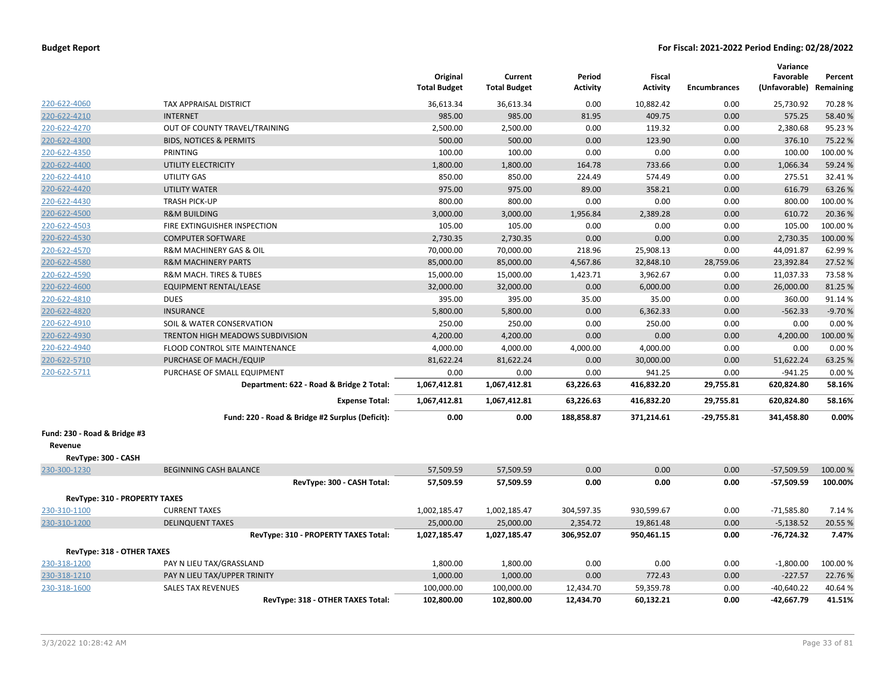**Budget Report** | **For Fiscal: 2021-2022 Period Ending: 02/28/2022**

| | | Original Total Budget | Current Total Budget | Period Activity | Fiscal Activity | Encumbrances | Variance Favorable (Unfavorable) | Percent Remaining |
|---|---|---|---|---|---|---|---|---|
| 220-622-4060 | TAX APPRAISAL DISTRICT | 36,613.34 | 36,613.34 | 0.00 | 10,882.42 | 0.00 | 25,730.92 | 70.28 % |
| 220-622-4210 | INTERNET | 985.00 | 985.00 | 81.95 | 409.75 | 0.00 | 575.25 | 58.40 % |
| 220-622-4270 | OUT OF COUNTY TRAVEL/TRAINING | 2,500.00 | 2,500.00 | 0.00 | 119.32 | 0.00 | 2,380.68 | 95.23 % |
| 220-622-4300 | BIDS, NOTICES & PERMITS | 500.00 | 500.00 | 0.00 | 123.90 | 0.00 | 376.10 | 75.22 % |
| 220-622-4350 | PRINTING | 100.00 | 100.00 | 0.00 | 0.00 | 0.00 | 100.00 | 100.00 % |
| 220-622-4400 | UTILITY ELECTRICITY | 1,800.00 | 1,800.00 | 164.78 | 733.66 | 0.00 | 1,066.34 | 59.24 % |
| 220-622-4410 | UTILITY GAS | 850.00 | 850.00 | 224.49 | 574.49 | 0.00 | 275.51 | 32.41 % |
| 220-622-4420 | UTILITY WATER | 975.00 | 975.00 | 89.00 | 358.21 | 0.00 | 616.79 | 63.26 % |
| 220-622-4430 | TRASH PICK-UP | 800.00 | 800.00 | 0.00 | 0.00 | 0.00 | 800.00 | 100.00 % |
| 220-622-4500 | R&M BUILDING | 3,000.00 | 3,000.00 | 1,956.84 | 2,389.28 | 0.00 | 610.72 | 20.36 % |
| 220-622-4503 | FIRE EXTINGUISHER INSPECTION | 105.00 | 105.00 | 0.00 | 0.00 | 0.00 | 105.00 | 100.00 % |
| 220-622-4530 | COMPUTER SOFTWARE | 2,730.35 | 2,730.35 | 0.00 | 0.00 | 0.00 | 2,730.35 | 100.00 % |
| 220-622-4570 | R&M MACHINERY GAS & OIL | 70,000.00 | 70,000.00 | 218.96 | 25,908.13 | 0.00 | 44,091.87 | 62.99 % |
| 220-622-4580 | R&M MACHINERY PARTS | 85,000.00 | 85,000.00 | 4,567.86 | 32,848.10 | 28,759.06 | 23,392.84 | 27.52 % |
| 220-622-4590 | R&M MACH. TIRES & TUBES | 15,000.00 | 15,000.00 | 1,423.71 | 3,962.67 | 0.00 | 11,037.33 | 73.58 % |
| 220-622-4600 | EQUIPMENT RENTAL/LEASE | 32,000.00 | 32,000.00 | 0.00 | 6,000.00 | 0.00 | 26,000.00 | 81.25 % |
| 220-622-4810 | DUES | 395.00 | 395.00 | 35.00 | 35.00 | 0.00 | 360.00 | 91.14 % |
| 220-622-4820 | INSURANCE | 5,800.00 | 5,800.00 | 0.00 | 6,362.33 | 0.00 | -562.33 | -9.70 % |
| 220-622-4910 | SOIL & WATER CONSERVATION | 250.00 | 250.00 | 0.00 | 250.00 | 0.00 | 0.00 | 0.00 % |
| 220-622-4930 | TRENTON HIGH MEADOWS SUBDIVISION | 4,200.00 | 4,200.00 | 0.00 | 0.00 | 0.00 | 4,200.00 | 100.00 % |
| 220-622-4940 | FLOOD CONTROL SITE MAINTENANCE | 4,000.00 | 4,000.00 | 4,000.00 | 4,000.00 | 0.00 | 0.00 | 0.00 % |
| 220-622-5710 | PURCHASE OF MACH./EQUIP | 81,622.24 | 81,622.24 | 0.00 | 30,000.00 | 0.00 | 51,622.24 | 63.25 % |
| 220-622-5711 | PURCHASE OF SMALL EQUIPMENT | 0.00 | 0.00 | 0.00 | 941.25 | 0.00 | -941.25 | 0.00 % |
| | **Department: 622 - Road & Bridge 2 Total:** | **1,067,412.81** | **1,067,412.81** | **63,226.63** | **416,832.20** | **29,755.81** | **620,824.80** | **58.16%** |
| | **Expense Total:** | **1,067,412.81** | **1,067,412.81** | **63,226.63** | **416,832.20** | **29,755.81** | **620,824.80** | **58.16%** |
| | **Fund: 220 - Road & Bridge #2 Surplus (Deficit):** | **0.00** | **0.00** | **188,858.87** | **371,214.61** | **-29,755.81** | **341,458.80** | **0.00%** |

**Fund: 230 - Road & Bridge #3**

**Revenue**

**RevType: 300 - CASH**

| | | Original Total Budget | Current Total Budget | Period Activity | Fiscal Activity | Encumbrances | Variance Favorable (Unfavorable) | Percent Remaining |
|---|---|---|---|---|---|---|---|---|
| 230-300-1230 | BEGINNING CASH BALANCE | 57,509.59 | 57,509.59 | 0.00 | 0.00 | 0.00 | -57,509.59 | 100.00 % |
| | **RevType: 300 - CASH Total:** | **57,509.59** | **57,509.59** | **0.00** | **0.00** | **0.00** | **-57,509.59** | **100.00%** |

**RevType: 310 - PROPERTY TAXES**

| | | Original Total Budget | Current Total Budget | Period Activity | Fiscal Activity | Encumbrances | Variance Favorable (Unfavorable) | Percent Remaining |
|---|---|---|---|---|---|---|---|---|
| 230-310-1100 | CURRENT TAXES | 1,002,185.47 | 1,002,185.47 | 304,597.35 | 930,599.67 | 0.00 | -71,585.80 | 7.14 % |
| 230-310-1200 | DELINQUENT TAXES | 25,000.00 | 25,000.00 | 2,354.72 | 19,861.48 | 0.00 | -5,138.52 | 20.55 % |
| | **RevType: 310 - PROPERTY TAXES Total:** | **1,027,185.47** | **1,027,185.47** | **306,952.07** | **950,461.15** | **0.00** | **-76,724.32** | **7.47%** |

**RevType: 318 - OTHER TAXES**

| | | Original Total Budget | Current Total Budget | Period Activity | Fiscal Activity | Encumbrances | Variance Favorable (Unfavorable) | Percent Remaining |
|---|---|---|---|---|---|---|---|---|
| 230-318-1200 | PAY N LIEU TAX/GRASSLAND | 1,800.00 | 1,800.00 | 0.00 | 0.00 | 0.00 | -1,800.00 | 100.00 % |
| 230-318-1210 | PAY N LIEU TAX/UPPER TRINITY | 1,000.00 | 1,000.00 | 0.00 | 772.43 | 0.00 | -227.57 | 22.76 % |
| 230-318-1600 | SALES TAX REVENUES | 100,000.00 | 100,000.00 | 12,434.70 | 59,359.78 | 0.00 | -40,640.22 | 40.64 % |
| | **RevType: 318 - OTHER TAXES Total:** | **102,800.00** | **102,800.00** | **12,434.70** | **60,132.21** | **0.00** | **-42,667.79** | **41.51%** |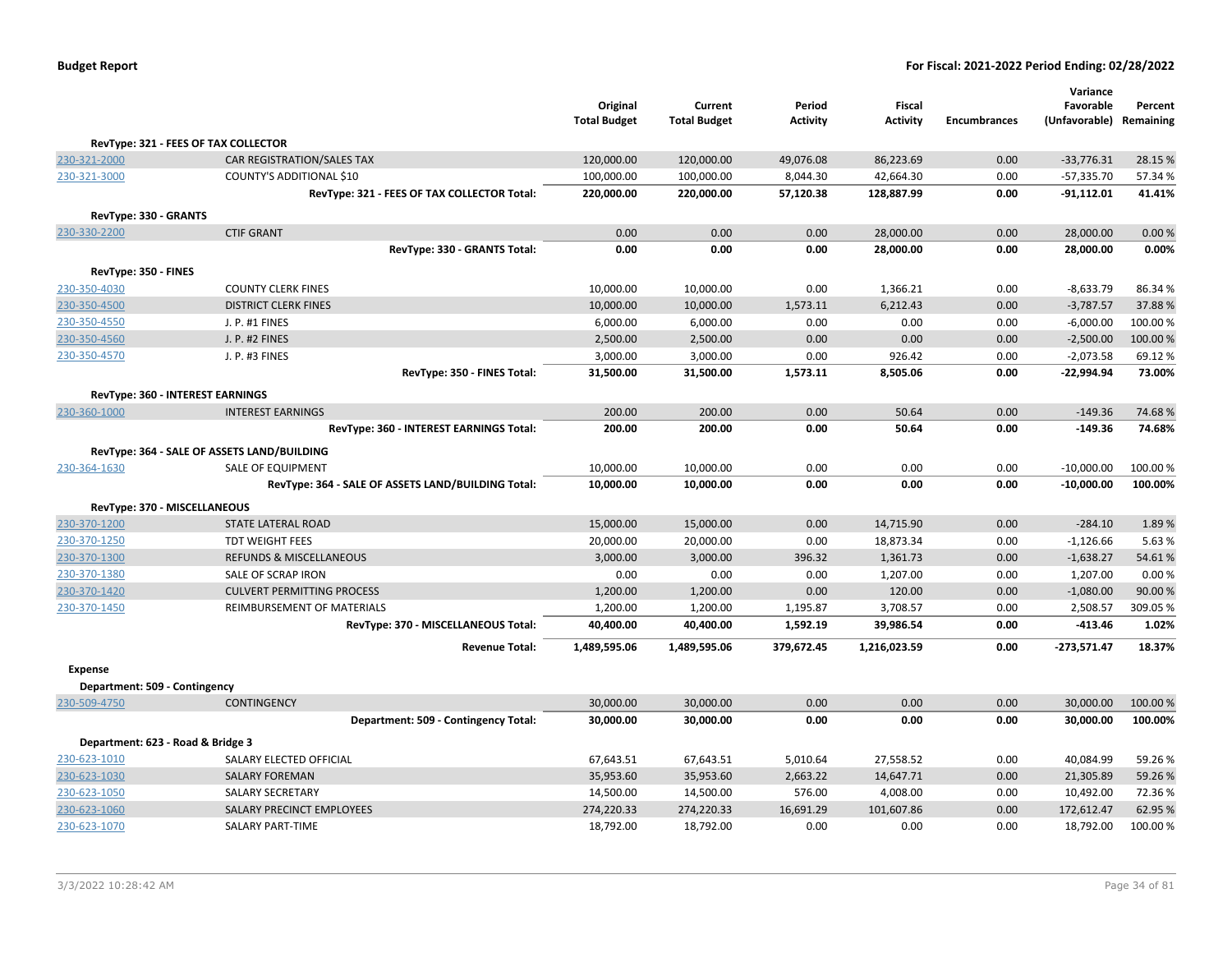**Budget Report** **For Fiscal: 2021-2022 Period Ending: 02/28/2022**

| | | Original Total Budget | Current Total Budget | Period Activity | Fiscal Activity | Encumbrances | Variance Favorable (Unfavorable) | Percent Remaining |
|---|---|---|---|---|---|---|---|---|
| **RevType: 321 - FEES OF TAX COLLECTOR** | | | | | | | | |
| 230-321-2000 | CAR REGISTRATION/SALES TAX | 120,000.00 | 120,000.00 | 49,076.08 | 86,223.69 | 0.00 | -33,776.31 | 28.15 % |
| 230-321-3000 | COUNTY'S ADDITIONAL $10 | 100,000.00 | 100,000.00 | 8,044.30 | 42,664.30 | 0.00 | -57,335.70 | 57.34 % |
| | **RevType: 321 - FEES OF TAX COLLECTOR Total:** | **220,000.00** | **220,000.00** | **57,120.38** | **128,887.99** | **0.00** | **-91,112.01** | **41.41%** |
| **RevType: 330 - GRANTS** | | | | | | | | |
| 230-330-2200 | CTIF GRANT | 0.00 | 0.00 | 0.00 | 28,000.00 | 0.00 | 28,000.00 | 0.00 % |
| | **RevType: 330 - GRANTS Total:** | **0.00** | **0.00** | **0.00** | **28,000.00** | **0.00** | **28,000.00** | **0.00%** |
| **RevType: 350 - FINES** | | | | | | | | |
| 230-350-4030 | COUNTY CLERK FINES | 10,000.00 | 10,000.00 | 0.00 | 1,366.21 | 0.00 | -8,633.79 | 86.34 % |
| 230-350-4500 | DISTRICT CLERK FINES | 10,000.00 | 10,000.00 | 1,573.11 | 6,212.43 | 0.00 | -3,787.57 | 37.88 % |
| 230-350-4550 | J. P. #1 FINES | 6,000.00 | 6,000.00 | 0.00 | 0.00 | 0.00 | -6,000.00 | 100.00 % |
| 230-350-4560 | J. P. #2 FINES | 2,500.00 | 2,500.00 | 0.00 | 0.00 | 0.00 | -2,500.00 | 100.00 % |
| 230-350-4570 | J. P. #3 FINES | 3,000.00 | 3,000.00 | 0.00 | 926.42 | 0.00 | -2,073.58 | 69.12 % |
| | **RevType: 350 - FINES Total:** | **31,500.00** | **31,500.00** | **1,573.11** | **8,505.06** | **0.00** | **-22,994.94** | **73.00%** |
| **RevType: 360 - INTEREST EARNINGS** | | | | | | | | |
| 230-360-1000 | INTEREST EARNINGS | 200.00 | 200.00 | 0.00 | 50.64 | 0.00 | -149.36 | 74.68 % |
| | **RevType: 360 - INTEREST EARNINGS Total:** | **200.00** | **200.00** | **0.00** | **50.64** | **0.00** | **-149.36** | **74.68%** |
| **RevType: 364 - SALE OF ASSETS LAND/BUILDING** | | | | | | | | |
| 230-364-1630 | SALE OF EQUIPMENT | 10,000.00 | 10,000.00 | 0.00 | 0.00 | 0.00 | -10,000.00 | 100.00 % |
| | **RevType: 364 - SALE OF ASSETS LAND/BUILDING Total:** | **10,000.00** | **10,000.00** | **0.00** | **0.00** | **0.00** | **-10,000.00** | **100.00%** |
| **RevType: 370 - MISCELLANEOUS** | | | | | | | | |
| 230-370-1200 | STATE LATERAL ROAD | 15,000.00 | 15,000.00 | 0.00 | 14,715.90 | 0.00 | -284.10 | 1.89 % |
| 230-370-1250 | TDT WEIGHT FEES | 20,000.00 | 20,000.00 | 0.00 | 18,873.34 | 0.00 | -1,126.66 | 5.63 % |
| 230-370-1300 | REFUNDS & MISCELLANEOUS | 3,000.00 | 3,000.00 | 396.32 | 1,361.73 | 0.00 | -1,638.27 | 54.61 % |
| 230-370-1380 | SALE OF SCRAP IRON | 0.00 | 0.00 | 0.00 | 1,207.00 | 0.00 | 1,207.00 | 0.00 % |
| 230-370-1420 | CULVERT PERMITTING PROCESS | 1,200.00 | 1,200.00 | 0.00 | 120.00 | 0.00 | -1,080.00 | 90.00 % |
| 230-370-1450 | REIMBURSEMENT OF MATERIALS | 1,200.00 | 1,200.00 | 1,195.87 | 3,708.57 | 0.00 | 2,508.57 | 309.05 % |
| | **RevType: 370 - MISCELLANEOUS Total:** | **40,400.00** | **40,400.00** | **1,592.19** | **39,986.54** | **0.00** | **-413.46** | **1.02%** |
| | **Revenue Total:** | **1,489,595.06** | **1,489,595.06** | **379,672.45** | **1,216,023.59** | **0.00** | **-273,571.47** | **18.37%** |
| **Expense** | | | | | | | | |
| **Department: 509 - Contingency** | | | | | | | | |
| 230-509-4750 | CONTINGENCY | 30,000.00 | 30,000.00 | 0.00 | 0.00 | 0.00 | 30,000.00 | 100.00 % |
| | **Department: 509 - Contingency Total:** | **30,000.00** | **30,000.00** | **0.00** | **0.00** | **0.00** | **30,000.00** | **100.00%** |
| **Department: 623 - Road & Bridge 3** | | | | | | | | |
| 230-623-1010 | SALARY ELECTED OFFICIAL | 67,643.51 | 67,643.51 | 5,010.64 | 27,558.52 | 0.00 | 40,084.99 | 59.26 % |
| 230-623-1030 | SALARY FOREMAN | 35,953.60 | 35,953.60 | 2,663.22 | 14,647.71 | 0.00 | 21,305.89 | 59.26 % |
| 230-623-1050 | SALARY SECRETARY | 14,500.00 | 14,500.00 | 576.00 | 4,008.00 | 0.00 | 10,492.00 | 72.36 % |
| 230-623-1060 | SALARY PRECINCT EMPLOYEES | 274,220.33 | 274,220.33 | 16,691.29 | 101,607.86 | 0.00 | 172,612.47 | 62.95 % |
| 230-623-1070 | SALARY PART-TIME | 18,792.00 | 18,792.00 | 0.00 | 0.00 | 0.00 | 18,792.00 | 100.00 % |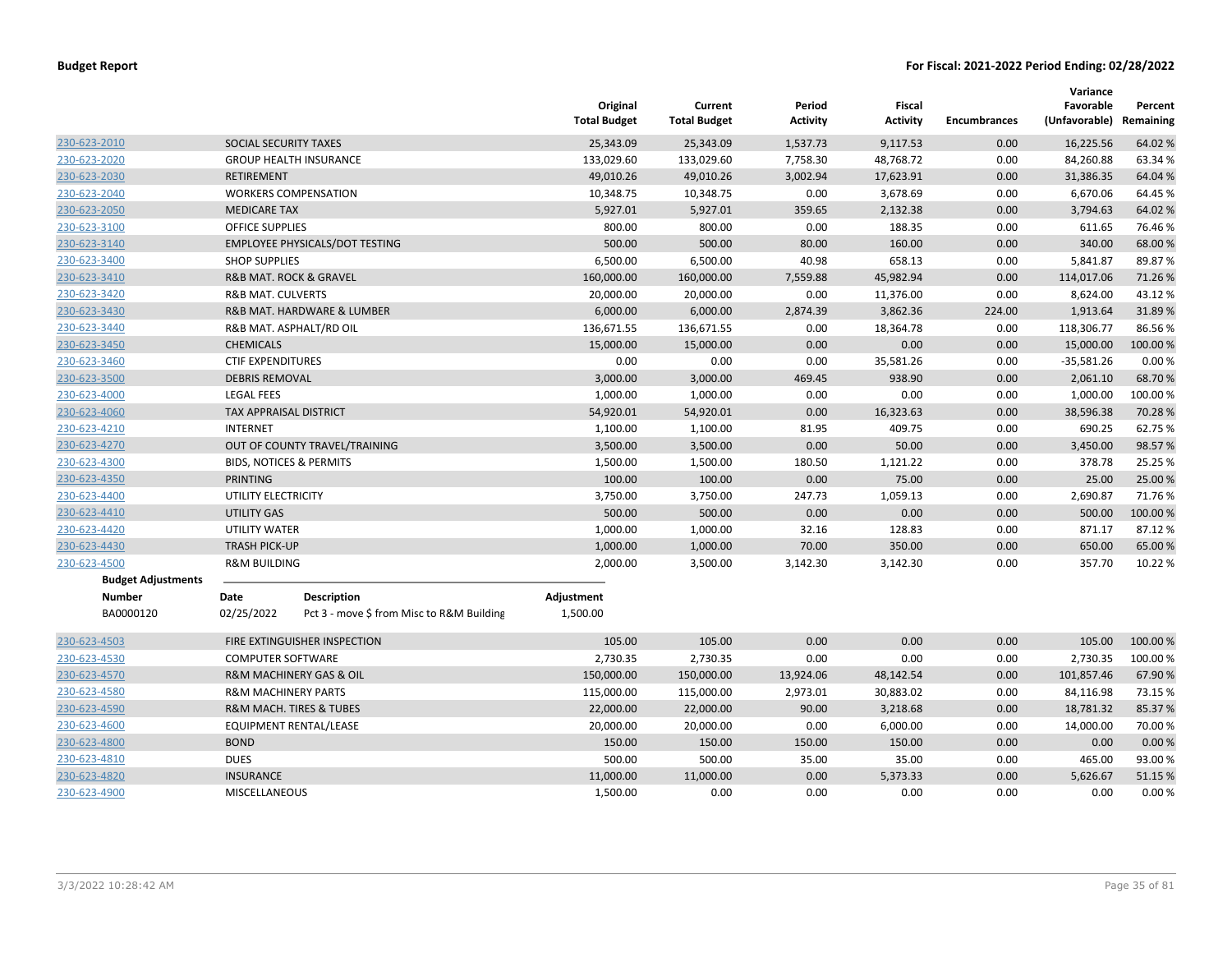**Budget Report** — For Fiscal: 2021-2022 Period Ending: 02/28/2022

| | | Original Total Budget | Current Total Budget | Period Activity | Fiscal Activity | Encumbrances | Variance Favorable (Unfavorable) | Percent Remaining |
|---|---|---|---|---|---|---|---|---|
| 230-623-2010 | SOCIAL SECURITY TAXES | 25,343.09 | 25,343.09 | 1,537.73 | 9,117.53 | 0.00 | 16,225.56 | 64.02 % |
| 230-623-2020 | GROUP HEALTH INSURANCE | 133,029.60 | 133,029.60 | 7,758.30 | 48,768.72 | 0.00 | 84,260.88 | 63.34 % |
| 230-623-2030 | RETIREMENT | 49,010.26 | 49,010.26 | 3,002.94 | 17,623.91 | 0.00 | 31,386.35 | 64.04 % |
| 230-623-2040 | WORKERS COMPENSATION | 10,348.75 | 10,348.75 | 0.00 | 3,678.69 | 0.00 | 6,670.06 | 64.45 % |
| 230-623-2050 | MEDICARE TAX | 5,927.01 | 5,927.01 | 359.65 | 2,132.38 | 0.00 | 3,794.63 | 64.02 % |
| 230-623-3100 | OFFICE SUPPLIES | 800.00 | 800.00 | 0.00 | 188.35 | 0.00 | 611.65 | 76.46 % |
| 230-623-3140 | EMPLOYEE PHYSICALS/DOT TESTING | 500.00 | 500.00 | 80.00 | 160.00 | 0.00 | 340.00 | 68.00 % |
| 230-623-3400 | SHOP SUPPLIES | 6,500.00 | 6,500.00 | 40.98 | 658.13 | 0.00 | 5,841.87 | 89.87 % |
| 230-623-3410 | R&B MAT. ROCK & GRAVEL | 160,000.00 | 160,000.00 | 7,559.88 | 45,982.94 | 0.00 | 114,017.06 | 71.26 % |
| 230-623-3420 | R&B MAT. CULVERTS | 20,000.00 | 20,000.00 | 0.00 | 11,376.00 | 0.00 | 8,624.00 | 43.12 % |
| 230-623-3430 | R&B MAT. HARDWARE & LUMBER | 6,000.00 | 6,000.00 | 2,874.39 | 3,862.36 | 224.00 | 1,913.64 | 31.89 % |
| 230-623-3440 | R&B MAT. ASPHALT/RD OIL | 136,671.55 | 136,671.55 | 0.00 | 18,364.78 | 0.00 | 118,306.77 | 86.56 % |
| 230-623-3450 | CHEMICALS | 15,000.00 | 15,000.00 | 0.00 | 0.00 | 0.00 | 15,000.00 | 100.00 % |
| 230-623-3460 | CTIF EXPENDITURES | 0.00 | 0.00 | 0.00 | 35,581.26 | 0.00 | -35,581.26 | 0.00 % |
| 230-623-3500 | DEBRIS REMOVAL | 3,000.00 | 3,000.00 | 469.45 | 938.90 | 0.00 | 2,061.10 | 68.70 % |
| 230-623-4000 | LEGAL FEES | 1,000.00 | 1,000.00 | 0.00 | 0.00 | 0.00 | 1,000.00 | 100.00 % |
| 230-623-4060 | TAX APPRAISAL DISTRICT | 54,920.01 | 54,920.01 | 0.00 | 16,323.63 | 0.00 | 38,596.38 | 70.28 % |
| 230-623-4210 | INTERNET | 1,100.00 | 1,100.00 | 81.95 | 409.75 | 0.00 | 690.25 | 62.75 % |
| 230-623-4270 | OUT OF COUNTY TRAVEL/TRAINING | 3,500.00 | 3,500.00 | 0.00 | 50.00 | 0.00 | 3,450.00 | 98.57 % |
| 230-623-4300 | BIDS, NOTICES & PERMITS | 1,500.00 | 1,500.00 | 180.50 | 1,121.22 | 0.00 | 378.78 | 25.25 % |
| 230-623-4350 | PRINTING | 100.00 | 100.00 | 0.00 | 75.00 | 0.00 | 25.00 | 25.00 % |
| 230-623-4400 | UTILITY ELECTRICITY | 3,750.00 | 3,750.00 | 247.73 | 1,059.13 | 0.00 | 2,690.87 | 71.76 % |
| 230-623-4410 | UTILITY GAS | 500.00 | 500.00 | 0.00 | 0.00 | 0.00 | 500.00 | 100.00 % |
| 230-623-4420 | UTILITY WATER | 1,000.00 | 1,000.00 | 32.16 | 128.83 | 0.00 | 871.17 | 87.12 % |
| 230-623-4430 | TRASH PICK-UP | 1,000.00 | 1,000.00 | 70.00 | 350.00 | 0.00 | 650.00 | 65.00 % |
| 230-623-4500 | R&M BUILDING | 2,000.00 | 3,500.00 | 3,142.30 | 3,142.30 | 0.00 | 357.70 | 10.22 % |

**Budget Adjustments**

| Number | Date | Description | Adjustment |
|---|---|---|---|
| BA0000120 | 02/25/2022 | Pct 3 - move $ from Misc to R&M Building | 1,500.00 |

| | | Original Total Budget | Current Total Budget | Period Activity | Fiscal Activity | Encumbrances | Variance Favorable (Unfavorable) | Percent Remaining |
|---|---|---|---|---|---|---|---|---|
| 230-623-4503 | FIRE EXTINGUISHER INSPECTION | 105.00 | 105.00 | 0.00 | 0.00 | 0.00 | 105.00 | 100.00 % |
| 230-623-4530 | COMPUTER SOFTWARE | 2,730.35 | 2,730.35 | 0.00 | 0.00 | 0.00 | 2,730.35 | 100.00 % |
| 230-623-4570 | R&M MACHINERY GAS & OIL | 150,000.00 | 150,000.00 | 13,924.06 | 48,142.54 | 0.00 | 101,857.46 | 67.90 % |
| 230-623-4580 | R&M MACHINERY PARTS | 115,000.00 | 115,000.00 | 2,973.01 | 30,883.02 | 0.00 | 84,116.98 | 73.15 % |
| 230-623-4590 | R&M MACH. TIRES & TUBES | 22,000.00 | 22,000.00 | 90.00 | 3,218.68 | 0.00 | 18,781.32 | 85.37 % |
| 230-623-4600 | EQUIPMENT RENTAL/LEASE | 20,000.00 | 20,000.00 | 0.00 | 6,000.00 | 0.00 | 14,000.00 | 70.00 % |
| 230-623-4800 | BOND | 150.00 | 150.00 | 150.00 | 150.00 | 0.00 | 0.00 | 0.00 % |
| 230-623-4810 | DUES | 500.00 | 500.00 | 35.00 | 35.00 | 0.00 | 465.00 | 93.00 % |
| 230-623-4820 | INSURANCE | 11,000.00 | 11,000.00 | 0.00 | 5,373.33 | 0.00 | 5,626.67 | 51.15 % |
| 230-623-4900 | MISCELLANEOUS | 1,500.00 | 0.00 | 0.00 | 0.00 | 0.00 | 0.00 | 0.00 % |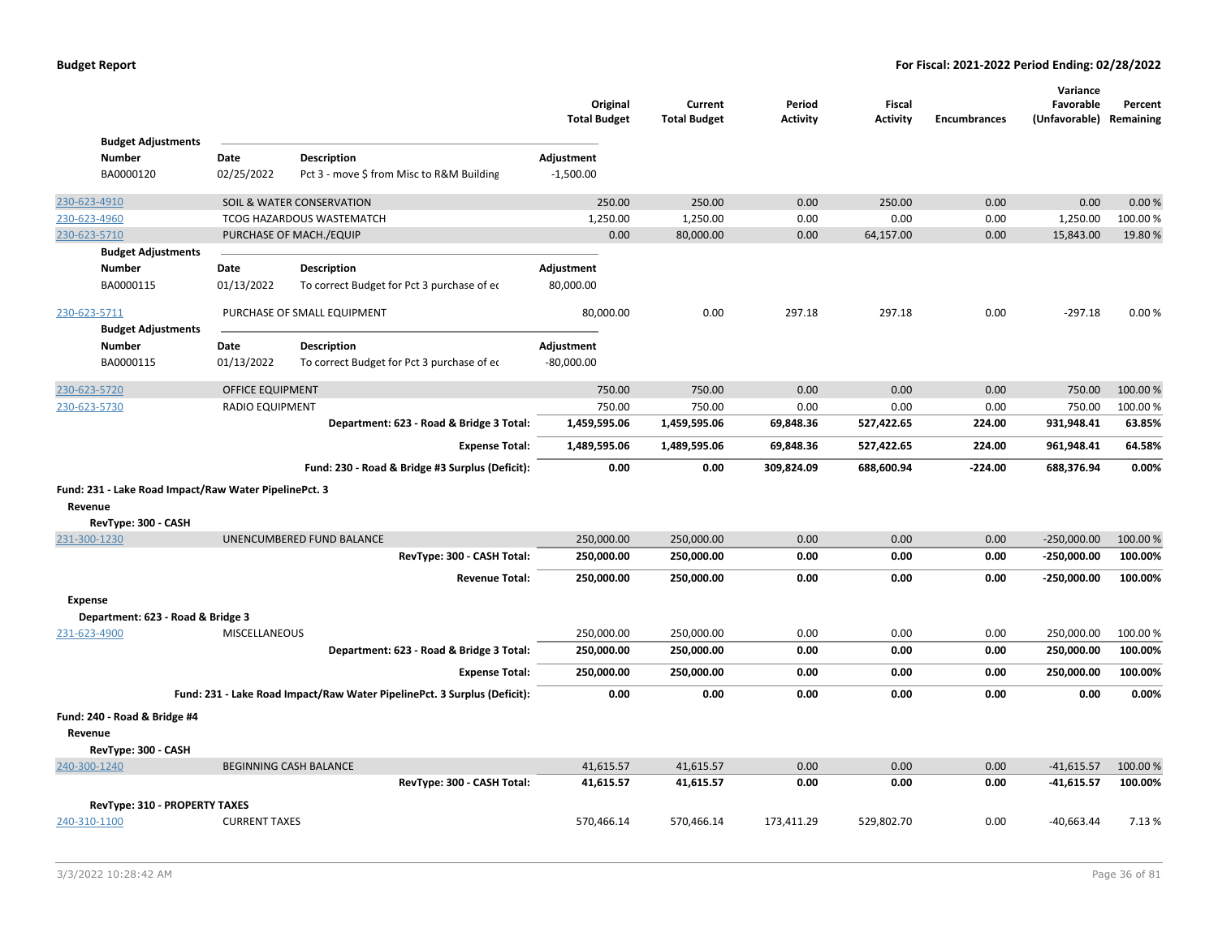**Budget Report** | **For Fiscal: 2021-2022 Period Ending: 02/28/2022**

| | | Original Total Budget | Current Total Budget | Period Activity | Fiscal Activity | Encumbrances | Variance Favorable (Unfavorable) | Percent Remaining |
|---|---|---|---|---|---|---|---|---|

**Budget Adjustments**

| Number | Date | Description | Adjustment |
|---|---|---|---|
| BA0000120 | 02/25/2022 | Pct 3 - move $ from Misc to R&M Building | -1,500.00 |

| Account | Description | Original Total Budget | Current Total Budget | Period Activity | Fiscal Activity | Encumbrances | Variance Favorable (Unfavorable) | Percent Remaining |
|---|---|---|---|---|---|---|---|---|
| 230-623-4910 | SOIL & WATER CONSERVATION | 250.00 | 250.00 | 0.00 | 250.00 | 0.00 | 0.00 | 0.00 % |
| 230-623-4960 | TCOG HAZARDOUS WASTEMATCH | 1,250.00 | 1,250.00 | 0.00 | 0.00 | 0.00 | 1,250.00 | 100.00 % |
| 230-623-5710 | PURCHASE OF MACH./EQUIP | 0.00 | 80,000.00 | 0.00 | 64,157.00 | 0.00 | 15,843.00 | 19.80 % |

**Budget Adjustments**

| Number | Date | Description | Adjustment |
|---|---|---|---|
| BA0000115 | 01/13/2022 | To correct Budget for Pct 3 purchase of ec | 80,000.00 |

| Account | Description | Original Total Budget | Current Total Budget | Period Activity | Fiscal Activity | Encumbrances | Variance Favorable (Unfavorable) | Percent Remaining |
|---|---|---|---|---|---|---|---|---|
| 230-623-5711 | PURCHASE OF SMALL EQUIPMENT | 80,000.00 | 0.00 | 297.18 | 297.18 | 0.00 | -297.18 | 0.00 % |

**Budget Adjustments**

| Number | Date | Description | Adjustment |
|---|---|---|---|
| BA0000115 | 01/13/2022 | To correct Budget for Pct 3 purchase of ec | -80,000.00 |

| Account | Description | Original Total Budget | Current Total Budget | Period Activity | Fiscal Activity | Encumbrances | Variance Favorable (Unfavorable) | Percent Remaining |
|---|---|---|---|---|---|---|---|---|
| 230-623-5720 | OFFICE EQUIPMENT | 750.00 | 750.00 | 0.00 | 0.00 | 0.00 | 750.00 | 100.00 % |
| 230-623-5730 | RADIO EQUIPMENT | 750.00 | 750.00 | 0.00 | 0.00 | 0.00 | 750.00 | 100.00 % |
| | **Department: 623 - Road & Bridge 3 Total:** | **1,459,595.06** | **1,459,595.06** | **69,848.36** | **527,422.65** | **224.00** | **931,948.41** | **63.85%** |
| | **Expense Total:** | **1,489,595.06** | **1,489,595.06** | **69,848.36** | **527,422.65** | **224.00** | **961,948.41** | **64.58%** |
| | **Fund: 230 - Road & Bridge #3 Surplus (Deficit):** | **0.00** | **0.00** | **309,824.09** | **688,600.94** | **-224.00** | **688,376.94** | **0.00%** |

**Fund: 231 - Lake Road Impact/Raw Water PipelinePct. 3**

**Revenue**

**RevType: 300 - CASH**

| Account | Description | Original Total Budget | Current Total Budget | Period Activity | Fiscal Activity | Encumbrances | Variance Favorable (Unfavorable) | Percent Remaining |
|---|---|---|---|---|---|---|---|---|
| 231-300-1230 | UNENCUMBERED FUND BALANCE | 250,000.00 | 250,000.00 | 0.00 | 0.00 | 0.00 | -250,000.00 | 100.00 % |
| | **RevType: 300 - CASH Total:** | **250,000.00** | **250,000.00** | **0.00** | **0.00** | **0.00** | **-250,000.00** | **100.00%** |
| | **Revenue Total:** | **250,000.00** | **250,000.00** | **0.00** | **0.00** | **0.00** | **-250,000.00** | **100.00%** |

**Expense**

**Department: 623 - Road & Bridge 3**

| Account | Description | Original Total Budget | Current Total Budget | Period Activity | Fiscal Activity | Encumbrances | Variance Favorable (Unfavorable) | Percent Remaining |
|---|---|---|---|---|---|---|---|---|
| 231-623-4900 | MISCELLANEOUS | 250,000.00 | 250,000.00 | 0.00 | 0.00 | 0.00 | 250,000.00 | 100.00 % |
| | **Department: 623 - Road & Bridge 3 Total:** | **250,000.00** | **250,000.00** | **0.00** | **0.00** | **0.00** | **250,000.00** | **100.00%** |
| | **Expense Total:** | **250,000.00** | **250,000.00** | **0.00** | **0.00** | **0.00** | **250,000.00** | **100.00%** |
| | **Fund: 231 - Lake Road Impact/Raw Water PipelinePct. 3 Surplus (Deficit):** | **0.00** | **0.00** | **0.00** | **0.00** | **0.00** | **0.00** | **0.00%** |

**Fund: 240 - Road & Bridge #4**

**Revenue**

**RevType: 300 - CASH**

| Account | Description | Original Total Budget | Current Total Budget | Period Activity | Fiscal Activity | Encumbrances | Variance Favorable (Unfavorable) | Percent Remaining |
|---|---|---|---|---|---|---|---|---|
| 240-300-1240 | BEGINNING CASH BALANCE | 41,615.57 | 41,615.57 | 0.00 | 0.00 | 0.00 | -41,615.57 | 100.00 % |
| | **RevType: 300 - CASH Total:** | **41,615.57** | **41,615.57** | **0.00** | **0.00** | **0.00** | **-41,615.57** | **100.00%** |

**RevType: 310 - PROPERTY TAXES**

| Account | Description | Original Total Budget | Current Total Budget | Period Activity | Fiscal Activity | Encumbrances | Variance Favorable (Unfavorable) | Percent Remaining |
|---|---|---|---|---|---|---|---|---|
| 240-310-1100 | CURRENT TAXES | 570,466.14 | 570,466.14 | 173,411.29 | 529,802.70 | 0.00 | -40,663.44 | 7.13 % |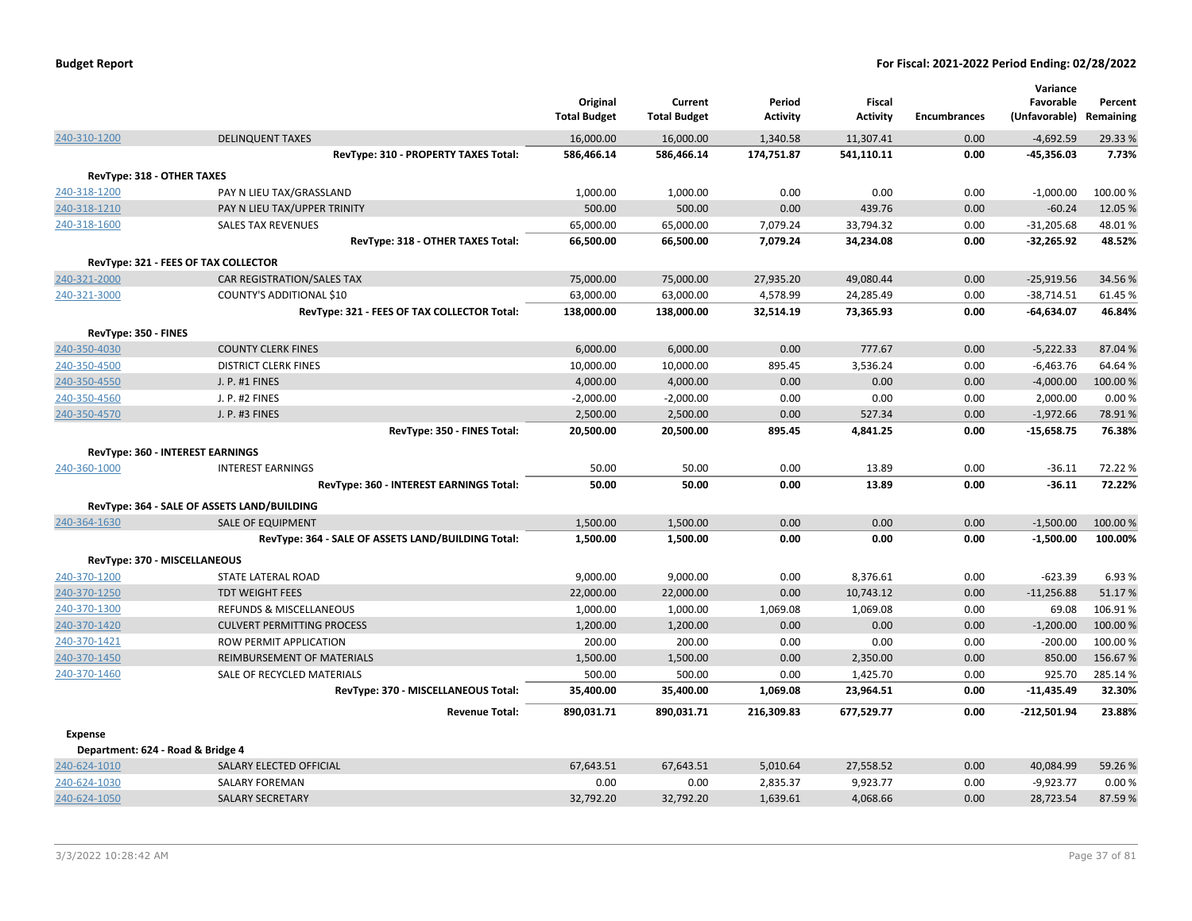**Budget Report** | **For Fiscal: 2021-2022 Period Ending: 02/28/2022**

| | | Original Total Budget | Current Total Budget | Period Activity | Fiscal Activity | Encumbrances | Variance Favorable (Unfavorable) | Percent Remaining |
|---|---|---|---|---|---|---|---|---|
| 240-310-1200 | DELINQUENT TAXES | 16,000.00 | 16,000.00 | 1,340.58 | 11,307.41 | 0.00 | -4,692.59 | 29.33 % |
| | **RevType: 310 - PROPERTY TAXES Total:** | **586,466.14** | **586,466.14** | **174,751.87** | **541,110.11** | **0.00** | **-45,356.03** | **7.73%** |
| **RevType: 318 - OTHER TAXES** | | | | | | | | |
| 240-318-1200 | PAY N LIEU TAX/GRASSLAND | 1,000.00 | 1,000.00 | 0.00 | 0.00 | 0.00 | -1,000.00 | 100.00 % |
| 240-318-1210 | PAY N LIEU TAX/UPPER TRINITY | 500.00 | 500.00 | 0.00 | 439.76 | 0.00 | -60.24 | 12.05 % |
| 240-318-1600 | SALES TAX REVENUES | 65,000.00 | 65,000.00 | 7,079.24 | 33,794.32 | 0.00 | -31,205.68 | 48.01 % |
| | **RevType: 318 - OTHER TAXES Total:** | **66,500.00** | **66,500.00** | **7,079.24** | **34,234.08** | **0.00** | **-32,265.92** | **48.52%** |
| **RevType: 321 - FEES OF TAX COLLECTOR** | | | | | | | | |
| 240-321-2000 | CAR REGISTRATION/SALES TAX | 75,000.00 | 75,000.00 | 27,935.20 | 49,080.44 | 0.00 | -25,919.56 | 34.56 % |
| 240-321-3000 | COUNTY'S ADDITIONAL $10 | 63,000.00 | 63,000.00 | 4,578.99 | 24,285.49 | 0.00 | -38,714.51 | 61.45 % |
| | **RevType: 321 - FEES OF TAX COLLECTOR Total:** | **138,000.00** | **138,000.00** | **32,514.19** | **73,365.93** | **0.00** | **-64,634.07** | **46.84%** |
| **RevType: 350 - FINES** | | | | | | | | |
| 240-350-4030 | COUNTY CLERK FINES | 6,000.00 | 6,000.00 | 0.00 | 777.67 | 0.00 | -5,222.33 | 87.04 % |
| 240-350-4500 | DISTRICT CLERK FINES | 10,000.00 | 10,000.00 | 895.45 | 3,536.24 | 0.00 | -6,463.76 | 64.64 % |
| 240-350-4550 | J. P. #1 FINES | 4,000.00 | 4,000.00 | 0.00 | 0.00 | 0.00 | -4,000.00 | 100.00 % |
| 240-350-4560 | J. P. #2 FINES | -2,000.00 | -2,000.00 | 0.00 | 0.00 | 0.00 | 2,000.00 | 0.00 % |
| 240-350-4570 | J. P. #3 FINES | 2,500.00 | 2,500.00 | 0.00 | 527.34 | 0.00 | -1,972.66 | 78.91 % |
| | **RevType: 350 - FINES Total:** | **20,500.00** | **20,500.00** | **895.45** | **4,841.25** | **0.00** | **-15,658.75** | **76.38%** |
| **RevType: 360 - INTEREST EARNINGS** | | | | | | | | |
| 240-360-1000 | INTEREST EARNINGS | 50.00 | 50.00 | 0.00 | 13.89 | 0.00 | -36.11 | 72.22 % |
| | **RevType: 360 - INTEREST EARNINGS Total:** | **50.00** | **50.00** | **0.00** | **13.89** | **0.00** | **-36.11** | **72.22%** |
| **RevType: 364 - SALE OF ASSETS LAND/BUILDING** | | | | | | | | |
| 240-364-1630 | SALE OF EQUIPMENT | 1,500.00 | 1,500.00 | 0.00 | 0.00 | 0.00 | -1,500.00 | 100.00 % |
| | **RevType: 364 - SALE OF ASSETS LAND/BUILDING Total:** | **1,500.00** | **1,500.00** | **0.00** | **0.00** | **0.00** | **-1,500.00** | **100.00%** |
| **RevType: 370 - MISCELLANEOUS** | | | | | | | | |
| 240-370-1200 | STATE LATERAL ROAD | 9,000.00 | 9,000.00 | 0.00 | 8,376.61 | 0.00 | -623.39 | 6.93 % |
| 240-370-1250 | TDT WEIGHT FEES | 22,000.00 | 22,000.00 | 0.00 | 10,743.12 | 0.00 | -11,256.88 | 51.17 % |
| 240-370-1300 | REFUNDS & MISCELLANEOUS | 1,000.00 | 1,000.00 | 1,069.08 | 1,069.08 | 0.00 | 69.08 | 106.91 % |
| 240-370-1420 | CULVERT PERMITTING PROCESS | 1,200.00 | 1,200.00 | 0.00 | 0.00 | 0.00 | -1,200.00 | 100.00 % |
| 240-370-1421 | ROW PERMIT APPLICATION | 200.00 | 200.00 | 0.00 | 0.00 | 0.00 | -200.00 | 100.00 % |
| 240-370-1450 | REIMBURSEMENT OF MATERIALS | 1,500.00 | 1,500.00 | 0.00 | 2,350.00 | 0.00 | 850.00 | 156.67 % |
| 240-370-1460 | SALE OF RECYCLED MATERIALS | 500.00 | 500.00 | 0.00 | 1,425.70 | 0.00 | 925.70 | 285.14 % |
| | **RevType: 370 - MISCELLANEOUS Total:** | **35,400.00** | **35,400.00** | **1,069.08** | **23,964.51** | **0.00** | **-11,435.49** | **32.30%** |
| | **Revenue Total:** | **890,031.71** | **890,031.71** | **216,309.83** | **677,529.77** | **0.00** | **-212,501.94** | **23.88%** |
| **Expense** | | | | | | | | |
| **Department: 624 - Road & Bridge 4** | | | | | | | | |
| 240-624-1010 | SALARY ELECTED OFFICIAL | 67,643.51 | 67,643.51 | 5,010.64 | 27,558.52 | 0.00 | 40,084.99 | 59.26 % |
| 240-624-1030 | SALARY FOREMAN | 0.00 | 0.00 | 2,835.37 | 9,923.77 | 0.00 | -9,923.77 | 0.00 % |
| 240-624-1050 | SALARY SECRETARY | 32,792.20 | 32,792.20 | 1,639.61 | 4,068.66 | 0.00 | 28,723.54 | 87.59 % |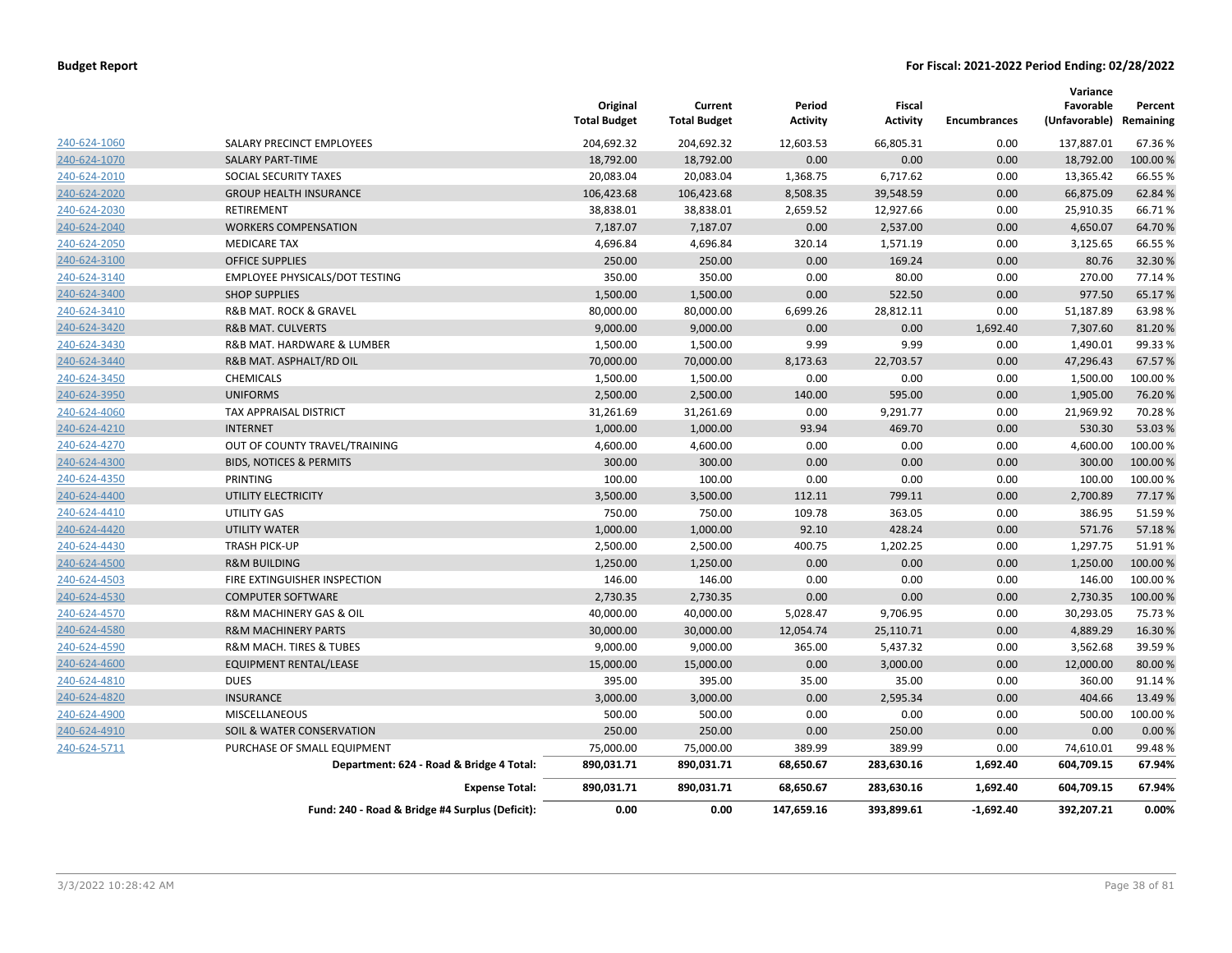**Budget Report** | **For Fiscal: 2021-2022 Period Ending: 02/28/2022**

| | | Original Total Budget | Current Total Budget | Period Activity | Fiscal Activity | Encumbrances | Variance Favorable (Unfavorable) | Percent Remaining |
|---|---|---|---|---|---|---|---|---|
| 240-624-1060 | SALARY PRECINCT EMPLOYEES | 204,692.32 | 204,692.32 | 12,603.53 | 66,805.31 | 0.00 | 137,887.01 | 67.36 % |
| 240-624-1070 | SALARY PART-TIME | 18,792.00 | 18,792.00 | 0.00 | 0.00 | 0.00 | 18,792.00 | 100.00 % |
| 240-624-2010 | SOCIAL SECURITY TAXES | 20,083.04 | 20,083.04 | 1,368.75 | 6,717.62 | 0.00 | 13,365.42 | 66.55 % |
| 240-624-2020 | GROUP HEALTH INSURANCE | 106,423.68 | 106,423.68 | 8,508.35 | 39,548.59 | 0.00 | 66,875.09 | 62.84 % |
| 240-624-2030 | RETIREMENT | 38,838.01 | 38,838.01 | 2,659.52 | 12,927.66 | 0.00 | 25,910.35 | 66.71 % |
| 240-624-2040 | WORKERS COMPENSATION | 7,187.07 | 7,187.07 | 0.00 | 2,537.00 | 0.00 | 4,650.07 | 64.70 % |
| 240-624-2050 | MEDICARE TAX | 4,696.84 | 4,696.84 | 320.14 | 1,571.19 | 0.00 | 3,125.65 | 66.55 % |
| 240-624-3100 | OFFICE SUPPLIES | 250.00 | 250.00 | 0.00 | 169.24 | 0.00 | 80.76 | 32.30 % |
| 240-624-3140 | EMPLOYEE PHYSICALS/DOT TESTING | 350.00 | 350.00 | 0.00 | 80.00 | 0.00 | 270.00 | 77.14 % |
| 240-624-3400 | SHOP SUPPLIES | 1,500.00 | 1,500.00 | 0.00 | 522.50 | 0.00 | 977.50 | 65.17 % |
| 240-624-3410 | R&B MAT. ROCK & GRAVEL | 80,000.00 | 80,000.00 | 6,699.26 | 28,812.11 | 0.00 | 51,187.89 | 63.98 % |
| 240-624-3420 | R&B MAT. CULVERTS | 9,000.00 | 9,000.00 | 0.00 | 0.00 | 1,692.40 | 7,307.60 | 81.20 % |
| 240-624-3430 | R&B MAT. HARDWARE & LUMBER | 1,500.00 | 1,500.00 | 9.99 | 9.99 | 0.00 | 1,490.01 | 99.33 % |
| 240-624-3440 | R&B MAT. ASPHALT/RD OIL | 70,000.00 | 70,000.00 | 8,173.63 | 22,703.57 | 0.00 | 47,296.43 | 67.57 % |
| 240-624-3450 | CHEMICALS | 1,500.00 | 1,500.00 | 0.00 | 0.00 | 0.00 | 1,500.00 | 100.00 % |
| 240-624-3950 | UNIFORMS | 2,500.00 | 2,500.00 | 140.00 | 595.00 | 0.00 | 1,905.00 | 76.20 % |
| 240-624-4060 | TAX APPRAISAL DISTRICT | 31,261.69 | 31,261.69 | 0.00 | 9,291.77 | 0.00 | 21,969.92 | 70.28 % |
| 240-624-4210 | INTERNET | 1,000.00 | 1,000.00 | 93.94 | 469.70 | 0.00 | 530.30 | 53.03 % |
| 240-624-4270 | OUT OF COUNTY TRAVEL/TRAINING | 4,600.00 | 4,600.00 | 0.00 | 0.00 | 0.00 | 4,600.00 | 100.00 % |
| 240-624-4300 | BIDS, NOTICES & PERMITS | 300.00 | 300.00 | 0.00 | 0.00 | 0.00 | 300.00 | 100.00 % |
| 240-624-4350 | PRINTING | 100.00 | 100.00 | 0.00 | 0.00 | 0.00 | 100.00 | 100.00 % |
| 240-624-4400 | UTILITY ELECTRICITY | 3,500.00 | 3,500.00 | 112.11 | 799.11 | 0.00 | 2,700.89 | 77.17 % |
| 240-624-4410 | UTILITY GAS | 750.00 | 750.00 | 109.78 | 363.05 | 0.00 | 386.95 | 51.59 % |
| 240-624-4420 | UTILITY WATER | 1,000.00 | 1,000.00 | 92.10 | 428.24 | 0.00 | 571.76 | 57.18 % |
| 240-624-4430 | TRASH PICK-UP | 2,500.00 | 2,500.00 | 400.75 | 1,202.25 | 0.00 | 1,297.75 | 51.91 % |
| 240-624-4500 | R&M BUILDING | 1,250.00 | 1,250.00 | 0.00 | 0.00 | 0.00 | 1,250.00 | 100.00 % |
| 240-624-4503 | FIRE EXTINGUISHER INSPECTION | 146.00 | 146.00 | 0.00 | 0.00 | 0.00 | 146.00 | 100.00 % |
| 240-624-4530 | COMPUTER SOFTWARE | 2,730.35 | 2,730.35 | 0.00 | 0.00 | 0.00 | 2,730.35 | 100.00 % |
| 240-624-4570 | R&M MACHINERY GAS & OIL | 40,000.00 | 40,000.00 | 5,028.47 | 9,706.95 | 0.00 | 30,293.05 | 75.73 % |
| 240-624-4580 | R&M MACHINERY PARTS | 30,000.00 | 30,000.00 | 12,054.74 | 25,110.71 | 0.00 | 4,889.29 | 16.30 % |
| 240-624-4590 | R&M MACH. TIRES & TUBES | 9,000.00 | 9,000.00 | 365.00 | 5,437.32 | 0.00 | 3,562.68 | 39.59 % |
| 240-624-4600 | EQUIPMENT RENTAL/LEASE | 15,000.00 | 15,000.00 | 0.00 | 3,000.00 | 0.00 | 12,000.00 | 80.00 % |
| 240-624-4810 | DUES | 395.00 | 395.00 | 35.00 | 35.00 | 0.00 | 360.00 | 91.14 % |
| 240-624-4820 | INSURANCE | 3,000.00 | 3,000.00 | 0.00 | 2,595.34 | 0.00 | 404.66 | 13.49 % |
| 240-624-4900 | MISCELLANEOUS | 500.00 | 500.00 | 0.00 | 0.00 | 0.00 | 500.00 | 100.00 % |
| 240-624-4910 | SOIL & WATER CONSERVATION | 250.00 | 250.00 | 0.00 | 250.00 | 0.00 | 0.00 | 0.00 % |
| 240-624-5711 | PURCHASE OF SMALL EQUIPMENT | 75,000.00 | 75,000.00 | 389.99 | 389.99 | 0.00 | 74,610.01 | 99.48 % |
| | **Department: 624 - Road & Bridge 4 Total:** | **890,031.71** | **890,031.71** | **68,650.67** | **283,630.16** | **1,692.40** | **604,709.15** | **67.94%** |
| | **Expense Total:** | **890,031.71** | **890,031.71** | **68,650.67** | **283,630.16** | **1,692.40** | **604,709.15** | **67.94%** |
| | **Fund: 240 - Road & Bridge #4 Surplus (Deficit):** | **0.00** | **0.00** | **147,659.16** | **393,899.61** | **-1,692.40** | **392,207.21** | **0.00%** |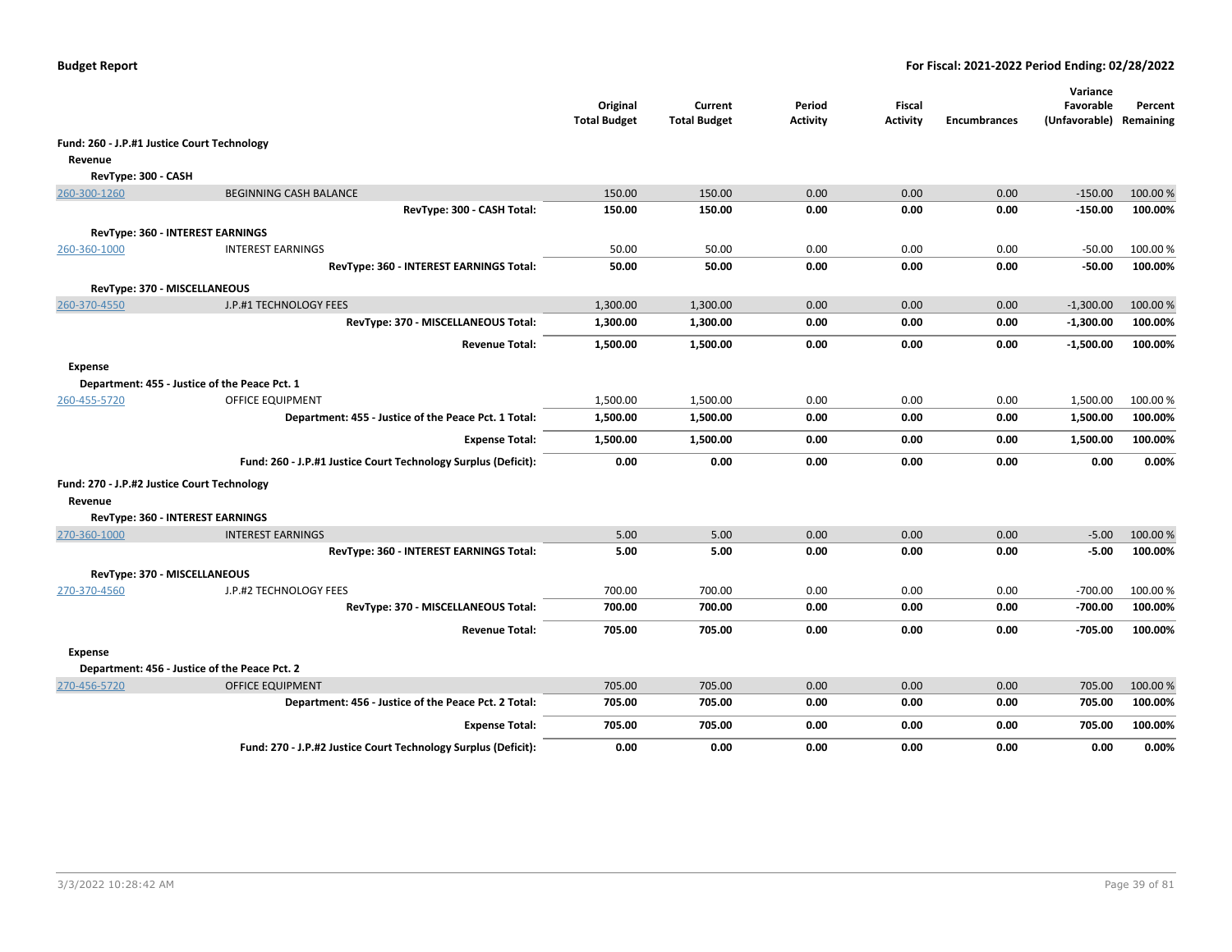**Budget Report** — **For Fiscal: 2021-2022 Period Ending: 02/28/2022**

| | | Original Total Budget | Current Total Budget | Period Activity | Fiscal Activity | Encumbrances | Variance Favorable (Unfavorable) | Percent Remaining |
|---|---|---|---|---|---|---|---|---|
| **Fund: 260 - J.P.#1 Justice Court Technology** | | | | | | | | |
| **Revenue** | | | | | | | | |
| **RevType: 300 - CASH** | | | | | | | | |
| 260-300-1260 | BEGINNING CASH BALANCE | 150.00 | 150.00 | 0.00 | 0.00 | 0.00 | -150.00 | 100.00 % |
| | **RevType: 300 - CASH Total:** | **150.00** | **150.00** | **0.00** | **0.00** | **0.00** | **-150.00** | **100.00%** |
| **RevType: 360 - INTEREST EARNINGS** | | | | | | | | |
| 260-360-1000 | INTEREST EARNINGS | 50.00 | 50.00 | 0.00 | 0.00 | 0.00 | -50.00 | 100.00 % |
| | **RevType: 360 - INTEREST EARNINGS Total:** | **50.00** | **50.00** | **0.00** | **0.00** | **0.00** | **-50.00** | **100.00%** |
| **RevType: 370 - MISCELLANEOUS** | | | | | | | | |
| 260-370-4550 | J.P.#1 TECHNOLOGY FEES | 1,300.00 | 1,300.00 | 0.00 | 0.00 | 0.00 | -1,300.00 | 100.00 % |
| | **RevType: 370 - MISCELLANEOUS Total:** | **1,300.00** | **1,300.00** | **0.00** | **0.00** | **0.00** | **-1,300.00** | **100.00%** |
| | **Revenue Total:** | **1,500.00** | **1,500.00** | **0.00** | **0.00** | **0.00** | **-1,500.00** | **100.00%** |
| **Expense** | | | | | | | | |
| **Department: 455 - Justice of the Peace Pct. 1** | | | | | | | | |
| 260-455-5720 | OFFICE EQUIPMENT | 1,500.00 | 1,500.00 | 0.00 | 0.00 | 0.00 | 1,500.00 | 100.00 % |
| | **Department: 455 - Justice of the Peace Pct. 1 Total:** | **1,500.00** | **1,500.00** | **0.00** | **0.00** | **0.00** | **1,500.00** | **100.00%** |
| | **Expense Total:** | **1,500.00** | **1,500.00** | **0.00** | **0.00** | **0.00** | **1,500.00** | **100.00%** |
| | **Fund: 260 - J.P.#1 Justice Court Technology Surplus (Deficit):** | **0.00** | **0.00** | **0.00** | **0.00** | **0.00** | **0.00** | **0.00%** |
| **Fund: 270 - J.P.#2 Justice Court Technology** | | | | | | | | |
| **Revenue** | | | | | | | | |
| **RevType: 360 - INTEREST EARNINGS** | | | | | | | | |
| 270-360-1000 | INTEREST EARNINGS | 5.00 | 5.00 | 0.00 | 0.00 | 0.00 | -5.00 | 100.00 % |
| | **RevType: 360 - INTEREST EARNINGS Total:** | **5.00** | **5.00** | **0.00** | **0.00** | **0.00** | **-5.00** | **100.00%** |
| **RevType: 370 - MISCELLANEOUS** | | | | | | | | |
| 270-370-4560 | J.P.#2 TECHNOLOGY FEES | 700.00 | 700.00 | 0.00 | 0.00 | 0.00 | -700.00 | 100.00 % |
| | **RevType: 370 - MISCELLANEOUS Total:** | **700.00** | **700.00** | **0.00** | **0.00** | **0.00** | **-700.00** | **100.00%** |
| | **Revenue Total:** | **705.00** | **705.00** | **0.00** | **0.00** | **0.00** | **-705.00** | **100.00%** |
| **Expense** | | | | | | | | |
| **Department: 456 - Justice of the Peace Pct. 2** | | | | | | | | |
| 270-456-5720 | OFFICE EQUIPMENT | 705.00 | 705.00 | 0.00 | 0.00 | 0.00 | 705.00 | 100.00 % |
| | **Department: 456 - Justice of the Peace Pct. 2 Total:** | **705.00** | **705.00** | **0.00** | **0.00** | **0.00** | **705.00** | **100.00%** |
| | **Expense Total:** | **705.00** | **705.00** | **0.00** | **0.00** | **0.00** | **705.00** | **100.00%** |
| | **Fund: 270 - J.P.#2 Justice Court Technology Surplus (Deficit):** | **0.00** | **0.00** | **0.00** | **0.00** | **0.00** | **0.00** | **0.00%** |

3/3/2022 10:28:42 AM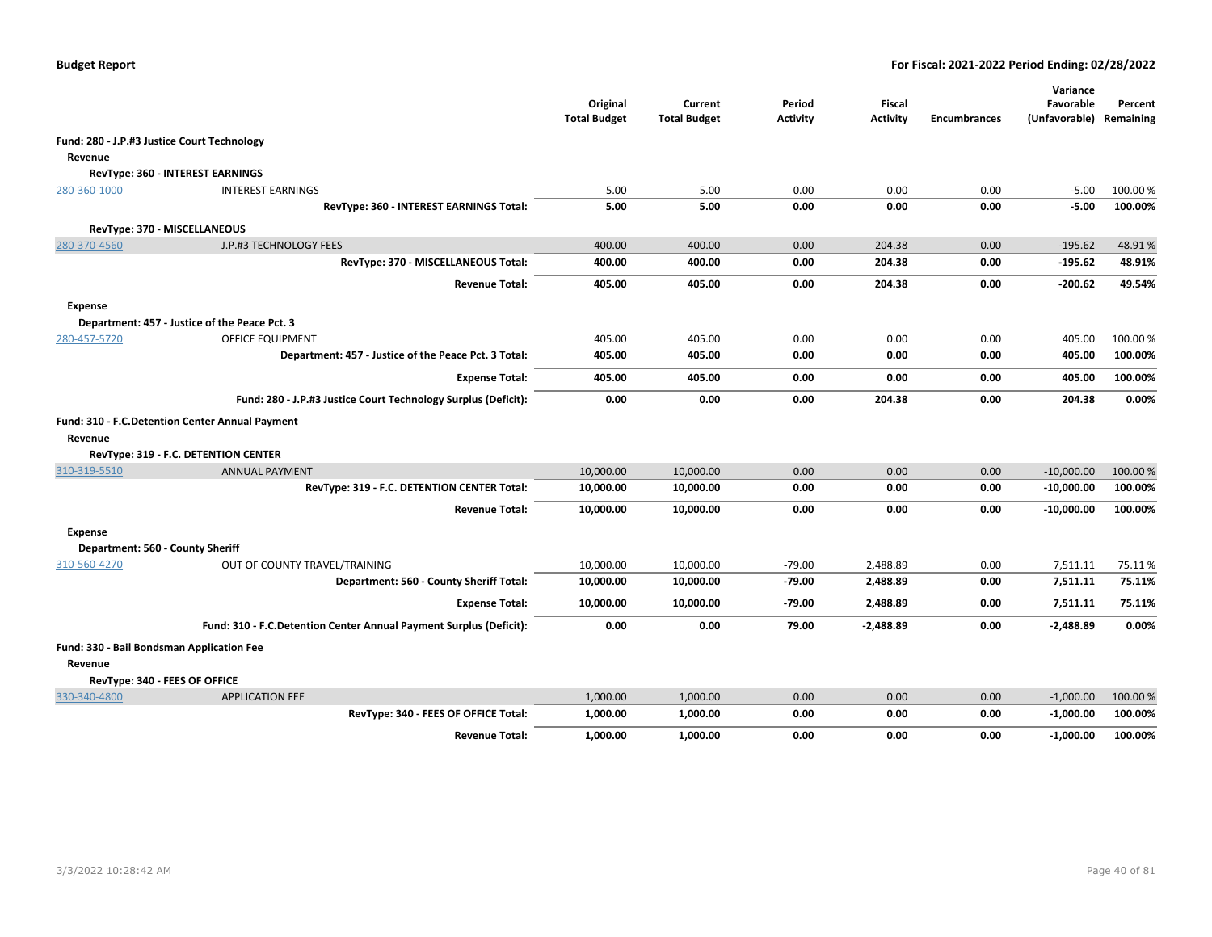**Budget Report** — **For Fiscal: 2021-2022 Period Ending: 02/28/2022**

| | | Original Total Budget | Current Total Budget | Period Activity | Fiscal Activity | Encumbrances | Variance Favorable (Unfavorable) | Percent Remaining |
|---|---|---|---|---|---|---|---|---|
| **Fund: 280 - J.P.#3 Justice Court Technology** | | | | | | | | |
| **Revenue** | | | | | | | | |
| **RevType: 360 - INTEREST EARNINGS** | | | | | | | | |
| 280-360-1000 | INTEREST EARNINGS | 5.00 | 5.00 | 0.00 | 0.00 | 0.00 | -5.00 | 100.00 % |
| | **RevType: 360 - INTEREST EARNINGS Total:** | **5.00** | **5.00** | **0.00** | **0.00** | **0.00** | **-5.00** | **100.00%** |
| **RevType: 370 - MISCELLANEOUS** | | | | | | | | |
| 280-370-4560 | J.P.#3 TECHNOLOGY FEES | 400.00 | 400.00 | 0.00 | 204.38 | 0.00 | -195.62 | 48.91 % |
| | **RevType: 370 - MISCELLANEOUS Total:** | **400.00** | **400.00** | **0.00** | **204.38** | **0.00** | **-195.62** | **48.91%** |
| | **Revenue Total:** | **405.00** | **405.00** | **0.00** | **204.38** | **0.00** | **-200.62** | **49.54%** |
| **Expense** | | | | | | | | |
| **Department: 457 - Justice of the Peace Pct. 3** | | | | | | | | |
| 280-457-5720 | OFFICE EQUIPMENT | 405.00 | 405.00 | 0.00 | 0.00 | 0.00 | 405.00 | 100.00 % |
| | **Department: 457 - Justice of the Peace Pct. 3 Total:** | **405.00** | **405.00** | **0.00** | **0.00** | **0.00** | **405.00** | **100.00%** |
| | **Expense Total:** | **405.00** | **405.00** | **0.00** | **0.00** | **0.00** | **405.00** | **100.00%** |
| | **Fund: 280 - J.P.#3 Justice Court Technology Surplus (Deficit):** | **0.00** | **0.00** | **0.00** | **204.38** | **0.00** | **204.38** | **0.00%** |
| **Fund: 310 - F.C.Detention Center Annual Payment** | | | | | | | | |
| **Revenue** | | | | | | | | |
| **RevType: 319 - F.C. DETENTION CENTER** | | | | | | | | |
| 310-319-5510 | ANNUAL PAYMENT | 10,000.00 | 10,000.00 | 0.00 | 0.00 | 0.00 | -10,000.00 | 100.00 % |
| | **RevType: 319 - F.C. DETENTION CENTER Total:** | **10,000.00** | **10,000.00** | **0.00** | **0.00** | **0.00** | **-10,000.00** | **100.00%** |
| | **Revenue Total:** | **10,000.00** | **10,000.00** | **0.00** | **0.00** | **0.00** | **-10,000.00** | **100.00%** |
| **Expense** | | | | | | | | |
| **Department: 560 - County Sheriff** | | | | | | | | |
| 310-560-4270 | OUT OF COUNTY TRAVEL/TRAINING | 10,000.00 | 10,000.00 | -79.00 | 2,488.89 | 0.00 | 7,511.11 | 75.11 % |
| | **Department: 560 - County Sheriff Total:** | **10,000.00** | **10,000.00** | **-79.00** | **2,488.89** | **0.00** | **7,511.11** | **75.11%** |
| | **Expense Total:** | **10,000.00** | **10,000.00** | **-79.00** | **2,488.89** | **0.00** | **7,511.11** | **75.11%** |
| | **Fund: 310 - F.C.Detention Center Annual Payment Surplus (Deficit):** | **0.00** | **0.00** | **79.00** | **-2,488.89** | **0.00** | **-2,488.89** | **0.00%** |
| **Fund: 330 - Bail Bondsman Application Fee** | | | | | | | | |
| **Revenue** | | | | | | | | |
| **RevType: 340 - FEES OF OFFICE** | | | | | | | | |
| 330-340-4800 | APPLICATION FEE | 1,000.00 | 1,000.00 | 0.00 | 0.00 | 0.00 | -1,000.00 | 100.00 % |
| | **RevType: 340 - FEES OF OFFICE Total:** | **1,000.00** | **1,000.00** | **0.00** | **0.00** | **0.00** | **-1,000.00** | **100.00%** |
| | **Revenue Total:** | **1,000.00** | **1,000.00** | **0.00** | **0.00** | **0.00** | **-1,000.00** | **100.00%** |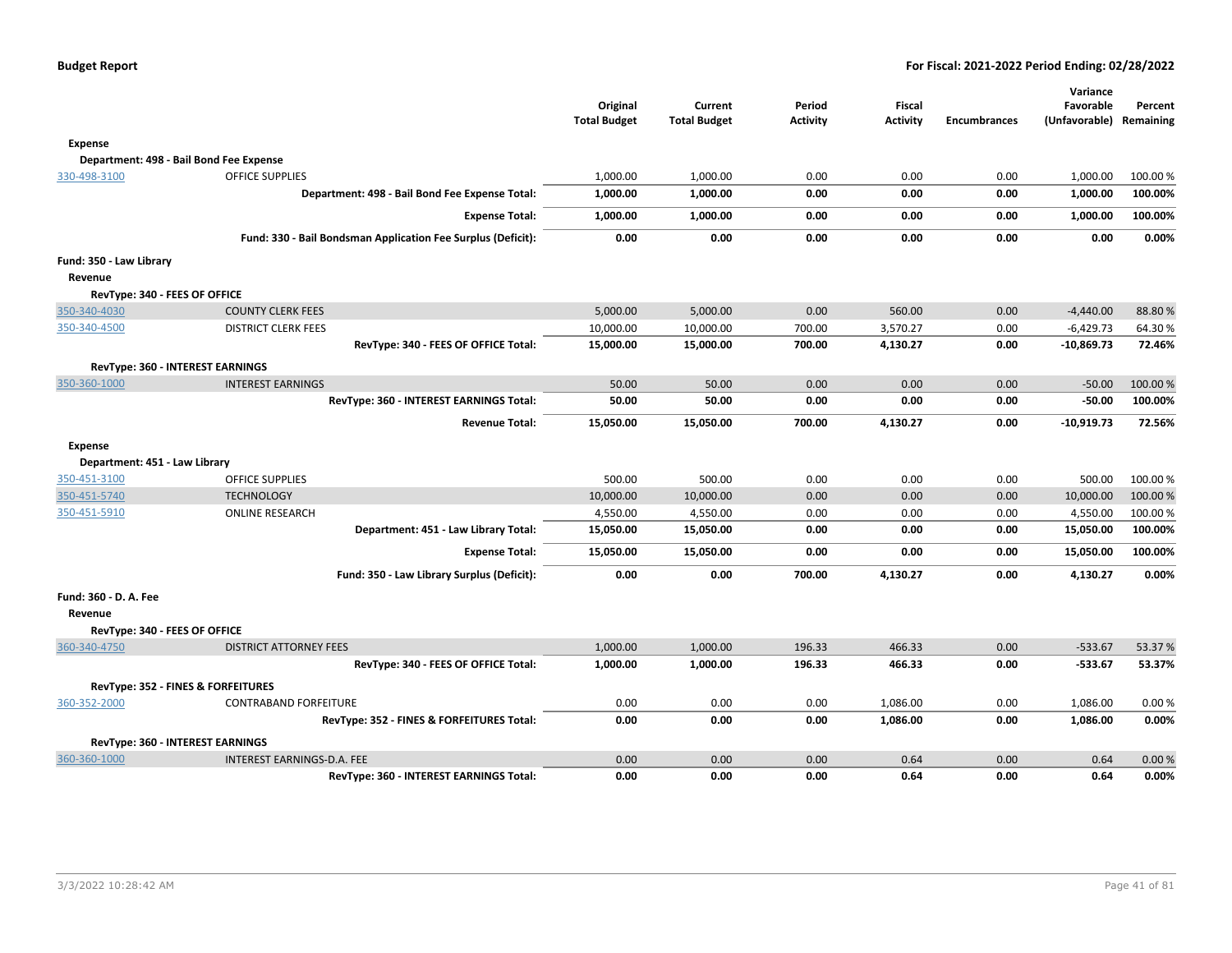| | | Original Total Budget | Current Total Budget | Period Activity | Fiscal Activity | Encumbrances | Variance Favorable (Unfavorable) | Percent Remaining |
|---|---|---|---|---|---|---|---|---|
| **Expense** | | | | | | | | |
| **Department: 498 - Bail Bond Fee Expense** | | | | | | | | |
| 330-498-3100 | OFFICE SUPPLIES | 1,000.00 | 1,000.00 | 0.00 | 0.00 | 0.00 | 1,000.00 | 100.00 % |
| | **Department: 498 - Bail Bond Fee Expense Total:** | **1,000.00** | **1,000.00** | **0.00** | **0.00** | **0.00** | **1,000.00** | **100.00%** |
| | **Expense Total:** | **1,000.00** | **1,000.00** | **0.00** | **0.00** | **0.00** | **1,000.00** | **100.00%** |
| | **Fund: 330 - Bail Bondsman Application Fee Surplus (Deficit):** | **0.00** | **0.00** | **0.00** | **0.00** | **0.00** | **0.00** | **0.00%** |
| **Fund: 350 - Law Library** | | | | | | | | |
| **Revenue** | | | | | | | | |
| **RevType: 340 - FEES OF OFFICE** | | | | | | | | |
| 350-340-4030 | COUNTY CLERK FEES | 5,000.00 | 5,000.00 | 0.00 | 560.00 | 0.00 | -4,440.00 | 88.80 % |
| 350-340-4500 | DISTRICT CLERK FEES | 10,000.00 | 10,000.00 | 700.00 | 3,570.27 | 0.00 | -6,429.73 | 64.30 % |
| | **RevType: 340 - FEES OF OFFICE Total:** | **15,000.00** | **15,000.00** | **700.00** | **4,130.27** | **0.00** | **-10,869.73** | **72.46%** |
| **RevType: 360 - INTEREST EARNINGS** | | | | | | | | |
| 350-360-1000 | INTEREST EARNINGS | 50.00 | 50.00 | 0.00 | 0.00 | 0.00 | -50.00 | 100.00 % |
| | **RevType: 360 - INTEREST EARNINGS Total:** | **50.00** | **50.00** | **0.00** | **0.00** | **0.00** | **-50.00** | **100.00%** |
| | **Revenue Total:** | **15,050.00** | **15,050.00** | **700.00** | **4,130.27** | **0.00** | **-10,919.73** | **72.56%** |
| **Expense** | | | | | | | | |
| **Department: 451 - Law Library** | | | | | | | | |
| 350-451-3100 | OFFICE SUPPLIES | 500.00 | 500.00 | 0.00 | 0.00 | 0.00 | 500.00 | 100.00 % |
| 350-451-5740 | TECHNOLOGY | 10,000.00 | 10,000.00 | 0.00 | 0.00 | 0.00 | 10,000.00 | 100.00 % |
| 350-451-5910 | ONLINE RESEARCH | 4,550.00 | 4,550.00 | 0.00 | 0.00 | 0.00 | 4,550.00 | 100.00 % |
| | **Department: 451 - Law Library Total:** | **15,050.00** | **15,050.00** | **0.00** | **0.00** | **0.00** | **15,050.00** | **100.00%** |
| | **Expense Total:** | **15,050.00** | **15,050.00** | **0.00** | **0.00** | **0.00** | **15,050.00** | **100.00%** |
| | **Fund: 350 - Law Library Surplus (Deficit):** | **0.00** | **0.00** | **700.00** | **4,130.27** | **0.00** | **4,130.27** | **0.00%** |
| **Fund: 360 - D. A. Fee** | | | | | | | | |
| **Revenue** | | | | | | | | |
| **RevType: 340 - FEES OF OFFICE** | | | | | | | | |
| 360-340-4750 | DISTRICT ATTORNEY FEES | 1,000.00 | 1,000.00 | 196.33 | 466.33 | 0.00 | -533.67 | 53.37 % |
| | **RevType: 340 - FEES OF OFFICE Total:** | **1,000.00** | **1,000.00** | **196.33** | **466.33** | **0.00** | **-533.67** | **53.37%** |
| **RevType: 352 - FINES & FORFEITURES** | | | | | | | | |
| 360-352-2000 | CONTRABAND FORFEITURE | 0.00 | 0.00 | 0.00 | 1,086.00 | 0.00 | 1,086.00 | 0.00 % |
| | **RevType: 352 - FINES & FORFEITURES Total:** | **0.00** | **0.00** | **0.00** | **1,086.00** | **0.00** | **1,086.00** | **0.00%** |
| **RevType: 360 - INTEREST EARNINGS** | | | | | | | | |
| 360-360-1000 | INTEREST EARNINGS-D.A. FEE | 0.00 | 0.00 | 0.00 | 0.64 | 0.00 | 0.64 | 0.00 % |
| | **RevType: 360 - INTEREST EARNINGS Total:** | **0.00** | **0.00** | **0.00** | **0.64** | **0.00** | **0.64** | **0.00%** |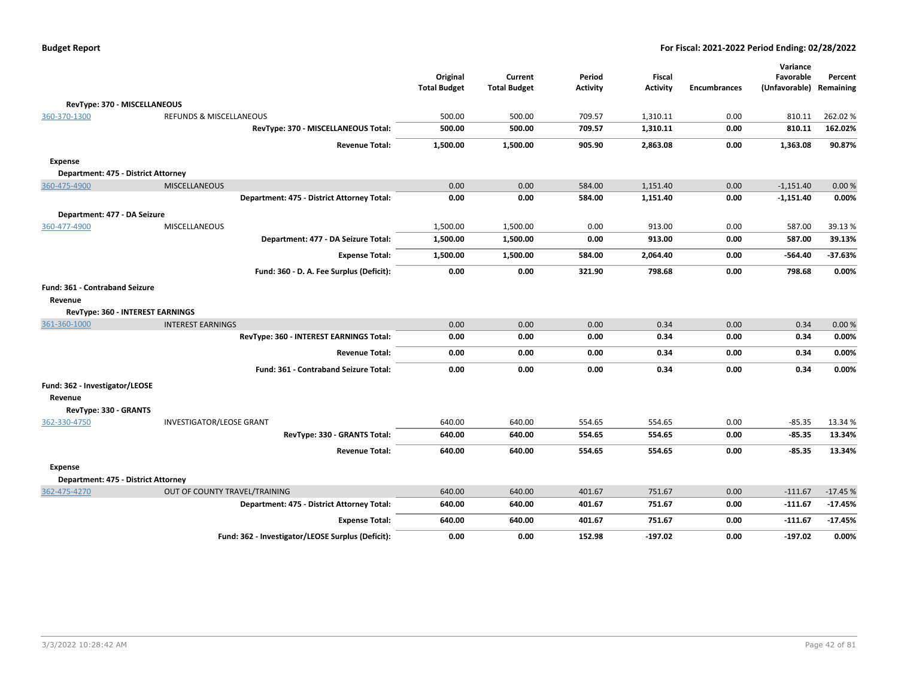**Budget Report** — For Fiscal: 2021-2022 Period Ending: 02/28/2022

| | | Original Total Budget | Current Total Budget | Period Activity | Fiscal Activity | Encumbrances | Variance Favorable (Unfavorable) | Percent Remaining |
|---|---|---|---|---|---|---|---|---|
| **RevType: 370 - MISCELLANEOUS** | | | | | | | | |
| 360-370-1300 | REFUNDS & MISCELLANEOUS | 500.00 | 500.00 | 709.57 | 1,310.11 | 0.00 | 810.11 | 262.02 % |
| | **RevType: 370 - MISCELLANEOUS Total:** | **500.00** | **500.00** | **709.57** | **1,310.11** | **0.00** | **810.11** | **162.02%** |
| | **Revenue Total:** | **1,500.00** | **1,500.00** | **905.90** | **2,863.08** | **0.00** | **1,363.08** | **90.87%** |
| **Expense** | | | | | | | | |
| **Department: 475 - District Attorney** | | | | | | | | |
| 360-475-4900 | MISCELLANEOUS | 0.00 | 0.00 | 584.00 | 1,151.40 | 0.00 | -1,151.40 | 0.00 % |
| | **Department: 475 - District Attorney Total:** | **0.00** | **0.00** | **584.00** | **1,151.40** | **0.00** | **-1,151.40** | **0.00%** |
| **Department: 477 - DA Seizure** | | | | | | | | |
| 360-477-4900 | MISCELLANEOUS | 1,500.00 | 1,500.00 | 0.00 | 913.00 | 0.00 | 587.00 | 39.13 % |
| | **Department: 477 - DA Seizure Total:** | **1,500.00** | **1,500.00** | **0.00** | **913.00** | **0.00** | **587.00** | **39.13%** |
| | **Expense Total:** | **1,500.00** | **1,500.00** | **584.00** | **2,064.40** | **0.00** | **-564.40** | **-37.63%** |
| | **Fund: 360 - D. A. Fee Surplus (Deficit):** | **0.00** | **0.00** | **321.90** | **798.68** | **0.00** | **798.68** | **0.00%** |
| **Fund: 361 - Contraband Seizure** | | | | | | | | |
| **Revenue** | | | | | | | | |
| **RevType: 360 - INTEREST EARNINGS** | | | | | | | | |
| 361-360-1000 | INTEREST EARNINGS | 0.00 | 0.00 | 0.00 | 0.34 | 0.00 | 0.34 | 0.00 % |
| | **RevType: 360 - INTEREST EARNINGS Total:** | **0.00** | **0.00** | **0.00** | **0.34** | **0.00** | **0.34** | **0.00%** |
| | **Revenue Total:** | **0.00** | **0.00** | **0.00** | **0.34** | **0.00** | **0.34** | **0.00%** |
| | **Fund: 361 - Contraband Seizure Total:** | **0.00** | **0.00** | **0.00** | **0.34** | **0.00** | **0.34** | **0.00%** |
| **Fund: 362 - Investigator/LEOSE** | | | | | | | | |
| **Revenue** | | | | | | | | |
| **RevType: 330 - GRANTS** | | | | | | | | |
| 362-330-4750 | INVESTIGATOR/LEOSE GRANT | 640.00 | 640.00 | 554.65 | 554.65 | 0.00 | -85.35 | 13.34 % |
| | **RevType: 330 - GRANTS Total:** | **640.00** | **640.00** | **554.65** | **554.65** | **0.00** | **-85.35** | **13.34%** |
| | **Revenue Total:** | **640.00** | **640.00** | **554.65** | **554.65** | **0.00** | **-85.35** | **13.34%** |
| **Expense** | | | | | | | | |
| **Department: 475 - District Attorney** | | | | | | | | |
| 362-475-4270 | OUT OF COUNTY TRAVEL/TRAINING | 640.00 | 640.00 | 401.67 | 751.67 | 0.00 | -111.67 | -17.45 % |
| | **Department: 475 - District Attorney Total:** | **640.00** | **640.00** | **401.67** | **751.67** | **0.00** | **-111.67** | **-17.45%** |
| | **Expense Total:** | **640.00** | **640.00** | **401.67** | **751.67** | **0.00** | **-111.67** | **-17.45%** |
| | **Fund: 362 - Investigator/LEOSE Surplus (Deficit):** | **0.00** | **0.00** | **152.98** | **-197.02** | **0.00** | **-197.02** | **0.00%** |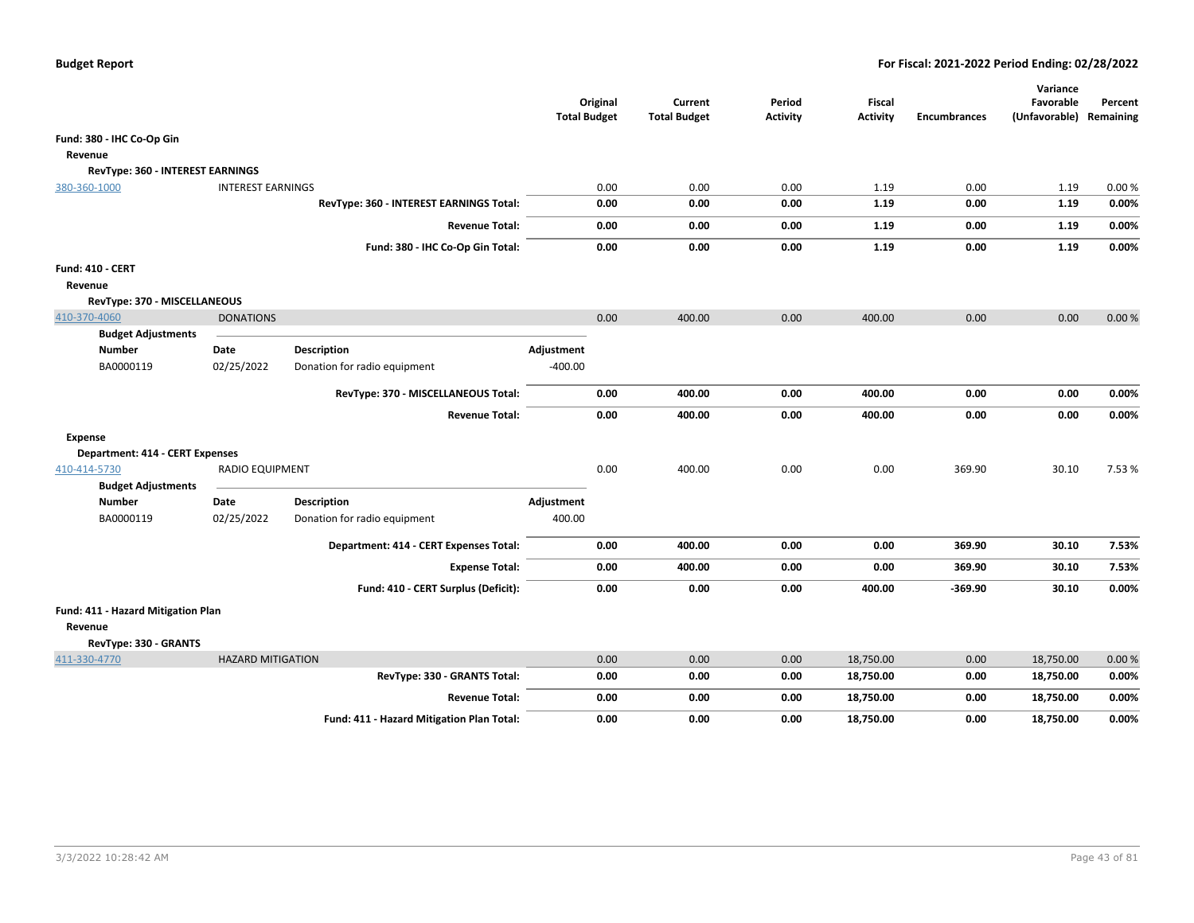**Budget Report** — **For Fiscal: 2021-2022 Period Ending: 02/28/2022**

| | | | Original Total Budget | Current Total Budget | Period Activity | Fiscal Activity | Encumbrances | Variance Favorable (Unfavorable) | Percent Remaining |
|---|---|---|---|---|---|---|---|---|---|
| **Fund: 380 - IHC Co-Op Gin** | | | | | | | | | |
| **Revenue** | | | | | | | | | |
| **RevType: 360 - INTEREST EARNINGS** | | | | | | | | | |
| 380-360-1000 | INTEREST EARNINGS | | 0.00 | 0.00 | 0.00 | 1.19 | 0.00 | 1.19 | 0.00 % |
| | | **RevType: 360 - INTEREST EARNINGS Total:** | **0.00** | **0.00** | **0.00** | **1.19** | **0.00** | **1.19** | **0.00%** |
| | | **Revenue Total:** | **0.00** | **0.00** | **0.00** | **1.19** | **0.00** | **1.19** | **0.00%** |
| | | **Fund: 380 - IHC Co-Op Gin Total:** | **0.00** | **0.00** | **0.00** | **1.19** | **0.00** | **1.19** | **0.00%** |
| **Fund: 410 - CERT** | | | | | | | | | |
| **Revenue** | | | | | | | | | |
| **RevType: 370 - MISCELLANEOUS** | | | | | | | | | |
| 410-370-4060 | DONATIONS | | 0.00 | 400.00 | 0.00 | 400.00 | 0.00 | 0.00 | 0.00 % |
| **Budget Adjustments** | | | | | | | | | |
| **Number** | **Date** | **Description** | **Adjustment** | | | | | | |
| BA0000119 | 02/25/2022 | Donation for radio equipment | -400.00 | | | | | | |
| | | **RevType: 370 - MISCELLANEOUS Total:** | **0.00** | **400.00** | **0.00** | **400.00** | **0.00** | **0.00** | **0.00%** |
| | | **Revenue Total:** | **0.00** | **400.00** | **0.00** | **400.00** | **0.00** | **0.00** | **0.00%** |
| **Expense** | | | | | | | | | |
| **Department: 414 - CERT Expenses** | | | | | | | | | |
| 410-414-5730 | RADIO EQUIPMENT | | 0.00 | 400.00 | 0.00 | 0.00 | 369.90 | 30.10 | 7.53 % |
| **Budget Adjustments** | | | | | | | | | |
| **Number** | **Date** | **Description** | **Adjustment** | | | | | | |
| BA0000119 | 02/25/2022 | Donation for radio equipment | 400.00 | | | | | | |
| | | **Department: 414 - CERT Expenses Total:** | **0.00** | **400.00** | **0.00** | **0.00** | **369.90** | **30.10** | **7.53%** |
| | | **Expense Total:** | **0.00** | **400.00** | **0.00** | **0.00** | **369.90** | **30.10** | **7.53%** |
| | | **Fund: 410 - CERT Surplus (Deficit):** | **0.00** | **0.00** | **0.00** | **400.00** | **-369.90** | **30.10** | **0.00%** |
| **Fund: 411 - Hazard Mitigation Plan** | | | | | | | | | |
| **Revenue** | | | | | | | | | |
| **RevType: 330 - GRANTS** | | | | | | | | | |
| 411-330-4770 | HAZARD MITIGATION | | 0.00 | 0.00 | 0.00 | 18,750.00 | 0.00 | 18,750.00 | 0.00 % |
| | | **RevType: 330 - GRANTS Total:** | **0.00** | **0.00** | **0.00** | **18,750.00** | **0.00** | **18,750.00** | **0.00%** |
| | | **Revenue Total:** | **0.00** | **0.00** | **0.00** | **18,750.00** | **0.00** | **18,750.00** | **0.00%** |
| | | **Fund: 411 - Hazard Mitigation Plan Total:** | **0.00** | **0.00** | **0.00** | **18,750.00** | **0.00** | **18,750.00** | **0.00%** |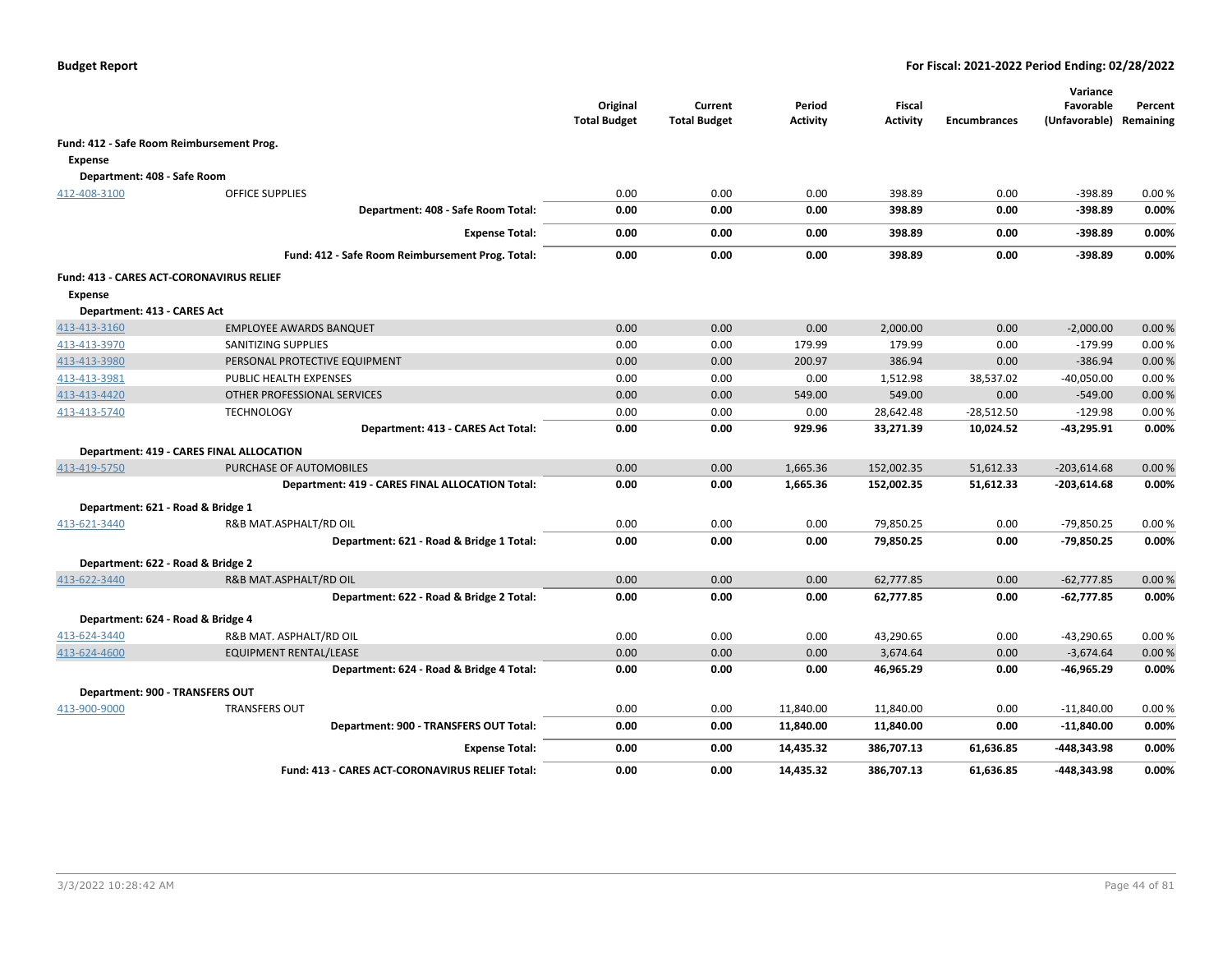**Budget Report** — **For Fiscal: 2021-2022 Period Ending: 02/28/2022**

| | | Original Total Budget | Current Total Budget | Period Activity | Fiscal Activity | Encumbrances | Variance Favorable (Unfavorable) | Percent Remaining |
|---|---|---|---|---|---|---|---|---|
| **Fund: 412 - Safe Room Reimbursement Prog.** | | | | | | | | |
| **Expense** | | | | | | | | |
| **Department: 408 - Safe Room** | | | | | | | | |
| 412-408-3100 | OFFICE SUPPLIES | 0.00 | 0.00 | 0.00 | 398.89 | 0.00 | -398.89 | 0.00 % |
| | **Department: 408 - Safe Room Total:** | **0.00** | **0.00** | **0.00** | **398.89** | **0.00** | **-398.89** | **0.00%** |
| | **Expense Total:** | **0.00** | **0.00** | **0.00** | **398.89** | **0.00** | **-398.89** | **0.00%** |
| | **Fund: 412 - Safe Room Reimbursement Prog. Total:** | **0.00** | **0.00** | **0.00** | **398.89** | **0.00** | **-398.89** | **0.00%** |
| **Fund: 413 - CARES ACT-CORONAVIRUS RELIEF** | | | | | | | | |
| **Expense** | | | | | | | | |
| **Department: 413 - CARES Act** | | | | | | | | |
| 413-413-3160 | EMPLOYEE AWARDS BANQUET | 0.00 | 0.00 | 0.00 | 2,000.00 | 0.00 | -2,000.00 | 0.00 % |
| 413-413-3970 | SANITIZING SUPPLIES | 0.00 | 0.00 | 179.99 | 179.99 | 0.00 | -179.99 | 0.00 % |
| 413-413-3980 | PERSONAL PROTECTIVE EQUIPMENT | 0.00 | 0.00 | 200.97 | 386.94 | 0.00 | -386.94 | 0.00 % |
| 413-413-3981 | PUBLIC HEALTH EXPENSES | 0.00 | 0.00 | 0.00 | 1,512.98 | 38,537.02 | -40,050.00 | 0.00 % |
| 413-413-4420 | OTHER PROFESSIONAL SERVICES | 0.00 | 0.00 | 549.00 | 549.00 | 0.00 | -549.00 | 0.00 % |
| 413-413-5740 | TECHNOLOGY | 0.00 | 0.00 | 0.00 | 28,642.48 | -28,512.50 | -129.98 | 0.00 % |
| | **Department: 413 - CARES Act Total:** | **0.00** | **0.00** | **929.96** | **33,271.39** | **10,024.52** | **-43,295.91** | **0.00%** |
| **Department: 419 - CARES FINAL ALLOCATION** | | | | | | | | |
| 413-419-5750 | PURCHASE OF AUTOMOBILES | 0.00 | 0.00 | 1,665.36 | 152,002.35 | 51,612.33 | -203,614.68 | 0.00 % |
| | **Department: 419 - CARES FINAL ALLOCATION Total:** | **0.00** | **0.00** | **1,665.36** | **152,002.35** | **51,612.33** | **-203,614.68** | **0.00%** |
| **Department: 621 - Road & Bridge 1** | | | | | | | | |
| 413-621-3440 | R&B MAT.ASPHALT/RD OIL | 0.00 | 0.00 | 0.00 | 79,850.25 | 0.00 | -79,850.25 | 0.00 % |
| | **Department: 621 - Road & Bridge 1 Total:** | **0.00** | **0.00** | **0.00** | **79,850.25** | **0.00** | **-79,850.25** | **0.00%** |
| **Department: 622 - Road & Bridge 2** | | | | | | | | |
| 413-622-3440 | R&B MAT.ASPHALT/RD OIL | 0.00 | 0.00 | 0.00 | 62,777.85 | 0.00 | -62,777.85 | 0.00 % |
| | **Department: 622 - Road & Bridge 2 Total:** | **0.00** | **0.00** | **0.00** | **62,777.85** | **0.00** | **-62,777.85** | **0.00%** |
| **Department: 624 - Road & Bridge 4** | | | | | | | | |
| 413-624-3440 | R&B MAT. ASPHALT/RD OIL | 0.00 | 0.00 | 0.00 | 43,290.65 | 0.00 | -43,290.65 | 0.00 % |
| 413-624-4600 | EQUIPMENT RENTAL/LEASE | 0.00 | 0.00 | 0.00 | 3,674.64 | 0.00 | -3,674.64 | 0.00 % |
| | **Department: 624 - Road & Bridge 4 Total:** | **0.00** | **0.00** | **0.00** | **46,965.29** | **0.00** | **-46,965.29** | **0.00%** |
| **Department: 900 - TRANSFERS OUT** | | | | | | | | |
| 413-900-9000 | TRANSFERS OUT | 0.00 | 0.00 | 11,840.00 | 11,840.00 | 0.00 | -11,840.00 | 0.00 % |
| | **Department: 900 - TRANSFERS OUT Total:** | **0.00** | **0.00** | **11,840.00** | **11,840.00** | **0.00** | **-11,840.00** | **0.00%** |
| | **Expense Total:** | **0.00** | **0.00** | **14,435.32** | **386,707.13** | **61,636.85** | **-448,343.98** | **0.00%** |
| | **Fund: 413 - CARES ACT-CORONAVIRUS RELIEF Total:** | **0.00** | **0.00** | **14,435.32** | **386,707.13** | **61,636.85** | **-448,343.98** | **0.00%** |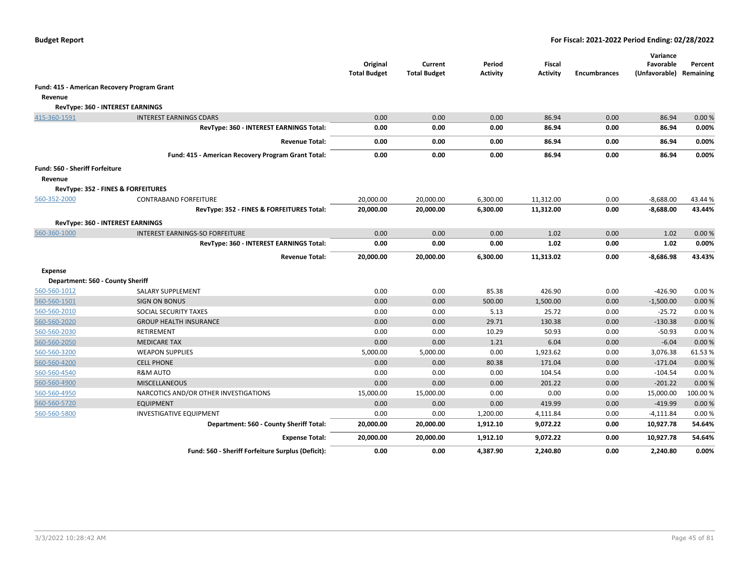**Budget Report** — **For Fiscal: 2021-2022 Period Ending: 02/28/2022**

| | | Original Total Budget | Current Total Budget | Period Activity | Fiscal Activity | Encumbrances | Variance Favorable (Unfavorable) | Percent Remaining |
|---|---|---|---|---|---|---|---|---|
| **Fund: 415 - American Recovery Program Grant** | | | | | | | | |
| **Revenue** | | | | | | | | |
| **RevType: 360 - INTEREST EARNINGS** | | | | | | | | |
| 415-360-1591 | INTEREST EARNINGS CDARS | 0.00 | 0.00 | 0.00 | 86.94 | 0.00 | 86.94 | 0.00 % |
| | **RevType: 360 - INTEREST EARNINGS Total:** | **0.00** | **0.00** | **0.00** | **86.94** | **0.00** | **86.94** | **0.00%** |
| | **Revenue Total:** | **0.00** | **0.00** | **0.00** | **86.94** | **0.00** | **86.94** | **0.00%** |
| | **Fund: 415 - American Recovery Program Grant Total:** | **0.00** | **0.00** | **0.00** | **86.94** | **0.00** | **86.94** | **0.00%** |
| **Fund: 560 - Sheriff Forfeiture** | | | | | | | | |
| **Revenue** | | | | | | | | |
| **RevType: 352 - FINES & FORFEITURES** | | | | | | | | |
| 560-352-2000 | CONTRABAND FORFEITURE | 20,000.00 | 20,000.00 | 6,300.00 | 11,312.00 | 0.00 | -8,688.00 | 43.44 % |
| | **RevType: 352 - FINES & FORFEITURES Total:** | **20,000.00** | **20,000.00** | **6,300.00** | **11,312.00** | **0.00** | **-8,688.00** | **43.44%** |
| **RevType: 360 - INTEREST EARNINGS** | | | | | | | | |
| 560-360-1000 | INTEREST EARNINGS-SO FORFEITURE | 0.00 | 0.00 | 0.00 | 1.02 | 0.00 | 1.02 | 0.00 % |
| | **RevType: 360 - INTEREST EARNINGS Total:** | **0.00** | **0.00** | **0.00** | **1.02** | **0.00** | **1.02** | **0.00%** |
| | **Revenue Total:** | **20,000.00** | **20,000.00** | **6,300.00** | **11,313.02** | **0.00** | **-8,686.98** | **43.43%** |
| **Expense** | | | | | | | | |
| **Department: 560 - County Sheriff** | | | | | | | | |
| 560-560-1012 | SALARY SUPPLEMENT | 0.00 | 0.00 | 85.38 | 426.90 | 0.00 | -426.90 | 0.00 % |
| 560-560-1501 | SIGN ON BONUS | 0.00 | 0.00 | 500.00 | 1,500.00 | 0.00 | -1,500.00 | 0.00 % |
| 560-560-2010 | SOCIAL SECURITY TAXES | 0.00 | 0.00 | 5.13 | 25.72 | 0.00 | -25.72 | 0.00 % |
| 560-560-2020 | GROUP HEALTH INSURANCE | 0.00 | 0.00 | 29.71 | 130.38 | 0.00 | -130.38 | 0.00 % |
| 560-560-2030 | RETIREMENT | 0.00 | 0.00 | 10.29 | 50.93 | 0.00 | -50.93 | 0.00 % |
| 560-560-2050 | MEDICARE TAX | 0.00 | 0.00 | 1.21 | 6.04 | 0.00 | -6.04 | 0.00 % |
| 560-560-3200 | WEAPON SUPPLIES | 5,000.00 | 5,000.00 | 0.00 | 1,923.62 | 0.00 | 3,076.38 | 61.53 % |
| 560-560-4200 | CELL PHONE | 0.00 | 0.00 | 80.38 | 171.04 | 0.00 | -171.04 | 0.00 % |
| 560-560-4540 | R&M AUTO | 0.00 | 0.00 | 0.00 | 104.54 | 0.00 | -104.54 | 0.00 % |
| 560-560-4900 | MISCELLANEOUS | 0.00 | 0.00 | 0.00 | 201.22 | 0.00 | -201.22 | 0.00 % |
| 560-560-4950 | NARCOTICS AND/OR OTHER INVESTIGATIONS | 15,000.00 | 15,000.00 | 0.00 | 0.00 | 0.00 | 15,000.00 | 100.00 % |
| 560-560-5720 | EQUIPMENT | 0.00 | 0.00 | 0.00 | 419.99 | 0.00 | -419.99 | 0.00 % |
| 560-560-5800 | INVESTIGATIVE EQUIPMENT | 0.00 | 0.00 | 1,200.00 | 4,111.84 | 0.00 | -4,111.84 | 0.00 % |
| | **Department: 560 - County Sheriff Total:** | **20,000.00** | **20,000.00** | **1,912.10** | **9,072.22** | **0.00** | **10,927.78** | **54.64%** |
| | **Expense Total:** | **20,000.00** | **20,000.00** | **1,912.10** | **9,072.22** | **0.00** | **10,927.78** | **54.64%** |
| | **Fund: 560 - Sheriff Forfeiture Surplus (Deficit):** | **0.00** | **0.00** | **4,387.90** | **2,240.80** | **0.00** | **2,240.80** | **0.00%** |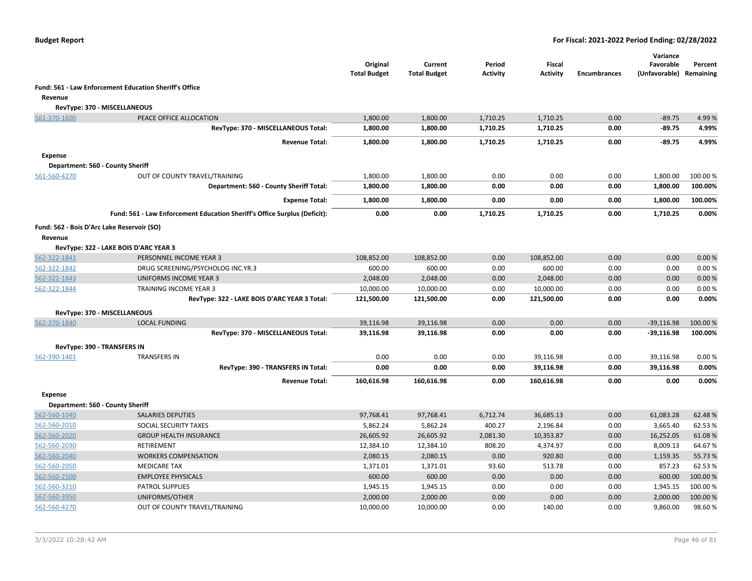| | | Original Total Budget | Current Total Budget | Period Activity | Fiscal Activity | Encumbrances | Variance Favorable (Unfavorable) | Percent Remaining |
|---|---|---|---|---|---|---|---|---|
| **Fund: 561 - Law Enforcement Education Sheriff's Office** | | | | | | | | |
| **Revenue** | | | | | | | | |
| **RevType: 370 - MISCELLANEOUS** | | | | | | | | |
| 561-370-1600 | PEACE OFFICE ALLOCATION | 1,800.00 | 1,800.00 | 1,710.25 | 1,710.25 | 0.00 | -89.75 | 4.99 % |
| | **RevType: 370 - MISCELLANEOUS Total:** | **1,800.00** | **1,800.00** | **1,710.25** | **1,710.25** | **0.00** | **-89.75** | **4.99%** |
| | **Revenue Total:** | **1,800.00** | **1,800.00** | **1,710.25** | **1,710.25** | **0.00** | **-89.75** | **4.99%** |
| **Expense** | | | | | | | | |
| **Department: 560 - County Sheriff** | | | | | | | | |
| 561-560-4270 | OUT OF COUNTY TRAVEL/TRAINING | 1,800.00 | 1,800.00 | 0.00 | 0.00 | 0.00 | 1,800.00 | 100.00 % |
| | **Department: 560 - County Sheriff Total:** | **1,800.00** | **1,800.00** | **0.00** | **0.00** | **0.00** | **1,800.00** | **100.00%** |
| | **Expense Total:** | **1,800.00** | **1,800.00** | **0.00** | **0.00** | **0.00** | **1,800.00** | **100.00%** |
| | **Fund: 561 - Law Enforcement Education Sheriff's Office Surplus (Deficit):** | **0.00** | **0.00** | **1,710.25** | **1,710.25** | **0.00** | **1,710.25** | **0.00%** |
| **Fund: 562 - Bois D'Arc Lake Reservoir (SO)** | | | | | | | | |
| **Revenue** | | | | | | | | |
| **RevType: 322 - LAKE BOIS D'ARC YEAR 3** | | | | | | | | |
| 562-322-1841 | PERSONNEL INCOME YEAR 3 | 108,852.00 | 108,852.00 | 0.00 | 108,852.00 | 0.00 | 0.00 | 0.00 % |
| 562-322-1842 | DRUG SCREENING/PSYCHOLOG INC.YR.3 | 600.00 | 600.00 | 0.00 | 600.00 | 0.00 | 0.00 | 0.00 % |
| 562-322-1843 | UNIFORMS INCOME YEAR 3 | 2,048.00 | 2,048.00 | 0.00 | 2,048.00 | 0.00 | 0.00 | 0.00 % |
| 562-322-1844 | TRAINING INCOME YEAR 3 | 10,000.00 | 10,000.00 | 0.00 | 10,000.00 | 0.00 | 0.00 | 0.00 % |
| | **RevType: 322 - LAKE BOIS D'ARC YEAR 3 Total:** | **121,500.00** | **121,500.00** | **0.00** | **121,500.00** | **0.00** | **0.00** | **0.00%** |
| **RevType: 370 - MISCELLANEOUS** | | | | | | | | |
| 562-370-1840 | LOCAL FUNDING | 39,116.98 | 39,116.98 | 0.00 | 0.00 | 0.00 | -39,116.98 | 100.00 % |
| | **RevType: 370 - MISCELLANEOUS Total:** | **39,116.98** | **39,116.98** | **0.00** | **0.00** | **0.00** | **-39,116.98** | **100.00%** |
| **RevType: 390 - TRANSFERS IN** | | | | | | | | |
| 562-390-1401 | TRANSFERS IN | 0.00 | 0.00 | 0.00 | 39,116.98 | 0.00 | 39,116.98 | 0.00 % |
| | **RevType: 390 - TRANSFERS IN Total:** | **0.00** | **0.00** | **0.00** | **39,116.98** | **0.00** | **39,116.98** | **0.00%** |
| | **Revenue Total:** | **160,616.98** | **160,616.98** | **0.00** | **160,616.98** | **0.00** | **0.00** | **0.00%** |
| **Expense** | | | | | | | | |
| **Department: 560 - County Sheriff** | | | | | | | | |
| 562-560-1040 | SALARIES DEPUTIES | 97,768.41 | 97,768.41 | 6,712.74 | 36,685.13 | 0.00 | 61,083.28 | 62.48 % |
| 562-560-2010 | SOCIAL SECURITY TAXES | 5,862.24 | 5,862.24 | 400.27 | 2,196.84 | 0.00 | 3,665.40 | 62.53 % |
| 562-560-2020 | GROUP HEALTH INSURANCE | 26,605.92 | 26,605.92 | 2,081.30 | 10,353.87 | 0.00 | 16,252.05 | 61.08 % |
| 562-560-2030 | RETIREMENT | 12,384.10 | 12,384.10 | 808.20 | 4,374.97 | 0.00 | 8,009.13 | 64.67 % |
| 562-560-2040 | WORKERS COMPENSATION | 2,080.15 | 2,080.15 | 0.00 | 920.80 | 0.00 | 1,159.35 | 55.73 % |
| 562-560-2050 | MEDICARE TAX | 1,371.01 | 1,371.01 | 93.60 | 513.78 | 0.00 | 857.23 | 62.53 % |
| 562-560-2500 | EMPLOYEE PHYSICALS | 600.00 | 600.00 | 0.00 | 0.00 | 0.00 | 600.00 | 100.00 % |
| 562-560-3210 | PATROL SUPPLIES | 1,945.15 | 1,945.15 | 0.00 | 0.00 | 0.00 | 1,945.15 | 100.00 % |
| 562-560-3950 | UNIFORMS/OTHER | 2,000.00 | 2,000.00 | 0.00 | 0.00 | 0.00 | 2,000.00 | 100.00 % |
| 562-560-4270 | OUT OF COUNTY TRAVEL/TRAINING | 10,000.00 | 10,000.00 | 0.00 | 140.00 | 0.00 | 9,860.00 | 98.60 % |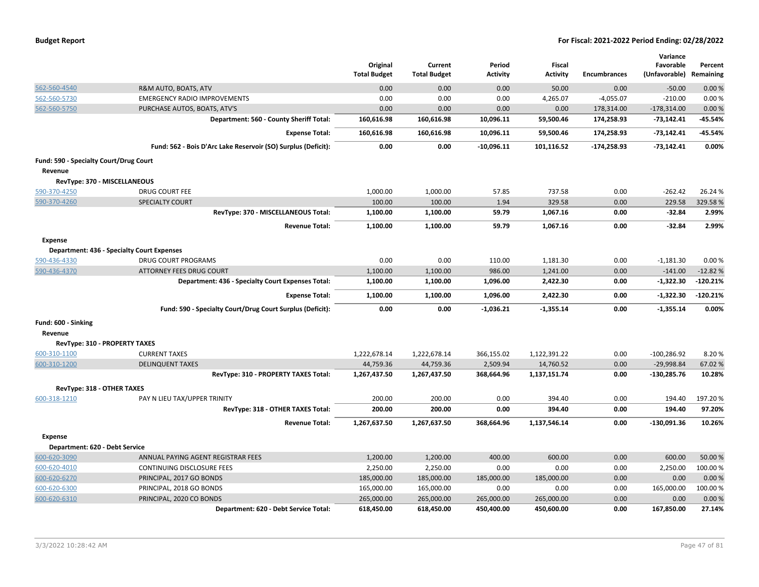| | | Original Total Budget | Current Total Budget | Period Activity | Fiscal Activity | Encumbrances | Variance Favorable (Unfavorable) | Percent Remaining |
|---|---|---|---|---|---|---|---|---|
| 562-560-4540 | R&M AUTO, BOATS, ATV | 0.00 | 0.00 | 0.00 | 50.00 | 0.00 | -50.00 | 0.00 % |
| 562-560-5730 | EMERGENCY RADIO IMPROVEMENTS | 0.00 | 0.00 | 0.00 | 4,265.07 | -4,055.07 | -210.00 | 0.00 % |
| 562-560-5750 | PURCHASE AUTOS, BOATS, ATV'S | 0.00 | 0.00 | 0.00 | 0.00 | 178,314.00 | -178,314.00 | 0.00 % |
| | **Department: 560 - County Sheriff Total:** | **160,616.98** | **160,616.98** | **10,096.11** | **59,500.46** | **174,258.93** | **-73,142.41** | **-45.54%** |
| | **Expense Total:** | **160,616.98** | **160,616.98** | **10,096.11** | **59,500.46** | **174,258.93** | **-73,142.41** | **-45.54%** |
| | **Fund: 562 - Bois D'Arc Lake Reservoir (SO) Surplus (Deficit):** | **0.00** | **0.00** | **-10,096.11** | **101,116.52** | **-174,258.93** | **-73,142.41** | **0.00%** |
| **Fund: 590 - Specialty Court/Drug Court** | | | | | | | | |
| **Revenue** | | | | | | | | |
| **RevType: 370 - MISCELLANEOUS** | | | | | | | | |
| 590-370-4250 | DRUG COURT FEE | 1,000.00 | 1,000.00 | 57.85 | 737.58 | 0.00 | -262.42 | 26.24 % |
| 590-370-4260 | SPECIALTY COURT | 100.00 | 100.00 | 1.94 | 329.58 | 0.00 | 229.58 | 329.58 % |
| | **RevType: 370 - MISCELLANEOUS Total:** | **1,100.00** | **1,100.00** | **59.79** | **1,067.16** | **0.00** | **-32.84** | **2.99%** |
| | **Revenue Total:** | **1,100.00** | **1,100.00** | **59.79** | **1,067.16** | **0.00** | **-32.84** | **2.99%** |
| **Expense** | | | | | | | | |
| **Department: 436 - Specialty Court Expenses** | | | | | | | | |
| 590-436-4330 | DRUG COURT PROGRAMS | 0.00 | 0.00 | 110.00 | 1,181.30 | 0.00 | -1,181.30 | 0.00 % |
| 590-436-4370 | ATTORNEY FEES DRUG COURT | 1,100.00 | 1,100.00 | 986.00 | 1,241.00 | 0.00 | -141.00 | -12.82 % |
| | **Department: 436 - Specialty Court Expenses Total:** | **1,100.00** | **1,100.00** | **1,096.00** | **2,422.30** | **0.00** | **-1,322.30** | **-120.21%** |
| | **Expense Total:** | **1,100.00** | **1,100.00** | **1,096.00** | **2,422.30** | **0.00** | **-1,322.30** | **-120.21%** |
| | **Fund: 590 - Specialty Court/Drug Court Surplus (Deficit):** | **0.00** | **0.00** | **-1,036.21** | **-1,355.14** | **0.00** | **-1,355.14** | **0.00%** |
| **Fund: 600 - Sinking** | | | | | | | | |
| **Revenue** | | | | | | | | |
| **RevType: 310 - PROPERTY TAXES** | | | | | | | | |
| 600-310-1100 | CURRENT TAXES | 1,222,678.14 | 1,222,678.14 | 366,155.02 | 1,122,391.22 | 0.00 | -100,286.92 | 8.20 % |
| 600-310-1200 | DELINQUENT TAXES | 44,759.36 | 44,759.36 | 2,509.94 | 14,760.52 | 0.00 | -29,998.84 | 67.02 % |
| | **RevType: 310 - PROPERTY TAXES Total:** | **1,267,437.50** | **1,267,437.50** | **368,664.96** | **1,137,151.74** | **0.00** | **-130,285.76** | **10.28%** |
| **RevType: 318 - OTHER TAXES** | | | | | | | | |
| 600-318-1210 | PAY N LIEU TAX/UPPER TRINITY | 200.00 | 200.00 | 0.00 | 394.40 | 0.00 | 194.40 | 197.20 % |
| | **RevType: 318 - OTHER TAXES Total:** | **200.00** | **200.00** | **0.00** | **394.40** | **0.00** | **194.40** | **97.20%** |
| | **Revenue Total:** | **1,267,637.50** | **1,267,637.50** | **368,664.96** | **1,137,546.14** | **0.00** | **-130,091.36** | **10.26%** |
| **Expense** | | | | | | | | |
| **Department: 620 - Debt Service** | | | | | | | | |
| 600-620-3090 | ANNUAL PAYING AGENT REGISTRAR FEES | 1,200.00 | 1,200.00 | 400.00 | 600.00 | 0.00 | 600.00 | 50.00 % |
| 600-620-4010 | CONTINUING DISCLOSURE FEES | 2,250.00 | 2,250.00 | 0.00 | 0.00 | 0.00 | 2,250.00 | 100.00 % |
| 600-620-6270 | PRINCIPAL, 2017 GO BONDS | 185,000.00 | 185,000.00 | 185,000.00 | 185,000.00 | 0.00 | 0.00 | 0.00 % |
| 600-620-6300 | PRINCIPAL, 2018 GO BONDS | 165,000.00 | 165,000.00 | 0.00 | 0.00 | 0.00 | 165,000.00 | 100.00 % |
| 600-620-6310 | PRINCIPAL, 2020 CO BONDS | 265,000.00 | 265,000.00 | 265,000.00 | 265,000.00 | 0.00 | 0.00 | 0.00 % |
| | **Department: 620 - Debt Service Total:** | **618,450.00** | **618,450.00** | **450,400.00** | **450,600.00** | **0.00** | **167,850.00** | **27.14%** |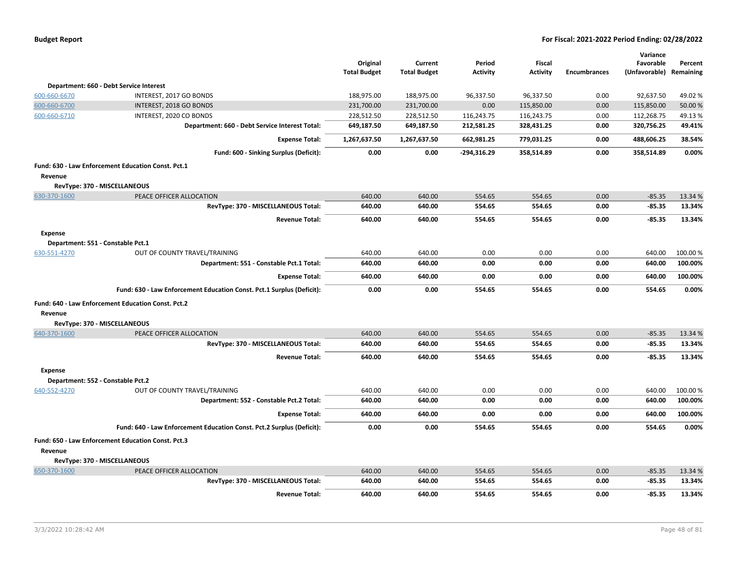| | | Original Total Budget | Current Total Budget | Period Activity | Fiscal Activity | Encumbrances | Variance Favorable (Unfavorable) | Percent Remaining |
|---|---|---|---|---|---|---|---|---|
| **Department: 660 - Debt Service Interest** | | | | | | | | |
| 600-660-6670 | INTEREST, 2017 GO BONDS | 188,975.00 | 188,975.00 | 96,337.50 | 96,337.50 | 0.00 | 92,637.50 | 49.02 % |
| 600-660-6700 | INTEREST, 2018 GO BONDS | 231,700.00 | 231,700.00 | 0.00 | 115,850.00 | 0.00 | 115,850.00 | 50.00 % |
| 600-660-6710 | INTEREST, 2020 CO BONDS | 228,512.50 | 228,512.50 | 116,243.75 | 116,243.75 | 0.00 | 112,268.75 | 49.13 % |
| | **Department: 660 - Debt Service Interest Total:** | **649,187.50** | **649,187.50** | **212,581.25** | **328,431.25** | **0.00** | **320,756.25** | **49.41%** |
| | **Expense Total:** | **1,267,637.50** | **1,267,637.50** | **662,981.25** | **779,031.25** | **0.00** | **488,606.25** | **38.54%** |
| | **Fund: 600 - Sinking Surplus (Deficit):** | **0.00** | **0.00** | **-294,316.29** | **358,514.89** | **0.00** | **358,514.89** | **0.00%** |
| **Fund: 630 - Law Enforcement Education Const. Pct.1** | | | | | | | | |
| **Revenue** | | | | | | | | |
| **RevType: 370 - MISCELLANEOUS** | | | | | | | | |
| 630-370-1600 | PEACE OFFICER ALLOCATION | 640.00 | 640.00 | 554.65 | 554.65 | 0.00 | -85.35 | 13.34 % |
| | **RevType: 370 - MISCELLANEOUS Total:** | **640.00** | **640.00** | **554.65** | **554.65** | **0.00** | **-85.35** | **13.34%** |
| | **Revenue Total:** | **640.00** | **640.00** | **554.65** | **554.65** | **0.00** | **-85.35** | **13.34%** |
| **Expense** | | | | | | | | |
| **Department: 551 - Constable Pct.1** | | | | | | | | |
| 630-551-4270 | OUT OF COUNTY TRAVEL/TRAINING | 640.00 | 640.00 | 0.00 | 0.00 | 0.00 | 640.00 | 100.00 % |
| | **Department: 551 - Constable Pct.1 Total:** | **640.00** | **640.00** | **0.00** | **0.00** | **0.00** | **640.00** | **100.00%** |
| | **Expense Total:** | **640.00** | **640.00** | **0.00** | **0.00** | **0.00** | **640.00** | **100.00%** |
| | **Fund: 630 - Law Enforcement Education Const. Pct.1 Surplus (Deficit):** | **0.00** | **0.00** | **554.65** | **554.65** | **0.00** | **554.65** | **0.00%** |
| **Fund: 640 - Law Enforcement Education Const. Pct.2** | | | | | | | | |
| **Revenue** | | | | | | | | |
| **RevType: 370 - MISCELLANEOUS** | | | | | | | | |
| 640-370-1600 | PEACE OFFICER ALLOCATION | 640.00 | 640.00 | 554.65 | 554.65 | 0.00 | -85.35 | 13.34 % |
| | **RevType: 370 - MISCELLANEOUS Total:** | **640.00** | **640.00** | **554.65** | **554.65** | **0.00** | **-85.35** | **13.34%** |
| | **Revenue Total:** | **640.00** | **640.00** | **554.65** | **554.65** | **0.00** | **-85.35** | **13.34%** |
| **Expense** | | | | | | | | |
| **Department: 552 - Constable Pct.2** | | | | | | | | |
| 640-552-4270 | OUT OF COUNTY TRAVEL/TRAINING | 640.00 | 640.00 | 0.00 | 0.00 | 0.00 | 640.00 | 100.00 % |
| | **Department: 552 - Constable Pct.2 Total:** | **640.00** | **640.00** | **0.00** | **0.00** | **0.00** | **640.00** | **100.00%** |
| | **Expense Total:** | **640.00** | **640.00** | **0.00** | **0.00** | **0.00** | **640.00** | **100.00%** |
| | **Fund: 640 - Law Enforcement Education Const. Pct.2 Surplus (Deficit):** | **0.00** | **0.00** | **554.65** | **554.65** | **0.00** | **554.65** | **0.00%** |
| **Fund: 650 - Law Enforcement Education Const. Pct.3** | | | | | | | | |
| **Revenue** | | | | | | | | |
| **RevType: 370 - MISCELLANEOUS** | | | | | | | | |
| 650-370-1600 | PEACE OFFICER ALLOCATION | 640.00 | 640.00 | 554.65 | 554.65 | 0.00 | -85.35 | 13.34 % |
| | **RevType: 370 - MISCELLANEOUS Total:** | **640.00** | **640.00** | **554.65** | **554.65** | **0.00** | **-85.35** | **13.34%** |
| | **Revenue Total:** | **640.00** | **640.00** | **554.65** | **554.65** | **0.00** | **-85.35** | **13.34%** |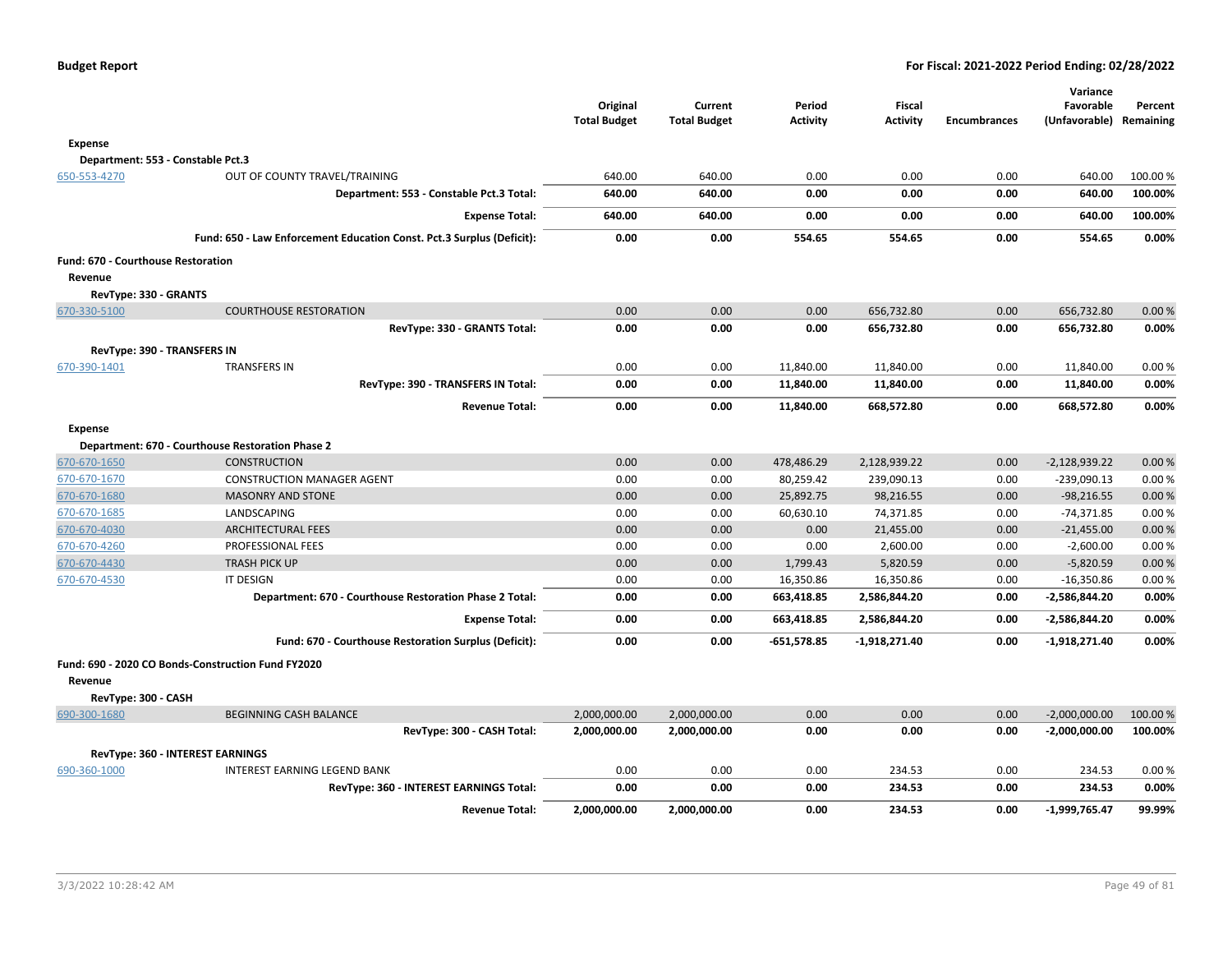**Budget Report** — **For Fiscal: 2021-2022 Period Ending: 02/28/2022**

| | | Original Total Budget | Current Total Budget | Period Activity | Fiscal Activity | Encumbrances | Variance Favorable (Unfavorable) | Percent Remaining |
|---|---|---|---|---|---|---|---|---|
| **Expense** | | | | | | | | |
| **Department: 553 - Constable Pct.3** | | | | | | | | |
| 650-553-4270 | OUT OF COUNTY TRAVEL/TRAINING | 640.00 | 640.00 | 0.00 | 0.00 | 0.00 | 640.00 | 100.00 % |
| | **Department: 553 - Constable Pct.3 Total:** | **640.00** | **640.00** | **0.00** | **0.00** | **0.00** | **640.00** | **100.00%** |
| | **Expense Total:** | **640.00** | **640.00** | **0.00** | **0.00** | **0.00** | **640.00** | **100.00%** |
| | **Fund: 650 - Law Enforcement Education Const. Pct.3 Surplus (Deficit):** | **0.00** | **0.00** | **554.65** | **554.65** | **0.00** | **554.65** | **0.00%** |
| **Fund: 670 - Courthouse Restoration** | | | | | | | | |
| **Revenue** | | | | | | | | |
| **RevType: 330 - GRANTS** | | | | | | | | |
| 670-330-5100 | COURTHOUSE RESTORATION | 0.00 | 0.00 | 0.00 | 656,732.80 | 0.00 | 656,732.80 | 0.00 % |
| | **RevType: 330 - GRANTS Total:** | **0.00** | **0.00** | **0.00** | **656,732.80** | **0.00** | **656,732.80** | **0.00%** |
| **RevType: 390 - TRANSFERS IN** | | | | | | | | |
| 670-390-1401 | TRANSFERS IN | 0.00 | 0.00 | 11,840.00 | 11,840.00 | 0.00 | 11,840.00 | 0.00 % |
| | **RevType: 390 - TRANSFERS IN Total:** | **0.00** | **0.00** | **11,840.00** | **11,840.00** | **0.00** | **11,840.00** | **0.00%** |
| | **Revenue Total:** | **0.00** | **0.00** | **11,840.00** | **668,572.80** | **0.00** | **668,572.80** | **0.00%** |
| **Expense** | | | | | | | | |
| **Department: 670 - Courthouse Restoration Phase 2** | | | | | | | | |
| 670-670-1650 | CONSTRUCTION | 0.00 | 0.00 | 478,486.29 | 2,128,939.22 | 0.00 | -2,128,939.22 | 0.00 % |
| 670-670-1670 | CONSTRUCTION MANAGER AGENT | 0.00 | 0.00 | 80,259.42 | 239,090.13 | 0.00 | -239,090.13 | 0.00 % |
| 670-670-1680 | MASONRY AND STONE | 0.00 | 0.00 | 25,892.75 | 98,216.55 | 0.00 | -98,216.55 | 0.00 % |
| 670-670-1685 | LANDSCAPING | 0.00 | 0.00 | 60,630.10 | 74,371.85 | 0.00 | -74,371.85 | 0.00 % |
| 670-670-4030 | ARCHITECTURAL FEES | 0.00 | 0.00 | 0.00 | 21,455.00 | 0.00 | -21,455.00 | 0.00 % |
| 670-670-4260 | PROFESSIONAL FEES | 0.00 | 0.00 | 0.00 | 2,600.00 | 0.00 | -2,600.00 | 0.00 % |
| 670-670-4430 | TRASH PICK UP | 0.00 | 0.00 | 1,799.43 | 5,820.59 | 0.00 | -5,820.59 | 0.00 % |
| 670-670-4530 | IT DESIGN | 0.00 | 0.00 | 16,350.86 | 16,350.86 | 0.00 | -16,350.86 | 0.00 % |
| | **Department: 670 - Courthouse Restoration Phase 2 Total:** | **0.00** | **0.00** | **663,418.85** | **2,586,844.20** | **0.00** | **-2,586,844.20** | **0.00%** |
| | **Expense Total:** | **0.00** | **0.00** | **663,418.85** | **2,586,844.20** | **0.00** | **-2,586,844.20** | **0.00%** |
| | **Fund: 670 - Courthouse Restoration Surplus (Deficit):** | **0.00** | **0.00** | **-651,578.85** | **-1,918,271.40** | **0.00** | **-1,918,271.40** | **0.00%** |
| **Fund: 690 - 2020 CO Bonds-Construction Fund FY2020** | | | | | | | | |
| **Revenue** | | | | | | | | |
| **RevType: 300 - CASH** | | | | | | | | |
| 690-300-1680 | BEGINNING CASH BALANCE | 2,000,000.00 | 2,000,000.00 | 0.00 | 0.00 | 0.00 | -2,000,000.00 | 100.00 % |
| | **RevType: 300 - CASH Total:** | **2,000,000.00** | **2,000,000.00** | **0.00** | **0.00** | **0.00** | **-2,000,000.00** | **100.00%** |
| **RevType: 360 - INTEREST EARNINGS** | | | | | | | | |
| 690-360-1000 | INTEREST EARNING LEGEND BANK | 0.00 | 0.00 | 0.00 | 234.53 | 0.00 | 234.53 | 0.00 % |
| | **RevType: 360 - INTEREST EARNINGS Total:** | **0.00** | **0.00** | **0.00** | **234.53** | **0.00** | **234.53** | **0.00%** |
| | **Revenue Total:** | **2,000,000.00** | **2,000,000.00** | **0.00** | **234.53** | **0.00** | **-1,999,765.47** | **99.99%** |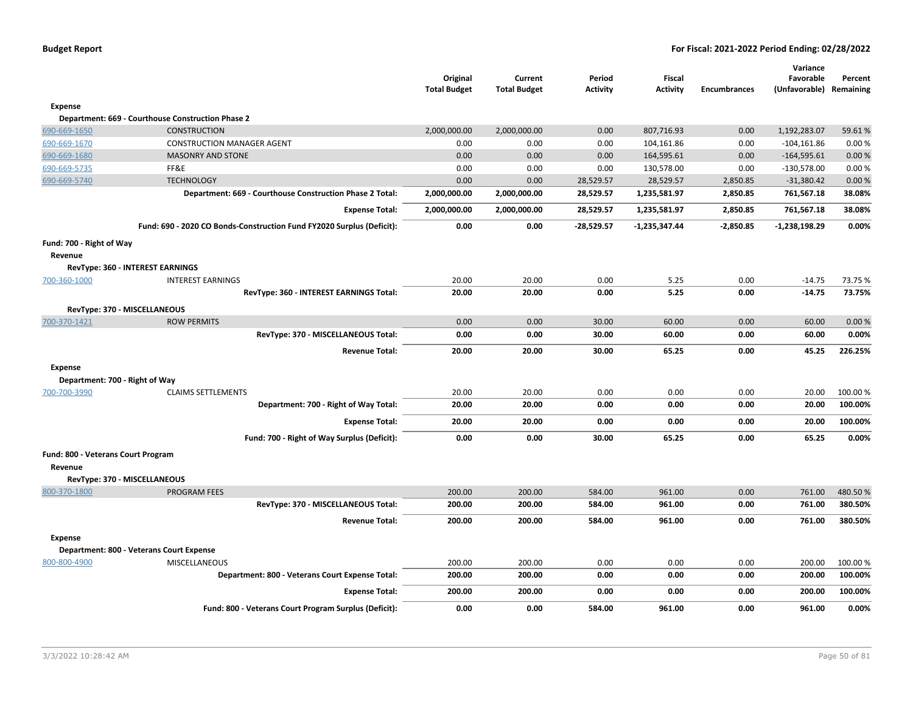**Budget Report** — For Fiscal: 2021-2022 Period Ending: 02/28/2022

| | | Original Total Budget | Current Total Budget | Period Activity | Fiscal Activity | Encumbrances | Variance Favorable (Unfavorable) | Percent Remaining |
|---|---|---|---|---|---|---|---|---|
| **Expense** | | | | | | | | |
| **Department: 669 - Courthouse Construction Phase 2** | | | | | | | | |
| 690-669-1650 | CONSTRUCTION | 2,000,000.00 | 2,000,000.00 | 0.00 | 807,716.93 | 0.00 | 1,192,283.07 | 59.61 % |
| 690-669-1670 | CONSTRUCTION MANAGER AGENT | 0.00 | 0.00 | 0.00 | 104,161.86 | 0.00 | -104,161.86 | 0.00 % |
| 690-669-1680 | MASONRY AND STONE | 0.00 | 0.00 | 0.00 | 164,595.61 | 0.00 | -164,595.61 | 0.00 % |
| 690-669-5735 | FF&E | 0.00 | 0.00 | 0.00 | 130,578.00 | 0.00 | -130,578.00 | 0.00 % |
| 690-669-5740 | TECHNOLOGY | 0.00 | 0.00 | 28,529.57 | 28,529.57 | 2,850.85 | -31,380.42 | 0.00 % |
| | **Department: 669 - Courthouse Construction Phase 2 Total:** | **2,000,000.00** | **2,000,000.00** | **28,529.57** | **1,235,581.97** | **2,850.85** | **761,567.18** | **38.08%** |
| | **Expense Total:** | **2,000,000.00** | **2,000,000.00** | **28,529.57** | **1,235,581.97** | **2,850.85** | **761,567.18** | **38.08%** |
| | **Fund: 690 - 2020 CO Bonds-Construction Fund FY2020 Surplus (Deficit):** | **0.00** | **0.00** | **-28,529.57** | **-1,235,347.44** | **-2,850.85** | **-1,238,198.29** | **0.00%** |
| **Fund: 700 - Right of Way** | | | | | | | | |
| **Revenue** | | | | | | | | |
| **RevType: 360 - INTEREST EARNINGS** | | | | | | | | |
| 700-360-1000 | INTEREST EARNINGS | 20.00 | 20.00 | 0.00 | 5.25 | 0.00 | -14.75 | 73.75 % |
| | **RevType: 360 - INTEREST EARNINGS Total:** | **20.00** | **20.00** | **0.00** | **5.25** | **0.00** | **-14.75** | **73.75%** |
| **RevType: 370 - MISCELLANEOUS** | | | | | | | | |
| 700-370-1421 | ROW PERMITS | 0.00 | 0.00 | 30.00 | 60.00 | 0.00 | 60.00 | 0.00 % |
| | **RevType: 370 - MISCELLANEOUS Total:** | **0.00** | **0.00** | **30.00** | **60.00** | **0.00** | **60.00** | **0.00%** |
| | **Revenue Total:** | **20.00** | **20.00** | **30.00** | **65.25** | **0.00** | **45.25** | **226.25%** |
| **Expense** | | | | | | | | |
| **Department: 700 - Right of Way** | | | | | | | | |
| 700-700-3990 | CLAIMS SETTLEMENTS | 20.00 | 20.00 | 0.00 | 0.00 | 0.00 | 20.00 | 100.00 % |
| | **Department: 700 - Right of Way Total:** | **20.00** | **20.00** | **0.00** | **0.00** | **0.00** | **20.00** | **100.00%** |
| | **Expense Total:** | **20.00** | **20.00** | **0.00** | **0.00** | **0.00** | **20.00** | **100.00%** |
| | **Fund: 700 - Right of Way Surplus (Deficit):** | **0.00** | **0.00** | **30.00** | **65.25** | **0.00** | **65.25** | **0.00%** |
| **Fund: 800 - Veterans Court Program** | | | | | | | | |
| **Revenue** | | | | | | | | |
| **RevType: 370 - MISCELLANEOUS** | | | | | | | | |
| 800-370-1800 | PROGRAM FEES | 200.00 | 200.00 | 584.00 | 961.00 | 0.00 | 761.00 | 480.50 % |
| | **RevType: 370 - MISCELLANEOUS Total:** | **200.00** | **200.00** | **584.00** | **961.00** | **0.00** | **761.00** | **380.50%** |
| | **Revenue Total:** | **200.00** | **200.00** | **584.00** | **961.00** | **0.00** | **761.00** | **380.50%** |
| **Expense** | | | | | | | | |
| **Department: 800 - Veterans Court Expense** | | | | | | | | |
| 800-800-4900 | MISCELLANEOUS | 200.00 | 200.00 | 0.00 | 0.00 | 0.00 | 200.00 | 100.00 % |
| | **Department: 800 - Veterans Court Expense Total:** | **200.00** | **200.00** | **0.00** | **0.00** | **0.00** | **200.00** | **100.00%** |
| | **Expense Total:** | **200.00** | **200.00** | **0.00** | **0.00** | **0.00** | **200.00** | **100.00%** |
| | **Fund: 800 - Veterans Court Program Surplus (Deficit):** | **0.00** | **0.00** | **584.00** | **961.00** | **0.00** | **961.00** | **0.00%** |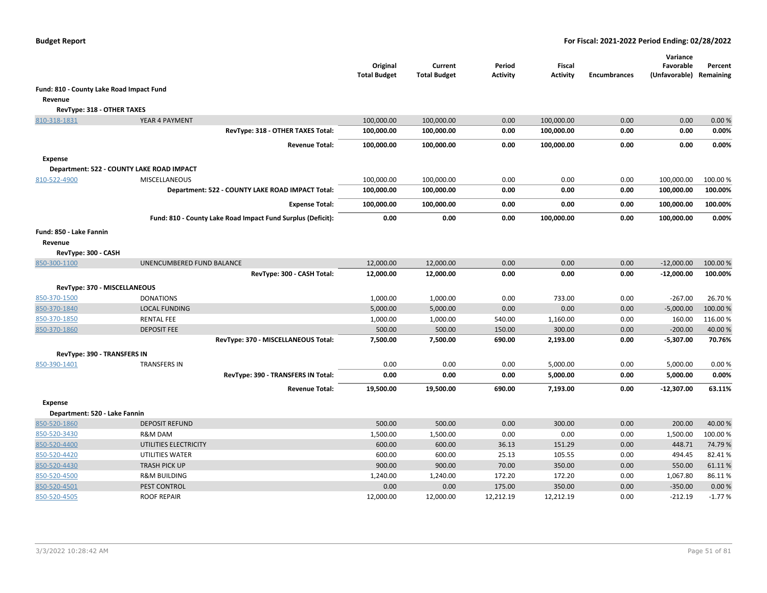**Budget Report** — For Fiscal: 2021-2022 Period Ending: 02/28/2022

| | | Original Total Budget | Current Total Budget | Period Activity | Fiscal Activity | Encumbrances | Variance Favorable (Unfavorable) | Percent Remaining |
|---|---|---|---|---|---|---|---|---|
| **Fund: 810 - County Lake Road Impact Fund** | | | | | | | | |
| **Revenue** | | | | | | | | |
| **RevType: 318 - OTHER TAXES** | | | | | | | | |
| 810-318-1831 | YEAR 4 PAYMENT | 100,000.00 | 100,000.00 | 0.00 | 100,000.00 | 0.00 | 0.00 | 0.00 % |
| | **RevType: 318 - OTHER TAXES Total:** | **100,000.00** | **100,000.00** | **0.00** | **100,000.00** | **0.00** | **0.00** | **0.00%** |
| | **Revenue Total:** | **100,000.00** | **100,000.00** | **0.00** | **100,000.00** | **0.00** | **0.00** | **0.00%** |
| **Expense** | | | | | | | | |
| **Department: 522 - COUNTY LAKE ROAD IMPACT** | | | | | | | | |
| 810-522-4900 | MISCELLANEOUS | 100,000.00 | 100,000.00 | 0.00 | 0.00 | 0.00 | 100,000.00 | 100.00 % |
| | **Department: 522 - COUNTY LAKE ROAD IMPACT Total:** | **100,000.00** | **100,000.00** | **0.00** | **0.00** | **0.00** | **100,000.00** | **100.00%** |
| | **Expense Total:** | **100,000.00** | **100,000.00** | **0.00** | **0.00** | **0.00** | **100,000.00** | **100.00%** |
| | **Fund: 810 - County Lake Road Impact Fund Surplus (Deficit):** | **0.00** | **0.00** | **0.00** | **100,000.00** | **0.00** | **100,000.00** | **0.00%** |
| **Fund: 850 - Lake Fannin** | | | | | | | | |
| **Revenue** | | | | | | | | |
| **RevType: 300 - CASH** | | | | | | | | |
| 850-300-1100 | UNENCUMBERED FUND BALANCE | 12,000.00 | 12,000.00 | 0.00 | 0.00 | 0.00 | -12,000.00 | 100.00 % |
| | **RevType: 300 - CASH Total:** | **12,000.00** | **12,000.00** | **0.00** | **0.00** | **0.00** | **-12,000.00** | **100.00%** |
| **RevType: 370 - MISCELLANEOUS** | | | | | | | | |
| 850-370-1500 | DONATIONS | 1,000.00 | 1,000.00 | 0.00 | 733.00 | 0.00 | -267.00 | 26.70 % |
| 850-370-1840 | LOCAL FUNDING | 5,000.00 | 5,000.00 | 0.00 | 0.00 | 0.00 | -5,000.00 | 100.00 % |
| 850-370-1850 | RENTAL FEE | 1,000.00 | 1,000.00 | 540.00 | 1,160.00 | 0.00 | 160.00 | 116.00 % |
| 850-370-1860 | DEPOSIT FEE | 500.00 | 500.00 | 150.00 | 300.00 | 0.00 | -200.00 | 40.00 % |
| | **RevType: 370 - MISCELLANEOUS Total:** | **7,500.00** | **7,500.00** | **690.00** | **2,193.00** | **0.00** | **-5,307.00** | **70.76%** |
| **RevType: 390 - TRANSFERS IN** | | | | | | | | |
| 850-390-1401 | TRANSFERS IN | 0.00 | 0.00 | 0.00 | 5,000.00 | 0.00 | 5,000.00 | 0.00 % |
| | **RevType: 390 - TRANSFERS IN Total:** | **0.00** | **0.00** | **0.00** | **5,000.00** | **0.00** | **5,000.00** | **0.00%** |
| | **Revenue Total:** | **19,500.00** | **19,500.00** | **690.00** | **7,193.00** | **0.00** | **-12,307.00** | **63.11%** |
| **Expense** | | | | | | | | |
| **Department: 520 - Lake Fannin** | | | | | | | | |
| 850-520-1860 | DEPOSIT REFUND | 500.00 | 500.00 | 0.00 | 300.00 | 0.00 | 200.00 | 40.00 % |
| 850-520-3430 | R&M DAM | 1,500.00 | 1,500.00 | 0.00 | 0.00 | 0.00 | 1,500.00 | 100.00 % |
| 850-520-4400 | UTILITIES ELECTRICITY | 600.00 | 600.00 | 36.13 | 151.29 | 0.00 | 448.71 | 74.79 % |
| 850-520-4420 | UTILITIES WATER | 600.00 | 600.00 | 25.13 | 105.55 | 0.00 | 494.45 | 82.41 % |
| 850-520-4430 | TRASH PICK UP | 900.00 | 900.00 | 70.00 | 350.00 | 0.00 | 550.00 | 61.11 % |
| 850-520-4500 | R&M BUILDING | 1,240.00 | 1,240.00 | 172.20 | 172.20 | 0.00 | 1,067.80 | 86.11 % |
| 850-520-4501 | PEST CONTROL | 0.00 | 0.00 | 175.00 | 350.00 | 0.00 | -350.00 | 0.00 % |
| 850-520-4505 | ROOF REPAIR | 12,000.00 | 12,000.00 | 12,212.19 | 12,212.19 | 0.00 | -212.19 | -1.77 % |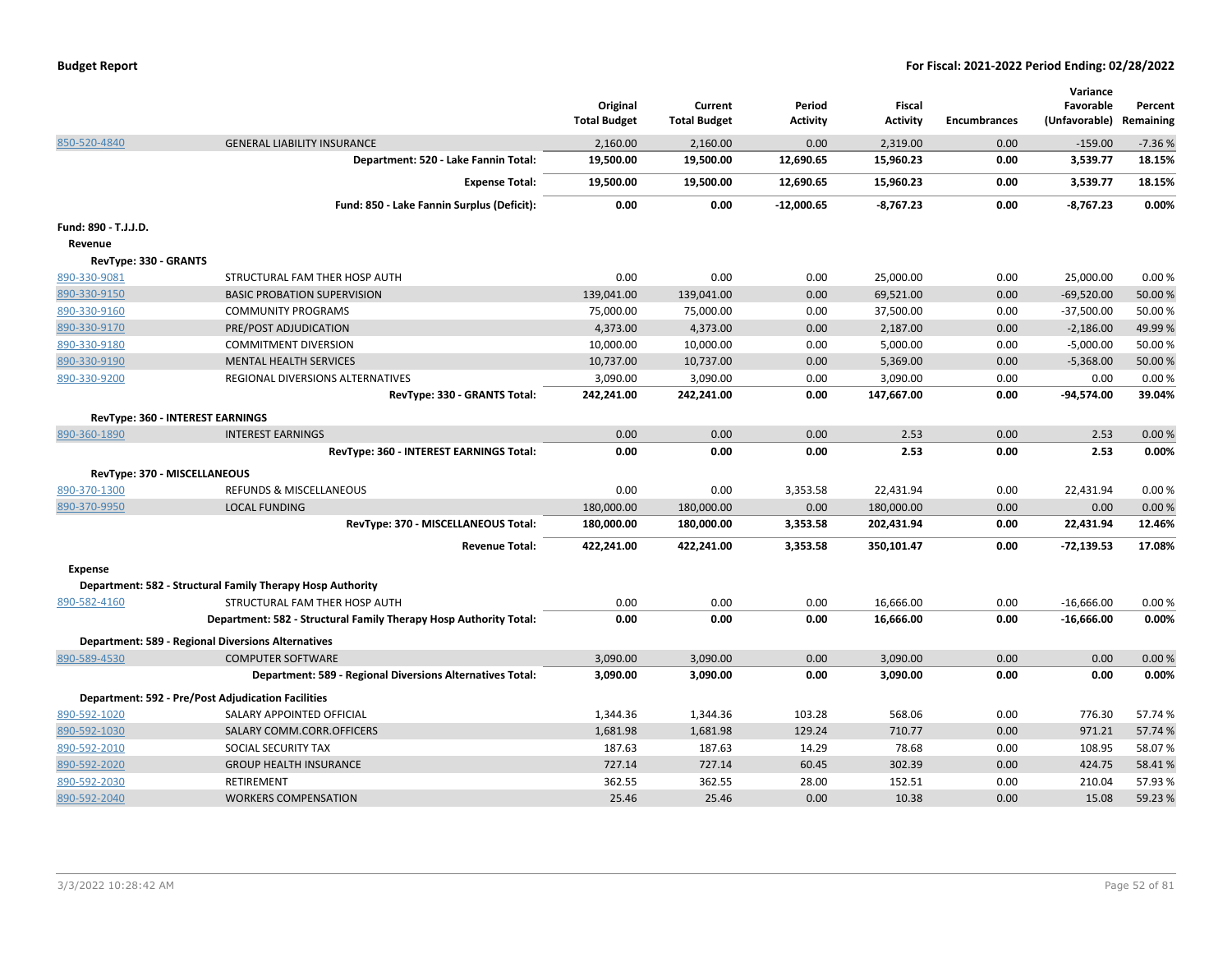**Budget Report** | **For Fiscal: 2021-2022 Period Ending: 02/28/2022**

| | | Original Total Budget | Current Total Budget | Period Activity | Fiscal Activity | Encumbrances | Variance Favorable (Unfavorable) | Percent Remaining |
|---|---|---|---|---|---|---|---|---|
| 850-520-4840 | GENERAL LIABILITY INSURANCE | 2,160.00 | 2,160.00 | 0.00 | 2,319.00 | 0.00 | -159.00 | -7.36 % |
| | **Department: 520 - Lake Fannin Total:** | **19,500.00** | **19,500.00** | **12,690.65** | **15,960.23** | **0.00** | **3,539.77** | **18.15%** |
| | **Expense Total:** | **19,500.00** | **19,500.00** | **12,690.65** | **15,960.23** | **0.00** | **3,539.77** | **18.15%** |
| | **Fund: 850 - Lake Fannin Surplus (Deficit):** | **0.00** | **0.00** | **-12,000.65** | **-8,767.23** | **0.00** | **-8,767.23** | **0.00%** |
| **Fund: 890 - T.J.J.D.** | | | | | | | | |
| **Revenue** | | | | | | | | |
| **RevType: 330 - GRANTS** | | | | | | | | |
| 890-330-9081 | STRUCTURAL FAM THER HOSP AUTH | 0.00 | 0.00 | 0.00 | 25,000.00 | 0.00 | 25,000.00 | 0.00 % |
| 890-330-9150 | BASIC PROBATION SUPERVISION | 139,041.00 | 139,041.00 | 0.00 | 69,521.00 | 0.00 | -69,520.00 | 50.00 % |
| 890-330-9160 | COMMUNITY PROGRAMS | 75,000.00 | 75,000.00 | 0.00 | 37,500.00 | 0.00 | -37,500.00 | 50.00 % |
| 890-330-9170 | PRE/POST ADJUDICATION | 4,373.00 | 4,373.00 | 0.00 | 2,187.00 | 0.00 | -2,186.00 | 49.99 % |
| 890-330-9180 | COMMITMENT DIVERSION | 10,000.00 | 10,000.00 | 0.00 | 5,000.00 | 0.00 | -5,000.00 | 50.00 % |
| 890-330-9190 | MENTAL HEALTH SERVICES | 10,737.00 | 10,737.00 | 0.00 | 5,369.00 | 0.00 | -5,368.00 | 50.00 % |
| 890-330-9200 | REGIONAL DIVERSIONS ALTERNATIVES | 3,090.00 | 3,090.00 | 0.00 | 3,090.00 | 0.00 | 0.00 | 0.00 % |
| | **RevType: 330 - GRANTS Total:** | **242,241.00** | **242,241.00** | **0.00** | **147,667.00** | **0.00** | **-94,574.00** | **39.04%** |
| **RevType: 360 - INTEREST EARNINGS** | | | | | | | | |
| 890-360-1890 | INTEREST EARNINGS | 0.00 | 0.00 | 0.00 | 2.53 | 0.00 | 2.53 | 0.00 % |
| | **RevType: 360 - INTEREST EARNINGS Total:** | **0.00** | **0.00** | **0.00** | **2.53** | **0.00** | **2.53** | **0.00%** |
| **RevType: 370 - MISCELLANEOUS** | | | | | | | | |
| 890-370-1300 | REFUNDS & MISCELLANEOUS | 0.00 | 0.00 | 3,353.58 | 22,431.94 | 0.00 | 22,431.94 | 0.00 % |
| 890-370-9950 | LOCAL FUNDING | 180,000.00 | 180,000.00 | 0.00 | 180,000.00 | 0.00 | 0.00 | 0.00 % |
| | **RevType: 370 - MISCELLANEOUS Total:** | **180,000.00** | **180,000.00** | **3,353.58** | **202,431.94** | **0.00** | **22,431.94** | **12.46%** |
| | **Revenue Total:** | **422,241.00** | **422,241.00** | **3,353.58** | **350,101.47** | **0.00** | **-72,139.53** | **17.08%** |
| **Expense** | | | | | | | | |
| **Department: 582 - Structural Family Therapy Hosp Authority** | | | | | | | | |
| 890-582-4160 | STRUCTURAL FAM THER HOSP AUTH | 0.00 | 0.00 | 0.00 | 16,666.00 | 0.00 | -16,666.00 | 0.00 % |
| | **Department: 582 - Structural Family Therapy Hosp Authority Total:** | **0.00** | **0.00** | **0.00** | **16,666.00** | **0.00** | **-16,666.00** | **0.00%** |
| **Department: 589 - Regional Diversions Alternatives** | | | | | | | | |
| 890-589-4530 | COMPUTER SOFTWARE | 3,090.00 | 3,090.00 | 0.00 | 3,090.00 | 0.00 | 0.00 | 0.00 % |
| | **Department: 589 - Regional Diversions Alternatives Total:** | **3,090.00** | **3,090.00** | **0.00** | **3,090.00** | **0.00** | **0.00** | **0.00%** |
| **Department: 592 - Pre/Post Adjudication Facilities** | | | | | | | | |
| 890-592-1020 | SALARY APPOINTED OFFICIAL | 1,344.36 | 1,344.36 | 103.28 | 568.06 | 0.00 | 776.30 | 57.74 % |
| 890-592-1030 | SALARY COMM.CORR.OFFICERS | 1,681.98 | 1,681.98 | 129.24 | 710.77 | 0.00 | 971.21 | 57.74 % |
| 890-592-2010 | SOCIAL SECURITY TAX | 187.63 | 187.63 | 14.29 | 78.68 | 0.00 | 108.95 | 58.07 % |
| 890-592-2020 | GROUP HEALTH INSURANCE | 727.14 | 727.14 | 60.45 | 302.39 | 0.00 | 424.75 | 58.41 % |
| 890-592-2030 | RETIREMENT | 362.55 | 362.55 | 28.00 | 152.51 | 0.00 | 210.04 | 57.93 % |
| 890-592-2040 | WORKERS COMPENSATION | 25.46 | 25.46 | 0.00 | 10.38 | 0.00 | 15.08 | 59.23 % |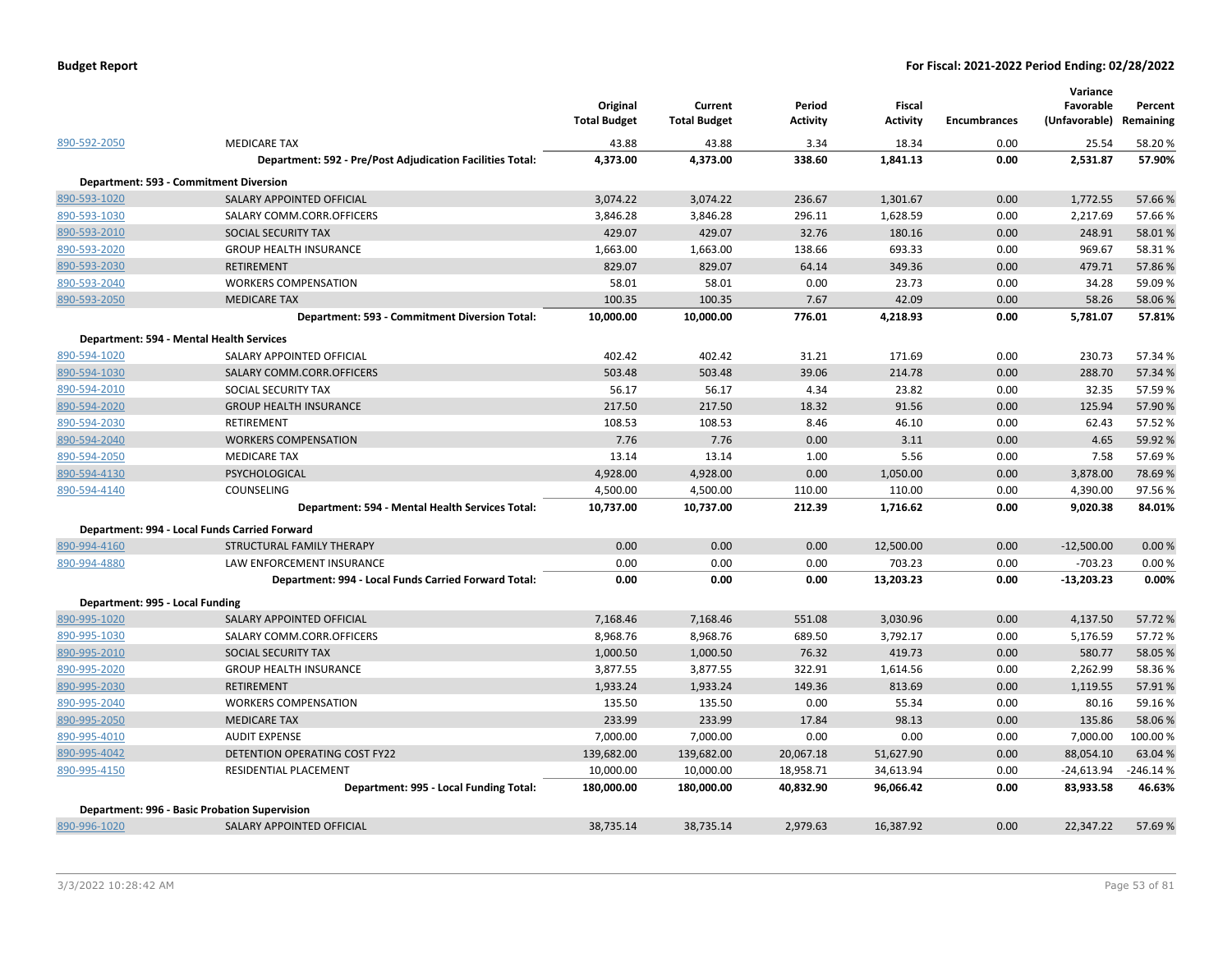**Budget Report** **For Fiscal: 2021-2022 Period Ending: 02/28/2022**

| | | Original Total Budget | Current Total Budget | Period Activity | Fiscal Activity | Encumbrances | Variance Favorable (Unfavorable) | Percent Remaining |
|---|---|---|---|---|---|---|---|---|
| 890-592-2050 | MEDICARE TAX | 43.88 | 43.88 | 3.34 | 18.34 | 0.00 | 25.54 | 58.20 % |
| | **Department: 592 - Pre/Post Adjudication Facilities Total:** | **4,373.00** | **4,373.00** | **338.60** | **1,841.13** | **0.00** | **2,531.87** | **57.90%** |
| **Department: 593 - Commitment Diversion** | | | | | | | | |
| 890-593-1020 | SALARY APPOINTED OFFICIAL | 3,074.22 | 3,074.22 | 236.67 | 1,301.67 | 0.00 | 1,772.55 | 57.66 % |
| 890-593-1030 | SALARY COMM.CORR.OFFICERS | 3,846.28 | 3,846.28 | 296.11 | 1,628.59 | 0.00 | 2,217.69 | 57.66 % |
| 890-593-2010 | SOCIAL SECURITY TAX | 429.07 | 429.07 | 32.76 | 180.16 | 0.00 | 248.91 | 58.01 % |
| 890-593-2020 | GROUP HEALTH INSURANCE | 1,663.00 | 1,663.00 | 138.66 | 693.33 | 0.00 | 969.67 | 58.31 % |
| 890-593-2030 | RETIREMENT | 829.07 | 829.07 | 64.14 | 349.36 | 0.00 | 479.71 | 57.86 % |
| 890-593-2040 | WORKERS COMPENSATION | 58.01 | 58.01 | 0.00 | 23.73 | 0.00 | 34.28 | 59.09 % |
| 890-593-2050 | MEDICARE TAX | 100.35 | 100.35 | 7.67 | 42.09 | 0.00 | 58.26 | 58.06 % |
| | **Department: 593 - Commitment Diversion Total:** | **10,000.00** | **10,000.00** | **776.01** | **4,218.93** | **0.00** | **5,781.07** | **57.81%** |
| **Department: 594 - Mental Health Services** | | | | | | | | |
| 890-594-1020 | SALARY APPOINTED OFFICIAL | 402.42 | 402.42 | 31.21 | 171.69 | 0.00 | 230.73 | 57.34 % |
| 890-594-1030 | SALARY COMM.CORR.OFFICERS | 503.48 | 503.48 | 39.06 | 214.78 | 0.00 | 288.70 | 57.34 % |
| 890-594-2010 | SOCIAL SECURITY TAX | 56.17 | 56.17 | 4.34 | 23.82 | 0.00 | 32.35 | 57.59 % |
| 890-594-2020 | GROUP HEALTH INSURANCE | 217.50 | 217.50 | 18.32 | 91.56 | 0.00 | 125.94 | 57.90 % |
| 890-594-2030 | RETIREMENT | 108.53 | 108.53 | 8.46 | 46.10 | 0.00 | 62.43 | 57.52 % |
| 890-594-2040 | WORKERS COMPENSATION | 7.76 | 7.76 | 0.00 | 3.11 | 0.00 | 4.65 | 59.92 % |
| 890-594-2050 | MEDICARE TAX | 13.14 | 13.14 | 1.00 | 5.56 | 0.00 | 7.58 | 57.69 % |
| 890-594-4130 | PSYCHOLOGICAL | 4,928.00 | 4,928.00 | 0.00 | 1,050.00 | 0.00 | 3,878.00 | 78.69 % |
| 890-594-4140 | COUNSELING | 4,500.00 | 4,500.00 | 110.00 | 110.00 | 0.00 | 4,390.00 | 97.56 % |
| | **Department: 594 - Mental Health Services Total:** | **10,737.00** | **10,737.00** | **212.39** | **1,716.62** | **0.00** | **9,020.38** | **84.01%** |
| **Department: 994 - Local Funds Carried Forward** | | | | | | | | |
| 890-994-4160 | STRUCTURAL FAMILY THERAPY | 0.00 | 0.00 | 0.00 | 12,500.00 | 0.00 | -12,500.00 | 0.00 % |
| 890-994-4880 | LAW ENFORCEMENT INSURANCE | 0.00 | 0.00 | 0.00 | 703.23 | 0.00 | -703.23 | 0.00 % |
| | **Department: 994 - Local Funds Carried Forward Total:** | **0.00** | **0.00** | **0.00** | **13,203.23** | **0.00** | **-13,203.23** | **0.00%** |
| **Department: 995 - Local Funding** | | | | | | | | |
| 890-995-1020 | SALARY APPOINTED OFFICIAL | 7,168.46 | 7,168.46 | 551.08 | 3,030.96 | 0.00 | 4,137.50 | 57.72 % |
| 890-995-1030 | SALARY COMM.CORR.OFFICERS | 8,968.76 | 8,968.76 | 689.50 | 3,792.17 | 0.00 | 5,176.59 | 57.72 % |
| 890-995-2010 | SOCIAL SECURITY TAX | 1,000.50 | 1,000.50 | 76.32 | 419.73 | 0.00 | 580.77 | 58.05 % |
| 890-995-2020 | GROUP HEALTH INSURANCE | 3,877.55 | 3,877.55 | 322.91 | 1,614.56 | 0.00 | 2,262.99 | 58.36 % |
| 890-995-2030 | RETIREMENT | 1,933.24 | 1,933.24 | 149.36 | 813.69 | 0.00 | 1,119.55 | 57.91 % |
| 890-995-2040 | WORKERS COMPENSATION | 135.50 | 135.50 | 0.00 | 55.34 | 0.00 | 80.16 | 59.16 % |
| 890-995-2050 | MEDICARE TAX | 233.99 | 233.99 | 17.84 | 98.13 | 0.00 | 135.86 | 58.06 % |
| 890-995-4010 | AUDIT EXPENSE | 7,000.00 | 7,000.00 | 0.00 | 0.00 | 0.00 | 7,000.00 | 100.00 % |
| 890-995-4042 | DETENTION OPERATING COST FY22 | 139,682.00 | 139,682.00 | 20,067.18 | 51,627.90 | 0.00 | 88,054.10 | 63.04 % |
| 890-995-4150 | RESIDENTIAL PLACEMENT | 10,000.00 | 10,000.00 | 18,958.71 | 34,613.94 | 0.00 | -24,613.94 | -246.14 % |
| | **Department: 995 - Local Funding Total:** | **180,000.00** | **180,000.00** | **40,832.90** | **96,066.42** | **0.00** | **83,933.58** | **46.63%** |
| **Department: 996 - Basic Probation Supervision** | | | | | | | | |
| 890-996-1020 | SALARY APPOINTED OFFICIAL | 38,735.14 | 38,735.14 | 2,979.63 | 16,387.92 | 0.00 | 22,347.22 | 57.69 % |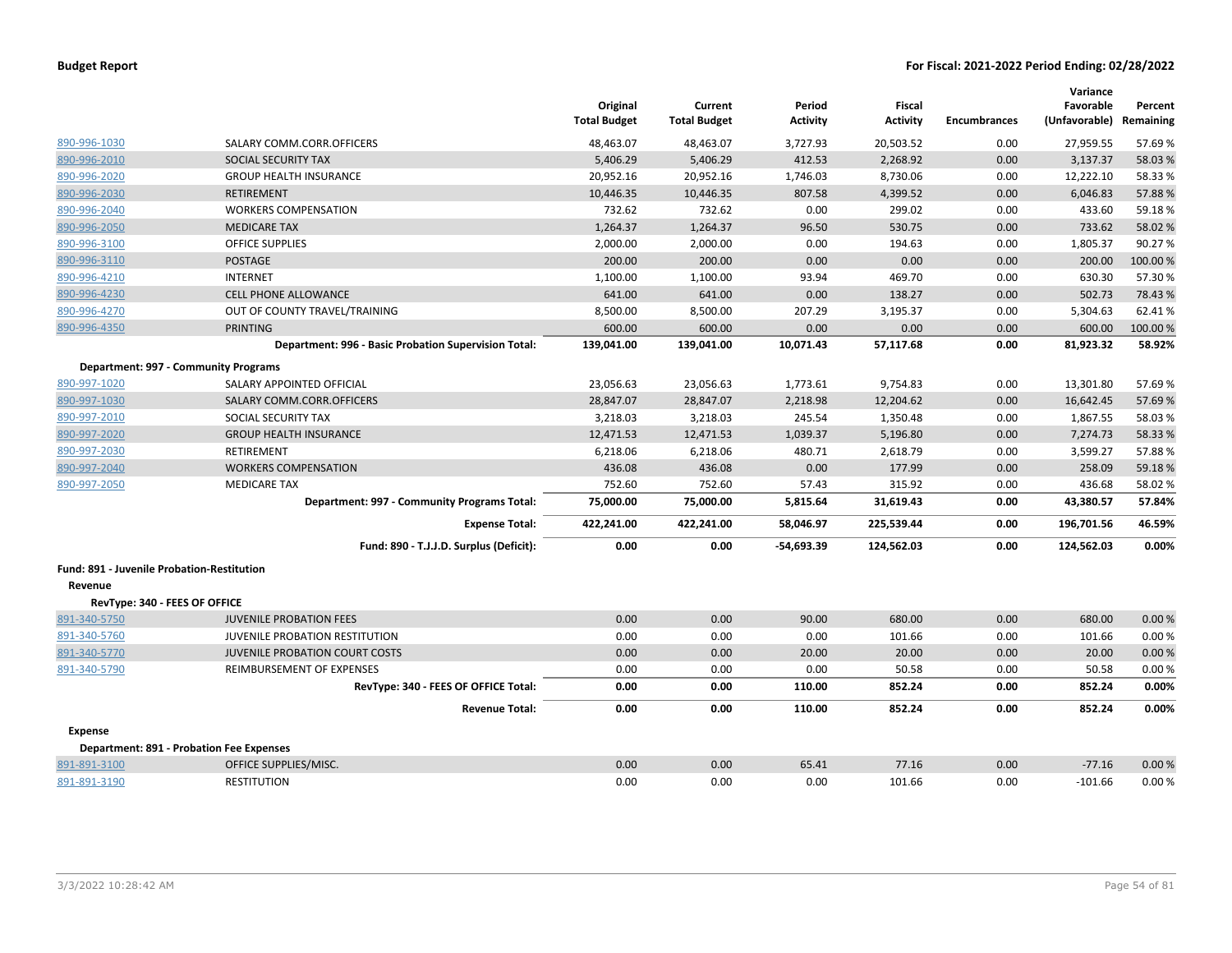| | | Original Total Budget | Current Total Budget | Period Activity | Fiscal Activity | Encumbrances | Variance Favorable (Unfavorable) | Percent Remaining |
|---|---|---|---|---|---|---|---|---|
| 890-996-1030 | SALARY COMM.CORR.OFFICERS | 48,463.07 | 48,463.07 | 3,727.93 | 20,503.52 | 0.00 | 27,959.55 | 57.69 % |
| 890-996-2010 | SOCIAL SECURITY TAX | 5,406.29 | 5,406.29 | 412.53 | 2,268.92 | 0.00 | 3,137.37 | 58.03 % |
| 890-996-2020 | GROUP HEALTH INSURANCE | 20,952.16 | 20,952.16 | 1,746.03 | 8,730.06 | 0.00 | 12,222.10 | 58.33 % |
| 890-996-2030 | RETIREMENT | 10,446.35 | 10,446.35 | 807.58 | 4,399.52 | 0.00 | 6,046.83 | 57.88 % |
| 890-996-2040 | WORKERS COMPENSATION | 732.62 | 732.62 | 0.00 | 299.02 | 0.00 | 433.60 | 59.18 % |
| 890-996-2050 | MEDICARE TAX | 1,264.37 | 1,264.37 | 96.50 | 530.75 | 0.00 | 733.62 | 58.02 % |
| 890-996-3100 | OFFICE SUPPLIES | 2,000.00 | 2,000.00 | 0.00 | 194.63 | 0.00 | 1,805.37 | 90.27 % |
| 890-996-3110 | POSTAGE | 200.00 | 200.00 | 0.00 | 0.00 | 0.00 | 200.00 | 100.00 % |
| 890-996-4210 | INTERNET | 1,100.00 | 1,100.00 | 93.94 | 469.70 | 0.00 | 630.30 | 57.30 % |
| 890-996-4230 | CELL PHONE ALLOWANCE | 641.00 | 641.00 | 0.00 | 138.27 | 0.00 | 502.73 | 78.43 % |
| 890-996-4270 | OUT OF COUNTY TRAVEL/TRAINING | 8,500.00 | 8,500.00 | 207.29 | 3,195.37 | 0.00 | 5,304.63 | 62.41 % |
| 890-996-4350 | PRINTING | 600.00 | 600.00 | 0.00 | 0.00 | 0.00 | 600.00 | 100.00 % |
| | **Department: 996 - Basic Probation Supervision Total:** | **139,041.00** | **139,041.00** | **10,071.43** | **57,117.68** | **0.00** | **81,923.32** | **58.92%** |
| **Department: 997 - Community Programs** | | | | | | | | |
| 890-997-1020 | SALARY APPOINTED OFFICIAL | 23,056.63 | 23,056.63 | 1,773.61 | 9,754.83 | 0.00 | 13,301.80 | 57.69 % |
| 890-997-1030 | SALARY COMM.CORR.OFFICERS | 28,847.07 | 28,847.07 | 2,218.98 | 12,204.62 | 0.00 | 16,642.45 | 57.69 % |
| 890-997-2010 | SOCIAL SECURITY TAX | 3,218.03 | 3,218.03 | 245.54 | 1,350.48 | 0.00 | 1,867.55 | 58.03 % |
| 890-997-2020 | GROUP HEALTH INSURANCE | 12,471.53 | 12,471.53 | 1,039.37 | 5,196.80 | 0.00 | 7,274.73 | 58.33 % |
| 890-997-2030 | RETIREMENT | 6,218.06 | 6,218.06 | 480.71 | 2,618.79 | 0.00 | 3,599.27 | 57.88 % |
| 890-997-2040 | WORKERS COMPENSATION | 436.08 | 436.08 | 0.00 | 177.99 | 0.00 | 258.09 | 59.18 % |
| 890-997-2050 | MEDICARE TAX | 752.60 | 752.60 | 57.43 | 315.92 | 0.00 | 436.68 | 58.02 % |
| | **Department: 997 - Community Programs Total:** | **75,000.00** | **75,000.00** | **5,815.64** | **31,619.43** | **0.00** | **43,380.57** | **57.84%** |
| | **Expense Total:** | **422,241.00** | **422,241.00** | **58,046.97** | **225,539.44** | **0.00** | **196,701.56** | **46.59%** |
| | **Fund: 890 - T.J.J.D. Surplus (Deficit):** | **0.00** | **0.00** | **-54,693.39** | **124,562.03** | **0.00** | **124,562.03** | **0.00%** |
| **Fund: 891 - Juvenile Probation-Restitution** | | | | | | | | |
| **Revenue** | | | | | | | | |
| **RevType: 340 - FEES OF OFFICE** | | | | | | | | |
| 891-340-5750 | JUVENILE PROBATION FEES | 0.00 | 0.00 | 90.00 | 680.00 | 0.00 | 680.00 | 0.00 % |
| 891-340-5760 | JUVENILE PROBATION RESTITUTION | 0.00 | 0.00 | 0.00 | 101.66 | 0.00 | 101.66 | 0.00 % |
| 891-340-5770 | JUVENILE PROBATION COURT COSTS | 0.00 | 0.00 | 20.00 | 20.00 | 0.00 | 20.00 | 0.00 % |
| 891-340-5790 | REIMBURSEMENT OF EXPENSES | 0.00 | 0.00 | 0.00 | 50.58 | 0.00 | 50.58 | 0.00 % |
| | **RevType: 340 - FEES OF OFFICE Total:** | **0.00** | **0.00** | **110.00** | **852.24** | **0.00** | **852.24** | **0.00%** |
| | **Revenue Total:** | **0.00** | **0.00** | **110.00** | **852.24** | **0.00** | **852.24** | **0.00%** |
| **Expense** | | | | | | | | |
| **Department: 891 - Probation Fee Expenses** | | | | | | | | |
| 891-891-3100 | OFFICE SUPPLIES/MISC. | 0.00 | 0.00 | 65.41 | 77.16 | 0.00 | -77.16 | 0.00 % |
| 891-891-3190 | RESTITUTION | 0.00 | 0.00 | 0.00 | 101.66 | 0.00 | -101.66 | 0.00 % |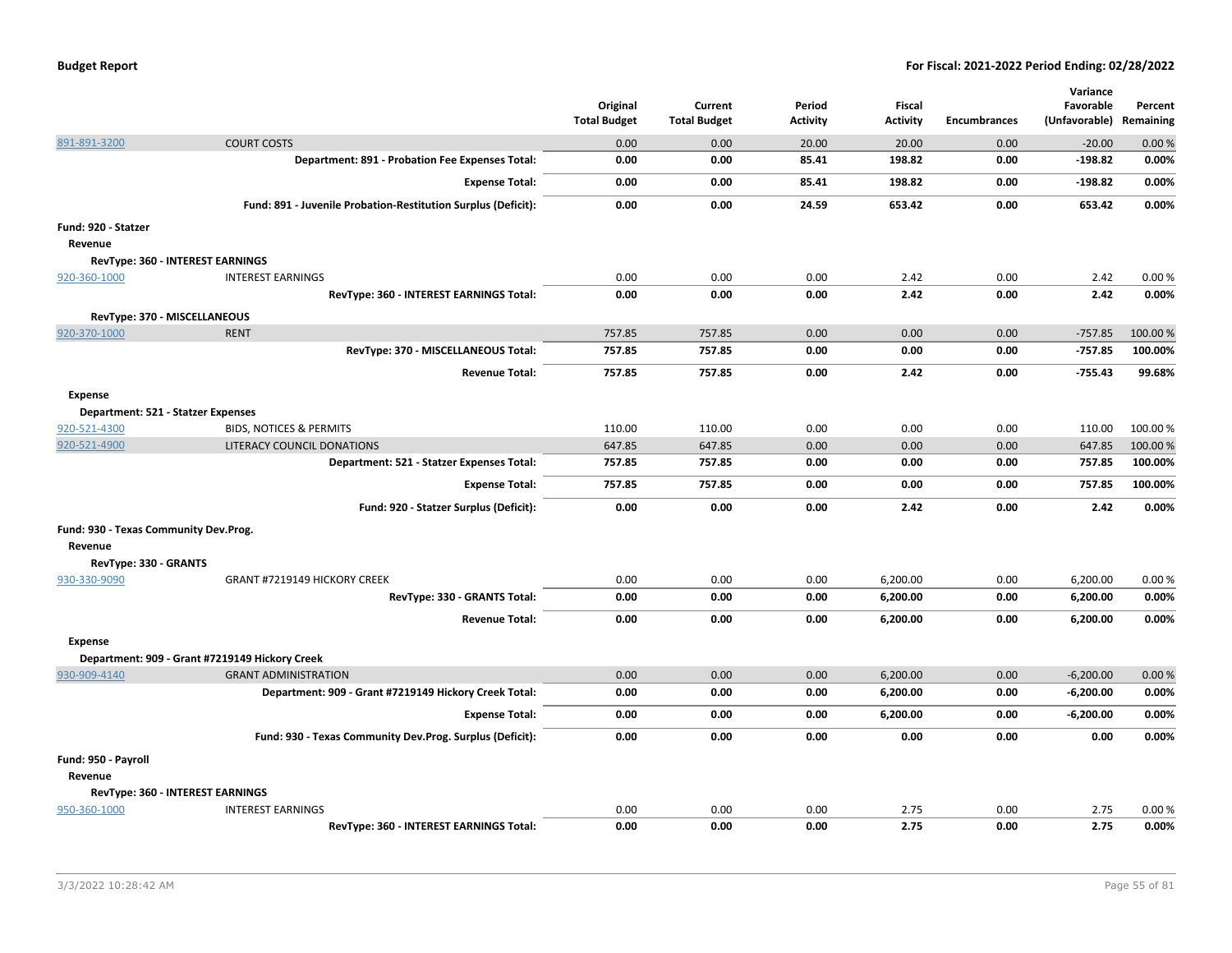| | | Original Total Budget | Current Total Budget | Period Activity | Fiscal Activity | Encumbrances | Variance Favorable (Unfavorable) | Percent Remaining |
|---|---|---|---|---|---|---|---|---|
| 891-891-3200 | COURT COSTS | 0.00 | 0.00 | 20.00 | 20.00 | 0.00 | -20.00 | 0.00 % |
| | **Department: 891 - Probation Fee Expenses Total:** | **0.00** | **0.00** | **85.41** | **198.82** | **0.00** | **-198.82** | **0.00%** |
| | **Expense Total:** | **0.00** | **0.00** | **85.41** | **198.82** | **0.00** | **-198.82** | **0.00%** |
| | **Fund: 891 - Juvenile Probation-Restitution Surplus (Deficit):** | **0.00** | **0.00** | **24.59** | **653.42** | **0.00** | **653.42** | **0.00%** |
| **Fund: 920 - Statzer** | | | | | | | | |
| **Revenue** | | | | | | | | |
| **RevType: 360 - INTEREST EARNINGS** | | | | | | | | |
| 920-360-1000 | INTEREST EARNINGS | 0.00 | 0.00 | 0.00 | 2.42 | 0.00 | 2.42 | 0.00 % |
| | **RevType: 360 - INTEREST EARNINGS Total:** | **0.00** | **0.00** | **0.00** | **2.42** | **0.00** | **2.42** | **0.00%** |
| **RevType: 370 - MISCELLANEOUS** | | | | | | | | |
| 920-370-1000 | RENT | 757.85 | 757.85 | 0.00 | 0.00 | 0.00 | -757.85 | 100.00 % |
| | **RevType: 370 - MISCELLANEOUS Total:** | **757.85** | **757.85** | **0.00** | **0.00** | **0.00** | **-757.85** | **100.00%** |
| | **Revenue Total:** | **757.85** | **757.85** | **0.00** | **2.42** | **0.00** | **-755.43** | **99.68%** |
| **Expense** | | | | | | | | |
| **Department: 521 - Statzer Expenses** | | | | | | | | |
| 920-521-4300 | BIDS, NOTICES & PERMITS | 110.00 | 110.00 | 0.00 | 0.00 | 0.00 | 110.00 | 100.00 % |
| 920-521-4900 | LITERACY COUNCIL DONATIONS | 647.85 | 647.85 | 0.00 | 0.00 | 0.00 | 647.85 | 100.00 % |
| | **Department: 521 - Statzer Expenses Total:** | **757.85** | **757.85** | **0.00** | **0.00** | **0.00** | **757.85** | **100.00%** |
| | **Expense Total:** | **757.85** | **757.85** | **0.00** | **0.00** | **0.00** | **757.85** | **100.00%** |
| | **Fund: 920 - Statzer Surplus (Deficit):** | **0.00** | **0.00** | **0.00** | **2.42** | **0.00** | **2.42** | **0.00%** |
| **Fund: 930 - Texas Community Dev.Prog.** | | | | | | | | |
| **Revenue** | | | | | | | | |
| **RevType: 330 - GRANTS** | | | | | | | | |
| 930-330-9090 | GRANT #7219149 HICKORY CREEK | 0.00 | 0.00 | 0.00 | 6,200.00 | 0.00 | 6,200.00 | 0.00 % |
| | **RevType: 330 - GRANTS Total:** | **0.00** | **0.00** | **0.00** | **6,200.00** | **0.00** | **6,200.00** | **0.00%** |
| | **Revenue Total:** | **0.00** | **0.00** | **0.00** | **6,200.00** | **0.00** | **6,200.00** | **0.00%** |
| **Expense** | | | | | | | | |
| **Department: 909 - Grant #7219149 Hickory Creek** | | | | | | | | |
| 930-909-4140 | GRANT ADMINISTRATION | 0.00 | 0.00 | 0.00 | 6,200.00 | 0.00 | -6,200.00 | 0.00 % |
| | **Department: 909 - Grant #7219149 Hickory Creek Total:** | **0.00** | **0.00** | **0.00** | **6,200.00** | **0.00** | **-6,200.00** | **0.00%** |
| | **Expense Total:** | **0.00** | **0.00** | **0.00** | **6,200.00** | **0.00** | **-6,200.00** | **0.00%** |
| | **Fund: 930 - Texas Community Dev.Prog. Surplus (Deficit):** | **0.00** | **0.00** | **0.00** | **0.00** | **0.00** | **0.00** | **0.00%** |
| **Fund: 950 - Payroll** | | | | | | | | |
| **Revenue** | | | | | | | | |
| **RevType: 360 - INTEREST EARNINGS** | | | | | | | | |
| 950-360-1000 | INTEREST EARNINGS | 0.00 | 0.00 | 0.00 | 2.75 | 0.00 | 2.75 | 0.00 % |
| | **RevType: 360 - INTEREST EARNINGS Total:** | **0.00** | **0.00** | **0.00** | **2.75** | **0.00** | **2.75** | **0.00%** |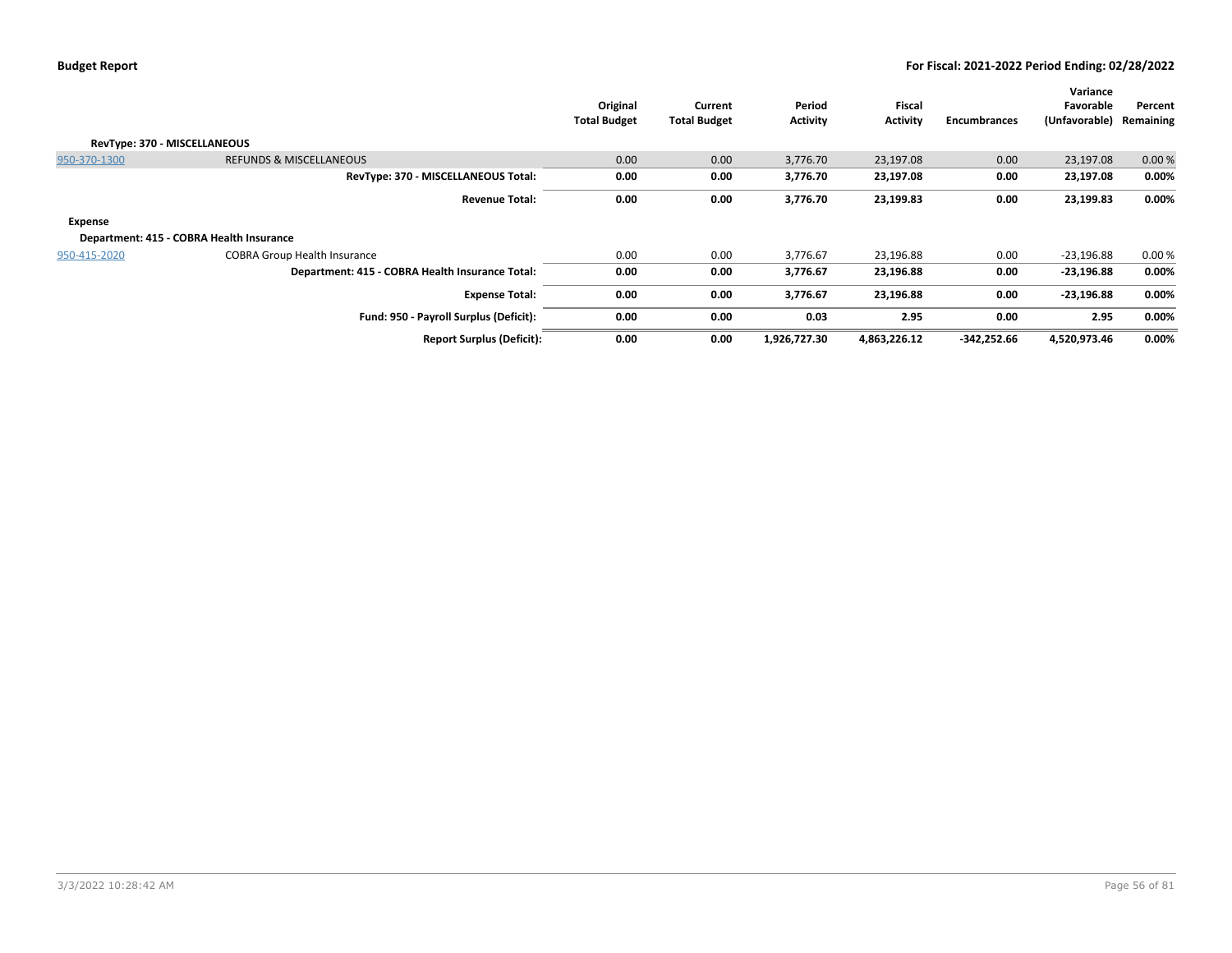| | | Original Total Budget | Current Total Budget | Period Activity | Fiscal Activity | Encumbrances | Variance Favorable (Unfavorable) | Percent Remaining |
|---|---|---|---|---|---|---|---|---|
| **RevType: 370 - MISCELLANEOUS** | | | | | | | | |
| 950-370-1300 | REFUNDS & MISCELLANEOUS | 0.00 | 0.00 | 3,776.70 | 23,197.08 | 0.00 | 23,197.08 | 0.00 % |
| | **RevType: 370 - MISCELLANEOUS Total:** | **0.00** | **0.00** | **3,776.70** | **23,197.08** | **0.00** | **23,197.08** | **0.00%** |
| | **Revenue Total:** | **0.00** | **0.00** | **3,776.70** | **23,199.83** | **0.00** | **23,199.83** | **0.00%** |
| **Expense** | | | | | | | | |
| **Department: 415 - COBRA Health Insurance** | | | | | | | | |
| 950-415-2020 | COBRA Group Health Insurance | 0.00 | 0.00 | 3,776.67 | 23,196.88 | 0.00 | -23,196.88 | 0.00 % |
| | **Department: 415 - COBRA Health Insurance Total:** | **0.00** | **0.00** | **3,776.67** | **23,196.88** | **0.00** | **-23,196.88** | **0.00%** |
| | **Expense Total:** | **0.00** | **0.00** | **3,776.67** | **23,196.88** | **0.00** | **-23,196.88** | **0.00%** |
| | **Fund: 950 - Payroll Surplus (Deficit):** | **0.00** | **0.00** | **0.03** | **2.95** | **0.00** | **2.95** | **0.00%** |
| | **Report Surplus (Deficit):** | **0.00** | **0.00** | **1,926,727.30** | **4,863,226.12** | **-342,252.66** | **4,520,973.46** | **0.00%** |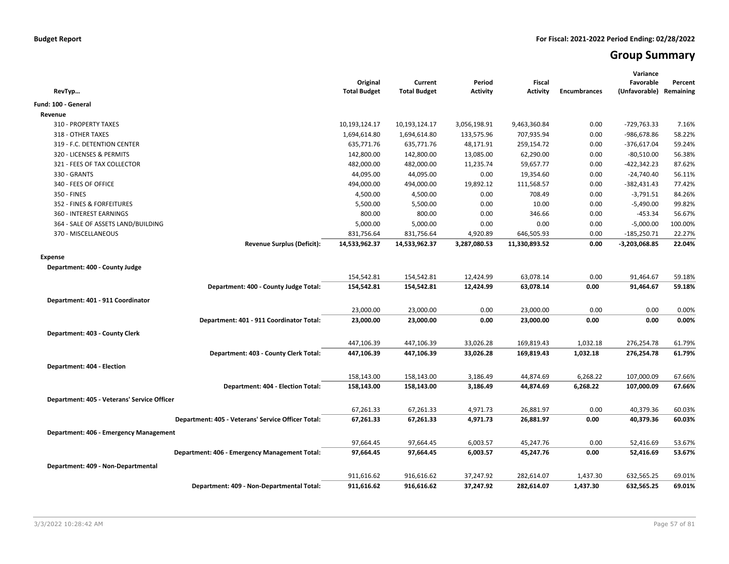**Budget Report**

**For Fiscal: 2021-2022 Period Ending: 02/28/2022**

# Group Summary

| RevTyp… | Original Total Budget | Current Total Budget | Period Activity | Fiscal Activity | Encumbrances | Variance Favorable (Unfavorable) | Percent Remaining |
|---|---|---|---|---|---|---|---|
| **Fund: 100 - General** | | | | | | | |
| **Revenue** | | | | | | | |
| 310 - PROPERTY TAXES | 10,193,124.17 | 10,193,124.17 | 3,056,198.91 | 9,463,360.84 | 0.00 | -729,763.33 | 7.16% |
| 318 - OTHER TAXES | 1,694,614.80 | 1,694,614.80 | 133,575.96 | 707,935.94 | 0.00 | -986,678.86 | 58.22% |
| 319 - F.C. DETENTION CENTER | 635,771.76 | 635,771.76 | 48,171.91 | 259,154.72 | 0.00 | -376,617.04 | 59.24% |
| 320 - LICENSES & PERMITS | 142,800.00 | 142,800.00 | 13,085.00 | 62,290.00 | 0.00 | -80,510.00 | 56.38% |
| 321 - FEES OF TAX COLLECTOR | 482,000.00 | 482,000.00 | 11,235.74 | 59,657.77 | 0.00 | -422,342.23 | 87.62% |
| 330 - GRANTS | 44,095.00 | 44,095.00 | 0.00 | 19,354.60 | 0.00 | -24,740.40 | 56.11% |
| 340 - FEES OF OFFICE | 494,000.00 | 494,000.00 | 19,892.12 | 111,568.57 | 0.00 | -382,431.43 | 77.42% |
| 350 - FINES | 4,500.00 | 4,500.00 | 0.00 | 708.49 | 0.00 | -3,791.51 | 84.26% |
| 352 - FINES & FORFEITURES | 5,500.00 | 5,500.00 | 0.00 | 10.00 | 0.00 | -5,490.00 | 99.82% |
| 360 - INTEREST EARNINGS | 800.00 | 800.00 | 0.00 | 346.66 | 0.00 | -453.34 | 56.67% |
| 364 - SALE OF ASSETS LAND/BUILDING | 5,000.00 | 5,000.00 | 0.00 | 0.00 | 0.00 | -5,000.00 | 100.00% |
| 370 - MISCELLANEOUS | 831,756.64 | 831,756.64 | 4,920.89 | 646,505.93 | 0.00 | -185,250.71 | 22.27% |
| **Revenue Surplus (Deficit):** | **14,533,962.37** | **14,533,962.37** | **3,287,080.53** | **11,330,893.52** | **0.00** | **-3,203,068.85** | **22.04%** |
| **Expense** | | | | | | | |
| **Department: 400 - County Judge** | | | | | | | |
| | 154,542.81 | 154,542.81 | 12,424.99 | 63,078.14 | 0.00 | 91,464.67 | 59.18% |
| **Department: 400 - County Judge Total:** | **154,542.81** | **154,542.81** | **12,424.99** | **63,078.14** | **0.00** | **91,464.67** | **59.18%** |
| **Department: 401 - 911 Coordinator** | | | | | | | |
| | 23,000.00 | 23,000.00 | 0.00 | 23,000.00 | 0.00 | 0.00 | 0.00% |
| **Department: 401 - 911 Coordinator Total:** | **23,000.00** | **23,000.00** | **0.00** | **23,000.00** | **0.00** | **0.00** | **0.00%** |
| **Department: 403 - County Clerk** | | | | | | | |
| | 447,106.39 | 447,106.39 | 33,026.28 | 169,819.43 | 1,032.18 | 276,254.78 | 61.79% |
| **Department: 403 - County Clerk Total:** | **447,106.39** | **447,106.39** | **33,026.28** | **169,819.43** | **1,032.18** | **276,254.78** | **61.79%** |
| **Department: 404 - Election** | | | | | | | |
| | 158,143.00 | 158,143.00 | 3,186.49 | 44,874.69 | 6,268.22 | 107,000.09 | 67.66% |
| **Department: 404 - Election Total:** | **158,143.00** | **158,143.00** | **3,186.49** | **44,874.69** | **6,268.22** | **107,000.09** | **67.66%** |
| **Department: 405 - Veterans' Service Officer** | | | | | | | |
| | 67,261.33 | 67,261.33 | 4,971.73 | 26,881.97 | 0.00 | 40,379.36 | 60.03% |
| **Department: 405 - Veterans' Service Officer Total:** | **67,261.33** | **67,261.33** | **4,971.73** | **26,881.97** | **0.00** | **40,379.36** | **60.03%** |
| **Department: 406 - Emergency Management** | | | | | | | |
| | 97,664.45 | 97,664.45 | 6,003.57 | 45,247.76 | 0.00 | 52,416.69 | 53.67% |
| **Department: 406 - Emergency Management Total:** | **97,664.45** | **97,664.45** | **6,003.57** | **45,247.76** | **0.00** | **52,416.69** | **53.67%** |
| **Department: 409 - Non-Departmental** | | | | | | | |
| | 911,616.62 | 916,616.62 | 37,247.92 | 282,614.07 | 1,437.30 | 632,565.25 | 69.01% |
| **Department: 409 - Non-Departmental Total:** | **911,616.62** | **916,616.62** | **37,247.92** | **282,614.07** | **1,437.30** | **632,565.25** | **69.01%** |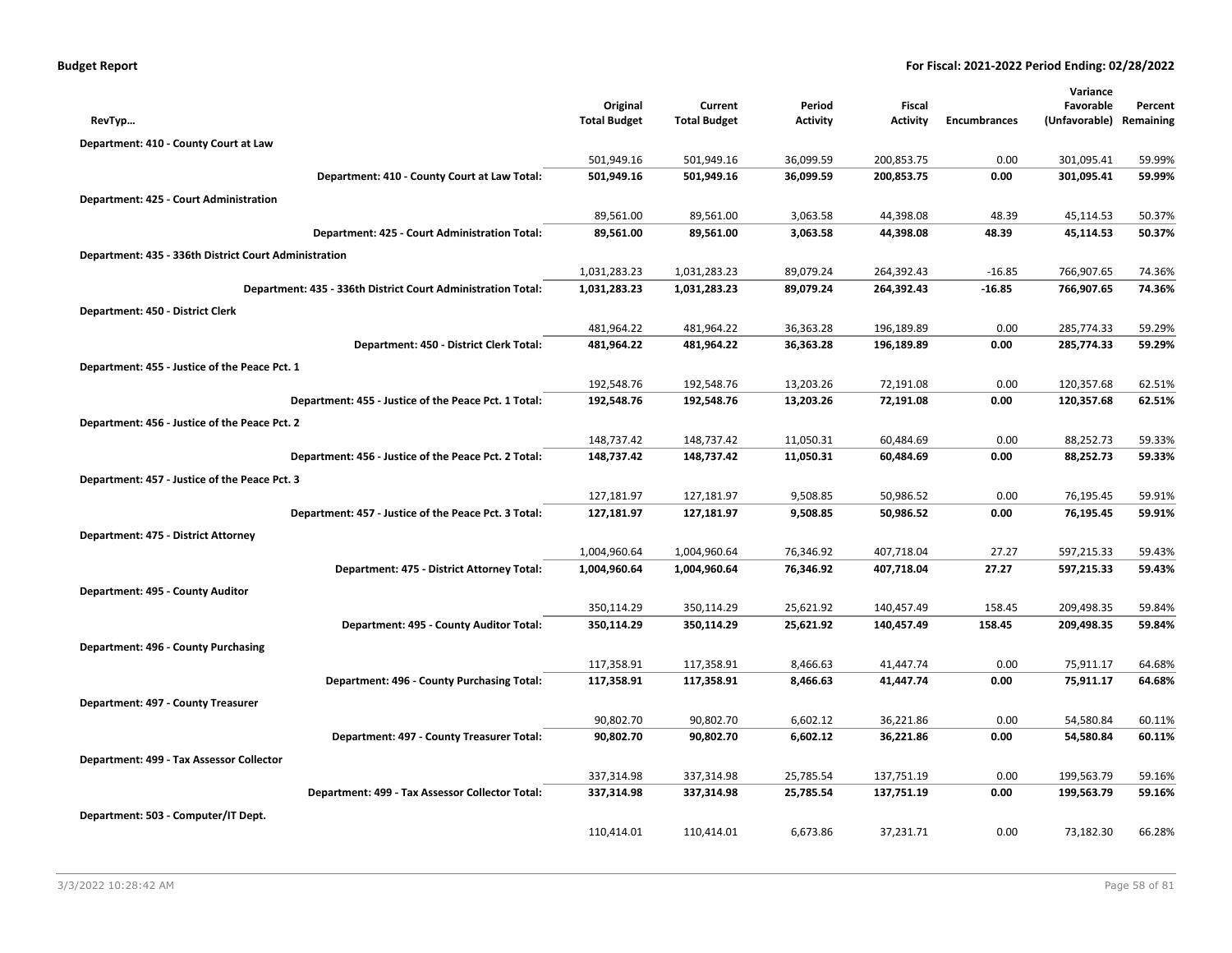**Budget Report** — For Fiscal: 2021-2022 Period Ending: 02/28/2022

| RevTyp... | Original Total Budget | Current Total Budget | Period Activity | Fiscal Activity | Encumbrances | Variance Favorable (Unfavorable) | Percent Remaining |
|---|---|---|---|---|---|---|---|
| **Department: 410 - County Court at Law** | | | | | | | |
| | 501,949.16 | 501,949.16 | 36,099.59 | 200,853.75 | 0.00 | 301,095.41 | 59.99% |
| **Department: 410 - County Court at Law Total:** | **501,949.16** | **501,949.16** | **36,099.59** | **200,853.75** | **0.00** | **301,095.41** | **59.99%** |
| **Department: 425 - Court Administration** | | | | | | | |
| | 89,561.00 | 89,561.00 | 3,063.58 | 44,398.08 | 48.39 | 45,114.53 | 50.37% |
| **Department: 425 - Court Administration Total:** | **89,561.00** | **89,561.00** | **3,063.58** | **44,398.08** | **48.39** | **45,114.53** | **50.37%** |
| **Department: 435 - 336th District Court Administration** | | | | | | | |
| | 1,031,283.23 | 1,031,283.23 | 89,079.24 | 264,392.43 | -16.85 | 766,907.65 | 74.36% |
| **Department: 435 - 336th District Court Administration Total:** | **1,031,283.23** | **1,031,283.23** | **89,079.24** | **264,392.43** | **-16.85** | **766,907.65** | **74.36%** |
| **Department: 450 - District Clerk** | | | | | | | |
| | 481,964.22 | 481,964.22 | 36,363.28 | 196,189.89 | 0.00 | 285,774.33 | 59.29% |
| **Department: 450 - District Clerk Total:** | **481,964.22** | **481,964.22** | **36,363.28** | **196,189.89** | **0.00** | **285,774.33** | **59.29%** |
| **Department: 455 - Justice of the Peace Pct. 1** | | | | | | | |
| | 192,548.76 | 192,548.76 | 13,203.26 | 72,191.08 | 0.00 | 120,357.68 | 62.51% |
| **Department: 455 - Justice of the Peace Pct. 1 Total:** | **192,548.76** | **192,548.76** | **13,203.26** | **72,191.08** | **0.00** | **120,357.68** | **62.51%** |
| **Department: 456 - Justice of the Peace Pct. 2** | | | | | | | |
| | 148,737.42 | 148,737.42 | 11,050.31 | 60,484.69 | 0.00 | 88,252.73 | 59.33% |
| **Department: 456 - Justice of the Peace Pct. 2 Total:** | **148,737.42** | **148,737.42** | **11,050.31** | **60,484.69** | **0.00** | **88,252.73** | **59.33%** |
| **Department: 457 - Justice of the Peace Pct. 3** | | | | | | | |
| | 127,181.97 | 127,181.97 | 9,508.85 | 50,986.52 | 0.00 | 76,195.45 | 59.91% |
| **Department: 457 - Justice of the Peace Pct. 3 Total:** | **127,181.97** | **127,181.97** | **9,508.85** | **50,986.52** | **0.00** | **76,195.45** | **59.91%** |
| **Department: 475 - District Attorney** | | | | | | | |
| | 1,004,960.64 | 1,004,960.64 | 76,346.92 | 407,718.04 | 27.27 | 597,215.33 | 59.43% |
| **Department: 475 - District Attorney Total:** | **1,004,960.64** | **1,004,960.64** | **76,346.92** | **407,718.04** | **27.27** | **597,215.33** | **59.43%** |
| **Department: 495 - County Auditor** | | | | | | | |
| | 350,114.29 | 350,114.29 | 25,621.92 | 140,457.49 | 158.45 | 209,498.35 | 59.84% |
| **Department: 495 - County Auditor Total:** | **350,114.29** | **350,114.29** | **25,621.92** | **140,457.49** | **158.45** | **209,498.35** | **59.84%** |
| **Department: 496 - County Purchasing** | | | | | | | |
| | 117,358.91 | 117,358.91 | 8,466.63 | 41,447.74 | 0.00 | 75,911.17 | 64.68% |
| **Department: 496 - County Purchasing Total:** | **117,358.91** | **117,358.91** | **8,466.63** | **41,447.74** | **0.00** | **75,911.17** | **64.68%** |
| **Department: 497 - County Treasurer** | | | | | | | |
| | 90,802.70 | 90,802.70 | 6,602.12 | 36,221.86 | 0.00 | 54,580.84 | 60.11% |
| **Department: 497 - County Treasurer Total:** | **90,802.70** | **90,802.70** | **6,602.12** | **36,221.86** | **0.00** | **54,580.84** | **60.11%** |
| **Department: 499 - Tax Assessor Collector** | | | | | | | |
| | 337,314.98 | 337,314.98 | 25,785.54 | 137,751.19 | 0.00 | 199,563.79 | 59.16% |
| **Department: 499 - Tax Assessor Collector Total:** | **337,314.98** | **337,314.98** | **25,785.54** | **137,751.19** | **0.00** | **199,563.79** | **59.16%** |
| **Department: 503 - Computer/IT Dept.** | | | | | | | |
| | 110,414.01 | 110,414.01 | 6,673.86 | 37,231.71 | 0.00 | 73,182.30 | 66.28% |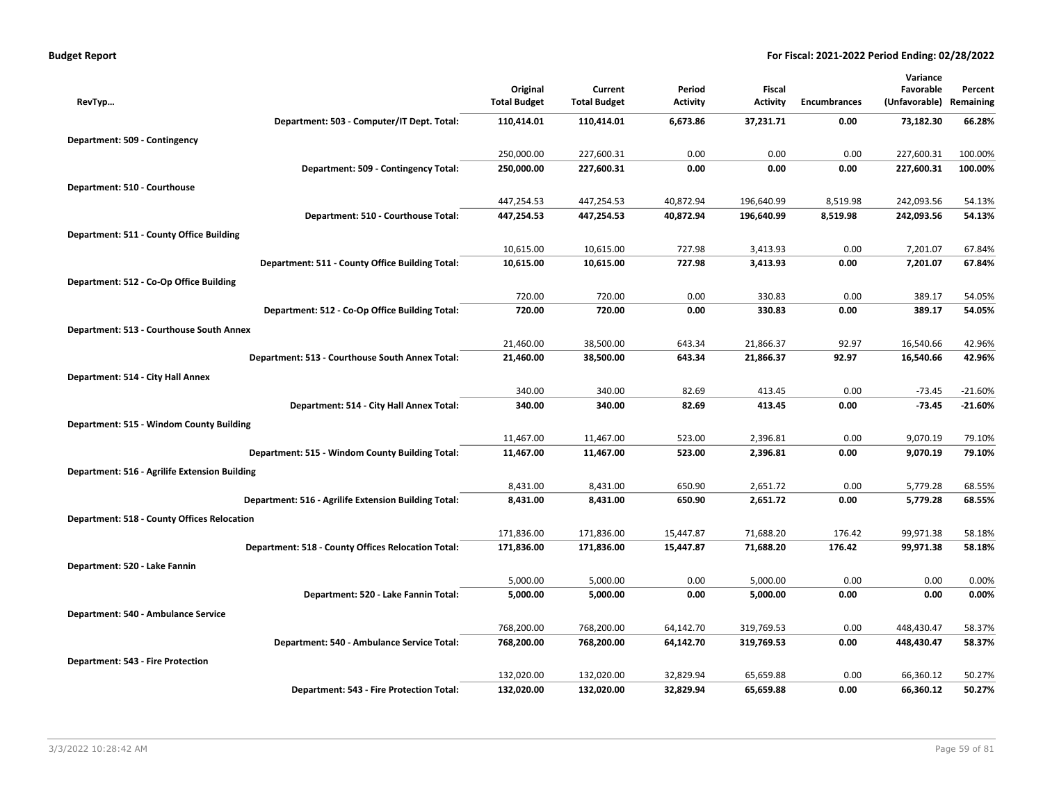**Budget Report** | **For Fiscal: 2021-2022 Period Ending: 02/28/2022**

| RevTyp… | Original Total Budget | Current Total Budget | Period Activity | Fiscal Activity | Encumbrances | Variance Favorable (Unfavorable) | Percent Remaining |
|---|---|---|---|---|---|---|---|
| **Department: 503 - Computer/IT Dept. Total:** | **110,414.01** | **110,414.01** | **6,673.86** | **37,231.71** | **0.00** | **73,182.30** | **66.28%** |
| **Department: 509 - Contingency** | | | | | | | |
| | 250,000.00 | 227,600.31 | 0.00 | 0.00 | 0.00 | 227,600.31 | 100.00% |
| **Department: 509 - Contingency Total:** | **250,000.00** | **227,600.31** | **0.00** | **0.00** | **0.00** | **227,600.31** | **100.00%** |
| **Department: 510 - Courthouse** | | | | | | | |
| | 447,254.53 | 447,254.53 | 40,872.94 | 196,640.99 | 8,519.98 | 242,093.56 | 54.13% |
| **Department: 510 - Courthouse Total:** | **447,254.53** | **447,254.53** | **40,872.94** | **196,640.99** | **8,519.98** | **242,093.56** | **54.13%** |
| **Department: 511 - County Office Building** | | | | | | | |
| | 10,615.00 | 10,615.00 | 727.98 | 3,413.93 | 0.00 | 7,201.07 | 67.84% |
| **Department: 511 - County Office Building Total:** | **10,615.00** | **10,615.00** | **727.98** | **3,413.93** | **0.00** | **7,201.07** | **67.84%** |
| **Department: 512 - Co-Op Office Building** | | | | | | | |
| | 720.00 | 720.00 | 0.00 | 330.83 | 0.00 | 389.17 | 54.05% |
| **Department: 512 - Co-Op Office Building Total:** | **720.00** | **720.00** | **0.00** | **330.83** | **0.00** | **389.17** | **54.05%** |
| **Department: 513 - Courthouse South Annex** | | | | | | | |
| | 21,460.00 | 38,500.00 | 643.34 | 21,866.37 | 92.97 | 16,540.66 | 42.96% |
| **Department: 513 - Courthouse South Annex Total:** | **21,460.00** | **38,500.00** | **643.34** | **21,866.37** | **92.97** | **16,540.66** | **42.96%** |
| **Department: 514 - City Hall Annex** | | | | | | | |
| | 340.00 | 340.00 | 82.69 | 413.45 | 0.00 | -73.45 | -21.60% |
| **Department: 514 - City Hall Annex Total:** | **340.00** | **340.00** | **82.69** | **413.45** | **0.00** | **-73.45** | **-21.60%** |
| **Department: 515 - Windom County Building** | | | | | | | |
| | 11,467.00 | 11,467.00 | 523.00 | 2,396.81 | 0.00 | 9,070.19 | 79.10% |
| **Department: 515 - Windom County Building Total:** | **11,467.00** | **11,467.00** | **523.00** | **2,396.81** | **0.00** | **9,070.19** | **79.10%** |
| **Department: 516 - Agrilife Extension Building** | | | | | | | |
| | 8,431.00 | 8,431.00 | 650.90 | 2,651.72 | 0.00 | 5,779.28 | 68.55% |
| **Department: 516 - Agrilife Extension Building Total:** | **8,431.00** | **8,431.00** | **650.90** | **2,651.72** | **0.00** | **5,779.28** | **68.55%** |
| **Department: 518 - County Offices Relocation** | | | | | | | |
| | 171,836.00 | 171,836.00 | 15,447.87 | 71,688.20 | 176.42 | 99,971.38 | 58.18% |
| **Department: 518 - County Offices Relocation Total:** | **171,836.00** | **171,836.00** | **15,447.87** | **71,688.20** | **176.42** | **99,971.38** | **58.18%** |
| **Department: 520 - Lake Fannin** | | | | | | | |
| | 5,000.00 | 5,000.00 | 0.00 | 5,000.00 | 0.00 | 0.00 | 0.00% |
| **Department: 520 - Lake Fannin Total:** | **5,000.00** | **5,000.00** | **0.00** | **5,000.00** | **0.00** | **0.00** | **0.00%** |
| **Department: 540 - Ambulance Service** | | | | | | | |
| | 768,200.00 | 768,200.00 | 64,142.70 | 319,769.53 | 0.00 | 448,430.47 | 58.37% |
| **Department: 540 - Ambulance Service Total:** | **768,200.00** | **768,200.00** | **64,142.70** | **319,769.53** | **0.00** | **448,430.47** | **58.37%** |
| **Department: 543 - Fire Protection** | | | | | | | |
| | 132,020.00 | 132,020.00 | 32,829.94 | 65,659.88 | 0.00 | 66,360.12 | 50.27% |
| **Department: 543 - Fire Protection Total:** | **132,020.00** | **132,020.00** | **32,829.94** | **65,659.88** | **0.00** | **66,360.12** | **50.27%** |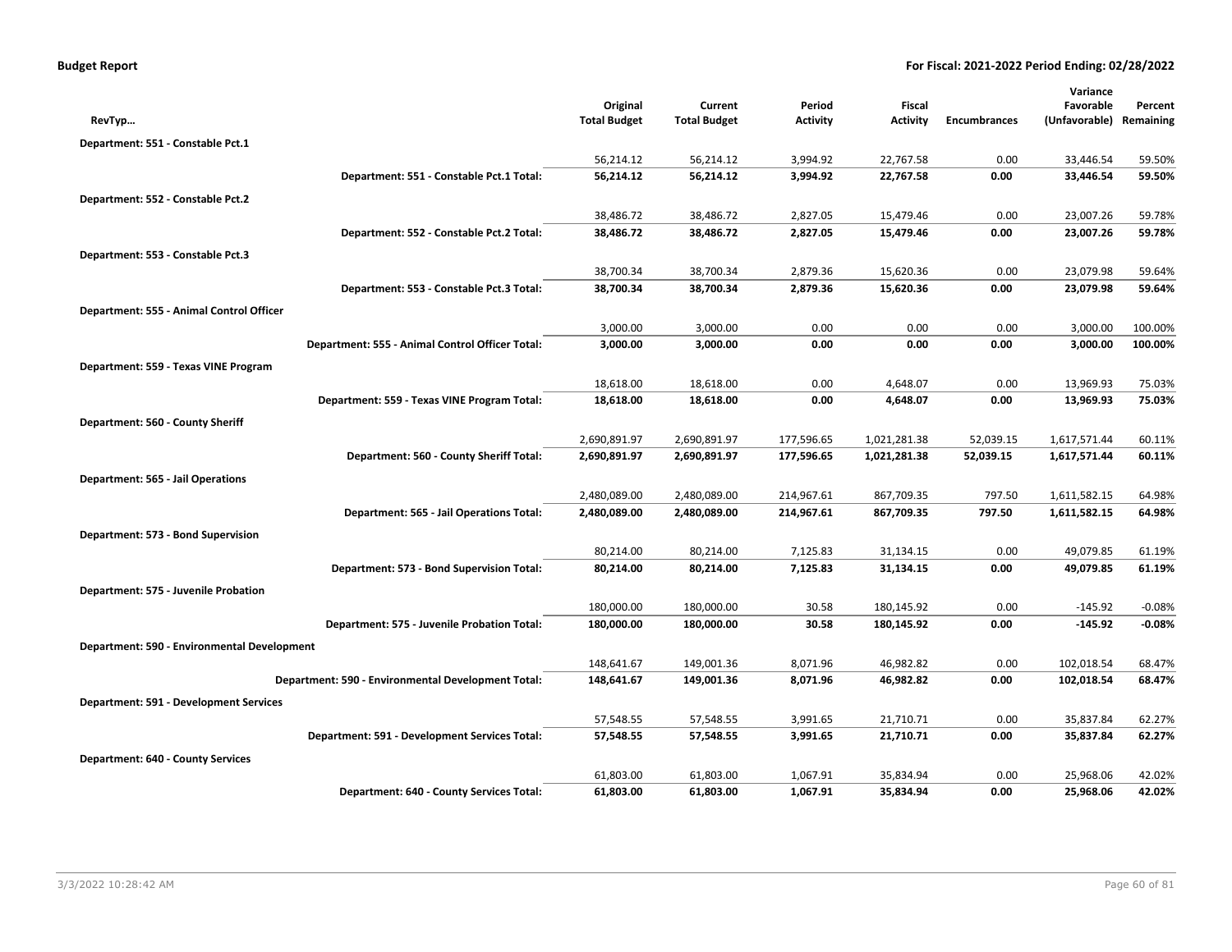**Budget Report** **For Fiscal: 2021-2022 Period Ending: 02/28/2022**

| RevTyp… | Original Total Budget | Current Total Budget | Period Activity | Fiscal Activity | Encumbrances | Variance Favorable (Unfavorable) | Percent Remaining |
|---|---|---|---|---|---|---|---|
| **Department: 551 - Constable Pct.1** | | | | | | | |
| | 56,214.12 | 56,214.12 | 3,994.92 | 22,767.58 | 0.00 | 33,446.54 | 59.50% |
| **Department: 551 - Constable Pct.1 Total:** | **56,214.12** | **56,214.12** | **3,994.92** | **22,767.58** | **0.00** | **33,446.54** | **59.50%** |
| **Department: 552 - Constable Pct.2** | | | | | | | |
| | 38,486.72 | 38,486.72 | 2,827.05 | 15,479.46 | 0.00 | 23,007.26 | 59.78% |
| **Department: 552 - Constable Pct.2 Total:** | **38,486.72** | **38,486.72** | **2,827.05** | **15,479.46** | **0.00** | **23,007.26** | **59.78%** |
| **Department: 553 - Constable Pct.3** | | | | | | | |
| | 38,700.34 | 38,700.34 | 2,879.36 | 15,620.36 | 0.00 | 23,079.98 | 59.64% |
| **Department: 553 - Constable Pct.3 Total:** | **38,700.34** | **38,700.34** | **2,879.36** | **15,620.36** | **0.00** | **23,079.98** | **59.64%** |
| **Department: 555 - Animal Control Officer** | | | | | | | |
| | 3,000.00 | 3,000.00 | 0.00 | 0.00 | 0.00 | 3,000.00 | 100.00% |
| **Department: 555 - Animal Control Officer Total:** | **3,000.00** | **3,000.00** | **0.00** | **0.00** | **0.00** | **3,000.00** | **100.00%** |
| **Department: 559 - Texas VINE Program** | | | | | | | |
| | 18,618.00 | 18,618.00 | 0.00 | 4,648.07 | 0.00 | 13,969.93 | 75.03% |
| **Department: 559 - Texas VINE Program Total:** | **18,618.00** | **18,618.00** | **0.00** | **4,648.07** | **0.00** | **13,969.93** | **75.03%** |
| **Department: 560 - County Sheriff** | | | | | | | |
| | 2,690,891.97 | 2,690,891.97 | 177,596.65 | 1,021,281.38 | 52,039.15 | 1,617,571.44 | 60.11% |
| **Department: 560 - County Sheriff Total:** | **2,690,891.97** | **2,690,891.97** | **177,596.65** | **1,021,281.38** | **52,039.15** | **1,617,571.44** | **60.11%** |
| **Department: 565 - Jail Operations** | | | | | | | |
| | 2,480,089.00 | 2,480,089.00 | 214,967.61 | 867,709.35 | 797.50 | 1,611,582.15 | 64.98% |
| **Department: 565 - Jail Operations Total:** | **2,480,089.00** | **2,480,089.00** | **214,967.61** | **867,709.35** | **797.50** | **1,611,582.15** | **64.98%** |
| **Department: 573 - Bond Supervision** | | | | | | | |
| | 80,214.00 | 80,214.00 | 7,125.83 | 31,134.15 | 0.00 | 49,079.85 | 61.19% |
| **Department: 573 - Bond Supervision Total:** | **80,214.00** | **80,214.00** | **7,125.83** | **31,134.15** | **0.00** | **49,079.85** | **61.19%** |
| **Department: 575 - Juvenile Probation** | | | | | | | |
| | 180,000.00 | 180,000.00 | 30.58 | 180,145.92 | 0.00 | -145.92 | -0.08% |
| **Department: 575 - Juvenile Probation Total:** | **180,000.00** | **180,000.00** | **30.58** | **180,145.92** | **0.00** | **-145.92** | **-0.08%** |
| **Department: 590 - Environmental Development** | | | | | | | |
| | 148,641.67 | 149,001.36 | 8,071.96 | 46,982.82 | 0.00 | 102,018.54 | 68.47% |
| **Department: 590 - Environmental Development Total:** | **148,641.67** | **149,001.36** | **8,071.96** | **46,982.82** | **0.00** | **102,018.54** | **68.47%** |
| **Department: 591 - Development Services** | | | | | | | |
| | 57,548.55 | 57,548.55 | 3,991.65 | 21,710.71 | 0.00 | 35,837.84 | 62.27% |
| **Department: 591 - Development Services Total:** | **57,548.55** | **57,548.55** | **3,991.65** | **21,710.71** | **0.00** | **35,837.84** | **62.27%** |
| **Department: 640 - County Services** | | | | | | | |
| | 61,803.00 | 61,803.00 | 1,067.91 | 35,834.94 | 0.00 | 25,968.06 | 42.02% |
| **Department: 640 - County Services Total:** | **61,803.00** | **61,803.00** | **1,067.91** | **35,834.94** | **0.00** | **25,968.06** | **42.02%** |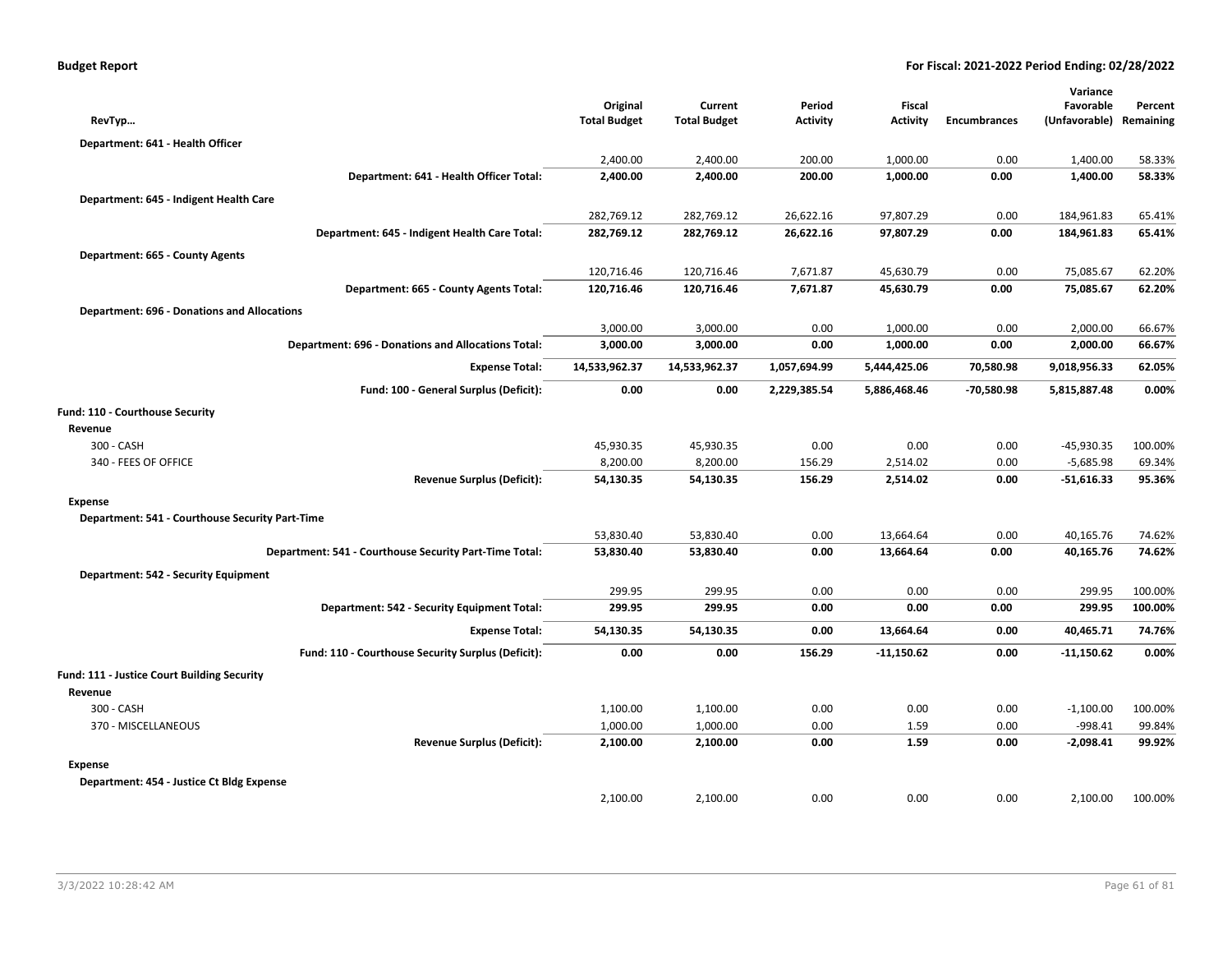| RevTyp… | Original Total Budget | Current Total Budget | Period Activity | Fiscal Activity | Encumbrances | Variance Favorable (Unfavorable) | Percent Remaining |
|---|---|---|---|---|---|---|---|
| **Department: 641 - Health Officer** | | | | | | | |
| | 2,400.00 | 2,400.00 | 200.00 | 1,000.00 | 0.00 | 1,400.00 | 58.33% |
| **Department: 641 - Health Officer Total:** | **2,400.00** | **2,400.00** | **200.00** | **1,000.00** | **0.00** | **1,400.00** | **58.33%** |
| **Department: 645 - Indigent Health Care** | | | | | | | |
| | 282,769.12 | 282,769.12 | 26,622.16 | 97,807.29 | 0.00 | 184,961.83 | 65.41% |
| **Department: 645 - Indigent Health Care Total:** | **282,769.12** | **282,769.12** | **26,622.16** | **97,807.29** | **0.00** | **184,961.83** | **65.41%** |
| **Department: 665 - County Agents** | | | | | | | |
| | 120,716.46 | 120,716.46 | 7,671.87 | 45,630.79 | 0.00 | 75,085.67 | 62.20% |
| **Department: 665 - County Agents Total:** | **120,716.46** | **120,716.46** | **7,671.87** | **45,630.79** | **0.00** | **75,085.67** | **62.20%** |
| **Department: 696 - Donations and Allocations** | | | | | | | |
| | 3,000.00 | 3,000.00 | 0.00 | 1,000.00 | 0.00 | 2,000.00 | 66.67% |
| **Department: 696 - Donations and Allocations Total:** | **3,000.00** | **3,000.00** | **0.00** | **1,000.00** | **0.00** | **2,000.00** | **66.67%** |
| **Expense Total:** | **14,533,962.37** | **14,533,962.37** | **1,057,694.99** | **5,444,425.06** | **70,580.98** | **9,018,956.33** | **62.05%** |
| **Fund: 100 - General Surplus (Deficit):** | **0.00** | **0.00** | **2,229,385.54** | **5,886,468.46** | **-70,580.98** | **5,815,887.48** | **0.00%** |
| **Fund: 110 - Courthouse Security** | | | | | | | |
| **Revenue** | | | | | | | |
| 300 - CASH | 45,930.35 | 45,930.35 | 0.00 | 0.00 | 0.00 | -45,930.35 | 100.00% |
| 340 - FEES OF OFFICE | 8,200.00 | 8,200.00 | 156.29 | 2,514.02 | 0.00 | -5,685.98 | 69.34% |
| **Revenue Surplus (Deficit):** | **54,130.35** | **54,130.35** | **156.29** | **2,514.02** | **0.00** | **-51,616.33** | **95.36%** |
| **Expense** | | | | | | | |
| **Department: 541 - Courthouse Security Part-Time** | | | | | | | |
| | 53,830.40 | 53,830.40 | 0.00 | 13,664.64 | 0.00 | 40,165.76 | 74.62% |
| **Department: 541 - Courthouse Security Part-Time Total:** | **53,830.40** | **53,830.40** | **0.00** | **13,664.64** | **0.00** | **40,165.76** | **74.62%** |
| **Department: 542 - Security Equipment** | | | | | | | |
| | 299.95 | 299.95 | 0.00 | 0.00 | 0.00 | 299.95 | 100.00% |
| **Department: 542 - Security Equipment Total:** | **299.95** | **299.95** | **0.00** | **0.00** | **0.00** | **299.95** | **100.00%** |
| **Expense Total:** | **54,130.35** | **54,130.35** | **0.00** | **13,664.64** | **0.00** | **40,465.71** | **74.76%** |
| **Fund: 110 - Courthouse Security Surplus (Deficit):** | **0.00** | **0.00** | **156.29** | **-11,150.62** | **0.00** | **-11,150.62** | **0.00%** |
| **Fund: 111 - Justice Court Building Security** | | | | | | | |
| **Revenue** | | | | | | | |
| 300 - CASH | 1,100.00 | 1,100.00 | 0.00 | 0.00 | 0.00 | -1,100.00 | 100.00% |
| 370 - MISCELLANEOUS | 1,000.00 | 1,000.00 | 0.00 | 1.59 | 0.00 | -998.41 | 99.84% |
| **Revenue Surplus (Deficit):** | **2,100.00** | **2,100.00** | **0.00** | **1.59** | **0.00** | **-2,098.41** | **99.92%** |
| **Expense** | | | | | | | |
| **Department: 454 - Justice Ct Bldg Expense** | | | | | | | |
| | 2,100.00 | 2,100.00 | 0.00 | 0.00 | 0.00 | 2,100.00 | 100.00% |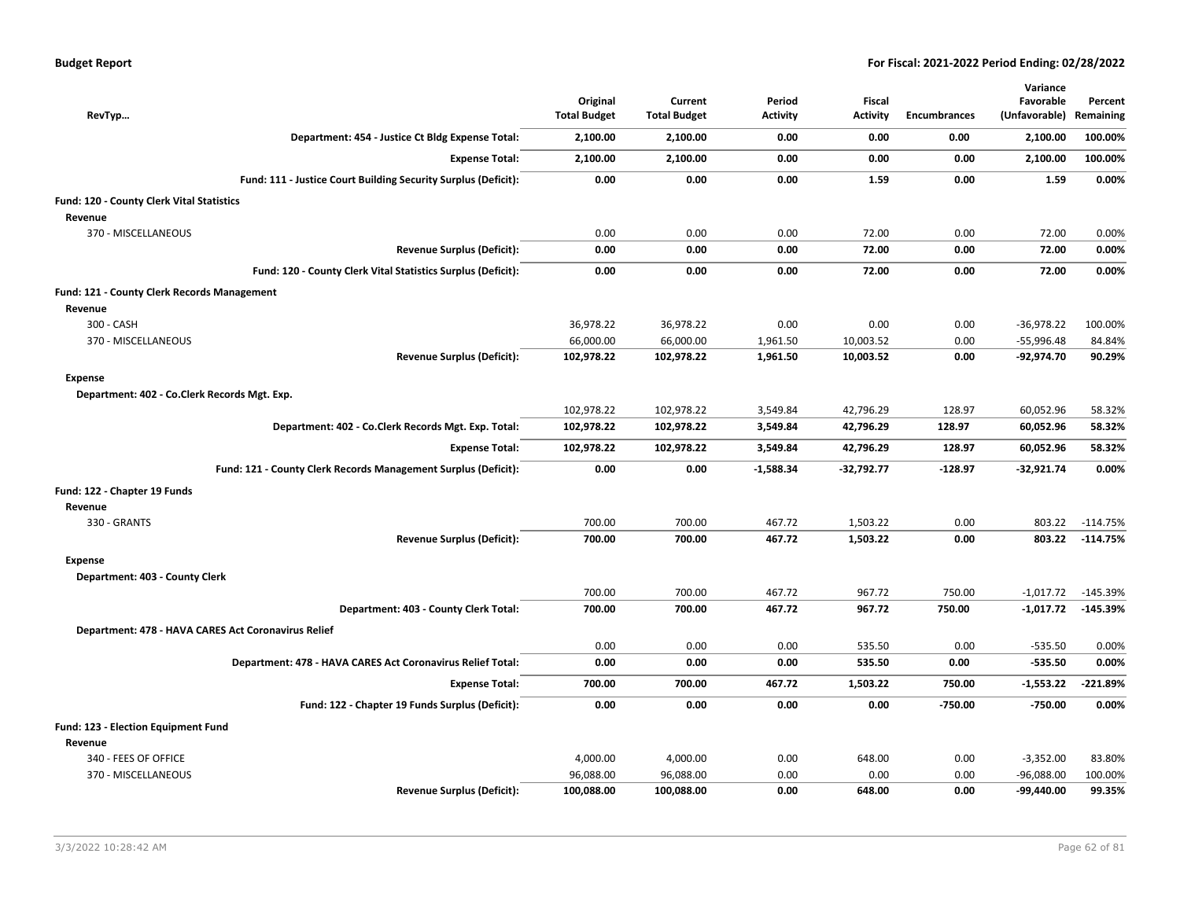**Budget Report** — **For Fiscal: 2021-2022 Period Ending: 02/28/2022**

| RevTyp... | Original Total Budget | Current Total Budget | Period Activity | Fiscal Activity | Encumbrances | Variance Favorable (Unfavorable) | Percent Remaining |
|---|---|---|---|---|---|---|---|
| **Department: 454 - Justice Ct Bldg Expense Total:** | **2,100.00** | **2,100.00** | **0.00** | **0.00** | **0.00** | **2,100.00** | **100.00%** |
| **Expense Total:** | **2,100.00** | **2,100.00** | **0.00** | **0.00** | **0.00** | **2,100.00** | **100.00%** |
| **Fund: 111 - Justice Court Building Security Surplus (Deficit):** | **0.00** | **0.00** | **0.00** | **1.59** | **0.00** | **1.59** | **0.00%** |
| **Fund: 120 - County Clerk Vital Statistics** | | | | | | | |
| **Revenue** | | | | | | | |
| 370 - MISCELLANEOUS | 0.00 | 0.00 | 0.00 | 72.00 | 0.00 | 72.00 | 0.00% |
| **Revenue Surplus (Deficit):** | **0.00** | **0.00** | **0.00** | **72.00** | **0.00** | **72.00** | **0.00%** |
| **Fund: 120 - County Clerk Vital Statistics Surplus (Deficit):** | **0.00** | **0.00** | **0.00** | **72.00** | **0.00** | **72.00** | **0.00%** |
| **Fund: 121 - County Clerk Records Management** | | | | | | | |
| **Revenue** | | | | | | | |
| 300 - CASH | 36,978.22 | 36,978.22 | 0.00 | 0.00 | 0.00 | -36,978.22 | 100.00% |
| 370 - MISCELLANEOUS | 66,000.00 | 66,000.00 | 1,961.50 | 10,003.52 | 0.00 | -55,996.48 | 84.84% |
| **Revenue Surplus (Deficit):** | **102,978.22** | **102,978.22** | **1,961.50** | **10,003.52** | **0.00** | **-92,974.70** | **90.29%** |
| **Expense** | | | | | | | |
| **Department: 402 - Co.Clerk Records Mgt. Exp.** | | | | | | | |
| | 102,978.22 | 102,978.22 | 3,549.84 | 42,796.29 | 128.97 | 60,052.96 | 58.32% |
| **Department: 402 - Co.Clerk Records Mgt. Exp. Total:** | **102,978.22** | **102,978.22** | **3,549.84** | **42,796.29** | **128.97** | **60,052.96** | **58.32%** |
| **Expense Total:** | **102,978.22** | **102,978.22** | **3,549.84** | **42,796.29** | **128.97** | **60,052.96** | **58.32%** |
| **Fund: 121 - County Clerk Records Management Surplus (Deficit):** | **0.00** | **0.00** | **-1,588.34** | **-32,792.77** | **-128.97** | **-32,921.74** | **0.00%** |
| **Fund: 122 - Chapter 19 Funds** | | | | | | | |
| **Revenue** | | | | | | | |
| 330 - GRANTS | 700.00 | 700.00 | 467.72 | 1,503.22 | 0.00 | 803.22 | -114.75% |
| **Revenue Surplus (Deficit):** | **700.00** | **700.00** | **467.72** | **1,503.22** | **0.00** | **803.22** | **-114.75%** |
| **Expense** | | | | | | | |
| **Department: 403 - County Clerk** | | | | | | | |
| | 700.00 | 700.00 | 467.72 | 967.72 | 750.00 | -1,017.72 | -145.39% |
| **Department: 403 - County Clerk Total:** | **700.00** | **700.00** | **467.72** | **967.72** | **750.00** | **-1,017.72** | **-145.39%** |
| **Department: 478 - HAVA CARES Act Coronavirus Relief** | | | | | | | |
| | 0.00 | 0.00 | 0.00 | 535.50 | 0.00 | -535.50 | 0.00% |
| **Department: 478 - HAVA CARES Act Coronavirus Relief Total:** | **0.00** | **0.00** | **0.00** | **535.50** | **0.00** | **-535.50** | **0.00%** |
| **Expense Total:** | **700.00** | **700.00** | **467.72** | **1,503.22** | **750.00** | **-1,553.22** | **-221.89%** |
| **Fund: 122 - Chapter 19 Funds Surplus (Deficit):** | **0.00** | **0.00** | **0.00** | **0.00** | **-750.00** | **-750.00** | **0.00%** |
| **Fund: 123 - Election Equipment Fund** | | | | | | | |
| **Revenue** | | | | | | | |
| 340 - FEES OF OFFICE | 4,000.00 | 4,000.00 | 0.00 | 648.00 | 0.00 | -3,352.00 | 83.80% |
| 370 - MISCELLANEOUS | 96,088.00 | 96,088.00 | 0.00 | 0.00 | 0.00 | -96,088.00 | 100.00% |
| **Revenue Surplus (Deficit):** | **100,088.00** | **100,088.00** | **0.00** | **648.00** | **0.00** | **-99,440.00** | **99.35%** |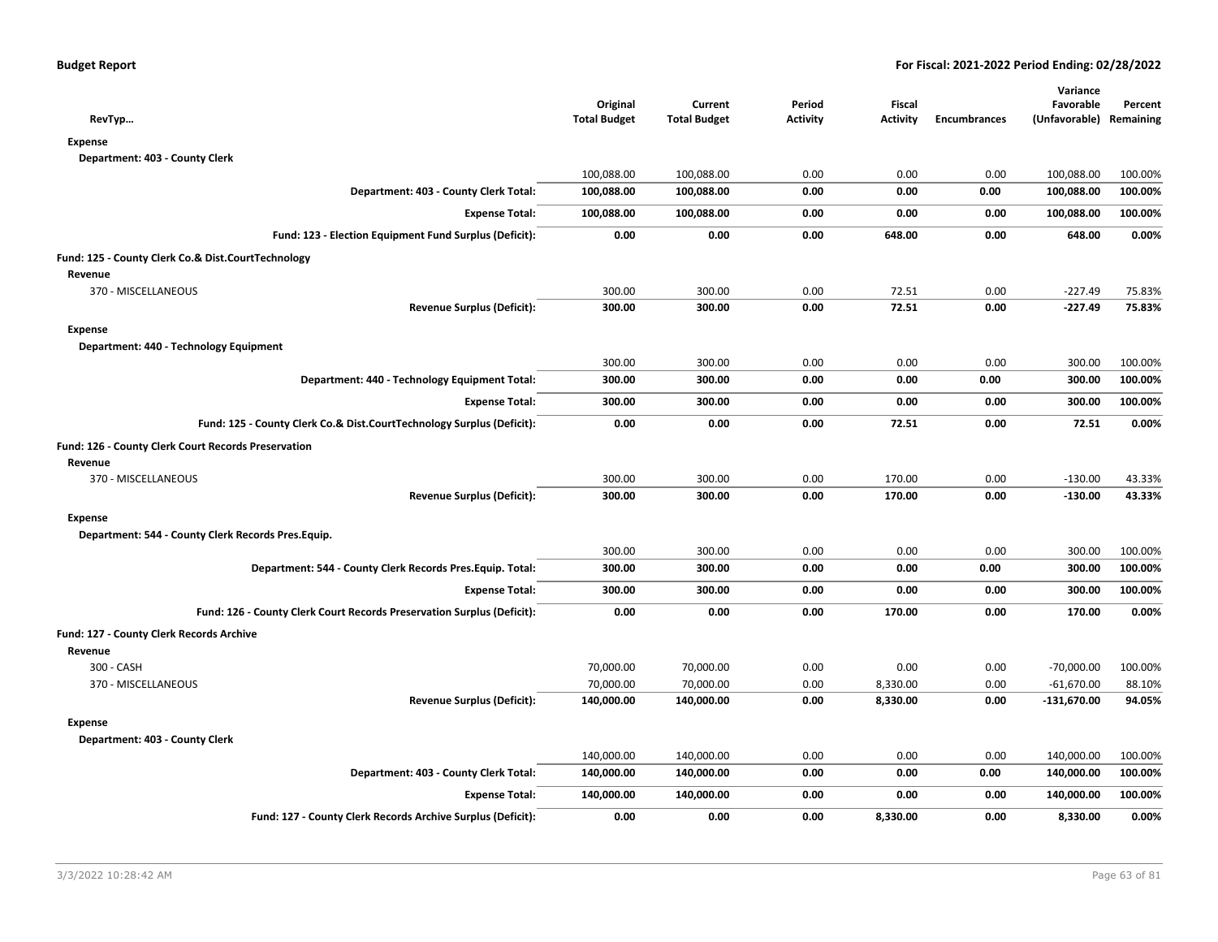**Budget Report** | **For Fiscal: 2021-2022 Period Ending: 02/28/2022**

| RevTyp… | Original Total Budget | Current Total Budget | Period Activity | Fiscal Activity | Encumbrances | Variance Favorable (Unfavorable) | Percent Remaining |
|---|---|---|---|---|---|---|---|
| **Expense** | | | | | | | |
| **Department: 403 - County Clerk** | | | | | | | |
| | 100,088.00 | 100,088.00 | 0.00 | 0.00 | 0.00 | 100,088.00 | 100.00% |
| **Department: 403 - County Clerk Total:** | **100,088.00** | **100,088.00** | **0.00** | **0.00** | **0.00** | **100,088.00** | **100.00%** |
| **Expense Total:** | **100,088.00** | **100,088.00** | **0.00** | **0.00** | **0.00** | **100,088.00** | **100.00%** |
| **Fund: 123 - Election Equipment Fund Surplus (Deficit):** | **0.00** | **0.00** | **0.00** | **648.00** | **0.00** | **648.00** | **0.00%** |
| **Fund: 125 - County Clerk Co.& Dist.CourtTechnology** | | | | | | | |
| **Revenue** | | | | | | | |
| 370 - MISCELLANEOUS | 300.00 | 300.00 | 0.00 | 72.51 | 0.00 | -227.49 | 75.83% |
| **Revenue Surplus (Deficit):** | **300.00** | **300.00** | **0.00** | **72.51** | **0.00** | **-227.49** | **75.83%** |
| **Expense** | | | | | | | |
| **Department: 440 - Technology Equipment** | | | | | | | |
| | 300.00 | 300.00 | 0.00 | 0.00 | 0.00 | 300.00 | 100.00% |
| **Department: 440 - Technology Equipment Total:** | **300.00** | **300.00** | **0.00** | **0.00** | **0.00** | **300.00** | **100.00%** |
| **Expense Total:** | **300.00** | **300.00** | **0.00** | **0.00** | **0.00** | **300.00** | **100.00%** |
| **Fund: 125 - County Clerk Co.& Dist.CourtTechnology Surplus (Deficit):** | **0.00** | **0.00** | **0.00** | **72.51** | **0.00** | **72.51** | **0.00%** |
| **Fund: 126 - County Clerk Court Records Preservation** | | | | | | | |
| **Revenue** | | | | | | | |
| 370 - MISCELLANEOUS | 300.00 | 300.00 | 0.00 | 170.00 | 0.00 | -130.00 | 43.33% |
| **Revenue Surplus (Deficit):** | **300.00** | **300.00** | **0.00** | **170.00** | **0.00** | **-130.00** | **43.33%** |
| **Expense** | | | | | | | |
| **Department: 544 - County Clerk Records Pres.Equip.** | | | | | | | |
| | 300.00 | 300.00 | 0.00 | 0.00 | 0.00 | 300.00 | 100.00% |
| **Department: 544 - County Clerk Records Pres.Equip. Total:** | **300.00** | **300.00** | **0.00** | **0.00** | **0.00** | **300.00** | **100.00%** |
| **Expense Total:** | **300.00** | **300.00** | **0.00** | **0.00** | **0.00** | **300.00** | **100.00%** |
| **Fund: 126 - County Clerk Court Records Preservation Surplus (Deficit):** | **0.00** | **0.00** | **0.00** | **170.00** | **0.00** | **170.00** | **0.00%** |
| **Fund: 127 - County Clerk Records Archive** | | | | | | | |
| **Revenue** | | | | | | | |
| 300 - CASH | 70,000.00 | 70,000.00 | 0.00 | 0.00 | 0.00 | -70,000.00 | 100.00% |
| 370 - MISCELLANEOUS | 70,000.00 | 70,000.00 | 0.00 | 8,330.00 | 0.00 | -61,670.00 | 88.10% |
| **Revenue Surplus (Deficit):** | **140,000.00** | **140,000.00** | **0.00** | **8,330.00** | **0.00** | **-131,670.00** | **94.05%** |
| **Expense** | | | | | | | |
| **Department: 403 - County Clerk** | | | | | | | |
| | 140,000.00 | 140,000.00 | 0.00 | 0.00 | 0.00 | 140,000.00 | 100.00% |
| **Department: 403 - County Clerk Total:** | **140,000.00** | **140,000.00** | **0.00** | **0.00** | **0.00** | **140,000.00** | **100.00%** |
| **Expense Total:** | **140,000.00** | **140,000.00** | **0.00** | **0.00** | **0.00** | **140,000.00** | **100.00%** |
| **Fund: 127 - County Clerk Records Archive Surplus (Deficit):** | **0.00** | **0.00** | **0.00** | **8,330.00** | **0.00** | **8,330.00** | **0.00%** |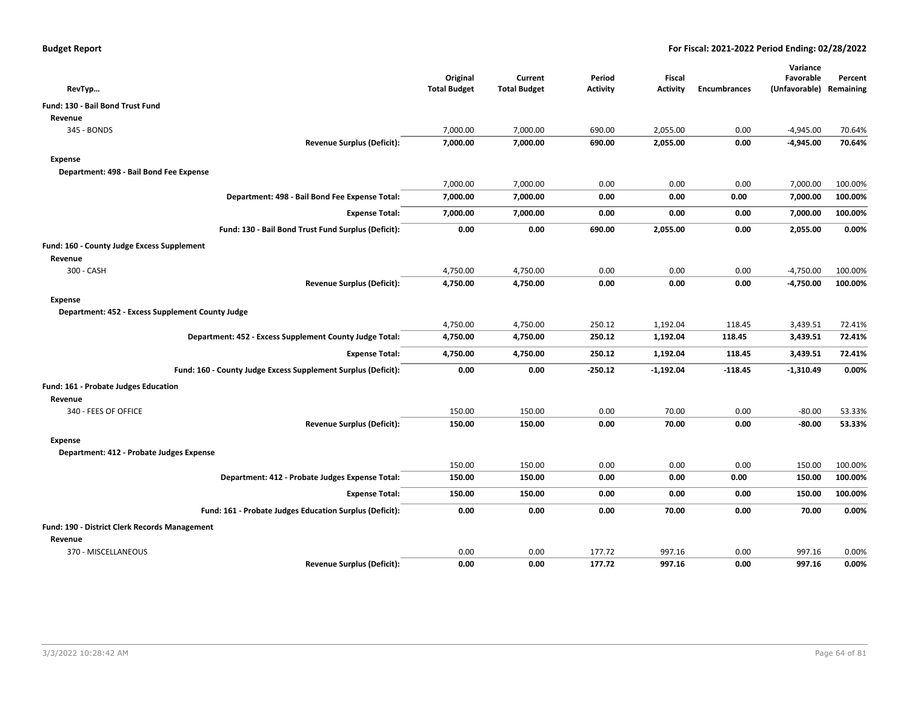**Budget Report** **For Fiscal: 2021-2022 Period Ending: 02/28/2022**

| RevTyp… | Original Total Budget | Current Total Budget | Period Activity | Fiscal Activity | Encumbrances | Variance Favorable (Unfavorable) | Percent Remaining |
|---|---|---|---|---|---|---|---|
| **Fund: 130 - Bail Bond Trust Fund** | | | | | | | |
| **Revenue** | | | | | | | |
| 345 - BONDS | 7,000.00 | 7,000.00 | 690.00 | 2,055.00 | 0.00 | -4,945.00 | 70.64% |
| **Revenue Surplus (Deficit):** | **7,000.00** | **7,000.00** | **690.00** | **2,055.00** | **0.00** | **-4,945.00** | **70.64%** |
| **Expense** | | | | | | | |
| **Department: 498 - Bail Bond Fee Expense** | | | | | | | |
| | 7,000.00 | 7,000.00 | 0.00 | 0.00 | 0.00 | 7,000.00 | 100.00% |
| **Department: 498 - Bail Bond Fee Expense Total:** | **7,000.00** | **7,000.00** | **0.00** | **0.00** | **0.00** | **7,000.00** | **100.00%** |
| **Expense Total:** | **7,000.00** | **7,000.00** | **0.00** | **0.00** | **0.00** | **7,000.00** | **100.00%** |
| **Fund: 130 - Bail Bond Trust Fund Surplus (Deficit):** | **0.00** | **0.00** | **690.00** | **2,055.00** | **0.00** | **2,055.00** | **0.00%** |
| **Fund: 160 - County Judge Excess Supplement** | | | | | | | |
| **Revenue** | | | | | | | |
| 300 - CASH | 4,750.00 | 4,750.00 | 0.00 | 0.00 | 0.00 | -4,750.00 | 100.00% |
| **Revenue Surplus (Deficit):** | **4,750.00** | **4,750.00** | **0.00** | **0.00** | **0.00** | **-4,750.00** | **100.00%** |
| **Expense** | | | | | | | |
| **Department: 452 - Excess Supplement County Judge** | | | | | | | |
| | 4,750.00 | 4,750.00 | 250.12 | 1,192.04 | 118.45 | 3,439.51 | 72.41% |
| **Department: 452 - Excess Supplement County Judge Total:** | **4,750.00** | **4,750.00** | **250.12** | **1,192.04** | **118.45** | **3,439.51** | **72.41%** |
| **Expense Total:** | **4,750.00** | **4,750.00** | **250.12** | **1,192.04** | **118.45** | **3,439.51** | **72.41%** |
| **Fund: 160 - County Judge Excess Supplement Surplus (Deficit):** | **0.00** | **0.00** | **-250.12** | **-1,192.04** | **-118.45** | **-1,310.49** | **0.00%** |
| **Fund: 161 - Probate Judges Education** | | | | | | | |
| **Revenue** | | | | | | | |
| 340 - FEES OF OFFICE | 150.00 | 150.00 | 0.00 | 70.00 | 0.00 | -80.00 | 53.33% |
| **Revenue Surplus (Deficit):** | **150.00** | **150.00** | **0.00** | **70.00** | **0.00** | **-80.00** | **53.33%** |
| **Expense** | | | | | | | |
| **Department: 412 - Probate Judges Expense** | | | | | | | |
| | 150.00 | 150.00 | 0.00 | 0.00 | 0.00 | 150.00 | 100.00% |
| **Department: 412 - Probate Judges Expense Total:** | **150.00** | **150.00** | **0.00** | **0.00** | **0.00** | **150.00** | **100.00%** |
| **Expense Total:** | **150.00** | **150.00** | **0.00** | **0.00** | **0.00** | **150.00** | **100.00%** |
| **Fund: 161 - Probate Judges Education Surplus (Deficit):** | **0.00** | **0.00** | **0.00** | **70.00** | **0.00** | **70.00** | **0.00%** |
| **Fund: 190 - District Clerk Records Management** | | | | | | | |
| **Revenue** | | | | | | | |
| 370 - MISCELLANEOUS | 0.00 | 0.00 | 177.72 | 997.16 | 0.00 | 997.16 | 0.00% |
| **Revenue Surplus (Deficit):** | **0.00** | **0.00** | **177.72** | **997.16** | **0.00** | **997.16** | **0.00%** |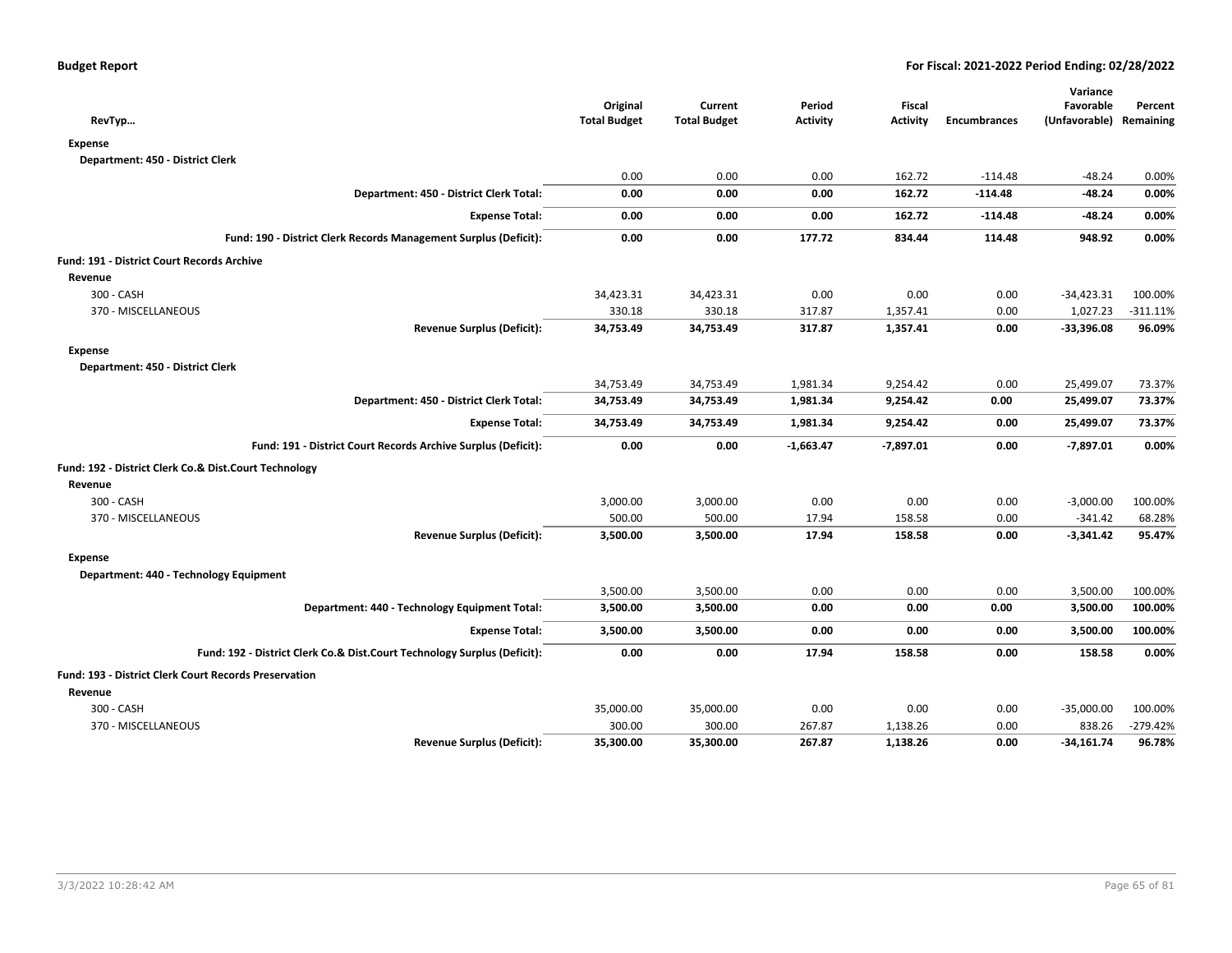| RevTyp… | Original Total Budget | Current Total Budget | Period Activity | Fiscal Activity | Encumbrances | Variance Favorable (Unfavorable) | Percent Remaining |
|---|---|---|---|---|---|---|---|
| **Expense** | | | | | | | |
| **Department: 450 - District Clerk** | | | | | | | |
| | 0.00 | 0.00 | 0.00 | 162.72 | -114.48 | -48.24 | 0.00% |
| **Department: 450 - District Clerk Total:** | **0.00** | **0.00** | **0.00** | **162.72** | **-114.48** | **-48.24** | **0.00%** |
| **Expense Total:** | **0.00** | **0.00** | **0.00** | **162.72** | **-114.48** | **-48.24** | **0.00%** |
| **Fund: 190 - District Clerk Records Management Surplus (Deficit):** | **0.00** | **0.00** | **177.72** | **834.44** | **114.48** | **948.92** | **0.00%** |
| **Fund: 191 - District Court Records Archive** | | | | | | | |
| **Revenue** | | | | | | | |
| 300 - CASH | 34,423.31 | 34,423.31 | 0.00 | 0.00 | 0.00 | -34,423.31 | 100.00% |
| 370 - MISCELLANEOUS | 330.18 | 330.18 | 317.87 | 1,357.41 | 0.00 | 1,027.23 | -311.11% |
| **Revenue Surplus (Deficit):** | **34,753.49** | **34,753.49** | **317.87** | **1,357.41** | **0.00** | **-33,396.08** | **96.09%** |
| **Expense** | | | | | | | |
| **Department: 450 - District Clerk** | | | | | | | |
| | 34,753.49 | 34,753.49 | 1,981.34 | 9,254.42 | 0.00 | 25,499.07 | 73.37% |
| **Department: 450 - District Clerk Total:** | **34,753.49** | **34,753.49** | **1,981.34** | **9,254.42** | **0.00** | **25,499.07** | **73.37%** |
| **Expense Total:** | **34,753.49** | **34,753.49** | **1,981.34** | **9,254.42** | **0.00** | **25,499.07** | **73.37%** |
| **Fund: 191 - District Court Records Archive Surplus (Deficit):** | **0.00** | **0.00** | **-1,663.47** | **-7,897.01** | **0.00** | **-7,897.01** | **0.00%** |
| **Fund: 192 - District Clerk Co.& Dist.Court Technology** | | | | | | | |
| **Revenue** | | | | | | | |
| 300 - CASH | 3,000.00 | 3,000.00 | 0.00 | 0.00 | 0.00 | -3,000.00 | 100.00% |
| 370 - MISCELLANEOUS | 500.00 | 500.00 | 17.94 | 158.58 | 0.00 | -341.42 | 68.28% |
| **Revenue Surplus (Deficit):** | **3,500.00** | **3,500.00** | **17.94** | **158.58** | **0.00** | **-3,341.42** | **95.47%** |
| **Expense** | | | | | | | |
| **Department: 440 - Technology Equipment** | | | | | | | |
| | 3,500.00 | 3,500.00 | 0.00 | 0.00 | 0.00 | 3,500.00 | 100.00% |
| **Department: 440 - Technology Equipment Total:** | **3,500.00** | **3,500.00** | **0.00** | **0.00** | **0.00** | **3,500.00** | **100.00%** |
| **Expense Total:** | **3,500.00** | **3,500.00** | **0.00** | **0.00** | **0.00** | **3,500.00** | **100.00%** |
| **Fund: 192 - District Clerk Co.& Dist.Court Technology Surplus (Deficit):** | **0.00** | **0.00** | **17.94** | **158.58** | **0.00** | **158.58** | **0.00%** |
| **Fund: 193 - District Clerk Court Records Preservation** | | | | | | | |
| **Revenue** | | | | | | | |
| 300 - CASH | 35,000.00 | 35,000.00 | 0.00 | 0.00 | 0.00 | -35,000.00 | 100.00% |
| 370 - MISCELLANEOUS | 300.00 | 300.00 | 267.87 | 1,138.26 | 0.00 | 838.26 | -279.42% |
| **Revenue Surplus (Deficit):** | **35,300.00** | **35,300.00** | **267.87** | **1,138.26** | **0.00** | **-34,161.74** | **96.78%** |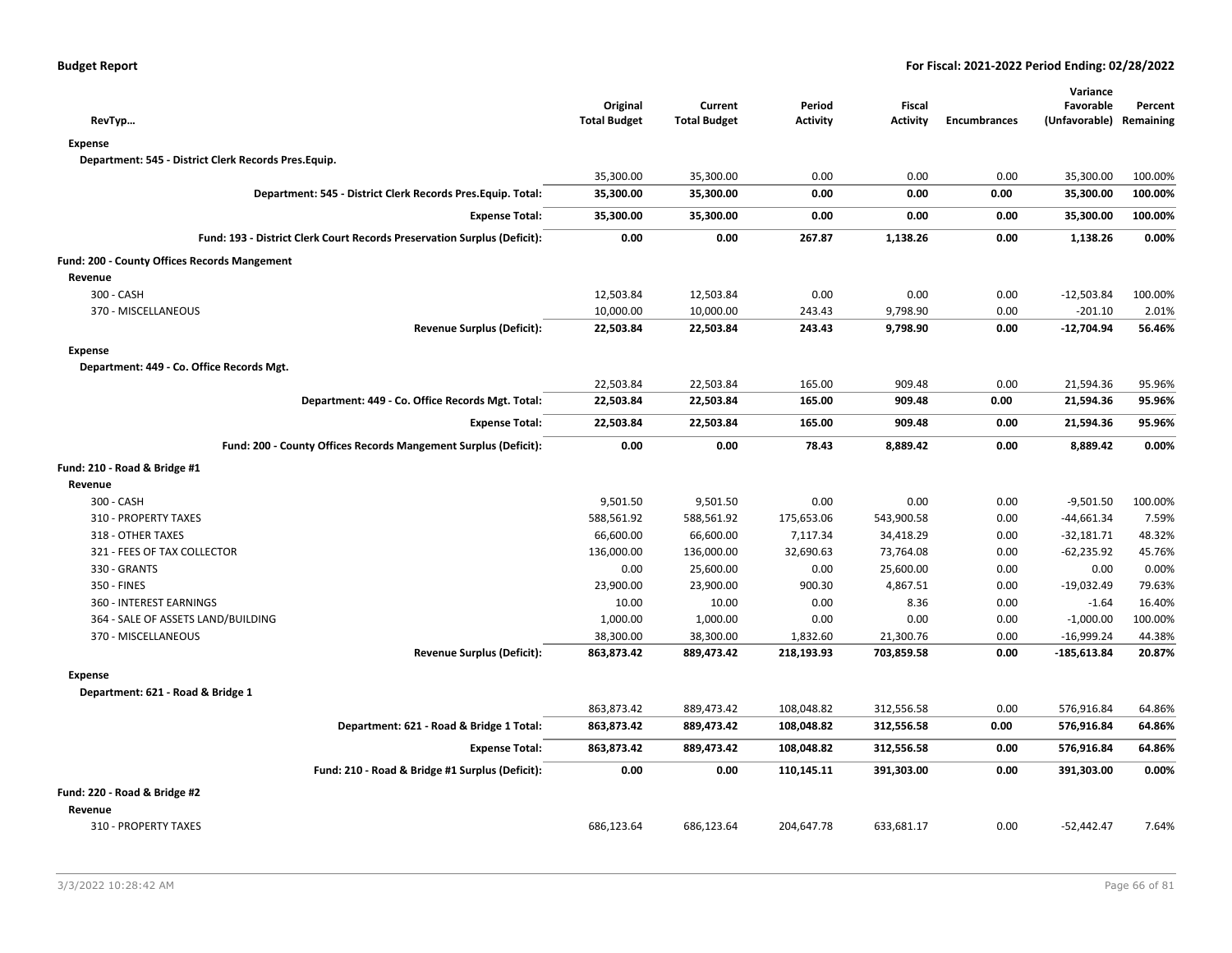**Budget Report** | **For Fiscal: 2021-2022 Period Ending: 02/28/2022**

| RevTyp… | Original Total Budget | Current Total Budget | Period Activity | Fiscal Activity | Encumbrances | Variance Favorable (Unfavorable) | Percent Remaining |
|---|---|---|---|---|---|---|---|
| **Expense** | | | | | | | |
| **Department: 545 - District Clerk Records Pres.Equip.** | | | | | | | |
| | 35,300.00 | 35,300.00 | 0.00 | 0.00 | 0.00 | 35,300.00 | 100.00% |
| **Department: 545 - District Clerk Records Pres.Equip. Total:** | **35,300.00** | **35,300.00** | **0.00** | **0.00** | **0.00** | **35,300.00** | **100.00%** |
| **Expense Total:** | **35,300.00** | **35,300.00** | **0.00** | **0.00** | **0.00** | **35,300.00** | **100.00%** |
| **Fund: 193 - District Clerk Court Records Preservation Surplus (Deficit):** | **0.00** | **0.00** | **267.87** | **1,138.26** | **0.00** | **1,138.26** | **0.00%** |
| **Fund: 200 - County Offices Records Mangement** | | | | | | | |
| **Revenue** | | | | | | | |
| 300 - CASH | 12,503.84 | 12,503.84 | 0.00 | 0.00 | 0.00 | -12,503.84 | 100.00% |
| 370 - MISCELLANEOUS | 10,000.00 | 10,000.00 | 243.43 | 9,798.90 | 0.00 | -201.10 | 2.01% |
| **Revenue Surplus (Deficit):** | **22,503.84** | **22,503.84** | **243.43** | **9,798.90** | **0.00** | **-12,704.94** | **56.46%** |
| **Expense** | | | | | | | |
| **Department: 449 - Co. Office Records Mgt.** | | | | | | | |
| | 22,503.84 | 22,503.84 | 165.00 | 909.48 | 0.00 | 21,594.36 | 95.96% |
| **Department: 449 - Co. Office Records Mgt. Total:** | **22,503.84** | **22,503.84** | **165.00** | **909.48** | **0.00** | **21,594.36** | **95.96%** |
| **Expense Total:** | **22,503.84** | **22,503.84** | **165.00** | **909.48** | **0.00** | **21,594.36** | **95.96%** |
| **Fund: 200 - County Offices Records Mangement Surplus (Deficit):** | **0.00** | **0.00** | **78.43** | **8,889.42** | **0.00** | **8,889.42** | **0.00%** |
| **Fund: 210 - Road & Bridge #1** | | | | | | | |
| **Revenue** | | | | | | | |
| 300 - CASH | 9,501.50 | 9,501.50 | 0.00 | 0.00 | 0.00 | -9,501.50 | 100.00% |
| 310 - PROPERTY TAXES | 588,561.92 | 588,561.92 | 175,653.06 | 543,900.58 | 0.00 | -44,661.34 | 7.59% |
| 318 - OTHER TAXES | 66,600.00 | 66,600.00 | 7,117.34 | 34,418.29 | 0.00 | -32,181.71 | 48.32% |
| 321 - FEES OF TAX COLLECTOR | 136,000.00 | 136,000.00 | 32,690.63 | 73,764.08 | 0.00 | -62,235.92 | 45.76% |
| 330 - GRANTS | 0.00 | 25,600.00 | 0.00 | 25,600.00 | 0.00 | 0.00 | 0.00% |
| 350 - FINES | 23,900.00 | 23,900.00 | 900.30 | 4,867.51 | 0.00 | -19,032.49 | 79.63% |
| 360 - INTEREST EARNINGS | 10.00 | 10.00 | 0.00 | 8.36 | 0.00 | -1.64 | 16.40% |
| 364 - SALE OF ASSETS LAND/BUILDING | 1,000.00 | 1,000.00 | 0.00 | 0.00 | 0.00 | -1,000.00 | 100.00% |
| 370 - MISCELLANEOUS | 38,300.00 | 38,300.00 | 1,832.60 | 21,300.76 | 0.00 | -16,999.24 | 44.38% |
| **Revenue Surplus (Deficit):** | **863,873.42** | **889,473.42** | **218,193.93** | **703,859.58** | **0.00** | **-185,613.84** | **20.87%** |
| **Expense** | | | | | | | |
| **Department: 621 - Road & Bridge 1** | | | | | | | |
| | 863,873.42 | 889,473.42 | 108,048.82 | 312,556.58 | 0.00 | 576,916.84 | 64.86% |
| **Department: 621 - Road & Bridge 1 Total:** | **863,873.42** | **889,473.42** | **108,048.82** | **312,556.58** | **0.00** | **576,916.84** | **64.86%** |
| **Expense Total:** | **863,873.42** | **889,473.42** | **108,048.82** | **312,556.58** | **0.00** | **576,916.84** | **64.86%** |
| **Fund: 210 - Road & Bridge #1 Surplus (Deficit):** | **0.00** | **0.00** | **110,145.11** | **391,303.00** | **0.00** | **391,303.00** | **0.00%** |
| **Fund: 220 - Road & Bridge #2** | | | | | | | |
| **Revenue** | | | | | | | |
| 310 - PROPERTY TAXES | 686,123.64 | 686,123.64 | 204,647.78 | 633,681.17 | 0.00 | -52,442.47 | 7.64% |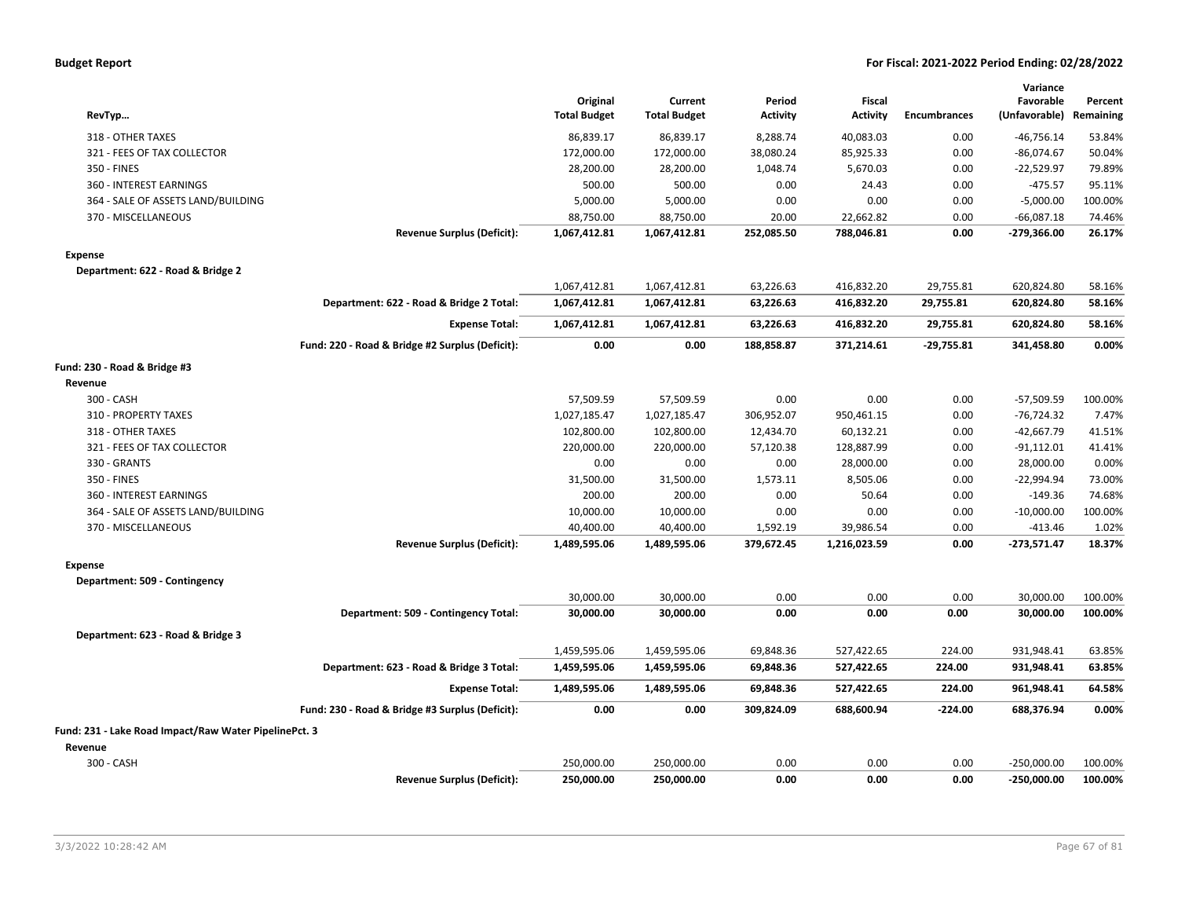**Budget Report** — **For Fiscal: 2021-2022 Period Ending: 02/28/2022**

| RevTyp... | Original Total Budget | Current Total Budget | Period Activity | Fiscal Activity | Encumbrances | Variance Favorable (Unfavorable) | Percent Remaining |
|---|---|---|---|---|---|---|---|
| 318 - OTHER TAXES | 86,839.17 | 86,839.17 | 8,288.74 | 40,083.03 | 0.00 | -46,756.14 | 53.84% |
| 321 - FEES OF TAX COLLECTOR | 172,000.00 | 172,000.00 | 38,080.24 | 85,925.33 | 0.00 | -86,074.67 | 50.04% |
| 350 - FINES | 28,200.00 | 28,200.00 | 1,048.74 | 5,670.03 | 0.00 | -22,529.97 | 79.89% |
| 360 - INTEREST EARNINGS | 500.00 | 500.00 | 0.00 | 24.43 | 0.00 | -475.57 | 95.11% |
| 364 - SALE OF ASSETS LAND/BUILDING | 5,000.00 | 5,000.00 | 0.00 | 0.00 | 0.00 | -5,000.00 | 100.00% |
| 370 - MISCELLANEOUS | 88,750.00 | 88,750.00 | 20.00 | 22,662.82 | 0.00 | -66,087.18 | 74.46% |
| **Revenue Surplus (Deficit):** | **1,067,412.81** | **1,067,412.81** | **252,085.50** | **788,046.81** | **0.00** | **-279,366.00** | **26.17%** |
| **Expense** | | | | | | | |
| **Department: 622 - Road & Bridge 2** | | | | | | | |
| | 1,067,412.81 | 1,067,412.81 | 63,226.63 | 416,832.20 | 29,755.81 | 620,824.80 | 58.16% |
| **Department: 622 - Road & Bridge 2 Total:** | **1,067,412.81** | **1,067,412.81** | **63,226.63** | **416,832.20** | **29,755.81** | **620,824.80** | **58.16%** |
| **Expense Total:** | **1,067,412.81** | **1,067,412.81** | **63,226.63** | **416,832.20** | **29,755.81** | **620,824.80** | **58.16%** |
| **Fund: 220 - Road & Bridge #2 Surplus (Deficit):** | **0.00** | **0.00** | **188,858.87** | **371,214.61** | **-29,755.81** | **341,458.80** | **0.00%** |
| **Fund: 230 - Road & Bridge #3** | | | | | | | |
| **Revenue** | | | | | | | |
| 300 - CASH | 57,509.59 | 57,509.59 | 0.00 | 0.00 | 0.00 | -57,509.59 | 100.00% |
| 310 - PROPERTY TAXES | 1,027,185.47 | 1,027,185.47 | 306,952.07 | 950,461.15 | 0.00 | -76,724.32 | 7.47% |
| 318 - OTHER TAXES | 102,800.00 | 102,800.00 | 12,434.70 | 60,132.21 | 0.00 | -42,667.79 | 41.51% |
| 321 - FEES OF TAX COLLECTOR | 220,000.00 | 220,000.00 | 57,120.38 | 128,887.99 | 0.00 | -91,112.01 | 41.41% |
| 330 - GRANTS | 0.00 | 0.00 | 0.00 | 28,000.00 | 0.00 | 28,000.00 | 0.00% |
| 350 - FINES | 31,500.00 | 31,500.00 | 1,573.11 | 8,505.06 | 0.00 | -22,994.94 | 73.00% |
| 360 - INTEREST EARNINGS | 200.00 | 200.00 | 0.00 | 50.64 | 0.00 | -149.36 | 74.68% |
| 364 - SALE OF ASSETS LAND/BUILDING | 10,000.00 | 10,000.00 | 0.00 | 0.00 | 0.00 | -10,000.00 | 100.00% |
| 370 - MISCELLANEOUS | 40,400.00 | 40,400.00 | 1,592.19 | 39,986.54 | 0.00 | -413.46 | 1.02% |
| **Revenue Surplus (Deficit):** | **1,489,595.06** | **1,489,595.06** | **379,672.45** | **1,216,023.59** | **0.00** | **-273,571.47** | **18.37%** |
| **Expense** | | | | | | | |
| **Department: 509 - Contingency** | | | | | | | |
| | 30,000.00 | 30,000.00 | 0.00 | 0.00 | 0.00 | 30,000.00 | 100.00% |
| **Department: 509 - Contingency Total:** | **30,000.00** | **30,000.00** | **0.00** | **0.00** | **0.00** | **30,000.00** | **100.00%** |
| **Department: 623 - Road & Bridge 3** | | | | | | | |
| | 1,459,595.06 | 1,459,595.06 | 69,848.36 | 527,422.65 | 224.00 | 931,948.41 | 63.85% |
| **Department: 623 - Road & Bridge 3 Total:** | **1,459,595.06** | **1,459,595.06** | **69,848.36** | **527,422.65** | **224.00** | **931,948.41** | **63.85%** |
| **Expense Total:** | **1,489,595.06** | **1,489,595.06** | **69,848.36** | **527,422.65** | **224.00** | **961,948.41** | **64.58%** |
| **Fund: 230 - Road & Bridge #3 Surplus (Deficit):** | **0.00** | **0.00** | **309,824.09** | **688,600.94** | **-224.00** | **688,376.94** | **0.00%** |
| **Fund: 231 - Lake Road Impact/Raw Water PipelinePct. 3** | | | | | | | |
| **Revenue** | | | | | | | |
| 300 - CASH | 250,000.00 | 250,000.00 | 0.00 | 0.00 | 0.00 | -250,000.00 | 100.00% |
| **Revenue Surplus (Deficit):** | **250,000.00** | **250,000.00** | **0.00** | **0.00** | **0.00** | **-250,000.00** | **100.00%** |

3/3/2022 10:28:42 AM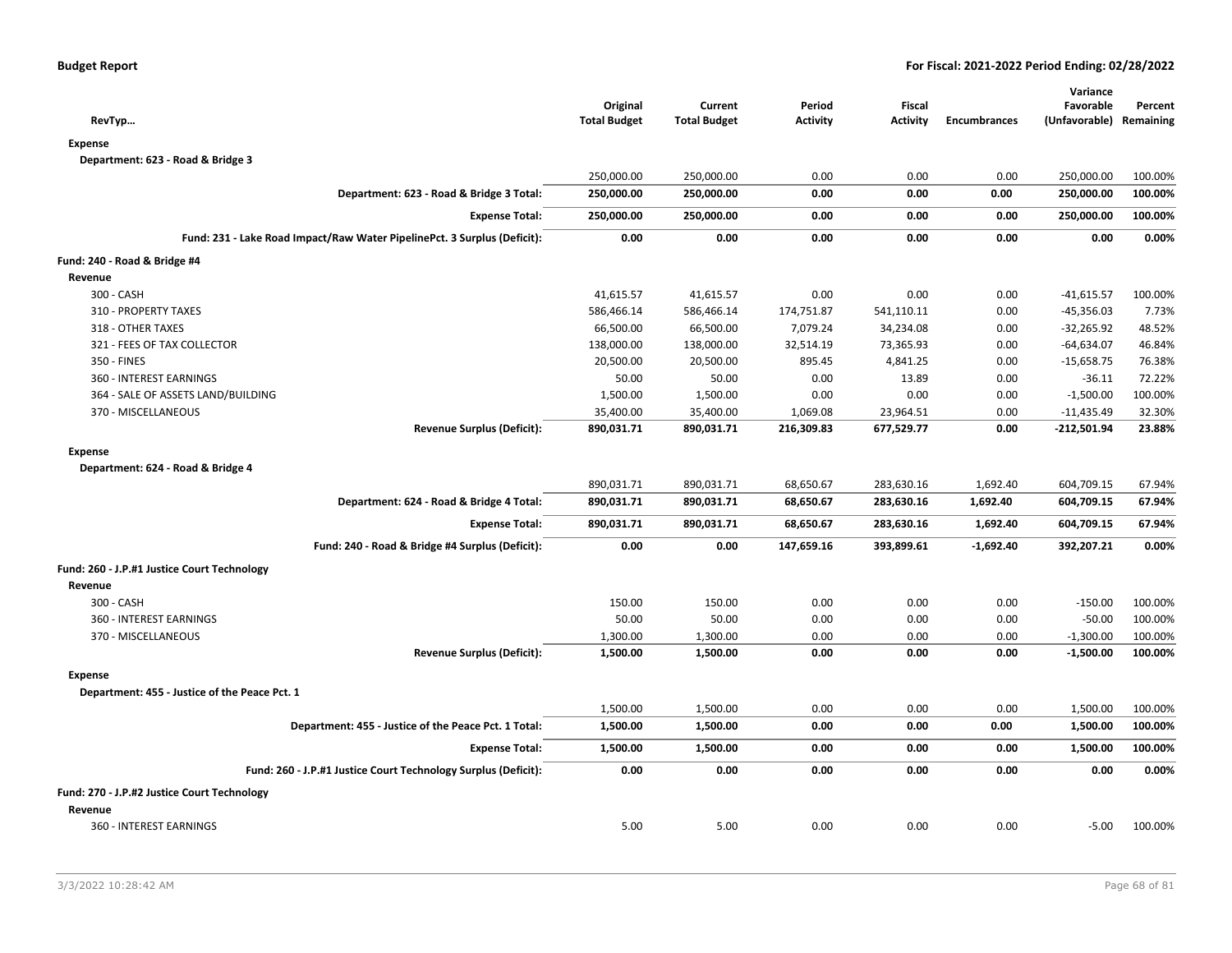| RevTyp… | Original Total Budget | Current Total Budget | Period Activity | Fiscal Activity | Encumbrances | Variance Favorable (Unfavorable) | Percent Remaining |
|---|---|---|---|---|---|---|---|
| **Expense** | | | | | | | |
| **Department: 623 - Road & Bridge 3** | | | | | | | |
| | 250,000.00 | 250,000.00 | 0.00 | 0.00 | 0.00 | 250,000.00 | 100.00% |
| **Department: 623 - Road & Bridge 3 Total:** | **250,000.00** | **250,000.00** | **0.00** | **0.00** | **0.00** | **250,000.00** | **100.00%** |
| **Expense Total:** | **250,000.00** | **250,000.00** | **0.00** | **0.00** | **0.00** | **250,000.00** | **100.00%** |
| **Fund: 231 - Lake Road Impact/Raw Water PipelinePct. 3 Surplus (Deficit):** | **0.00** | **0.00** | **0.00** | **0.00** | **0.00** | **0.00** | **0.00%** |
| **Fund: 240 - Road & Bridge #4** | | | | | | | |
| **Revenue** | | | | | | | |
| 300 - CASH | 41,615.57 | 41,615.57 | 0.00 | 0.00 | 0.00 | -41,615.57 | 100.00% |
| 310 - PROPERTY TAXES | 586,466.14 | 586,466.14 | 174,751.87 | 541,110.11 | 0.00 | -45,356.03 | 7.73% |
| 318 - OTHER TAXES | 66,500.00 | 66,500.00 | 7,079.24 | 34,234.08 | 0.00 | -32,265.92 | 48.52% |
| 321 - FEES OF TAX COLLECTOR | 138,000.00 | 138,000.00 | 32,514.19 | 73,365.93 | 0.00 | -64,634.07 | 46.84% |
| 350 - FINES | 20,500.00 | 20,500.00 | 895.45 | 4,841.25 | 0.00 | -15,658.75 | 76.38% |
| 360 - INTEREST EARNINGS | 50.00 | 50.00 | 0.00 | 13.89 | 0.00 | -36.11 | 72.22% |
| 364 - SALE OF ASSETS LAND/BUILDING | 1,500.00 | 1,500.00 | 0.00 | 0.00 | 0.00 | -1,500.00 | 100.00% |
| 370 - MISCELLANEOUS | 35,400.00 | 35,400.00 | 1,069.08 | 23,964.51 | 0.00 | -11,435.49 | 32.30% |
| **Revenue Surplus (Deficit):** | **890,031.71** | **890,031.71** | **216,309.83** | **677,529.77** | **0.00** | **-212,501.94** | **23.88%** |
| **Expense** | | | | | | | |
| **Department: 624 - Road & Bridge 4** | | | | | | | |
| | 890,031.71 | 890,031.71 | 68,650.67 | 283,630.16 | 1,692.40 | 604,709.15 | 67.94% |
| **Department: 624 - Road & Bridge 4 Total:** | **890,031.71** | **890,031.71** | **68,650.67** | **283,630.16** | **1,692.40** | **604,709.15** | **67.94%** |
| **Expense Total:** | **890,031.71** | **890,031.71** | **68,650.67** | **283,630.16** | **1,692.40** | **604,709.15** | **67.94%** |
| **Fund: 240 - Road & Bridge #4 Surplus (Deficit):** | **0.00** | **0.00** | **147,659.16** | **393,899.61** | **-1,692.40** | **392,207.21** | **0.00%** |
| **Fund: 260 - J.P.#1 Justice Court Technology** | | | | | | | |
| **Revenue** | | | | | | | |
| 300 - CASH | 150.00 | 150.00 | 0.00 | 0.00 | 0.00 | -150.00 | 100.00% |
| 360 - INTEREST EARNINGS | 50.00 | 50.00 | 0.00 | 0.00 | 0.00 | -50.00 | 100.00% |
| 370 - MISCELLANEOUS | 1,300.00 | 1,300.00 | 0.00 | 0.00 | 0.00 | -1,300.00 | 100.00% |
| **Revenue Surplus (Deficit):** | **1,500.00** | **1,500.00** | **0.00** | **0.00** | **0.00** | **-1,500.00** | **100.00%** |
| **Expense** | | | | | | | |
| **Department: 455 - Justice of the Peace Pct. 1** | | | | | | | |
| | 1,500.00 | 1,500.00 | 0.00 | 0.00 | 0.00 | 1,500.00 | 100.00% |
| **Department: 455 - Justice of the Peace Pct. 1 Total:** | **1,500.00** | **1,500.00** | **0.00** | **0.00** | **0.00** | **1,500.00** | **100.00%** |
| **Expense Total:** | **1,500.00** | **1,500.00** | **0.00** | **0.00** | **0.00** | **1,500.00** | **100.00%** |
| **Fund: 260 - J.P.#1 Justice Court Technology Surplus (Deficit):** | **0.00** | **0.00** | **0.00** | **0.00** | **0.00** | **0.00** | **0.00%** |
| **Fund: 270 - J.P.#2 Justice Court Technology** | | | | | | | |
| **Revenue** | | | | | | | |
| 360 - INTEREST EARNINGS | 5.00 | 5.00 | 0.00 | 0.00 | 0.00 | -5.00 | 100.00% |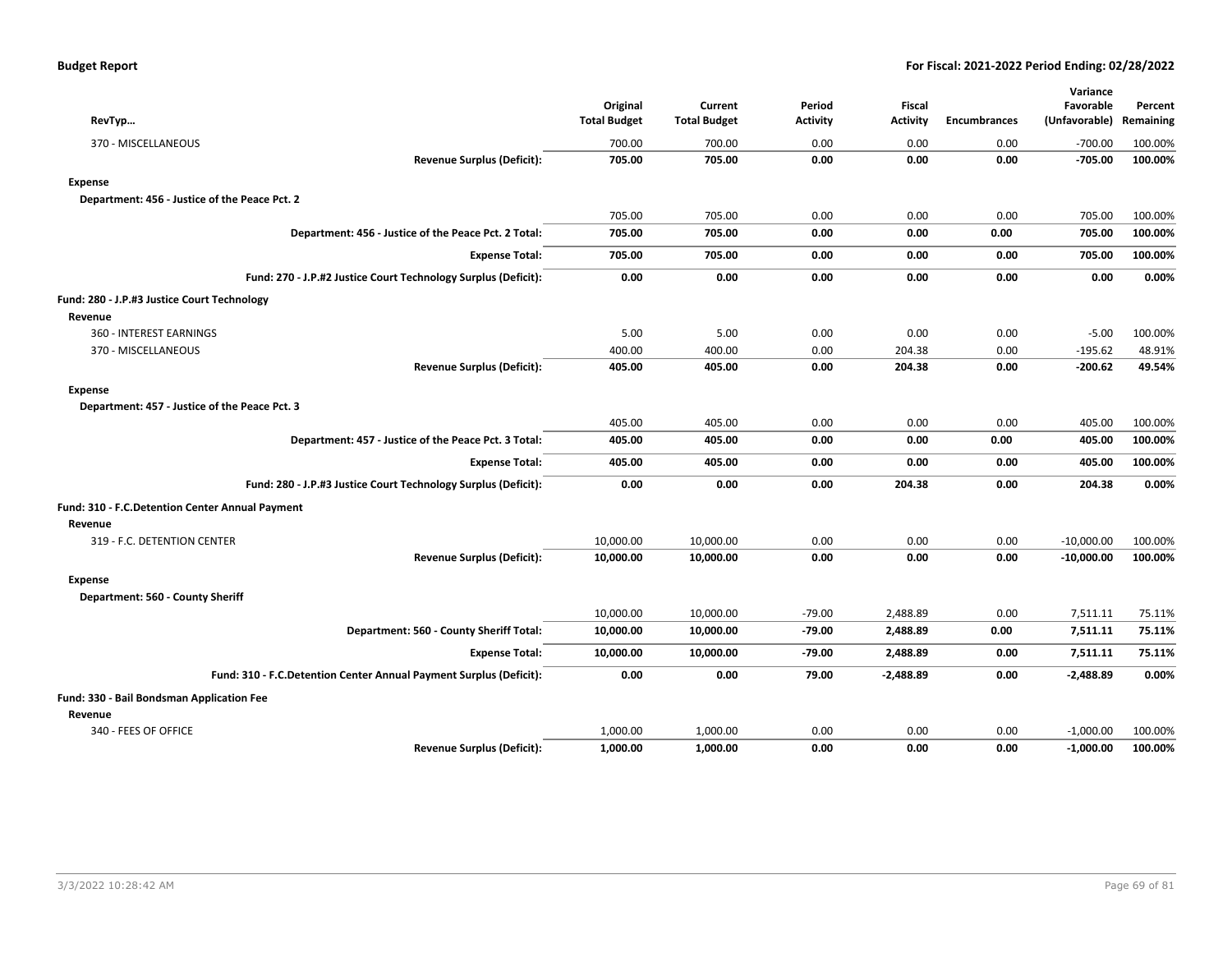| RevTyp… | Original Total Budget | Current Total Budget | Period Activity | Fiscal Activity | Encumbrances | Variance Favorable (Unfavorable) | Percent Remaining |
|---|---|---|---|---|---|---|---|
| 370 - MISCELLANEOUS | 700.00 | 700.00 | 0.00 | 0.00 | 0.00 | -700.00 | 100.00% |
| **Revenue Surplus (Deficit):** | **705.00** | **705.00** | **0.00** | **0.00** | **0.00** | **-705.00** | **100.00%** |
| **Expense** | | | | | | | |
| **Department: 456 - Justice of the Peace Pct. 2** | | | | | | | |
| | 705.00 | 705.00 | 0.00 | 0.00 | 0.00 | 705.00 | 100.00% |
| **Department: 456 - Justice of the Peace Pct. 2 Total:** | **705.00** | **705.00** | **0.00** | **0.00** | **0.00** | **705.00** | **100.00%** |
| **Expense Total:** | **705.00** | **705.00** | **0.00** | **0.00** | **0.00** | **705.00** | **100.00%** |
| **Fund: 270 - J.P.#2 Justice Court Technology Surplus (Deficit):** | **0.00** | **0.00** | **0.00** | **0.00** | **0.00** | **0.00** | **0.00%** |
| **Fund: 280 - J.P.#3 Justice Court Technology** | | | | | | | |
| **Revenue** | | | | | | | |
| 360 - INTEREST EARNINGS | 5.00 | 5.00 | 0.00 | 0.00 | 0.00 | -5.00 | 100.00% |
| 370 - MISCELLANEOUS | 400.00 | 400.00 | 0.00 | 204.38 | 0.00 | -195.62 | 48.91% |
| **Revenue Surplus (Deficit):** | **405.00** | **405.00** | **0.00** | **204.38** | **0.00** | **-200.62** | **49.54%** |
| **Expense** | | | | | | | |
| **Department: 457 - Justice of the Peace Pct. 3** | | | | | | | |
| | 405.00 | 405.00 | 0.00 | 0.00 | 0.00 | 405.00 | 100.00% |
| **Department: 457 - Justice of the Peace Pct. 3 Total:** | **405.00** | **405.00** | **0.00** | **0.00** | **0.00** | **405.00** | **100.00%** |
| **Expense Total:** | **405.00** | **405.00** | **0.00** | **0.00** | **0.00** | **405.00** | **100.00%** |
| **Fund: 280 - J.P.#3 Justice Court Technology Surplus (Deficit):** | **0.00** | **0.00** | **0.00** | **204.38** | **0.00** | **204.38** | **0.00%** |
| **Fund: 310 - F.C.Detention Center Annual Payment** | | | | | | | |
| **Revenue** | | | | | | | |
| 319 - F.C. DETENTION CENTER | 10,000.00 | 10,000.00 | 0.00 | 0.00 | 0.00 | -10,000.00 | 100.00% |
| **Revenue Surplus (Deficit):** | **10,000.00** | **10,000.00** | **0.00** | **0.00** | **0.00** | **-10,000.00** | **100.00%** |
| **Expense** | | | | | | | |
| **Department: 560 - County Sheriff** | | | | | | | |
| | 10,000.00 | 10,000.00 | -79.00 | 2,488.89 | 0.00 | 7,511.11 | 75.11% |
| **Department: 560 - County Sheriff Total:** | **10,000.00** | **10,000.00** | **-79.00** | **2,488.89** | **0.00** | **7,511.11** | **75.11%** |
| **Expense Total:** | **10,000.00** | **10,000.00** | **-79.00** | **2,488.89** | **0.00** | **7,511.11** | **75.11%** |
| **Fund: 310 - F.C.Detention Center Annual Payment Surplus (Deficit):** | **0.00** | **0.00** | **79.00** | **-2,488.89** | **0.00** | **-2,488.89** | **0.00%** |
| **Fund: 330 - Bail Bondsman Application Fee** | | | | | | | |
| **Revenue** | | | | | | | |
| 340 - FEES OF OFFICE | 1,000.00 | 1,000.00 | 0.00 | 0.00 | 0.00 | -1,000.00 | 100.00% |
| **Revenue Surplus (Deficit):** | **1,000.00** | **1,000.00** | **0.00** | **0.00** | **0.00** | **-1,000.00** | **100.00%** |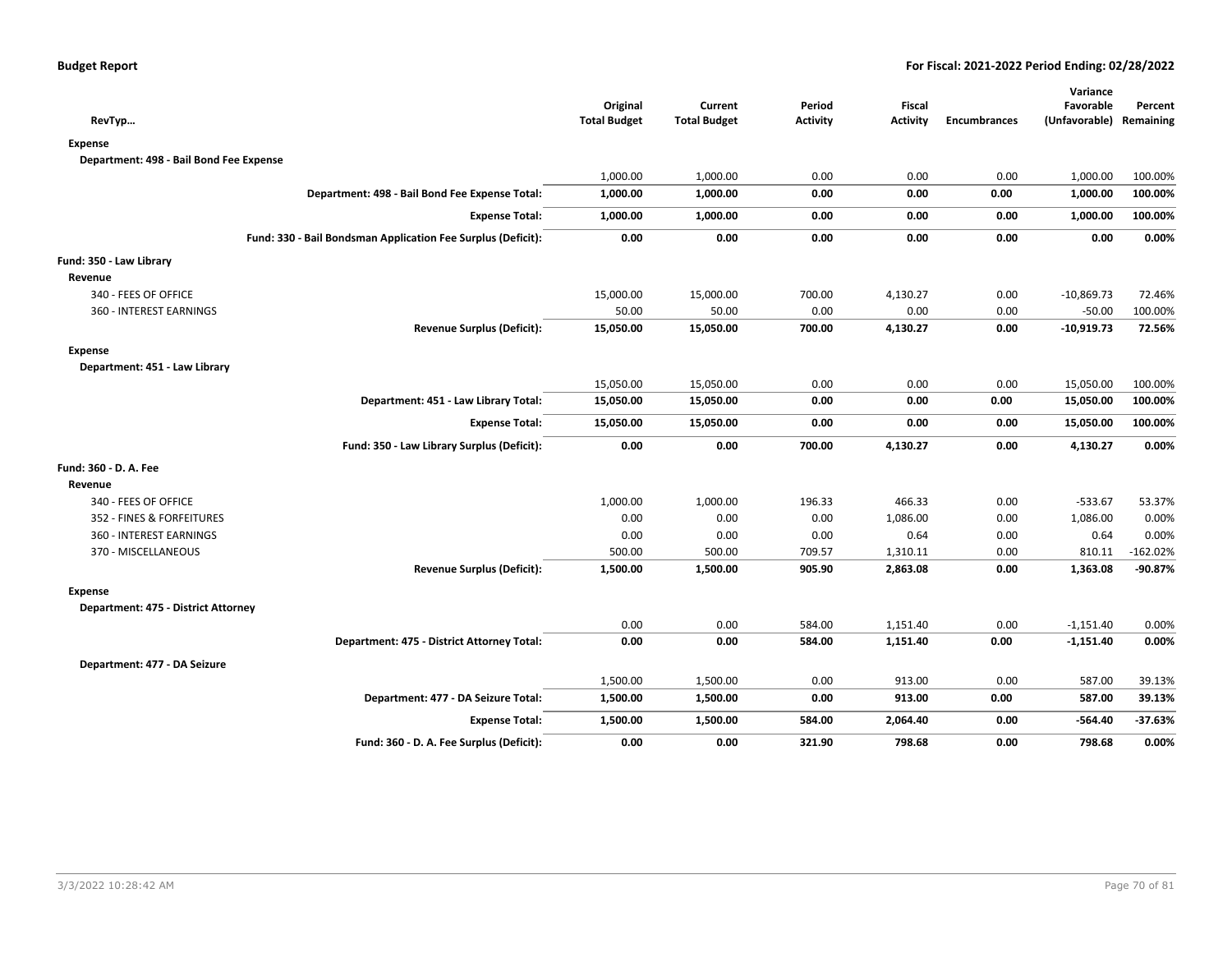**Budget Report** **For Fiscal: 2021-2022 Period Ending: 02/28/2022**

| RevTyp… | Original Total Budget | Current Total Budget | Period Activity | Fiscal Activity | Encumbrances | Variance Favorable (Unfavorable) | Percent Remaining |
|---|---|---|---|---|---|---|---|
| **Expense** | | | | | | | |
| **Department: 498 - Bail Bond Fee Expense** | | | | | | | |
| | 1,000.00 | 1,000.00 | 0.00 | 0.00 | 0.00 | 1,000.00 | 100.00% |
| **Department: 498 - Bail Bond Fee Expense Total:** | **1,000.00** | **1,000.00** | **0.00** | **0.00** | **0.00** | **1,000.00** | **100.00%** |
| **Expense Total:** | **1,000.00** | **1,000.00** | **0.00** | **0.00** | **0.00** | **1,000.00** | **100.00%** |
| **Fund: 330 - Bail Bondsman Application Fee Surplus (Deficit):** | **0.00** | **0.00** | **0.00** | **0.00** | **0.00** | **0.00** | **0.00%** |
| **Fund: 350 - Law Library** | | | | | | | |
| **Revenue** | | | | | | | |
| 340 - FEES OF OFFICE | 15,000.00 | 15,000.00 | 700.00 | 4,130.27 | 0.00 | -10,869.73 | 72.46% |
| 360 - INTEREST EARNINGS | 50.00 | 50.00 | 0.00 | 0.00 | 0.00 | -50.00 | 100.00% |
| **Revenue Surplus (Deficit):** | **15,050.00** | **15,050.00** | **700.00** | **4,130.27** | **0.00** | **-10,919.73** | **72.56%** |
| **Expense** | | | | | | | |
| **Department: 451 - Law Library** | | | | | | | |
| | 15,050.00 | 15,050.00 | 0.00 | 0.00 | 0.00 | 15,050.00 | 100.00% |
| **Department: 451 - Law Library Total:** | **15,050.00** | **15,050.00** | **0.00** | **0.00** | **0.00** | **15,050.00** | **100.00%** |
| **Expense Total:** | **15,050.00** | **15,050.00** | **0.00** | **0.00** | **0.00** | **15,050.00** | **100.00%** |
| **Fund: 350 - Law Library Surplus (Deficit):** | **0.00** | **0.00** | **700.00** | **4,130.27** | **0.00** | **4,130.27** | **0.00%** |
| **Fund: 360 - D. A. Fee** | | | | | | | |
| **Revenue** | | | | | | | |
| 340 - FEES OF OFFICE | 1,000.00 | 1,000.00 | 196.33 | 466.33 | 0.00 | -533.67 | 53.37% |
| 352 - FINES & FORFEITURES | 0.00 | 0.00 | 0.00 | 1,086.00 | 0.00 | 1,086.00 | 0.00% |
| 360 - INTEREST EARNINGS | 0.00 | 0.00 | 0.00 | 0.64 | 0.00 | 0.64 | 0.00% |
| 370 - MISCELLANEOUS | 500.00 | 500.00 | 709.57 | 1,310.11 | 0.00 | 810.11 | -162.02% |
| **Revenue Surplus (Deficit):** | **1,500.00** | **1,500.00** | **905.90** | **2,863.08** | **0.00** | **1,363.08** | **-90.87%** |
| **Expense** | | | | | | | |
| **Department: 475 - District Attorney** | | | | | | | |
| | 0.00 | 0.00 | 584.00 | 1,151.40 | 0.00 | -1,151.40 | 0.00% |
| **Department: 475 - District Attorney Total:** | **0.00** | **0.00** | **584.00** | **1,151.40** | **0.00** | **-1,151.40** | **0.00%** |
| **Department: 477 - DA Seizure** | | | | | | | |
| | 1,500.00 | 1,500.00 | 0.00 | 913.00 | 0.00 | 587.00 | 39.13% |
| **Department: 477 - DA Seizure Total:** | **1,500.00** | **1,500.00** | **0.00** | **913.00** | **0.00** | **587.00** | **39.13%** |
| **Expense Total:** | **1,500.00** | **1,500.00** | **584.00** | **2,064.40** | **0.00** | **-564.40** | **-37.63%** |
| **Fund: 360 - D. A. Fee Surplus (Deficit):** | **0.00** | **0.00** | **321.90** | **798.68** | **0.00** | **798.68** | **0.00%** |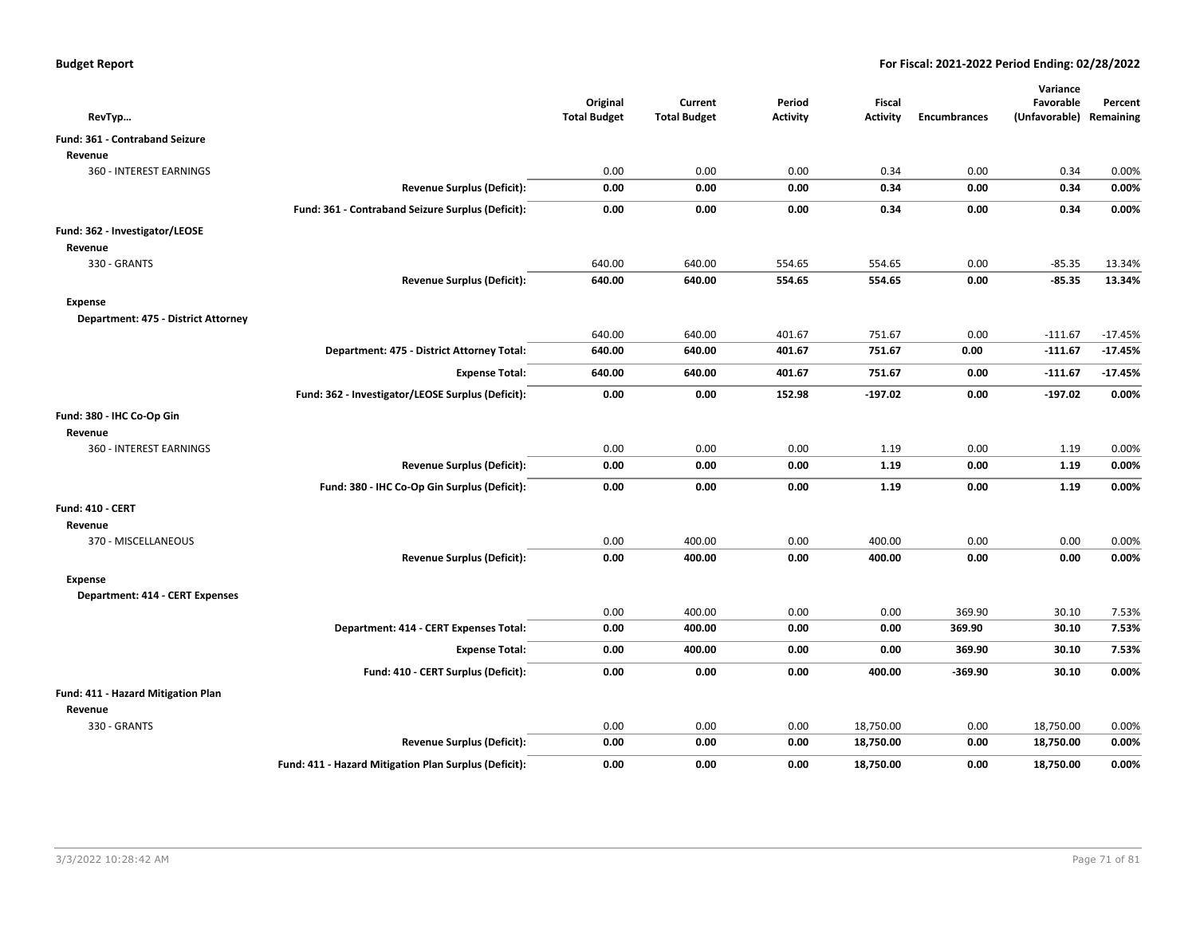**Budget Report** — **For Fiscal: 2021-2022 Period Ending: 02/28/2022**

| RevTyp... | | Original Total Budget | Current Total Budget | Period Activity | Fiscal Activity | Encumbrances | Variance Favorable (Unfavorable) | Percent Remaining |
|---|---|---|---|---|---|---|---|---|
| **Fund: 361 - Contraband Seizure** | | | | | | | | |
| **Revenue** | | | | | | | | |
| 360 - INTEREST EARNINGS | | 0.00 | 0.00 | 0.00 | 0.34 | 0.00 | 0.34 | 0.00% |
| | **Revenue Surplus (Deficit):** | **0.00** | **0.00** | **0.00** | **0.34** | **0.00** | **0.34** | **0.00%** |
| | **Fund: 361 - Contraband Seizure Surplus (Deficit):** | **0.00** | **0.00** | **0.00** | **0.34** | **0.00** | **0.34** | **0.00%** |
| **Fund: 362 - Investigator/LEOSE** | | | | | | | | |
| **Revenue** | | | | | | | | |
| 330 - GRANTS | | 640.00 | 640.00 | 554.65 | 554.65 | 0.00 | -85.35 | 13.34% |
| | **Revenue Surplus (Deficit):** | **640.00** | **640.00** | **554.65** | **554.65** | **0.00** | **-85.35** | **13.34%** |
| **Expense** | | | | | | | | |
| **Department: 475 - District Attorney** | | | | | | | | |
| | | 640.00 | 640.00 | 401.67 | 751.67 | 0.00 | -111.67 | -17.45% |
| | **Department: 475 - District Attorney Total:** | **640.00** | **640.00** | **401.67** | **751.67** | **0.00** | **-111.67** | **-17.45%** |
| | **Expense Total:** | **640.00** | **640.00** | **401.67** | **751.67** | **0.00** | **-111.67** | **-17.45%** |
| | **Fund: 362 - Investigator/LEOSE Surplus (Deficit):** | **0.00** | **0.00** | **152.98** | **-197.02** | **0.00** | **-197.02** | **0.00%** |
| **Fund: 380 - IHC Co-Op Gin** | | | | | | | | |
| **Revenue** | | | | | | | | |
| 360 - INTEREST EARNINGS | | 0.00 | 0.00 | 0.00 | 1.19 | 0.00 | 1.19 | 0.00% |
| | **Revenue Surplus (Deficit):** | **0.00** | **0.00** | **0.00** | **1.19** | **0.00** | **1.19** | **0.00%** |
| | **Fund: 380 - IHC Co-Op Gin Surplus (Deficit):** | **0.00** | **0.00** | **0.00** | **1.19** | **0.00** | **1.19** | **0.00%** |
| **Fund: 410 - CERT** | | | | | | | | |
| **Revenue** | | | | | | | | |
| 370 - MISCELLANEOUS | | 0.00 | 400.00 | 0.00 | 400.00 | 0.00 | 0.00 | 0.00% |
| | **Revenue Surplus (Deficit):** | **0.00** | **400.00** | **0.00** | **400.00** | **0.00** | **0.00** | **0.00%** |
| **Expense** | | | | | | | | |
| **Department: 414 - CERT Expenses** | | | | | | | | |
| | | 0.00 | 400.00 | 0.00 | 0.00 | 369.90 | 30.10 | 7.53% |
| | **Department: 414 - CERT Expenses Total:** | **0.00** | **400.00** | **0.00** | **0.00** | **369.90** | **30.10** | **7.53%** |
| | **Expense Total:** | **0.00** | **400.00** | **0.00** | **0.00** | **369.90** | **30.10** | **7.53%** |
| | **Fund: 410 - CERT Surplus (Deficit):** | **0.00** | **0.00** | **0.00** | **400.00** | **-369.90** | **30.10** | **0.00%** |
| **Fund: 411 - Hazard Mitigation Plan** | | | | | | | | |
| **Revenue** | | | | | | | | |
| 330 - GRANTS | | 0.00 | 0.00 | 0.00 | 18,750.00 | 0.00 | 18,750.00 | 0.00% |
| | **Revenue Surplus (Deficit):** | **0.00** | **0.00** | **0.00** | **18,750.00** | **0.00** | **18,750.00** | **0.00%** |
| | **Fund: 411 - Hazard Mitigation Plan Surplus (Deficit):** | **0.00** | **0.00** | **0.00** | **18,750.00** | **0.00** | **18,750.00** | **0.00%** |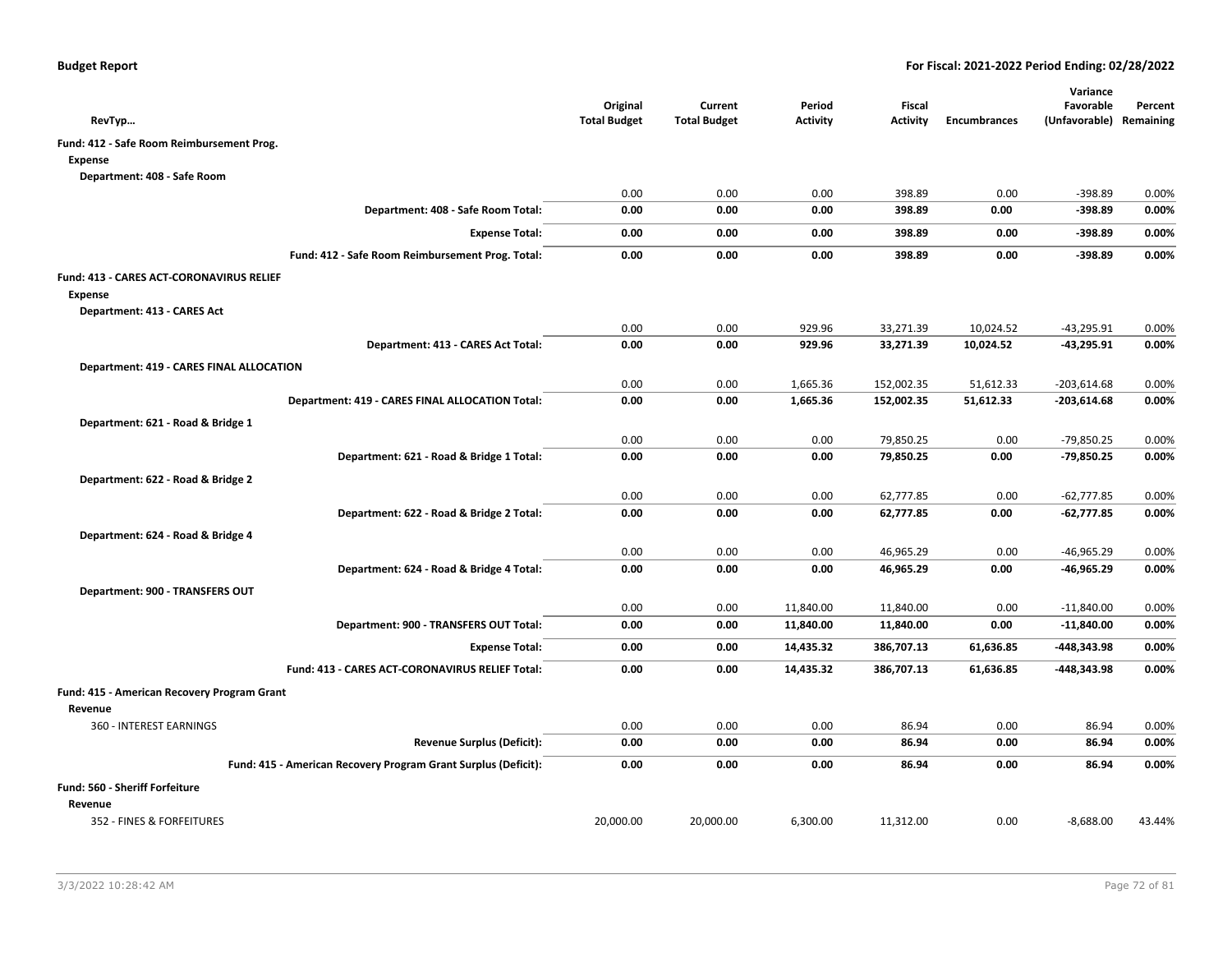**Budget Report** — For Fiscal: 2021-2022 Period Ending: 02/28/2022

| RevTyp… | Original Total Budget | Current Total Budget | Period Activity | Fiscal Activity | Encumbrances | Variance Favorable (Unfavorable) | Percent Remaining |
|---|---|---|---|---|---|---|---|
| **Fund: 412 - Safe Room Reimbursement Prog.** | | | | | | | |
| **Expense** | | | | | | | |
| **Department: 408 - Safe Room** | | | | | | | |
| | 0.00 | 0.00 | 0.00 | 398.89 | 0.00 | -398.89 | 0.00% |
| **Department: 408 - Safe Room Total:** | **0.00** | **0.00** | **0.00** | **398.89** | **0.00** | **-398.89** | **0.00%** |
| **Expense Total:** | **0.00** | **0.00** | **0.00** | **398.89** | **0.00** | **-398.89** | **0.00%** |
| **Fund: 412 - Safe Room Reimbursement Prog. Total:** | **0.00** | **0.00** | **0.00** | **398.89** | **0.00** | **-398.89** | **0.00%** |
| **Fund: 413 - CARES ACT-CORONAVIRUS RELIEF** | | | | | | | |
| **Expense** | | | | | | | |
| **Department: 413 - CARES Act** | | | | | | | |
| | 0.00 | 0.00 | 929.96 | 33,271.39 | 10,024.52 | -43,295.91 | 0.00% |
| **Department: 413 - CARES Act Total:** | **0.00** | **0.00** | **929.96** | **33,271.39** | **10,024.52** | **-43,295.91** | **0.00%** |
| **Department: 419 - CARES FINAL ALLOCATION** | | | | | | | |
| | 0.00 | 0.00 | 1,665.36 | 152,002.35 | 51,612.33 | -203,614.68 | 0.00% |
| **Department: 419 - CARES FINAL ALLOCATION Total:** | **0.00** | **0.00** | **1,665.36** | **152,002.35** | **51,612.33** | **-203,614.68** | **0.00%** |
| **Department: 621 - Road & Bridge 1** | | | | | | | |
| | 0.00 | 0.00 | 0.00 | 79,850.25 | 0.00 | -79,850.25 | 0.00% |
| **Department: 621 - Road & Bridge 1 Total:** | **0.00** | **0.00** | **0.00** | **79,850.25** | **0.00** | **-79,850.25** | **0.00%** |
| **Department: 622 - Road & Bridge 2** | | | | | | | |
| | 0.00 | 0.00 | 0.00 | 62,777.85 | 0.00 | -62,777.85 | 0.00% |
| **Department: 622 - Road & Bridge 2 Total:** | **0.00** | **0.00** | **0.00** | **62,777.85** | **0.00** | **-62,777.85** | **0.00%** |
| **Department: 624 - Road & Bridge 4** | | | | | | | |
| | 0.00 | 0.00 | 0.00 | 46,965.29 | 0.00 | -46,965.29 | 0.00% |
| **Department: 624 - Road & Bridge 4 Total:** | **0.00** | **0.00** | **0.00** | **46,965.29** | **0.00** | **-46,965.29** | **0.00%** |
| **Department: 900 - TRANSFERS OUT** | | | | | | | |
| | 0.00 | 0.00 | 11,840.00 | 11,840.00 | 0.00 | -11,840.00 | 0.00% |
| **Department: 900 - TRANSFERS OUT Total:** | **0.00** | **0.00** | **11,840.00** | **11,840.00** | **0.00** | **-11,840.00** | **0.00%** |
| **Expense Total:** | **0.00** | **0.00** | **14,435.32** | **386,707.13** | **61,636.85** | **-448,343.98** | **0.00%** |
| **Fund: 413 - CARES ACT-CORONAVIRUS RELIEF Total:** | **0.00** | **0.00** | **14,435.32** | **386,707.13** | **61,636.85** | **-448,343.98** | **0.00%** |
| **Fund: 415 - American Recovery Program Grant** | | | | | | | |
| **Revenue** | | | | | | | |
| 360 - INTEREST EARNINGS | 0.00 | 0.00 | 0.00 | 86.94 | 0.00 | 86.94 | 0.00% |
| **Revenue Surplus (Deficit):** | **0.00** | **0.00** | **0.00** | **86.94** | **0.00** | **86.94** | **0.00%** |
| **Fund: 415 - American Recovery Program Grant Surplus (Deficit):** | **0.00** | **0.00** | **0.00** | **86.94** | **0.00** | **86.94** | **0.00%** |
| **Fund: 560 - Sheriff Forfeiture** | | | | | | | |
| **Revenue** | | | | | | | |
| 352 - FINES & FORFEITURES | 20,000.00 | 20,000.00 | 6,300.00 | 11,312.00 | 0.00 | -8,688.00 | 43.44% |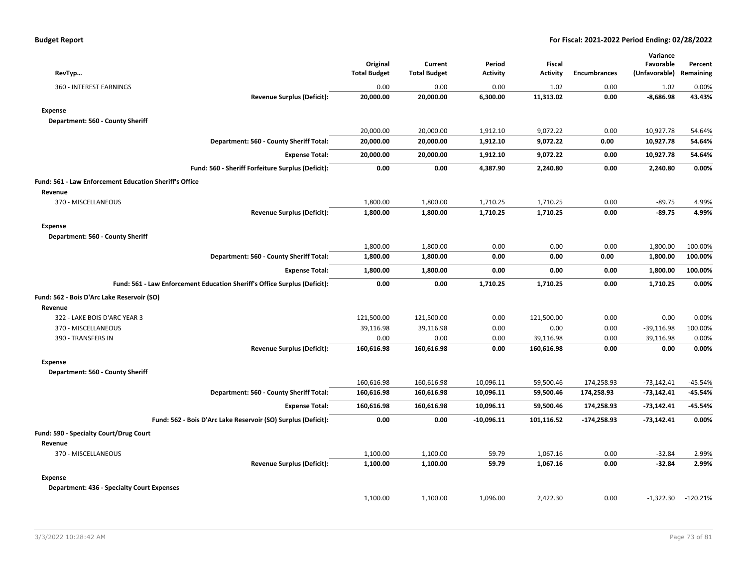| RevTyp… | Original Total Budget | Current Total Budget | Period Activity | Fiscal Activity | Encumbrances | Variance Favorable (Unfavorable) | Percent Remaining |
|---|---|---|---|---|---|---|---|
| 360 - INTEREST EARNINGS | 0.00 | 0.00 | 0.00 | 1.02 | 0.00 | 1.02 | 0.00% |
| **Revenue Surplus (Deficit):** | **20,000.00** | **20,000.00** | **6,300.00** | **11,313.02** | **0.00** | **-8,686.98** | **43.43%** |
| **Expense** | | | | | | | |
| **Department: 560 - County Sheriff** | | | | | | | |
| | 20,000.00 | 20,000.00 | 1,912.10 | 9,072.22 | 0.00 | 10,927.78 | 54.64% |
| **Department: 560 - County Sheriff Total:** | **20,000.00** | **20,000.00** | **1,912.10** | **9,072.22** | **0.00** | **10,927.78** | **54.64%** |
| **Expense Total:** | **20,000.00** | **20,000.00** | **1,912.10** | **9,072.22** | **0.00** | **10,927.78** | **54.64%** |
| **Fund: 560 - Sheriff Forfeiture Surplus (Deficit):** | **0.00** | **0.00** | **4,387.90** | **2,240.80** | **0.00** | **2,240.80** | **0.00%** |
| **Fund: 561 - Law Enforcement Education Sheriff's Office** | | | | | | | |
| **Revenue** | | | | | | | |
| 370 - MISCELLANEOUS | 1,800.00 | 1,800.00 | 1,710.25 | 1,710.25 | 0.00 | -89.75 | 4.99% |
| **Revenue Surplus (Deficit):** | **1,800.00** | **1,800.00** | **1,710.25** | **1,710.25** | **0.00** | **-89.75** | **4.99%** |
| **Expense** | | | | | | | |
| **Department: 560 - County Sheriff** | | | | | | | |
| | 1,800.00 | 1,800.00 | 0.00 | 0.00 | 0.00 | 1,800.00 | 100.00% |
| **Department: 560 - County Sheriff Total:** | **1,800.00** | **1,800.00** | **0.00** | **0.00** | **0.00** | **1,800.00** | **100.00%** |
| **Expense Total:** | **1,800.00** | **1,800.00** | **0.00** | **0.00** | **0.00** | **1,800.00** | **100.00%** |
| **Fund: 561 - Law Enforcement Education Sheriff's Office Surplus (Deficit):** | **0.00** | **0.00** | **1,710.25** | **1,710.25** | **0.00** | **1,710.25** | **0.00%** |
| **Fund: 562 - Bois D'Arc Lake Reservoir (SO)** | | | | | | | |
| **Revenue** | | | | | | | |
| 322 - LAKE BOIS D'ARC YEAR 3 | 121,500.00 | 121,500.00 | 0.00 | 121,500.00 | 0.00 | 0.00 | 0.00% |
| 370 - MISCELLANEOUS | 39,116.98 | 39,116.98 | 0.00 | 0.00 | 0.00 | -39,116.98 | 100.00% |
| 390 - TRANSFERS IN | 0.00 | 0.00 | 0.00 | 39,116.98 | 0.00 | 39,116.98 | 0.00% |
| **Revenue Surplus (Deficit):** | **160,616.98** | **160,616.98** | **0.00** | **160,616.98** | **0.00** | **0.00** | **0.00%** |
| **Expense** | | | | | | | |
| **Department: 560 - County Sheriff** | | | | | | | |
| | 160,616.98 | 160,616.98 | 10,096.11 | 59,500.46 | 174,258.93 | -73,142.41 | -45.54% |
| **Department: 560 - County Sheriff Total:** | **160,616.98** | **160,616.98** | **10,096.11** | **59,500.46** | **174,258.93** | **-73,142.41** | **-45.54%** |
| **Expense Total:** | **160,616.98** | **160,616.98** | **10,096.11** | **59,500.46** | **174,258.93** | **-73,142.41** | **-45.54%** |
| **Fund: 562 - Bois D'Arc Lake Reservoir (SO) Surplus (Deficit):** | **0.00** | **0.00** | **-10,096.11** | **101,116.52** | **-174,258.93** | **-73,142.41** | **0.00%** |
| **Fund: 590 - Specialty Court/Drug Court** | | | | | | | |
| **Revenue** | | | | | | | |
| 370 - MISCELLANEOUS | 1,100.00 | 1,100.00 | 59.79 | 1,067.16 | 0.00 | -32.84 | 2.99% |
| **Revenue Surplus (Deficit):** | **1,100.00** | **1,100.00** | **59.79** | **1,067.16** | **0.00** | **-32.84** | **2.99%** |
| **Expense** | | | | | | | |
| **Department: 436 - Specialty Court Expenses** | | | | | | | |
| | 1,100.00 | 1,100.00 | 1,096.00 | 2,422.30 | 0.00 | -1,322.30 | -120.21% |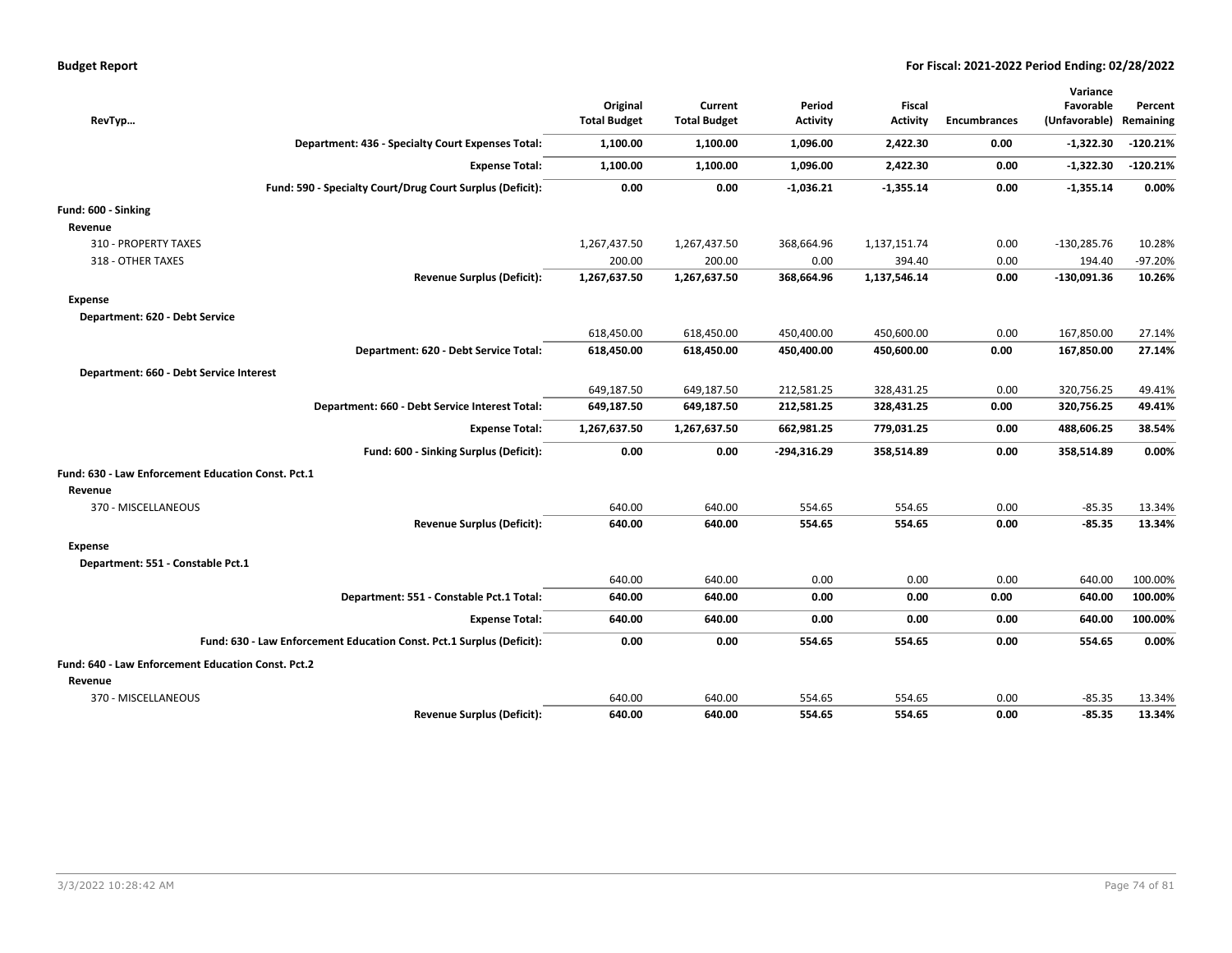| RevTyp... | Original Total Budget | Current Total Budget | Period Activity | Fiscal Activity | Encumbrances | Variance Favorable (Unfavorable) | Percent Remaining |
|---|---|---|---|---|---|---|---|
| **Department: 436 - Specialty Court Expenses Total:** | **1,100.00** | **1,100.00** | **1,096.00** | **2,422.30** | **0.00** | **-1,322.30** | **-120.21%** |
| **Expense Total:** | **1,100.00** | **1,100.00** | **1,096.00** | **2,422.30** | **0.00** | **-1,322.30** | **-120.21%** |
| **Fund: 590 - Specialty Court/Drug Court Surplus (Deficit):** | **0.00** | **0.00** | **-1,036.21** | **-1,355.14** | **0.00** | **-1,355.14** | **0.00%** |
| **Fund: 600 - Sinking** | | | | | | | |
| **Revenue** | | | | | | | |
| 310 - PROPERTY TAXES | 1,267,437.50 | 1,267,437.50 | 368,664.96 | 1,137,151.74 | 0.00 | -130,285.76 | 10.28% |
| 318 - OTHER TAXES | 200.00 | 200.00 | 0.00 | 394.40 | 0.00 | 194.40 | -97.20% |
| **Revenue Surplus (Deficit):** | **1,267,637.50** | **1,267,637.50** | **368,664.96** | **1,137,546.14** | **0.00** | **-130,091.36** | **10.26%** |
| **Expense** | | | | | | | |
| **Department: 620 - Debt Service** | | | | | | | |
| | 618,450.00 | 618,450.00 | 450,400.00 | 450,600.00 | 0.00 | 167,850.00 | 27.14% |
| **Department: 620 - Debt Service Total:** | **618,450.00** | **618,450.00** | **450,400.00** | **450,600.00** | **0.00** | **167,850.00** | **27.14%** |
| **Department: 660 - Debt Service Interest** | | | | | | | |
| | 649,187.50 | 649,187.50 | 212,581.25 | 328,431.25 | 0.00 | 320,756.25 | 49.41% |
| **Department: 660 - Debt Service Interest Total:** | **649,187.50** | **649,187.50** | **212,581.25** | **328,431.25** | **0.00** | **320,756.25** | **49.41%** |
| **Expense Total:** | **1,267,637.50** | **1,267,637.50** | **662,981.25** | **779,031.25** | **0.00** | **488,606.25** | **38.54%** |
| **Fund: 600 - Sinking Surplus (Deficit):** | **0.00** | **0.00** | **-294,316.29** | **358,514.89** | **0.00** | **358,514.89** | **0.00%** |
| **Fund: 630 - Law Enforcement Education Const. Pct.1** | | | | | | | |
| **Revenue** | | | | | | | |
| 370 - MISCELLANEOUS | 640.00 | 640.00 | 554.65 | 554.65 | 0.00 | -85.35 | 13.34% |
| **Revenue Surplus (Deficit):** | **640.00** | **640.00** | **554.65** | **554.65** | **0.00** | **-85.35** | **13.34%** |
| **Expense** | | | | | | | |
| **Department: 551 - Constable Pct.1** | | | | | | | |
| | 640.00 | 640.00 | 0.00 | 0.00 | 0.00 | 640.00 | 100.00% |
| **Department: 551 - Constable Pct.1 Total:** | **640.00** | **640.00** | **0.00** | **0.00** | **0.00** | **640.00** | **100.00%** |
| **Expense Total:** | **640.00** | **640.00** | **0.00** | **0.00** | **0.00** | **640.00** | **100.00%** |
| **Fund: 630 - Law Enforcement Education Const. Pct.1 Surplus (Deficit):** | **0.00** | **0.00** | **554.65** | **554.65** | **0.00** | **554.65** | **0.00%** |
| **Fund: 640 - Law Enforcement Education Const. Pct.2** | | | | | | | |
| **Revenue** | | | | | | | |
| 370 - MISCELLANEOUS | 640.00 | 640.00 | 554.65 | 554.65 | 0.00 | -85.35 | 13.34% |
| **Revenue Surplus (Deficit):** | **640.00** | **640.00** | **554.65** | **554.65** | **0.00** | **-85.35** | **13.34%** |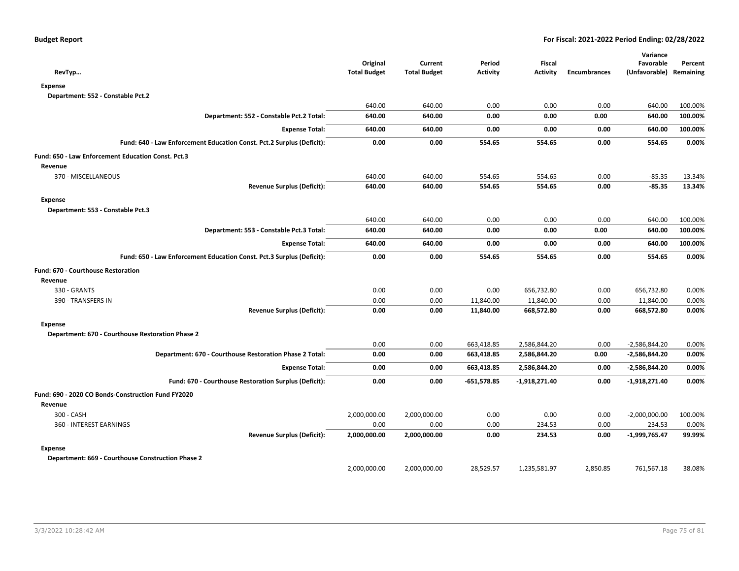**Budget Report** — For Fiscal: 2021-2022 Period Ending: 02/28/2022

| RevTyp… | Original Total Budget | Current Total Budget | Period Activity | Fiscal Activity | Encumbrances | Variance Favorable (Unfavorable) | Percent Remaining |
|---|---|---|---|---|---|---|---|
| **Expense** | | | | | | | |
| **Department: 552 - Constable Pct.2** | | | | | | | |
| | 640.00 | 640.00 | 0.00 | 0.00 | 0.00 | 640.00 | 100.00% |
| **Department: 552 - Constable Pct.2 Total:** | **640.00** | **640.00** | **0.00** | **0.00** | **0.00** | **640.00** | **100.00%** |
| **Expense Total:** | **640.00** | **640.00** | **0.00** | **0.00** | **0.00** | **640.00** | **100.00%** |
| **Fund: 640 - Law Enforcement Education Const. Pct.2 Surplus (Deficit):** | **0.00** | **0.00** | **554.65** | **554.65** | **0.00** | **554.65** | **0.00%** |
| **Fund: 650 - Law Enforcement Education Const. Pct.3** | | | | | | | |
| **Revenue** | | | | | | | |
| 370 - MISCELLANEOUS | 640.00 | 640.00 | 554.65 | 554.65 | 0.00 | -85.35 | 13.34% |
| **Revenue Surplus (Deficit):** | **640.00** | **640.00** | **554.65** | **554.65** | **0.00** | **-85.35** | **13.34%** |
| **Expense** | | | | | | | |
| **Department: 553 - Constable Pct.3** | | | | | | | |
| | 640.00 | 640.00 | 0.00 | 0.00 | 0.00 | 640.00 | 100.00% |
| **Department: 553 - Constable Pct.3 Total:** | **640.00** | **640.00** | **0.00** | **0.00** | **0.00** | **640.00** | **100.00%** |
| **Expense Total:** | **640.00** | **640.00** | **0.00** | **0.00** | **0.00** | **640.00** | **100.00%** |
| **Fund: 650 - Law Enforcement Education Const. Pct.3 Surplus (Deficit):** | **0.00** | **0.00** | **554.65** | **554.65** | **0.00** | **554.65** | **0.00%** |
| **Fund: 670 - Courthouse Restoration** | | | | | | | |
| **Revenue** | | | | | | | |
| 330 - GRANTS | 0.00 | 0.00 | 0.00 | 656,732.80 | 0.00 | 656,732.80 | 0.00% |
| 390 - TRANSFERS IN | 0.00 | 0.00 | 11,840.00 | 11,840.00 | 0.00 | 11,840.00 | 0.00% |
| **Revenue Surplus (Deficit):** | **0.00** | **0.00** | **11,840.00** | **668,572.80** | **0.00** | **668,572.80** | **0.00%** |
| **Expense** | | | | | | | |
| **Department: 670 - Courthouse Restoration Phase 2** | | | | | | | |
| | 0.00 | 0.00 | 663,418.85 | 2,586,844.20 | 0.00 | -2,586,844.20 | 0.00% |
| **Department: 670 - Courthouse Restoration Phase 2 Total:** | **0.00** | **0.00** | **663,418.85** | **2,586,844.20** | **0.00** | **-2,586,844.20** | **0.00%** |
| **Expense Total:** | **0.00** | **0.00** | **663,418.85** | **2,586,844.20** | **0.00** | **-2,586,844.20** | **0.00%** |
| **Fund: 670 - Courthouse Restoration Surplus (Deficit):** | **0.00** | **0.00** | **-651,578.85** | **-1,918,271.40** | **0.00** | **-1,918,271.40** | **0.00%** |
| **Fund: 690 - 2020 CO Bonds-Construction Fund FY2020** | | | | | | | |
| **Revenue** | | | | | | | |
| 300 - CASH | 2,000,000.00 | 2,000,000.00 | 0.00 | 0.00 | 0.00 | -2,000,000.00 | 100.00% |
| 360 - INTEREST EARNINGS | 0.00 | 0.00 | 0.00 | 234.53 | 0.00 | 234.53 | 0.00% |
| **Revenue Surplus (Deficit):** | **2,000,000.00** | **2,000,000.00** | **0.00** | **234.53** | **0.00** | **-1,999,765.47** | **99.99%** |
| **Expense** | | | | | | | |
| **Department: 669 - Courthouse Construction Phase 2** | | | | | | | |
| | 2,000,000.00 | 2,000,000.00 | 28,529.57 | 1,235,581.97 | 2,850.85 | 761,567.18 | 38.08% |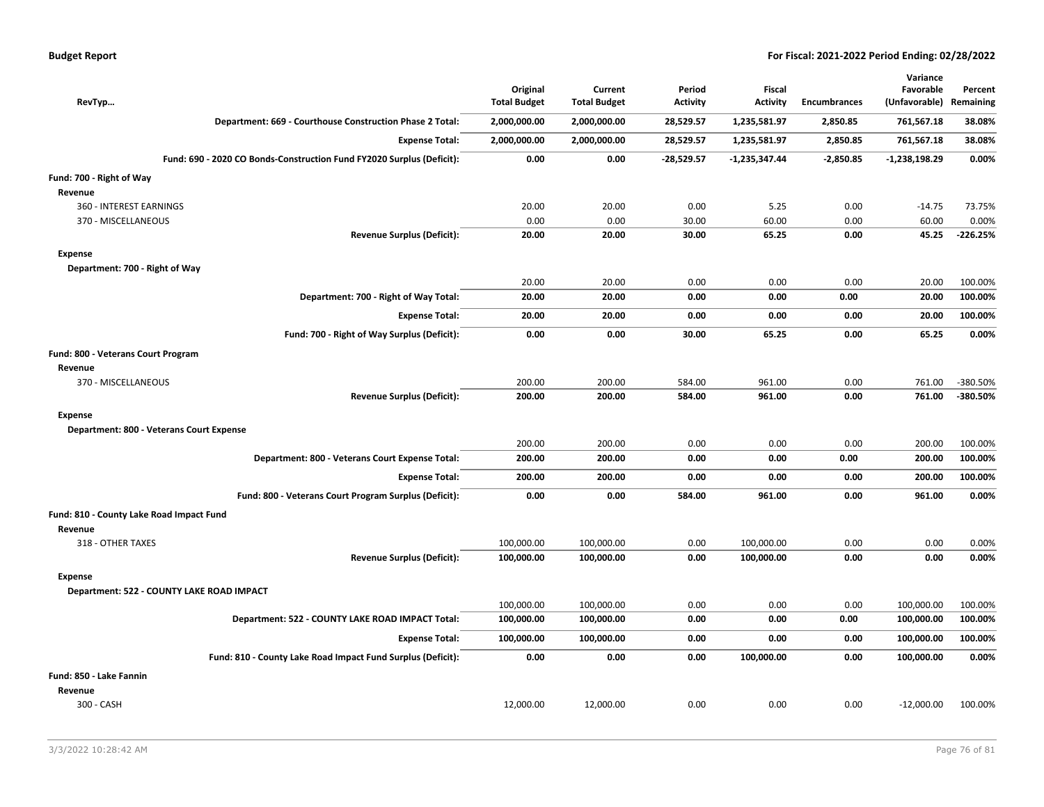| RevTyp… | Original Total Budget | Current Total Budget | Period Activity | Fiscal Activity | Encumbrances | Variance Favorable (Unfavorable) | Percent Remaining |
|---|---|---|---|---|---|---|---|
| **Department: 669 - Courthouse Construction Phase 2 Total:** | **2,000,000.00** | **2,000,000.00** | **28,529.57** | **1,235,581.97** | **2,850.85** | **761,567.18** | **38.08%** |
| **Expense Total:** | **2,000,000.00** | **2,000,000.00** | **28,529.57** | **1,235,581.97** | **2,850.85** | **761,567.18** | **38.08%** |
| **Fund: 690 - 2020 CO Bonds-Construction Fund FY2020 Surplus (Deficit):** | **0.00** | **0.00** | **-28,529.57** | **-1,235,347.44** | **-2,850.85** | **-1,238,198.29** | **0.00%** |
| **Fund: 700 - Right of Way** | | | | | | | |
| **Revenue** | | | | | | | |
| 360 - INTEREST EARNINGS | 20.00 | 20.00 | 0.00 | 5.25 | 0.00 | -14.75 | 73.75% |
| 370 - MISCELLANEOUS | 0.00 | 0.00 | 30.00 | 60.00 | 0.00 | 60.00 | 0.00% |
| **Revenue Surplus (Deficit):** | **20.00** | **20.00** | **30.00** | **65.25** | **0.00** | **45.25** | **-226.25%** |
| **Expense** | | | | | | | |
| **Department: 700 - Right of Way** | | | | | | | |
| | 20.00 | 20.00 | 0.00 | 0.00 | 0.00 | 20.00 | 100.00% |
| **Department: 700 - Right of Way Total:** | **20.00** | **20.00** | **0.00** | **0.00** | **0.00** | **20.00** | **100.00%** |
| **Expense Total:** | **20.00** | **20.00** | **0.00** | **0.00** | **0.00** | **20.00** | **100.00%** |
| **Fund: 700 - Right of Way Surplus (Deficit):** | **0.00** | **0.00** | **30.00** | **65.25** | **0.00** | **65.25** | **0.00%** |
| **Fund: 800 - Veterans Court Program** | | | | | | | |
| **Revenue** | | | | | | | |
| 370 - MISCELLANEOUS | 200.00 | 200.00 | 584.00 | 961.00 | 0.00 | 761.00 | -380.50% |
| **Revenue Surplus (Deficit):** | **200.00** | **200.00** | **584.00** | **961.00** | **0.00** | **761.00** | **-380.50%** |
| **Expense** | | | | | | | |
| **Department: 800 - Veterans Court Expense** | | | | | | | |
| | 200.00 | 200.00 | 0.00 | 0.00 | 0.00 | 200.00 | 100.00% |
| **Department: 800 - Veterans Court Expense Total:** | **200.00** | **200.00** | **0.00** | **0.00** | **0.00** | **200.00** | **100.00%** |
| **Expense Total:** | **200.00** | **200.00** | **0.00** | **0.00** | **0.00** | **200.00** | **100.00%** |
| **Fund: 800 - Veterans Court Program Surplus (Deficit):** | **0.00** | **0.00** | **584.00** | **961.00** | **0.00** | **961.00** | **0.00%** |
| **Fund: 810 - County Lake Road Impact Fund** | | | | | | | |
| **Revenue** | | | | | | | |
| 318 - OTHER TAXES | 100,000.00 | 100,000.00 | 0.00 | 100,000.00 | 0.00 | 0.00 | 0.00% |
| **Revenue Surplus (Deficit):** | **100,000.00** | **100,000.00** | **0.00** | **100,000.00** | **0.00** | **0.00** | **0.00%** |
| **Expense** | | | | | | | |
| **Department: 522 - COUNTY LAKE ROAD IMPACT** | | | | | | | |
| | 100,000.00 | 100,000.00 | 0.00 | 0.00 | 0.00 | 100,000.00 | 100.00% |
| **Department: 522 - COUNTY LAKE ROAD IMPACT Total:** | **100,000.00** | **100,000.00** | **0.00** | **0.00** | **0.00** | **100,000.00** | **100.00%** |
| **Expense Total:** | **100,000.00** | **100,000.00** | **0.00** | **0.00** | **0.00** | **100,000.00** | **100.00%** |
| **Fund: 810 - County Lake Road Impact Fund Surplus (Deficit):** | **0.00** | **0.00** | **0.00** | **100,000.00** | **0.00** | **100,000.00** | **0.00%** |
| **Fund: 850 - Lake Fannin** | | | | | | | |
| **Revenue** | | | | | | | |
| 300 - CASH | 12,000.00 | 12,000.00 | 0.00 | 0.00 | 0.00 | -12,000.00 | 100.00% |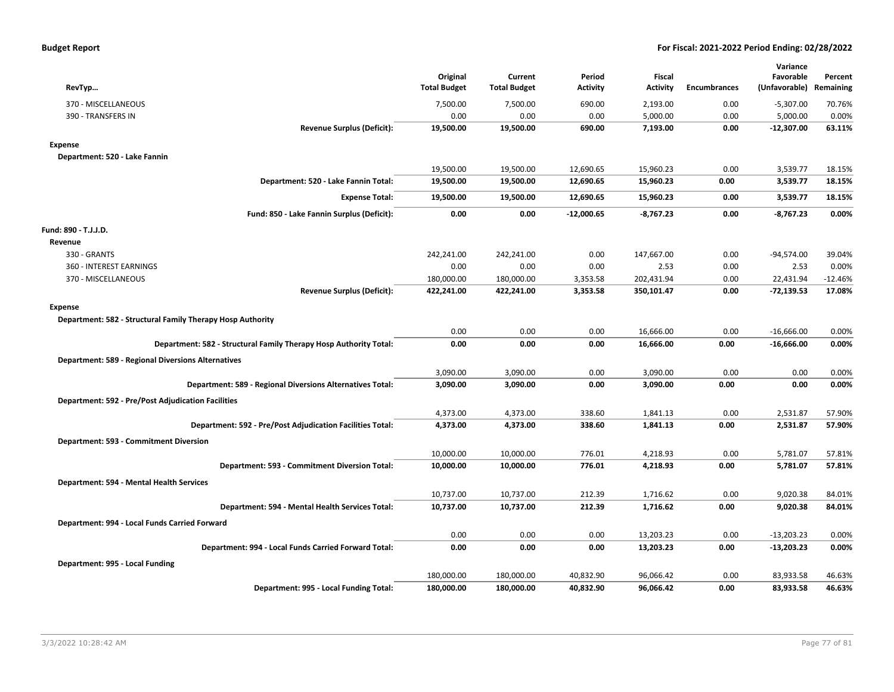| RevTyp... | Original Total Budget | Current Total Budget | Period Activity | Fiscal Activity | Encumbrances | Variance Favorable (Unfavorable) | Percent Remaining |
|---|---|---|---|---|---|---|---|
| 370 - MISCELLANEOUS | 7,500.00 | 7,500.00 | 690.00 | 2,193.00 | 0.00 | -5,307.00 | 70.76% |
| 390 - TRANSFERS IN | 0.00 | 0.00 | 0.00 | 5,000.00 | 0.00 | 5,000.00 | 0.00% |
| **Revenue Surplus (Deficit):** | **19,500.00** | **19,500.00** | **690.00** | **7,193.00** | **0.00** | **-12,307.00** | **63.11%** |
| **Expense** | | | | | | | |
| **Department: 520 - Lake Fannin** | | | | | | | |
| | 19,500.00 | 19,500.00 | 12,690.65 | 15,960.23 | 0.00 | 3,539.77 | 18.15% |
| **Department: 520 - Lake Fannin Total:** | **19,500.00** | **19,500.00** | **12,690.65** | **15,960.23** | **0.00** | **3,539.77** | **18.15%** |
| **Expense Total:** | **19,500.00** | **19,500.00** | **12,690.65** | **15,960.23** | **0.00** | **3,539.77** | **18.15%** |
| **Fund: 850 - Lake Fannin Surplus (Deficit):** | **0.00** | **0.00** | **-12,000.65** | **-8,767.23** | **0.00** | **-8,767.23** | **0.00%** |
| **Fund: 890 - T.J.J.D.** | | | | | | | |
| **Revenue** | | | | | | | |
| 330 - GRANTS | 242,241.00 | 242,241.00 | 0.00 | 147,667.00 | 0.00 | -94,574.00 | 39.04% |
| 360 - INTEREST EARNINGS | 0.00 | 0.00 | 0.00 | 2.53 | 0.00 | 2.53 | 0.00% |
| 370 - MISCELLANEOUS | 180,000.00 | 180,000.00 | 3,353.58 | 202,431.94 | 0.00 | 22,431.94 | -12.46% |
| **Revenue Surplus (Deficit):** | **422,241.00** | **422,241.00** | **3,353.58** | **350,101.47** | **0.00** | **-72,139.53** | **17.08%** |
| **Expense** | | | | | | | |
| **Department: 582 - Structural Family Therapy Hosp Authority** | | | | | | | |
| | 0.00 | 0.00 | 0.00 | 16,666.00 | 0.00 | -16,666.00 | 0.00% |
| **Department: 582 - Structural Family Therapy Hosp Authority Total:** | **0.00** | **0.00** | **0.00** | **16,666.00** | **0.00** | **-16,666.00** | **0.00%** |
| **Department: 589 - Regional Diversions Alternatives** | | | | | | | |
| | 3,090.00 | 3,090.00 | 0.00 | 3,090.00 | 0.00 | 0.00 | 0.00% |
| **Department: 589 - Regional Diversions Alternatives Total:** | **3,090.00** | **3,090.00** | **0.00** | **3,090.00** | **0.00** | **0.00** | **0.00%** |
| **Department: 592 - Pre/Post Adjudication Facilities** | | | | | | | |
| | 4,373.00 | 4,373.00 | 338.60 | 1,841.13 | 0.00 | 2,531.87 | 57.90% |
| **Department: 592 - Pre/Post Adjudication Facilities Total:** | **4,373.00** | **4,373.00** | **338.60** | **1,841.13** | **0.00** | **2,531.87** | **57.90%** |
| **Department: 593 - Commitment Diversion** | | | | | | | |
| | 10,000.00 | 10,000.00 | 776.01 | 4,218.93 | 0.00 | 5,781.07 | 57.81% |
| **Department: 593 - Commitment Diversion Total:** | **10,000.00** | **10,000.00** | **776.01** | **4,218.93** | **0.00** | **5,781.07** | **57.81%** |
| **Department: 594 - Mental Health Services** | | | | | | | |
| | 10,737.00 | 10,737.00 | 212.39 | 1,716.62 | 0.00 | 9,020.38 | 84.01% |
| **Department: 594 - Mental Health Services Total:** | **10,737.00** | **10,737.00** | **212.39** | **1,716.62** | **0.00** | **9,020.38** | **84.01%** |
| **Department: 994 - Local Funds Carried Forward** | | | | | | | |
| | 0.00 | 0.00 | 0.00 | 13,203.23 | 0.00 | -13,203.23 | 0.00% |
| **Department: 994 - Local Funds Carried Forward Total:** | **0.00** | **0.00** | **0.00** | **13,203.23** | **0.00** | **-13,203.23** | **0.00%** |
| **Department: 995 - Local Funding** | | | | | | | |
| | 180,000.00 | 180,000.00 | 40,832.90 | 96,066.42 | 0.00 | 83,933.58 | 46.63% |
| **Department: 995 - Local Funding Total:** | **180,000.00** | **180,000.00** | **40,832.90** | **96,066.42** | **0.00** | **83,933.58** | **46.63%** |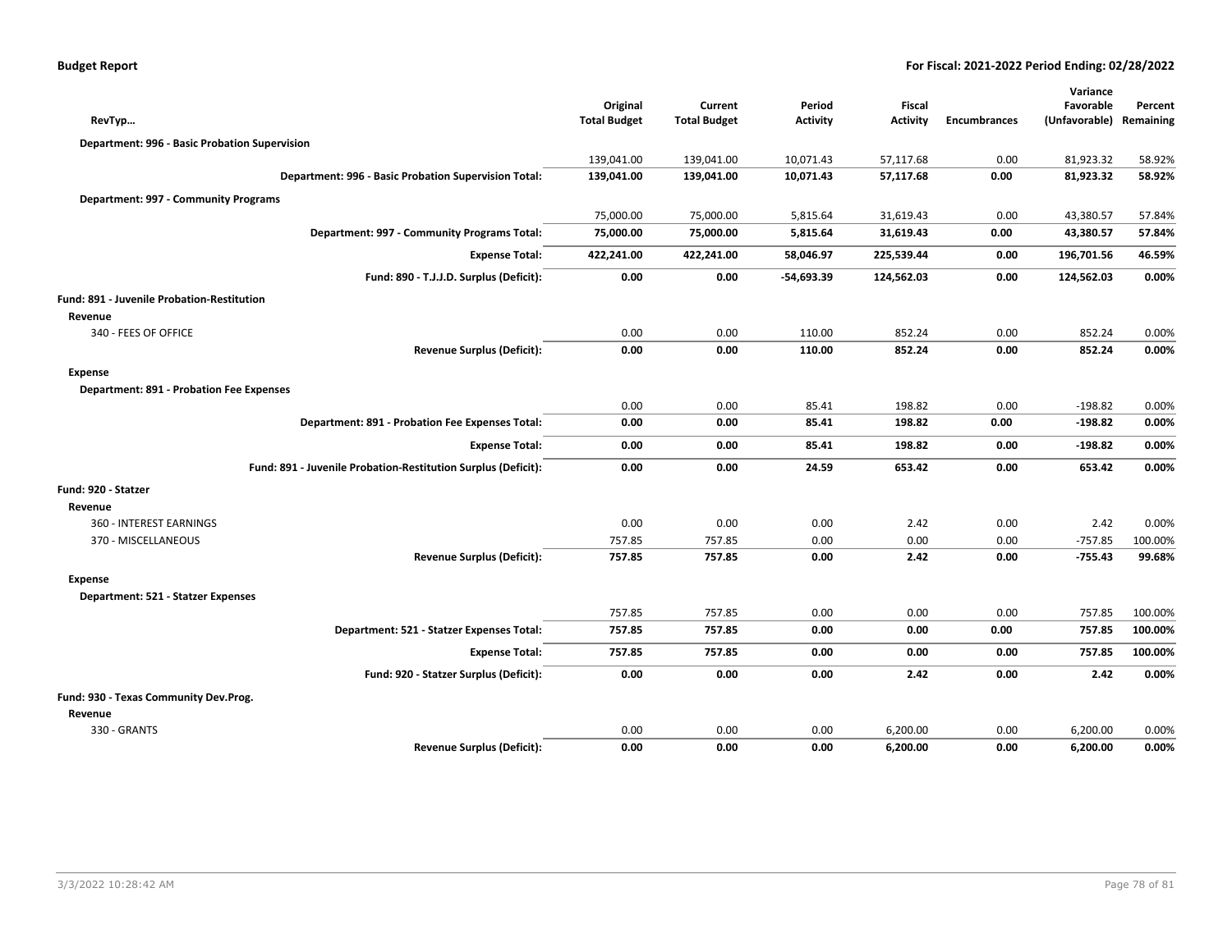| RevTyp… | Original Total Budget | Current Total Budget | Period Activity | Fiscal Activity | Encumbrances | Variance Favorable (Unfavorable) | Percent Remaining |
|---|---|---|---|---|---|---|---|
| **Department: 996 - Basic Probation Supervision** | | | | | | | |
| | 139,041.00 | 139,041.00 | 10,071.43 | 57,117.68 | 0.00 | 81,923.32 | 58.92% |
| **Department: 996 - Basic Probation Supervision Total:** | **139,041.00** | **139,041.00** | **10,071.43** | **57,117.68** | **0.00** | **81,923.32** | **58.92%** |
| **Department: 997 - Community Programs** | | | | | | | |
| | 75,000.00 | 75,000.00 | 5,815.64 | 31,619.43 | 0.00 | 43,380.57 | 57.84% |
| **Department: 997 - Community Programs Total:** | **75,000.00** | **75,000.00** | **5,815.64** | **31,619.43** | **0.00** | **43,380.57** | **57.84%** |
| **Expense Total:** | **422,241.00** | **422,241.00** | **58,046.97** | **225,539.44** | **0.00** | **196,701.56** | **46.59%** |
| **Fund: 890 - T.J.J.D. Surplus (Deficit):** | **0.00** | **0.00** | **-54,693.39** | **124,562.03** | **0.00** | **124,562.03** | **0.00%** |
| **Fund: 891 - Juvenile Probation-Restitution** | | | | | | | |
| **Revenue** | | | | | | | |
| 340 - FEES OF OFFICE | 0.00 | 0.00 | 110.00 | 852.24 | 0.00 | 852.24 | 0.00% |
| **Revenue Surplus (Deficit):** | **0.00** | **0.00** | **110.00** | **852.24** | **0.00** | **852.24** | **0.00%** |
| **Expense** | | | | | | | |
| **Department: 891 - Probation Fee Expenses** | | | | | | | |
| | 0.00 | 0.00 | 85.41 | 198.82 | 0.00 | -198.82 | 0.00% |
| **Department: 891 - Probation Fee Expenses Total:** | **0.00** | **0.00** | **85.41** | **198.82** | **0.00** | **-198.82** | **0.00%** |
| **Expense Total:** | **0.00** | **0.00** | **85.41** | **198.82** | **0.00** | **-198.82** | **0.00%** |
| **Fund: 891 - Juvenile Probation-Restitution Surplus (Deficit):** | **0.00** | **0.00** | **24.59** | **653.42** | **0.00** | **653.42** | **0.00%** |
| **Fund: 920 - Statzer** | | | | | | | |
| **Revenue** | | | | | | | |
| 360 - INTEREST EARNINGS | 0.00 | 0.00 | 0.00 | 2.42 | 0.00 | 2.42 | 0.00% |
| 370 - MISCELLANEOUS | 757.85 | 757.85 | 0.00 | 0.00 | 0.00 | -757.85 | 100.00% |
| **Revenue Surplus (Deficit):** | **757.85** | **757.85** | **0.00** | **2.42** | **0.00** | **-755.43** | **99.68%** |
| **Expense** | | | | | | | |
| **Department: 521 - Statzer Expenses** | | | | | | | |
| | 757.85 | 757.85 | 0.00 | 0.00 | 0.00 | 757.85 | 100.00% |
| **Department: 521 - Statzer Expenses Total:** | **757.85** | **757.85** | **0.00** | **0.00** | **0.00** | **757.85** | **100.00%** |
| **Expense Total:** | **757.85** | **757.85** | **0.00** | **0.00** | **0.00** | **757.85** | **100.00%** |
| **Fund: 920 - Statzer Surplus (Deficit):** | **0.00** | **0.00** | **0.00** | **2.42** | **0.00** | **2.42** | **0.00%** |
| **Fund: 930 - Texas Community Dev.Prog.** | | | | | | | |
| **Revenue** | | | | | | | |
| 330 - GRANTS | 0.00 | 0.00 | 0.00 | 6,200.00 | 0.00 | 6,200.00 | 0.00% |
| **Revenue Surplus (Deficit):** | **0.00** | **0.00** | **0.00** | **6,200.00** | **0.00** | **6,200.00** | **0.00%** |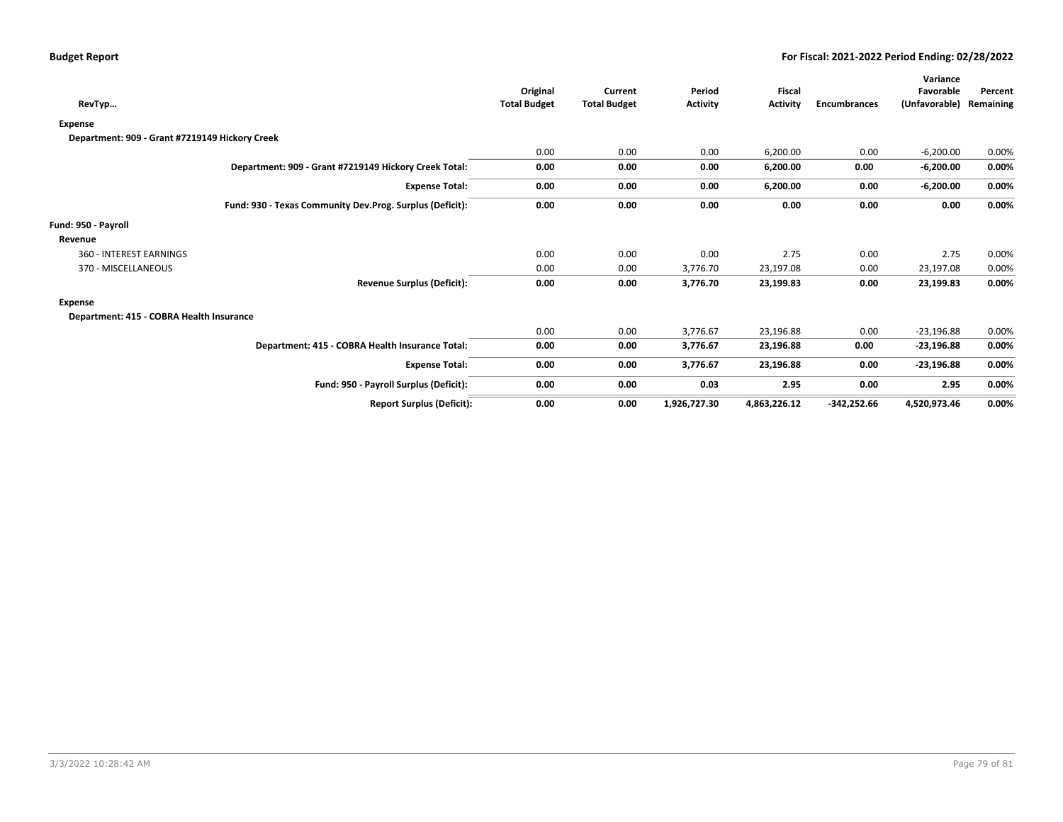| RevTyp… | Original Total Budget | Current Total Budget | Period Activity | Fiscal Activity | Encumbrances | Variance Favorable (Unfavorable) | Percent Remaining |
|---|---|---|---|---|---|---|---|
| **Expense** | | | | | | | |
| **Department: 909 - Grant #7219149 Hickory Creek** | | | | | | | |
| | 0.00 | 0.00 | 0.00 | 6,200.00 | 0.00 | -6,200.00 | 0.00% |
| **Department: 909 - Grant #7219149 Hickory Creek Total:** | **0.00** | **0.00** | **0.00** | **6,200.00** | **0.00** | **-6,200.00** | **0.00%** |
| **Expense Total:** | **0.00** | **0.00** | **0.00** | **6,200.00** | **0.00** | **-6,200.00** | **0.00%** |
| **Fund: 930 - Texas Community Dev.Prog. Surplus (Deficit):** | **0.00** | **0.00** | **0.00** | **0.00** | **0.00** | **0.00** | **0.00%** |
| **Fund: 950 - Payroll** | | | | | | | |
| **Revenue** | | | | | | | |
| 360 - INTEREST EARNINGS | 0.00 | 0.00 | 0.00 | 2.75 | 0.00 | 2.75 | 0.00% |
| 370 - MISCELLANEOUS | 0.00 | 0.00 | 3,776.70 | 23,197.08 | 0.00 | 23,197.08 | 0.00% |
| **Revenue Surplus (Deficit):** | **0.00** | **0.00** | **3,776.70** | **23,199.83** | **0.00** | **23,199.83** | **0.00%** |
| **Expense** | | | | | | | |
| **Department: 415 - COBRA Health Insurance** | | | | | | | |
| | 0.00 | 0.00 | 3,776.67 | 23,196.88 | 0.00 | -23,196.88 | 0.00% |
| **Department: 415 - COBRA Health Insurance Total:** | **0.00** | **0.00** | **3,776.67** | **23,196.88** | **0.00** | **-23,196.88** | **0.00%** |
| **Expense Total:** | **0.00** | **0.00** | **3,776.67** | **23,196.88** | **0.00** | **-23,196.88** | **0.00%** |
| **Fund: 950 - Payroll Surplus (Deficit):** | **0.00** | **0.00** | **0.03** | **2.95** | **0.00** | **2.95** | **0.00%** |
| **Report Surplus (Deficit):** | **0.00** | **0.00** | **1,926,727.30** | **4,863,226.12** | **-342,252.66** | **4,520,973.46** | **0.00%** |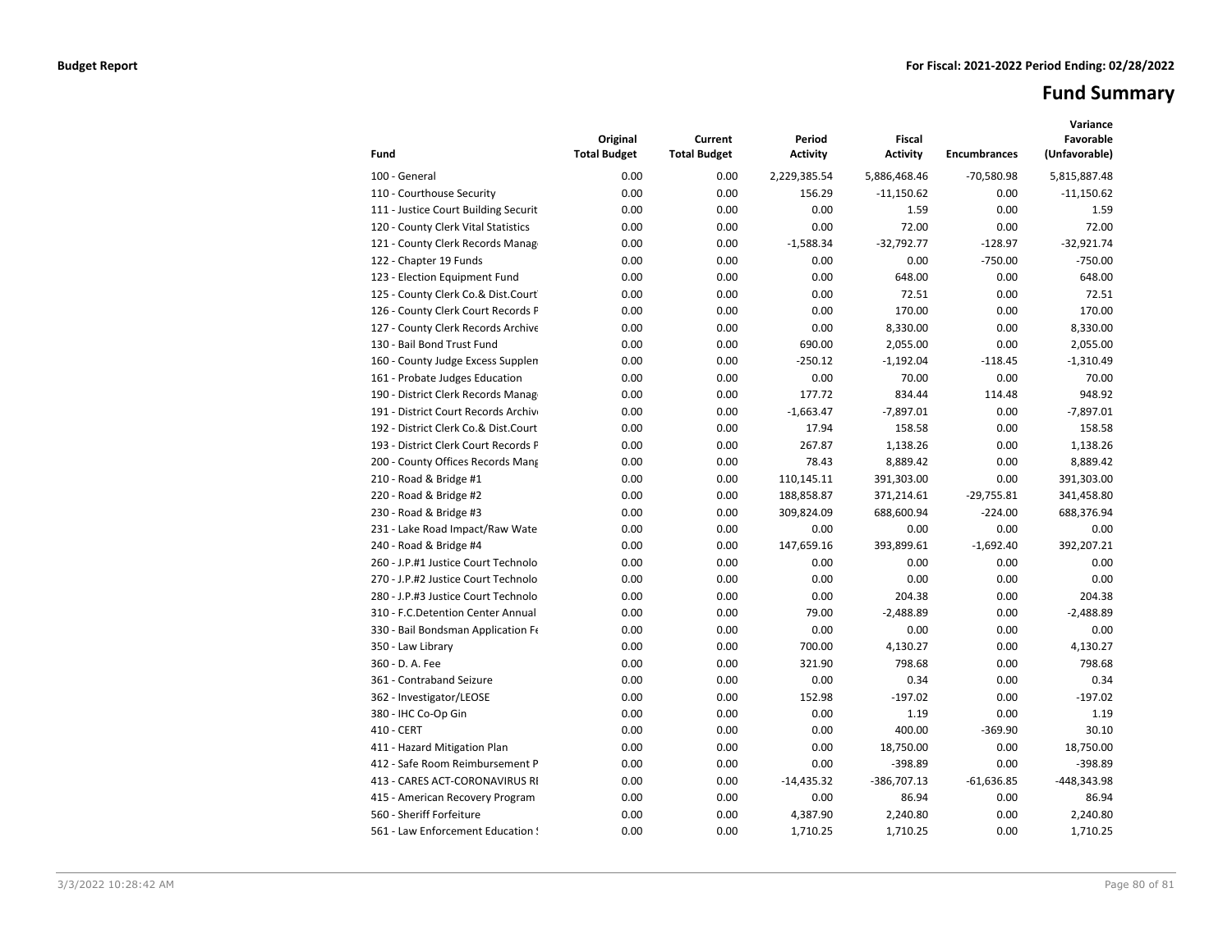**Budget Report** **For Fiscal: 2021-2022 Period Ending: 02/28/2022**

# Fund Summary

| Fund | Original Total Budget | Current Total Budget | Period Activity | Fiscal Activity | Encumbrances | Variance Favorable (Unfavorable) |
|---|---|---|---|---|---|---|
| 100 - General | 0.00 | 0.00 | 2,229,385.54 | 5,886,468.46 | -70,580.98 | 5,815,887.48 |
| 110 - Courthouse Security | 0.00 | 0.00 | 156.29 | -11,150.62 | 0.00 | -11,150.62 |
| 111 - Justice Court Building Securit | 0.00 | 0.00 | 0.00 | 1.59 | 0.00 | 1.59 |
| 120 - County Clerk Vital Statistics | 0.00 | 0.00 | 0.00 | 72.00 | 0.00 | 72.00 |
| 121 - County Clerk Records Manag | 0.00 | 0.00 | -1,588.34 | -32,792.77 | -128.97 | -32,921.74 |
| 122 - Chapter 19 Funds | 0.00 | 0.00 | 0.00 | 0.00 | -750.00 | -750.00 |
| 123 - Election Equipment Fund | 0.00 | 0.00 | 0.00 | 648.00 | 0.00 | 648.00 |
| 125 - County Clerk Co.& Dist.Court | 0.00 | 0.00 | 0.00 | 72.51 | 0.00 | 72.51 |
| 126 - County Clerk Court Records F | 0.00 | 0.00 | 0.00 | 170.00 | 0.00 | 170.00 |
| 127 - County Clerk Records Archive | 0.00 | 0.00 | 0.00 | 8,330.00 | 0.00 | 8,330.00 |
| 130 - Bail Bond Trust Fund | 0.00 | 0.00 | 690.00 | 2,055.00 | 0.00 | 2,055.00 |
| 160 - County Judge Excess Supplen | 0.00 | 0.00 | -250.12 | -1,192.04 | -118.45 | -1,310.49 |
| 161 - Probate Judges Education | 0.00 | 0.00 | 0.00 | 70.00 | 0.00 | 70.00 |
| 190 - District Clerk Records Manag | 0.00 | 0.00 | 177.72 | 834.44 | 114.48 | 948.92 |
| 191 - District Court Records Archiv | 0.00 | 0.00 | -1,663.47 | -7,897.01 | 0.00 | -7,897.01 |
| 192 - District Clerk Co.& Dist.Court | 0.00 | 0.00 | 17.94 | 158.58 | 0.00 | 158.58 |
| 193 - District Clerk Court Records F | 0.00 | 0.00 | 267.87 | 1,138.26 | 0.00 | 1,138.26 |
| 200 - County Offices Records Mang | 0.00 | 0.00 | 78.43 | 8,889.42 | 0.00 | 8,889.42 |
| 210 - Road & Bridge #1 | 0.00 | 0.00 | 110,145.11 | 391,303.00 | 0.00 | 391,303.00 |
| 220 - Road & Bridge #2 | 0.00 | 0.00 | 188,858.87 | 371,214.61 | -29,755.81 | 341,458.80 |
| 230 - Road & Bridge #3 | 0.00 | 0.00 | 309,824.09 | 688,600.94 | -224.00 | 688,376.94 |
| 231 - Lake Road Impact/Raw Wate | 0.00 | 0.00 | 0.00 | 0.00 | 0.00 | 0.00 |
| 240 - Road & Bridge #4 | 0.00 | 0.00 | 147,659.16 | 393,899.61 | -1,692.40 | 392,207.21 |
| 260 - J.P.#1 Justice Court Technolo | 0.00 | 0.00 | 0.00 | 0.00 | 0.00 | 0.00 |
| 270 - J.P.#2 Justice Court Technolo | 0.00 | 0.00 | 0.00 | 0.00 | 0.00 | 0.00 |
| 280 - J.P.#3 Justice Court Technolo | 0.00 | 0.00 | 0.00 | 204.38 | 0.00 | 204.38 |
| 310 - F.C.Detention Center Annual | 0.00 | 0.00 | 79.00 | -2,488.89 | 0.00 | -2,488.89 |
| 330 - Bail Bondsman Application Fe | 0.00 | 0.00 | 0.00 | 0.00 | 0.00 | 0.00 |
| 350 - Law Library | 0.00 | 0.00 | 700.00 | 4,130.27 | 0.00 | 4,130.27 |
| 360 - D. A. Fee | 0.00 | 0.00 | 321.90 | 798.68 | 0.00 | 798.68 |
| 361 - Contraband Seizure | 0.00 | 0.00 | 0.00 | 0.34 | 0.00 | 0.34 |
| 362 - Investigator/LEOSE | 0.00 | 0.00 | 152.98 | -197.02 | 0.00 | -197.02 |
| 380 - IHC Co-Op Gin | 0.00 | 0.00 | 0.00 | 1.19 | 0.00 | 1.19 |
| 410 - CERT | 0.00 | 0.00 | 0.00 | 400.00 | -369.90 | 30.10 |
| 411 - Hazard Mitigation Plan | 0.00 | 0.00 | 0.00 | 18,750.00 | 0.00 | 18,750.00 |
| 412 - Safe Room Reimbursement P | 0.00 | 0.00 | 0.00 | -398.89 | 0.00 | -398.89 |
| 413 - CARES ACT-CORONAVIRUS RI | 0.00 | 0.00 | -14,435.32 | -386,707.13 | -61,636.85 | -448,343.98 |
| 415 - American Recovery Program | 0.00 | 0.00 | 0.00 | 86.94 | 0.00 | 86.94 |
| 560 - Sheriff Forfeiture | 0.00 | 0.00 | 4,387.90 | 2,240.80 | 0.00 | 2,240.80 |
| 561 - Law Enforcement Education ! | 0.00 | 0.00 | 1,710.25 | 1,710.25 | 0.00 | 1,710.25 |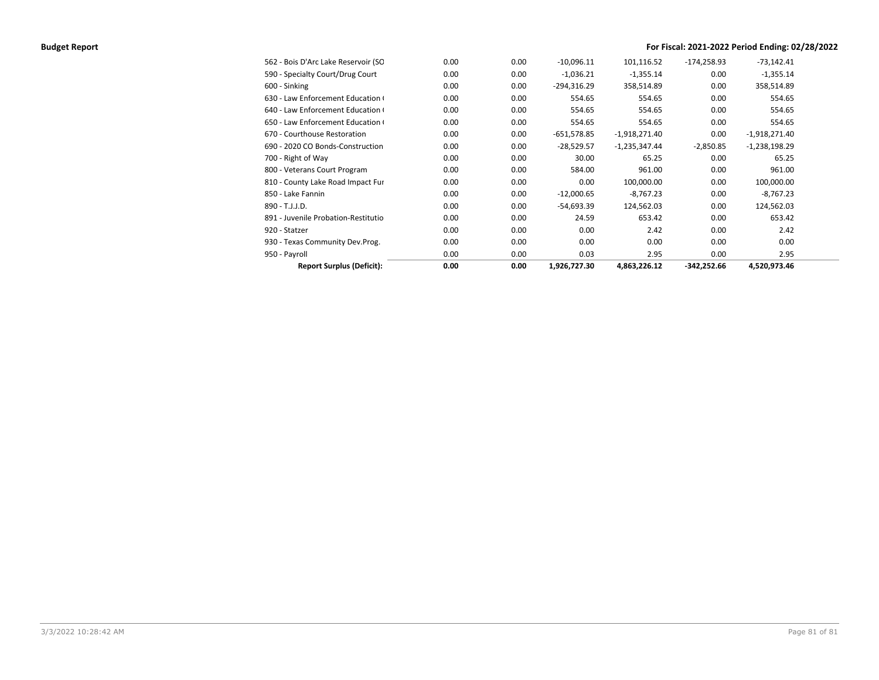| | | | | | | |
|---|---|---|---|---|---|---|
| 562 - Bois D'Arc Lake Reservoir (SO | 0.00 | 0.00 | -10,096.11 | 101,116.52 | -174,258.93 | -73,142.41 |
| 590 - Specialty Court/Drug Court | 0.00 | 0.00 | -1,036.21 | -1,355.14 | 0.00 | -1,355.14 |
| 600 - Sinking | 0.00 | 0.00 | -294,316.29 | 358,514.89 | 0.00 | 358,514.89 |
| 630 - Law Enforcement Education ( | 0.00 | 0.00 | 554.65 | 554.65 | 0.00 | 554.65 |
| 640 - Law Enforcement Education ( | 0.00 | 0.00 | 554.65 | 554.65 | 0.00 | 554.65 |
| 650 - Law Enforcement Education ( | 0.00 | 0.00 | 554.65 | 554.65 | 0.00 | 554.65 |
| 670 - Courthouse Restoration | 0.00 | 0.00 | -651,578.85 | -1,918,271.40 | 0.00 | -1,918,271.40 |
| 690 - 2020 CO Bonds-Construction | 0.00 | 0.00 | -28,529.57 | -1,235,347.44 | -2,850.85 | -1,238,198.29 |
| 700 - Right of Way | 0.00 | 0.00 | 30.00 | 65.25 | 0.00 | 65.25 |
| 800 - Veterans Court Program | 0.00 | 0.00 | 584.00 | 961.00 | 0.00 | 961.00 |
| 810 - County Lake Road Impact Fur | 0.00 | 0.00 | 0.00 | 100,000.00 | 0.00 | 100,000.00 |
| 850 - Lake Fannin | 0.00 | 0.00 | -12,000.65 | -8,767.23 | 0.00 | -8,767.23 |
| 890 - T.J.J.D. | 0.00 | 0.00 | -54,693.39 | 124,562.03 | 0.00 | 124,562.03 |
| 891 - Juvenile Probation-Restitutio | 0.00 | 0.00 | 24.59 | 653.42 | 0.00 | 653.42 |
| 920 - Statzer | 0.00 | 0.00 | 0.00 | 2.42 | 0.00 | 2.42 |
| 930 - Texas Community Dev.Prog. | 0.00 | 0.00 | 0.00 | 0.00 | 0.00 | 0.00 |
| 950 - Payroll | 0.00 | 0.00 | 0.03 | 2.95 | 0.00 | 2.95 |
| **Report Surplus (Deficit):** | **0.00** | **0.00** | **1,926,727.30** | **4,863,226.12** | **-342,252.66** | **4,520,973.46** |